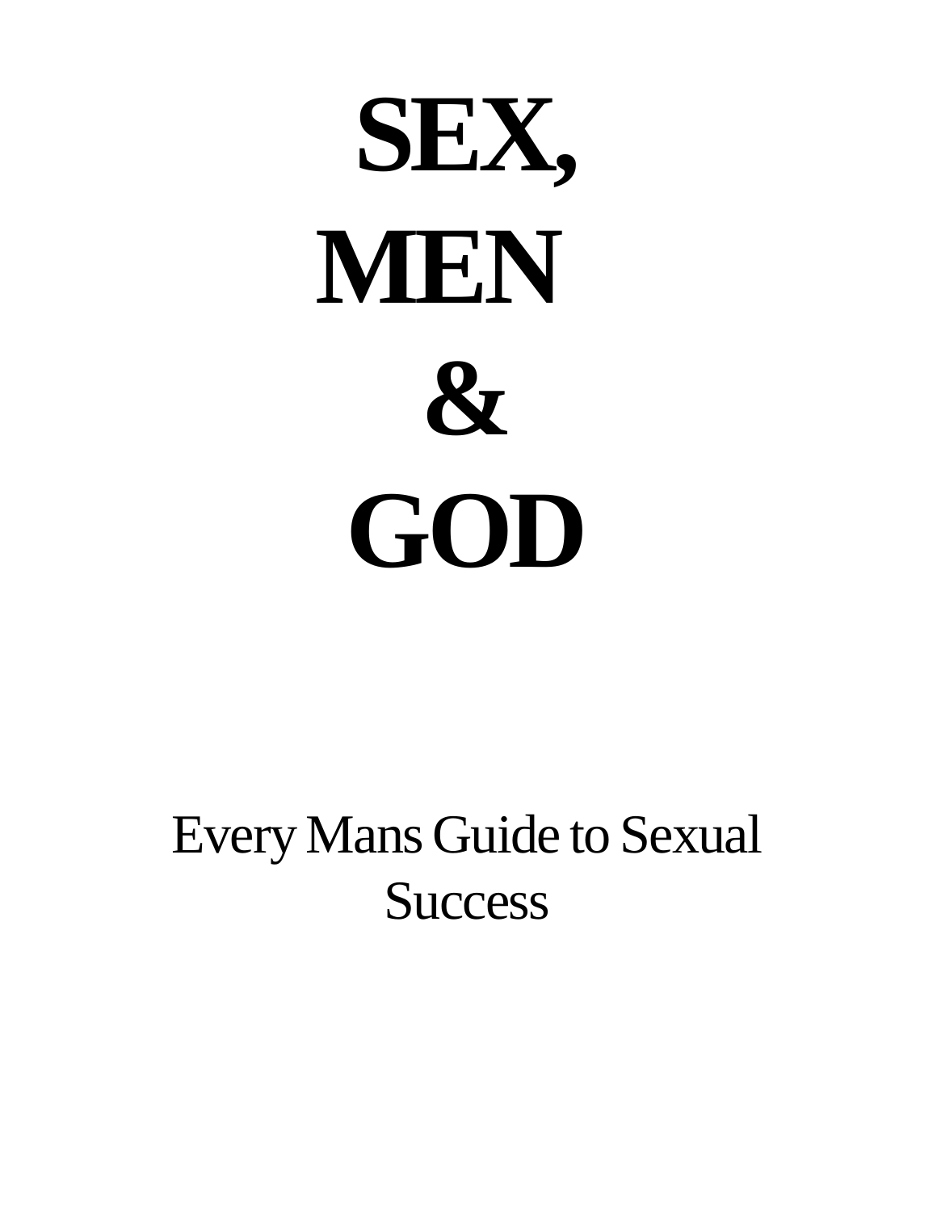# SEX, MEN & GOD

Every Mans Guide to Sexual Success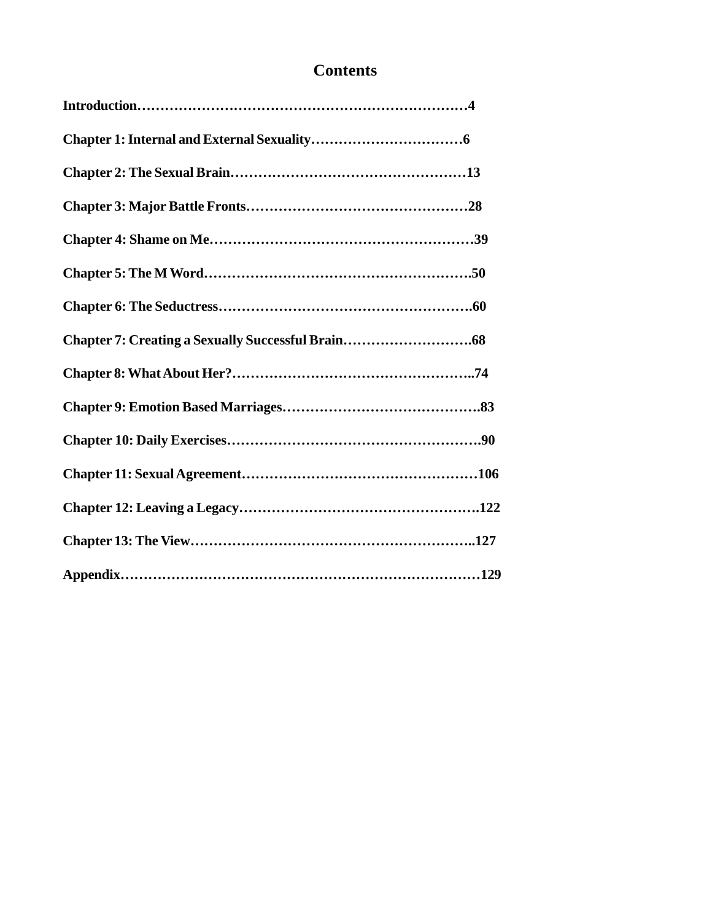# Contents

**Introduction……………………………………………………………4**

**Chapter 1: Internal and External Sexuality……………………………6**

**Chapter 2: The Sexual Brain……………………………………………13**

**Chapter 3: Major Battle Fronts…………………………………………28**

**Chapter 4: Shame on Me…………………………………………………39**

**Chapter 5: The M Word………………………………………………….50**

**Chapter 6: The Seductress……………………………………………….60**

**Chapter 7: Creating a Sexually Successful Brain……………………….68**

**Chapter 8: What About Her?……………………………………………..74**

**Chapter 9: Emotion Based Marriages…………………………………….83**

**Chapter 10: Daily Exercises……………………………………………….90**

**Chapter 11: Sexual Agreement……………………………………………106**

**Chapter 12: Leaving a Legacy…………………………………………….122**

**Chapter 13: The View……………………………………………………..127**

**Appendix…………………………………………………………………129**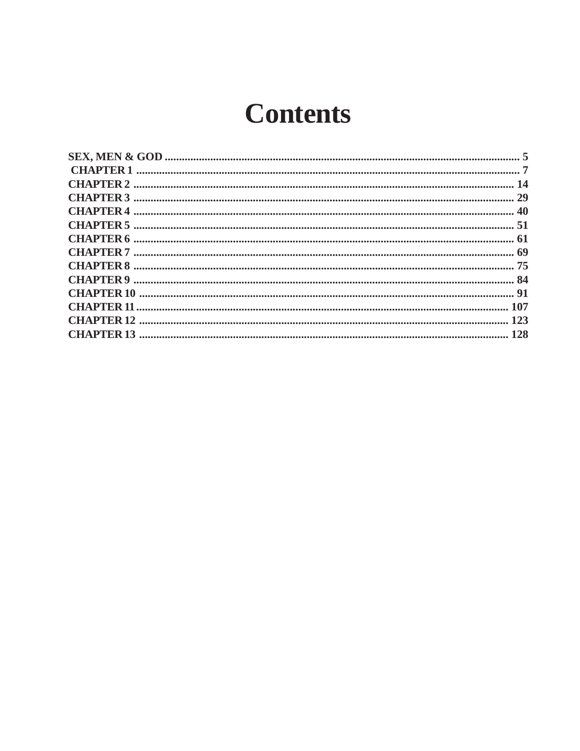# Contents

SEX, MEN & GOD ........................................................................................................................ 5
CHAPTER 1 ..................................................................................................................................... 7
CHAPTER 2 ................................................................................................................................... 14
CHAPTER 3 ................................................................................................................................... 29
CHAPTER 4 ................................................................................................................................... 40
CHAPTER 5 ................................................................................................................................... 51
CHAPTER 6 ................................................................................................................................... 61
CHAPTER 7 ................................................................................................................................... 69
CHAPTER 8 ................................................................................................................................... 75
CHAPTER 9 ................................................................................................................................... 84
CHAPTER 10 ................................................................................................................................. 91
CHAPTER 11 ............................................................................................................................... 107
CHAPTER 12 ............................................................................................................................... 123
CHAPTER 13 ............................................................................................................................... 128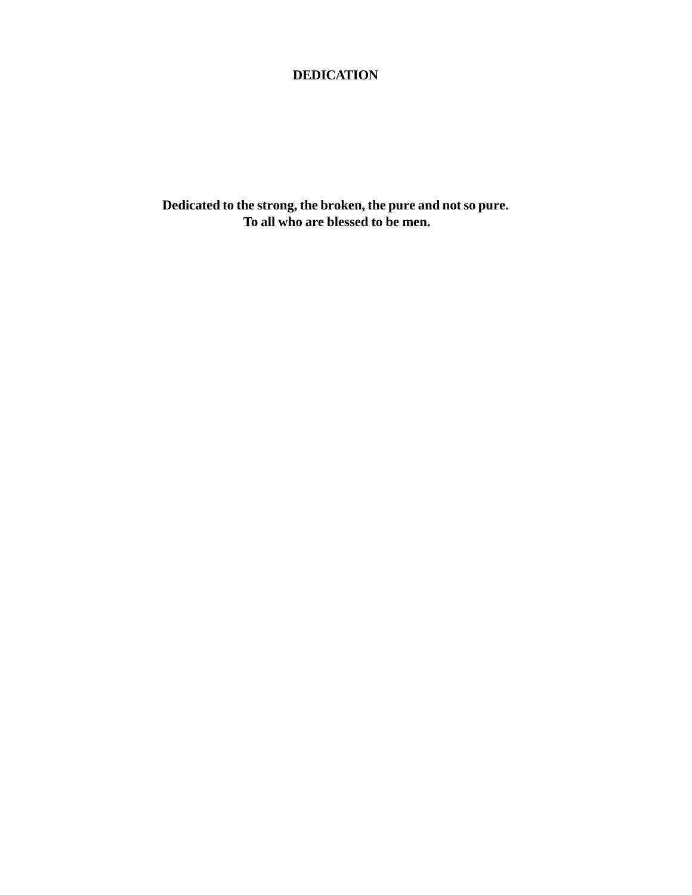# DEDICATION

**Dedicated to the strong, the broken, the pure and not so pure.**
**To all who are blessed to be men.**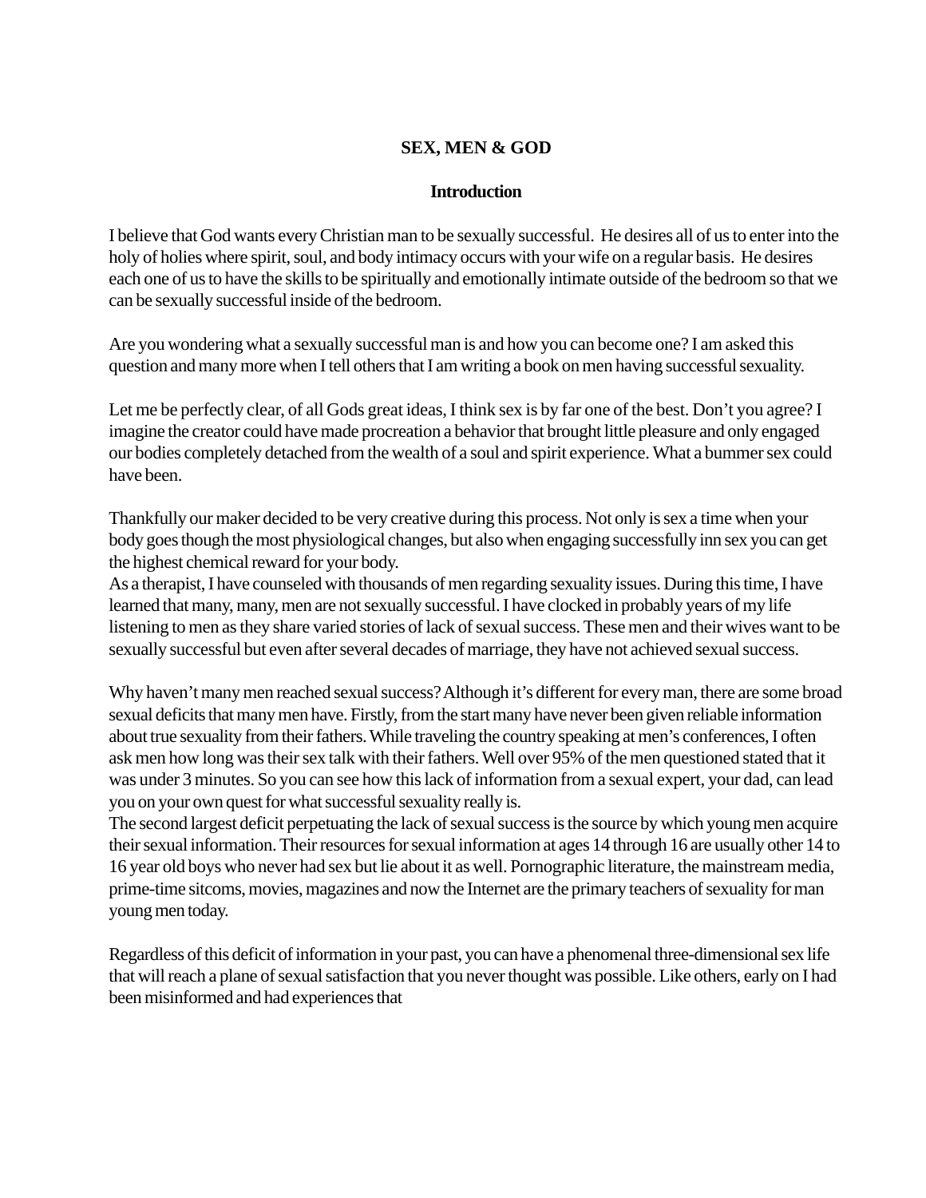# SEX, MEN & GOD

## Introduction

I believe that God wants every Christian man to be sexually successful. He desires all of us to enter into the holy of holies where spirit, soul, and body intimacy occurs with your wife on a regular basis. He desires each one of us to have the skills to be spiritually and emotionally intimate outside of the bedroom so that we can be sexually successful inside of the bedroom.

Are you wondering what a sexually successful man is and how you can become one? I am asked this question and many more when I tell others that I am writing a book on men having successful sexuality.

Let me be perfectly clear, of all Gods great ideas, I think sex is by far one of the best. Don't you agree? I imagine the creator could have made procreation a behavior that brought little pleasure and only engaged our bodies completely detached from the wealth of a soul and spirit experience. What a bummer sex could have been.

Thankfully our maker decided to be very creative during this process. Not only is sex a time when your body goes though the most physiological changes, but also when engaging successfully inn sex you can get the highest chemical reward for your body.

As a therapist, I have counseled with thousands of men regarding sexuality issues. During this time, I have learned that many, many, men are not sexually successful. I have clocked in probably years of my life listening to men as they share varied stories of lack of sexual success. These men and their wives want to be sexually successful but even after several decades of marriage, they have not achieved sexual success.

Why haven't many men reached sexual success? Although it's different for every man, there are some broad sexual deficits that many men have. Firstly, from the start many have never been given reliable information about true sexuality from their fathers. While traveling the country speaking at men's conferences, I often ask men how long was their sex talk with their fathers. Well over 95% of the men questioned stated that it was under 3 minutes. So you can see how this lack of information from a sexual expert, your dad, can lead you on your own quest for what successful sexuality really is.

The second largest deficit perpetuating the lack of sexual success is the source by which young men acquire their sexual information. Their resources for sexual information at ages 14 through 16 are usually other 14 to 16 year old boys who never had sex but lie about it as well. Pornographic literature, the mainstream media, prime-time sitcoms, movies, magazines and now the Internet are the primary teachers of sexuality for man young men today.

Regardless of this deficit of information in your past, you can have a phenomenal three-dimensional sex life that will reach a plane of sexual satisfaction that you never thought was possible. Like others, early on I had been misinformed and had experiences that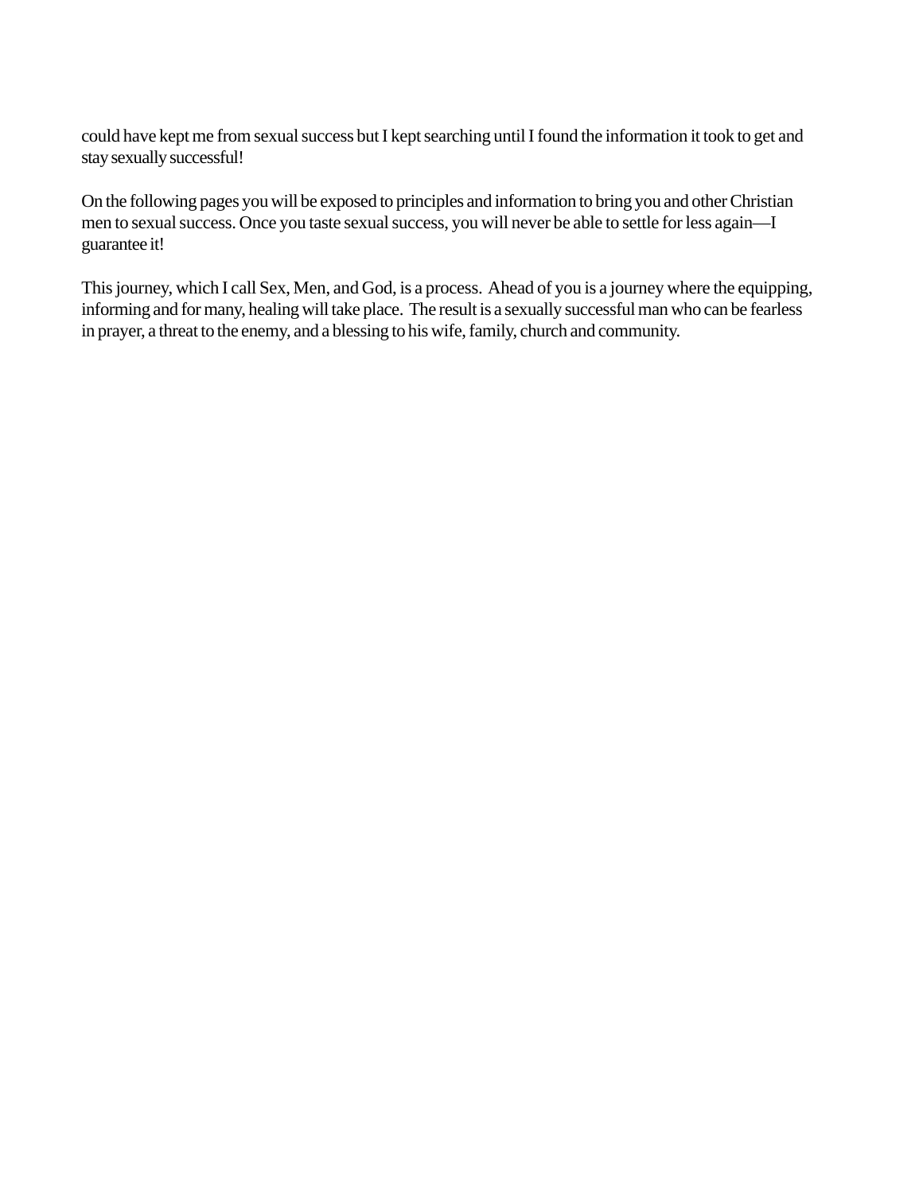could have kept me from sexual success but I kept searching until I found the information it took to get and stay sexually successful!

On the following pages you will be exposed to principles and information to bring you and other Christian men to sexual success. Once you taste sexual success, you will never be able to settle for less again—I guarantee it!

This journey, which I call Sex, Men, and God, is a process. Ahead of you is a journey where the equipping, informing and for many, healing will take place. The result is a sexually successful man who can be fearless in prayer, a threat to the enemy, and a blessing to his wife, family, church and community.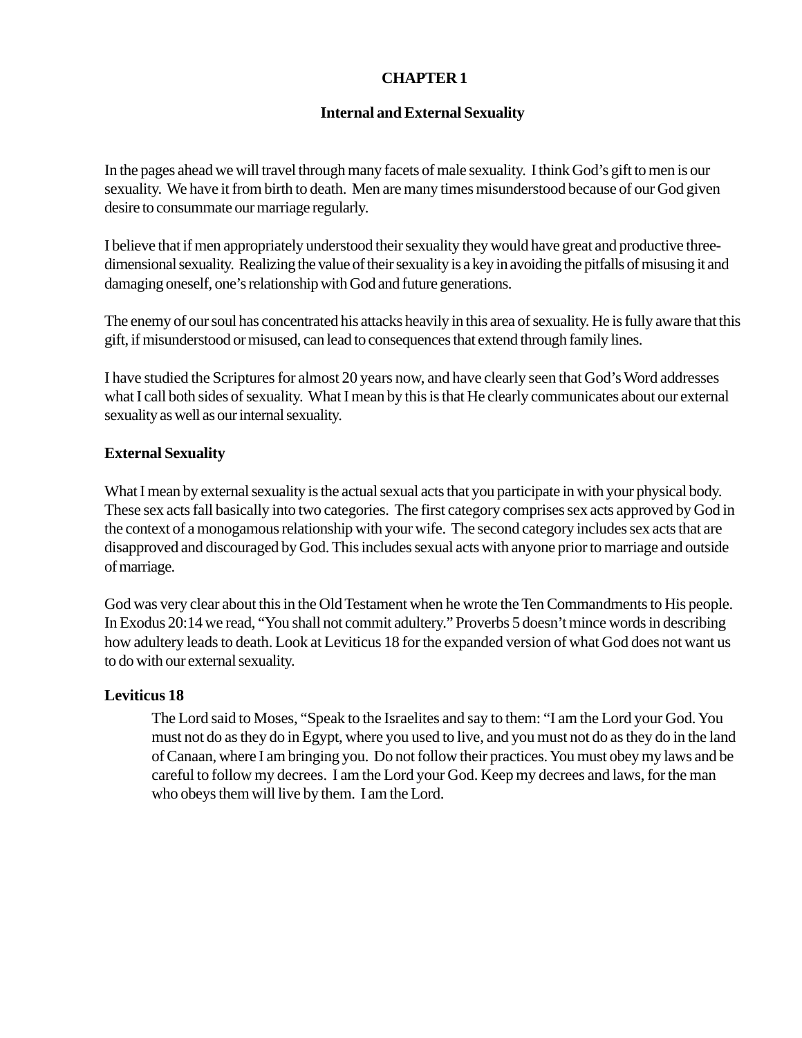# CHAPTER 1

## Internal and External Sexuality

In the pages ahead we will travel through many facets of male sexuality. I think God's gift to men is our sexuality. We have it from birth to death. Men are many times misunderstood because of our God given desire to consummate our marriage regularly.

I believe that if men appropriately understood their sexuality they would have great and productive three-dimensional sexuality. Realizing the value of their sexuality is a key in avoiding the pitfalls of misusing it and damaging oneself, one's relationship with God and future generations.

The enemy of our soul has concentrated his attacks heavily in this area of sexuality. He is fully aware that this gift, if misunderstood or misused, can lead to consequences that extend through family lines.

I have studied the Scriptures for almost 20 years now, and have clearly seen that God's Word addresses what I call both sides of sexuality. What I mean by this is that He clearly communicates about our external sexuality as well as our internal sexuality.

### External Sexuality

What I mean by external sexuality is the actual sexual acts that you participate in with your physical body. These sex acts fall basically into two categories. The first category comprises sex acts approved by God in the context of a monogamous relationship with your wife. The second category includes sex acts that are disapproved and discouraged by God. This includes sexual acts with anyone prior to marriage and outside of marriage.

God was very clear about this in the Old Testament when he wrote the Ten Commandments to His people. In Exodus 20:14 we read, "You shall not commit adultery." Proverbs 5 doesn't mince words in describing how adultery leads to death. Look at Leviticus 18 for the expanded version of what God does not want us to do with our external sexuality.

### Leviticus 18

> The Lord said to Moses, "Speak to the Israelites and say to them: "I am the Lord your God. You must not do as they do in Egypt, where you used to live, and you must not do as they do in the land of Canaan, where I am bringing you. Do not follow their practices. You must obey my laws and be careful to follow my decrees. I am the Lord your God. Keep my decrees and laws, for the man who obeys them will live by them. I am the Lord.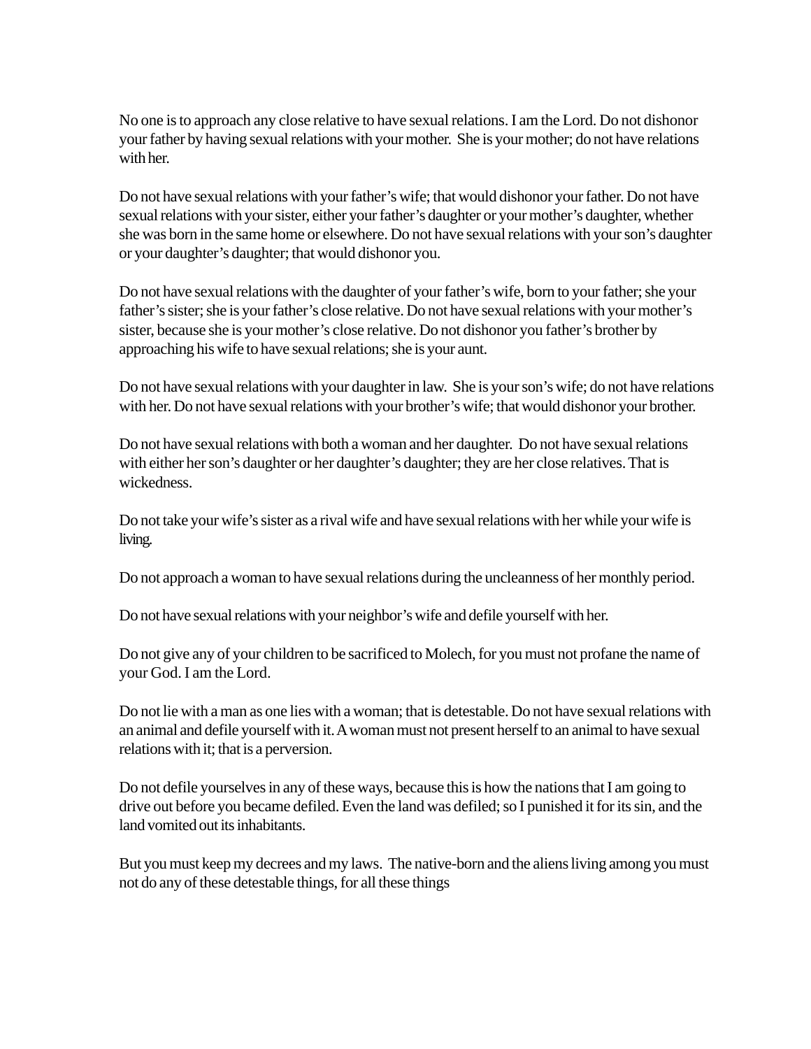No one is to approach any close relative to have sexual relations. I am the Lord. Do not dishonor your father by having sexual relations with your mother. She is your mother; do not have relations with her.

Do not have sexual relations with your father's wife; that would dishonor your father. Do not have sexual relations with your sister, either your father's daughter or your mother's daughter, whether she was born in the same home or elsewhere. Do not have sexual relations with your son's daughter or your daughter's daughter; that would dishonor you.

Do not have sexual relations with the daughter of your father's wife, born to your father; she your father's sister; she is your father's close relative. Do not have sexual relations with your mother's sister, because she is your mother's close relative. Do not dishonor you father's brother by approaching his wife to have sexual relations; she is your aunt.

Do not have sexual relations with your daughter in law. She is your son's wife; do not have relations with her. Do not have sexual relations with your brother's wife; that would dishonor your brother.

Do not have sexual relations with both a woman and her daughter. Do not have sexual relations with either her son's daughter or her daughter's daughter; they are her close relatives. That is wickedness.

Do not take your wife's sister as a rival wife and have sexual relations with her while your wife is living.

Do not approach a woman to have sexual relations during the uncleanness of her monthly period.

Do not have sexual relations with your neighbor's wife and defile yourself with her.

Do not give any of your children to be sacrificed to Molech, for you must not profane the name of your God. I am the Lord.

Do not lie with a man as one lies with a woman; that is detestable. Do not have sexual relations with an animal and defile yourself with it. A woman must not present herself to an animal to have sexual relations with it; that is a perversion.

Do not defile yourselves in any of these ways, because this is how the nations that I am going to drive out before you became defiled. Even the land was defiled; so I punished it for its sin, and the land vomited out its inhabitants.

But you must keep my decrees and my laws. The native-born and the aliens living among you must not do any of these detestable things, for all these things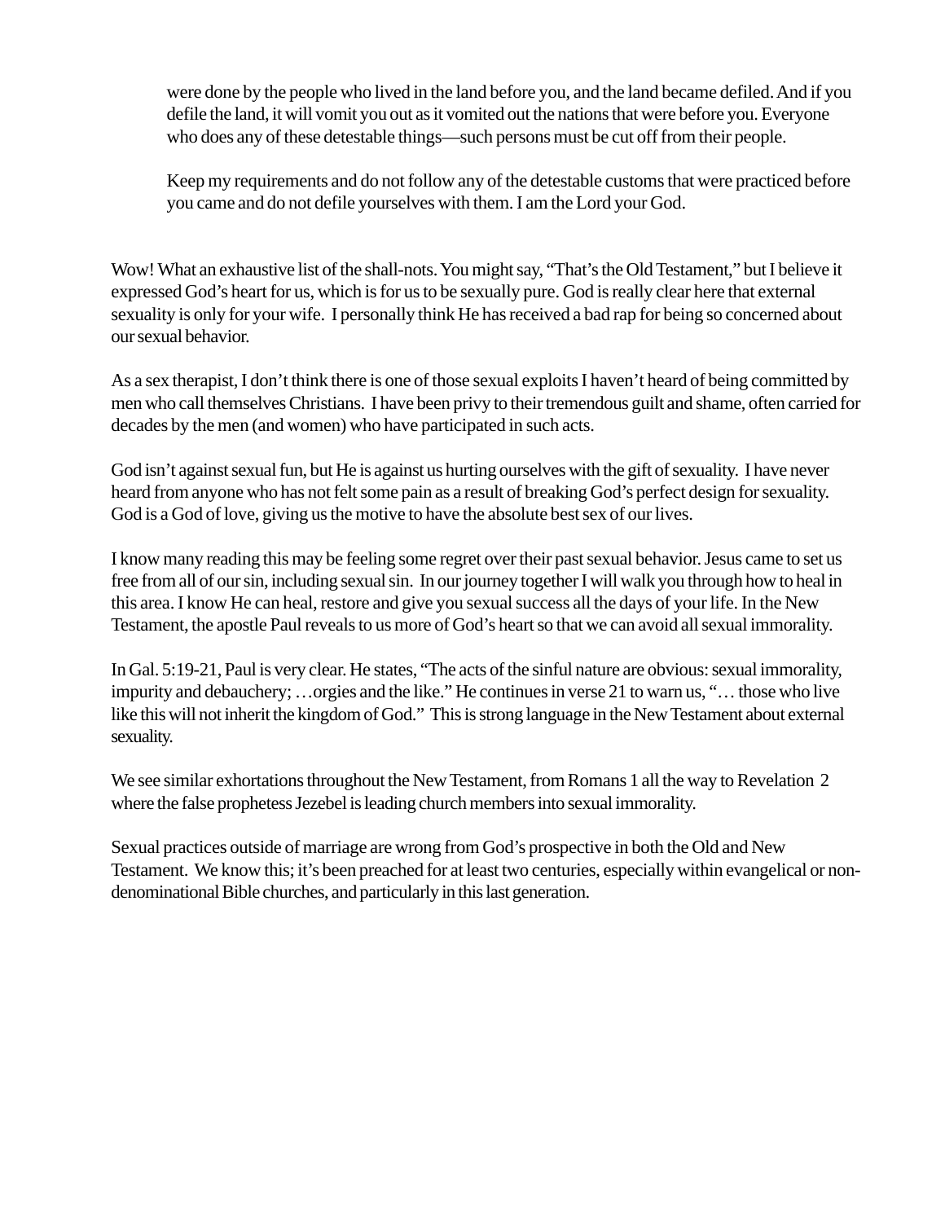> were done by the people who lived in the land before you, and the land became defiled. And if you defile the land, it will vomit you out as it vomited out the nations that were before you. Everyone who does any of these detestable things—such persons must be cut off from their people.
>
> Keep my requirements and do not follow any of the detestable customs that were practiced before you came and do not defile yourselves with them. I am the Lord your God.

Wow! What an exhaustive list of the shall-nots. You might say, "That's the Old Testament," but I believe it expressed God's heart for us, which is for us to be sexually pure. God is really clear here that external sexuality is only for your wife. I personally think He has received a bad rap for being so concerned about our sexual behavior.

As a sex therapist, I don't think there is one of those sexual exploits I haven't heard of being committed by men who call themselves Christians. I have been privy to their tremendous guilt and shame, often carried for decades by the men (and women) who have participated in such acts.

God isn't against sexual fun, but He is against us hurting ourselves with the gift of sexuality. I have never heard from anyone who has not felt some pain as a result of breaking God's perfect design for sexuality. God is a God of love, giving us the motive to have the absolute best sex of our lives.

I know many reading this may be feeling some regret over their past sexual behavior. Jesus came to set us free from all of our sin, including sexual sin. In our journey together I will walk you through how to heal in this area. I know He can heal, restore and give you sexual success all the days of your life. In the New Testament, the apostle Paul reveals to us more of God's heart so that we can avoid all sexual immorality.

In Gal. 5:19-21, Paul is very clear. He states, "The acts of the sinful nature are obvious: sexual immorality, impurity and debauchery; …orgies and the like." He continues in verse 21 to warn us, "… those who live like this will not inherit the kingdom of God." This is strong language in the New Testament about external sexuality.

We see similar exhortations throughout the New Testament, from Romans 1 all the way to Revelation 2 where the false prophetess Jezebel is leading church members into sexual immorality.

Sexual practices outside of marriage are wrong from God's prospective in both the Old and New Testament. We know this; it's been preached for at least two centuries, especially within evangelical or non-denominational Bible churches, and particularly in this last generation.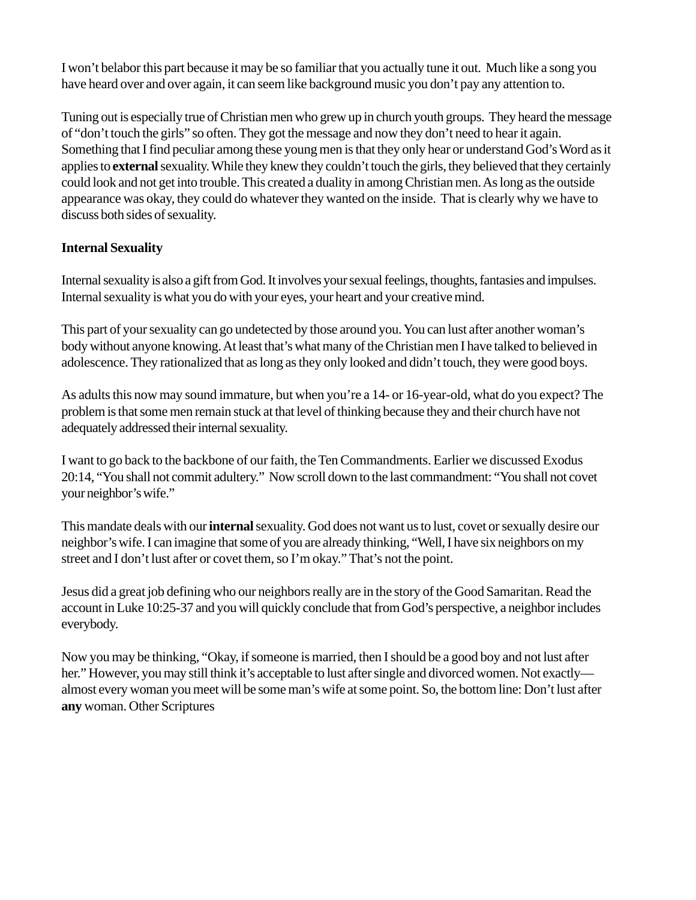I won't belabor this part because it may be so familiar that you actually tune it out. Much like a song you have heard over and over again, it can seem like background music you don't pay any attention to.

Tuning out is especially true of Christian men who grew up in church youth groups. They heard the message of "don't touch the girls" so often. They got the message and now they don't need to hear it again. Something that I find peculiar among these young men is that they only hear or understand God's Word as it applies to **external** sexuality. While they knew they couldn't touch the girls, they believed that they certainly could look and not get into trouble. This created a duality in among Christian men. As long as the outside appearance was okay, they could do whatever they wanted on the inside. That is clearly why we have to discuss both sides of sexuality.

**Internal Sexuality**

Internal sexuality is also a gift from God. It involves your sexual feelings, thoughts, fantasies and impulses. Internal sexuality is what you do with your eyes, your heart and your creative mind.

This part of your sexuality can go undetected by those around you. You can lust after another woman's body without anyone knowing. At least that's what many of the Christian men I have talked to believed in adolescence. They rationalized that as long as they only looked and didn't touch, they were good boys.

As adults this now may sound immature, but when you're a 14- or 16-year-old, what do you expect? The problem is that some men remain stuck at that level of thinking because they and their church have not adequately addressed their internal sexuality.

I want to go back to the backbone of our faith, the Ten Commandments. Earlier we discussed Exodus 20:14, "You shall not commit adultery." Now scroll down to the last commandment: "You shall not covet your neighbor's wife."

This mandate deals with our **internal** sexuality. God does not want us to lust, covet or sexually desire our neighbor's wife. I can imagine that some of you are already thinking, "Well, I have six neighbors on my street and I don't lust after or covet them, so I'm okay." That's not the point.

Jesus did a great job defining who our neighbors really are in the story of the Good Samaritan. Read the account in Luke 10:25-37 and you will quickly conclude that from God's perspective, a neighbor includes everybody.

Now you may be thinking, "Okay, if someone is married, then I should be a good boy and not lust after her." However, you may still think it's acceptable to lust after single and divorced women. Not exactly—almost every woman you meet will be some man's wife at some point. So, the bottom line: Don't lust after **any** woman. Other Scriptures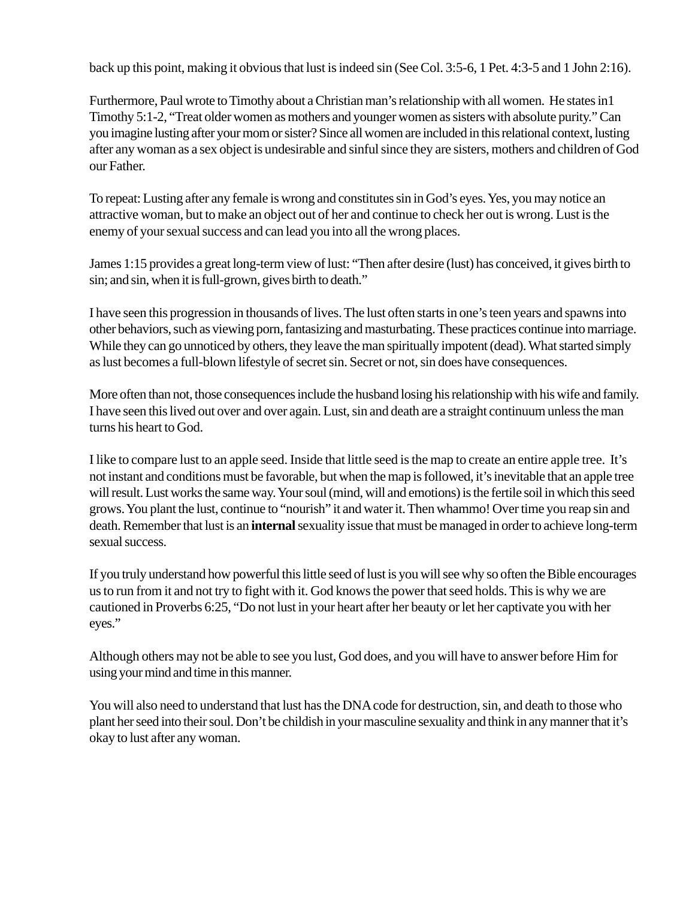back up this point, making it obvious that lust is indeed sin (See Col. 3:5-6, 1 Pet. 4:3-5 and 1 John 2:16).

Furthermore, Paul wrote to Timothy about a Christian man's relationship with all women. He states in1 Timothy 5:1-2, "Treat older women as mothers and younger women as sisters with absolute purity." Can you imagine lusting after your mom or sister? Since all women are included in this relational context, lusting after any woman as a sex object is undesirable and sinful since they are sisters, mothers and children of God our Father.

To repeat: Lusting after any female is wrong and constitutes sin in God's eyes. Yes, you may notice an attractive woman, but to make an object out of her and continue to check her out is wrong. Lust is the enemy of your sexual success and can lead you into all the wrong places.

James 1:15 provides a great long-term view of lust: "Then after desire (lust) has conceived, it gives birth to sin; and sin, when it is full-grown, gives birth to death."

I have seen this progression in thousands of lives. The lust often starts in one's teen years and spawns into other behaviors, such as viewing porn, fantasizing and masturbating. These practices continue into marriage. While they can go unnoticed by others, they leave the man spiritually impotent (dead). What started simply as lust becomes a full-blown lifestyle of secret sin. Secret or not, sin does have consequences.

More often than not, those consequences include the husband losing his relationship with his wife and family. I have seen this lived out over and over again. Lust, sin and death are a straight continuum unless the man turns his heart to God.

I like to compare lust to an apple seed. Inside that little seed is the map to create an entire apple tree. It's not instant and conditions must be favorable, but when the map is followed, it's inevitable that an apple tree will result. Lust works the same way. Your soul (mind, will and emotions) is the fertile soil in which this seed grows. You plant the lust, continue to "nourish" it and water it. Then whammo! Over time you reap sin and death. Remember that lust is an **internal** sexuality issue that must be managed in order to achieve long-term sexual success.

If you truly understand how powerful this little seed of lust is you will see why so often the Bible encourages us to run from it and not try to fight with it. God knows the power that seed holds. This is why we are cautioned in Proverbs 6:25, "Do not lust in your heart after her beauty or let her captivate you with her eyes."

Although others may not be able to see you lust, God does, and you will have to answer before Him for using your mind and time in this manner.

You will also need to understand that lust has the DNA code for destruction, sin, and death to those who plant her seed into their soul. Don't be childish in your masculine sexuality and think in any manner that it's okay to lust after any woman.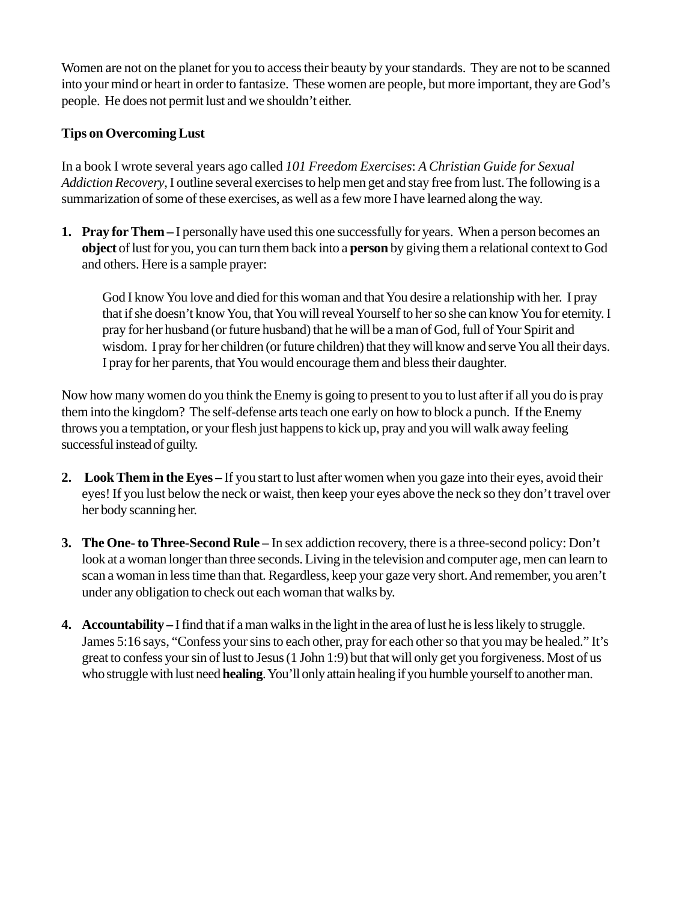Women are not on the planet for you to access their beauty by your standards. They are not to be scanned into your mind or heart in order to fantasize. These women are people, but more important, they are God's people. He does not permit lust and we shouldn't either.

**Tips on Overcoming Lust**

In a book I wrote several years ago called *101 Freedom Exercises*: *A Christian Guide for Sexual Addiction Recovery*, I outline several exercises to help men get and stay free from lust. The following is a summarization of some of these exercises, as well as a few more I have learned along the way.

1. **Pray for Them –** I personally have used this one successfully for years. When a person becomes an **object** of lust for you, you can turn them back into a **person** by giving them a relational context to God and others. Here is a sample prayer:

   > God I know You love and died for this woman and that You desire a relationship with her. I pray that if she doesn't know You, that You will reveal Yourself to her so she can know You for eternity. I pray for her husband (or future husband) that he will be a man of God, full of Your Spirit and wisdom. I pray for her children (or future children) that they will know and serve You all their days. I pray for her parents, that You would encourage them and bless their daughter.

Now how many women do you think the Enemy is going to present to you to lust after if all you do is pray them into the kingdom? The self-defense arts teach one early on how to block a punch. If the Enemy throws you a temptation, or your flesh just happens to kick up, pray and you will walk away feeling successful instead of guilty.

2. **Look Them in the Eyes –** If you start to lust after women when you gaze into their eyes, avoid their eyes! If you lust below the neck or waist, then keep your eyes above the neck so they don't travel over her body scanning her.

3. **The One- to Three-Second Rule –** In sex addiction recovery, there is a three-second policy: Don't look at a woman longer than three seconds. Living in the television and computer age, men can learn to scan a woman in less time than that. Regardless, keep your gaze very short. And remember, you aren't under any obligation to check out each woman that walks by.

4. **Accountability –** I find that if a man walks in the light in the area of lust he is less likely to struggle. James 5:16 says, "Confess your sins to each other, pray for each other so that you may be healed." It's great to confess your sin of lust to Jesus (1 John 1:9) but that will only get you forgiveness. Most of us who struggle with lust need **healing**. You'll only attain healing if you humble yourself to another man.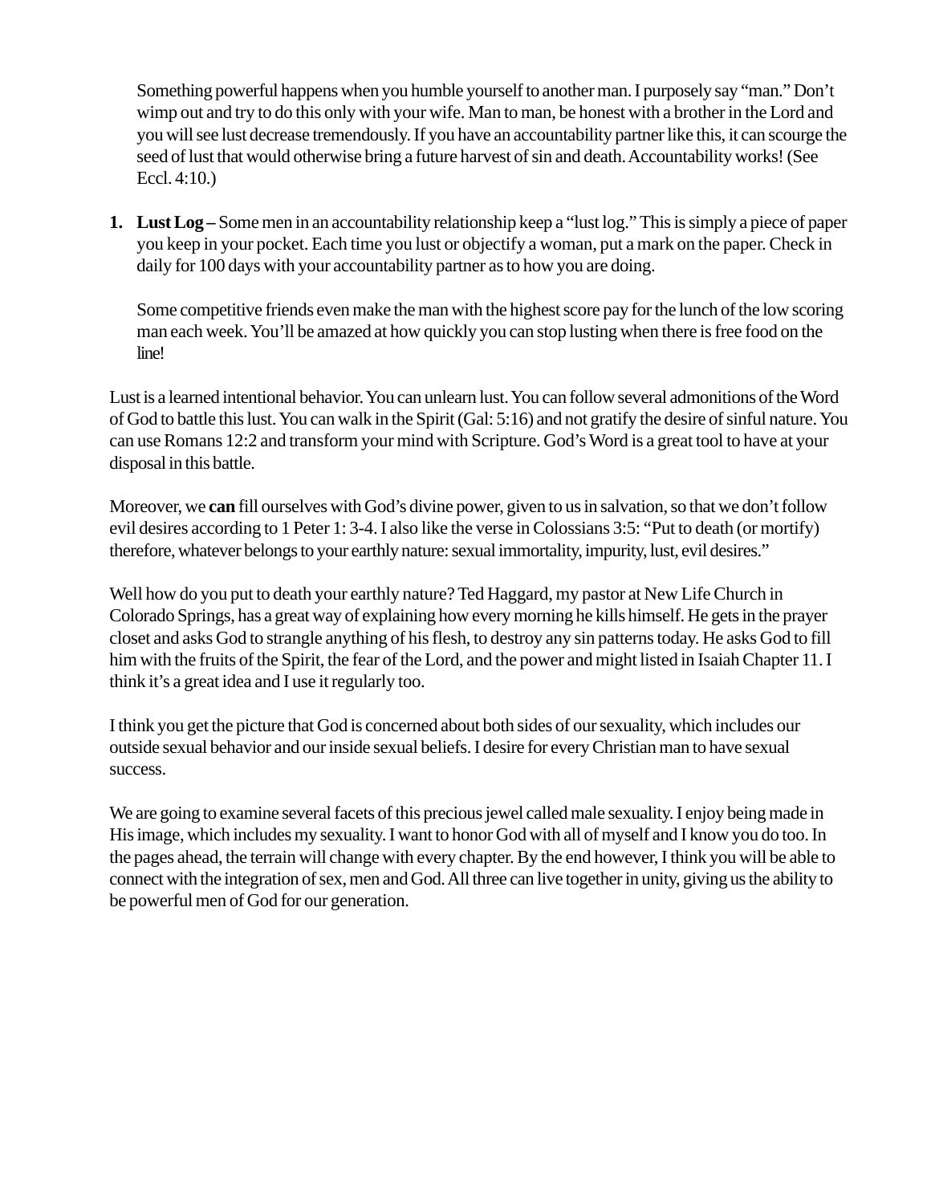Something powerful happens when you humble yourself to another man. I purposely say "man." Don't wimp out and try to do this only with your wife. Man to man, be honest with a brother in the Lord and you will see lust decrease tremendously. If you have an accountability partner like this, it can scourge the seed of lust that would otherwise bring a future harvest of sin and death. Accountability works! (See Eccl. 4:10.)

1. **Lust Log –** Some men in an accountability relationship keep a "lust log." This is simply a piece of paper you keep in your pocket. Each time you lust or objectify a woman, put a mark on the paper. Check in daily for 100 days with your accountability partner as to how you are doing.

   Some competitive friends even make the man with the highest score pay for the lunch of the low scoring man each week. You'll be amazed at how quickly you can stop lusting when there is free food on the line!

Lust is a learned intentional behavior. You can unlearn lust. You can follow several admonitions of the Word of God to battle this lust. You can walk in the Spirit (Gal: 5:16) and not gratify the desire of sinful nature. You can use Romans 12:2 and transform your mind with Scripture. God's Word is a great tool to have at your disposal in this battle.

Moreover, we **can** fill ourselves with God's divine power, given to us in salvation, so that we don't follow evil desires according to 1 Peter 1: 3-4. I also like the verse in Colossians 3:5: "Put to death (or mortify) therefore, whatever belongs to your earthly nature: sexual immortality, impurity, lust, evil desires."

Well how do you put to death your earthly nature? Ted Haggard, my pastor at New Life Church in Colorado Springs, has a great way of explaining how every morning he kills himself. He gets in the prayer closet and asks God to strangle anything of his flesh, to destroy any sin patterns today. He asks God to fill him with the fruits of the Spirit, the fear of the Lord, and the power and might listed in Isaiah Chapter 11. I think it's a great idea and I use it regularly too.

I think you get the picture that God is concerned about both sides of our sexuality, which includes our outside sexual behavior and our inside sexual beliefs. I desire for every Christian man to have sexual success.

We are going to examine several facets of this precious jewel called male sexuality. I enjoy being made in His image, which includes my sexuality. I want to honor God with all of myself and I know you do too. In the pages ahead, the terrain will change with every chapter. By the end however, I think you will be able to connect with the integration of sex, men and God. All three can live together in unity, giving us the ability to be powerful men of God for our generation.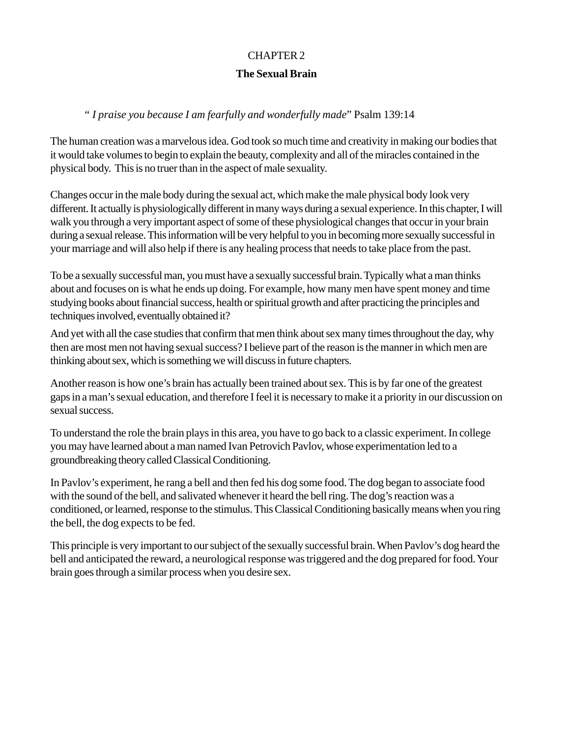CHAPTER 2

# The Sexual Brain

"*I praise you because I am fearfully and wonderfully made*" Psalm 139:14

The human creation was a marvelous idea. God took so much time and creativity in making our bodies that it would take volumes to begin to explain the beauty, complexity and all of the miracles contained in the physical body. This is no truer than in the aspect of male sexuality.

Changes occur in the male body during the sexual act, which make the male physical body look very different. It actually is physiologically different in many ways during a sexual experience. In this chapter, I will walk you through a very important aspect of some of these physiological changes that occur in your brain during a sexual release. This information will be very helpful to you in becoming more sexually successful in your marriage and will also help if there is any healing process that needs to take place from the past.

To be a sexually successful man, you must have a sexually successful brain. Typically what a man thinks about and focuses on is what he ends up doing. For example, how many men have spent money and time studying books about financial success, health or spiritual growth and after practicing the principles and techniques involved, eventually obtained it?

And yet with all the case studies that confirm that men think about sex many times throughout the day, why then are most men not having sexual success? I believe part of the reason is the manner in which men are thinking about sex, which is something we will discuss in future chapters.

Another reason is how one's brain has actually been trained about sex. This is by far one of the greatest gaps in a man's sexual education, and therefore I feel it is necessary to make it a priority in our discussion on sexual success.

To understand the role the brain plays in this area, you have to go back to a classic experiment. In college you may have learned about a man named Ivan Petrovich Pavlov, whose experimentation led to a groundbreaking theory called Classical Conditioning.

In Pavlov's experiment, he rang a bell and then fed his dog some food. The dog began to associate food with the sound of the bell, and salivated whenever it heard the bell ring. The dog's reaction was a conditioned, or learned, response to the stimulus. This Classical Conditioning basically means when you ring the bell, the dog expects to be fed.

This principle is very important to our subject of the sexually successful brain. When Pavlov's dog heard the bell and anticipated the reward, a neurological response was triggered and the dog prepared for food. Your brain goes through a similar process when you desire sex.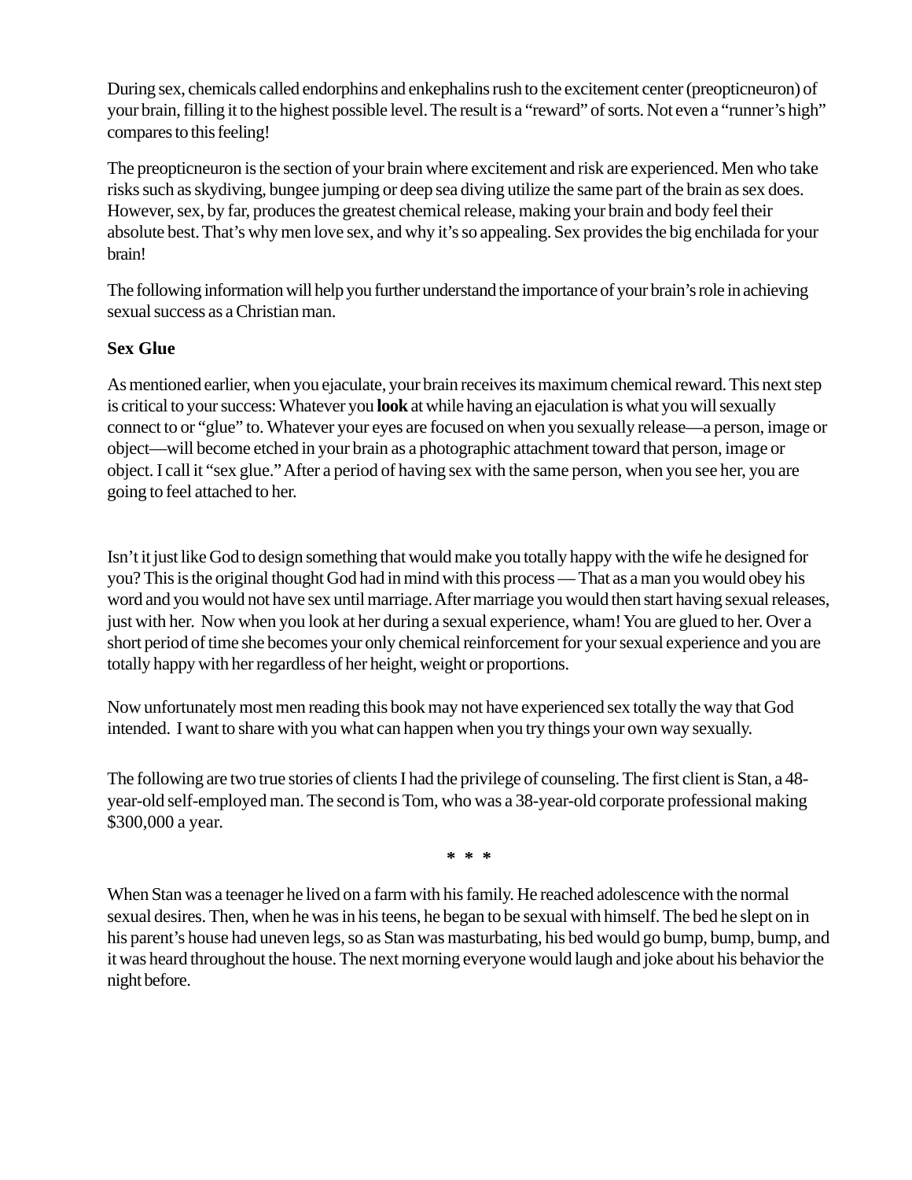During sex, chemicals called endorphins and enkephalins rush to the excitement center (preopticneuron) of your brain, filling it to the highest possible level. The result is a "reward" of sorts. Not even a "runner's high" compares to this feeling!

The preopticneuron is the section of your brain where excitement and risk are experienced. Men who take risks such as skydiving, bungee jumping or deep sea diving utilize the same part of the brain as sex does. However, sex, by far, produces the greatest chemical release, making your brain and body feel their absolute best. That's why men love sex, and why it's so appealing. Sex provides the big enchilada for your brain!

The following information will help you further understand the importance of your brain's role in achieving sexual success as a Christian man.

**Sex Glue**

As mentioned earlier, when you ejaculate, your brain receives its maximum chemical reward. This next step is critical to your success: Whatever you **look** at while having an ejaculation is what you will sexually connect to or "glue" to. Whatever your eyes are focused on when you sexually release—a person, image or object—will become etched in your brain as a photographic attachment toward that person, image or object. I call it "sex glue." After a period of having sex with the same person, when you see her, you are going to feel attached to her.

Isn't it just like God to design something that would make you totally happy with the wife he designed for you? This is the original thought God had in mind with this process — That as a man you would obey his word and you would not have sex until marriage. After marriage you would then start having sexual releases, just with her. Now when you look at her during a sexual experience, wham! You are glued to her. Over a short period of time she becomes your only chemical reinforcement for your sexual experience and you are totally happy with her regardless of her height, weight or proportions.

Now unfortunately most men reading this book may not have experienced sex totally the way that God intended. I want to share with you what can happen when you try things your own way sexually.

The following are two true stories of clients I had the privilege of counseling. The first client is Stan, a 48-year-old self-employed man. The second is Tom, who was a 38-year-old corporate professional making $300,000 a year.

* * *

When Stan was a teenager he lived on a farm with his family. He reached adolescence with the normal sexual desires. Then, when he was in his teens, he began to be sexual with himself. The bed he slept on in his parent's house had uneven legs, so as Stan was masturbating, his bed would go bump, bump, bump, and it was heard throughout the house. The next morning everyone would laugh and joke about his behavior the night before.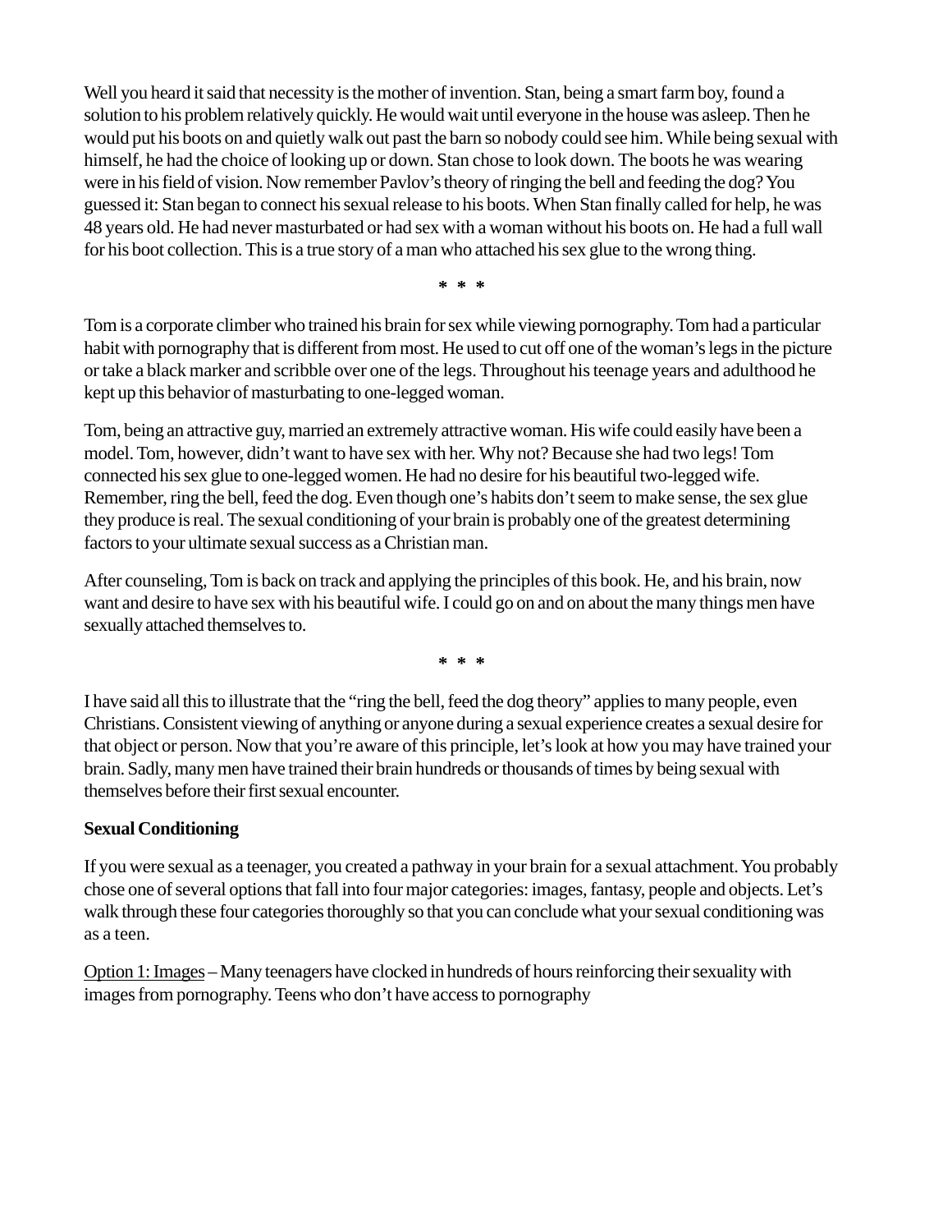Well you heard it said that necessity is the mother of invention. Stan, being a smart farm boy, found a solution to his problem relatively quickly. He would wait until everyone in the house was asleep. Then he would put his boots on and quietly walk out past the barn so nobody could see him. While being sexual with himself, he had the choice of looking up or down. Stan chose to look down. The boots he was wearing were in his field of vision. Now remember Pavlov's theory of ringing the bell and feeding the dog? You guessed it: Stan began to connect his sexual release to his boots. When Stan finally called for help, he was 48 years old. He had never masturbated or had sex with a woman without his boots on. He had a full wall for his boot collection. This is a true story of a man who attached his sex glue to the wrong thing.

**\* \* \***

Tom is a corporate climber who trained his brain for sex while viewing pornography. Tom had a particular habit with pornography that is different from most. He used to cut off one of the woman's legs in the picture or take a black marker and scribble over one of the legs. Throughout his teenage years and adulthood he kept up this behavior of masturbating to one-legged woman.

Tom, being an attractive guy, married an extremely attractive woman. His wife could easily have been a model. Tom, however, didn't want to have sex with her. Why not? Because she had two legs! Tom connected his sex glue to one-legged women. He had no desire for his beautiful two-legged wife. Remember, ring the bell, feed the dog. Even though one's habits don't seem to make sense, the sex glue they produce is real. The sexual conditioning of your brain is probably one of the greatest determining factors to your ultimate sexual success as a Christian man.

After counseling, Tom is back on track and applying the principles of this book. He, and his brain, now want and desire to have sex with his beautiful wife. I could go on and on about the many things men have sexually attached themselves to.

**\* \* \***

I have said all this to illustrate that the "ring the bell, feed the dog theory" applies to many people, even Christians. Consistent viewing of anything or anyone during a sexual experience creates a sexual desire for that object or person. Now that you're aware of this principle, let's look at how you may have trained your brain. Sadly, many men have trained their brain hundreds or thousands of times by being sexual with themselves before their first sexual encounter.

**Sexual Conditioning**

If you were sexual as a teenager, you created a pathway in your brain for a sexual attachment. You probably chose one of several options that fall into four major categories: images, fantasy, people and objects. Let's walk through these four categories thoroughly so that you can conclude what your sexual conditioning was as a teen.

<u>Option 1: Images</u> – Many teenagers have clocked in hundreds of hours reinforcing their sexuality with images from pornography. Teens who don't have access to pornography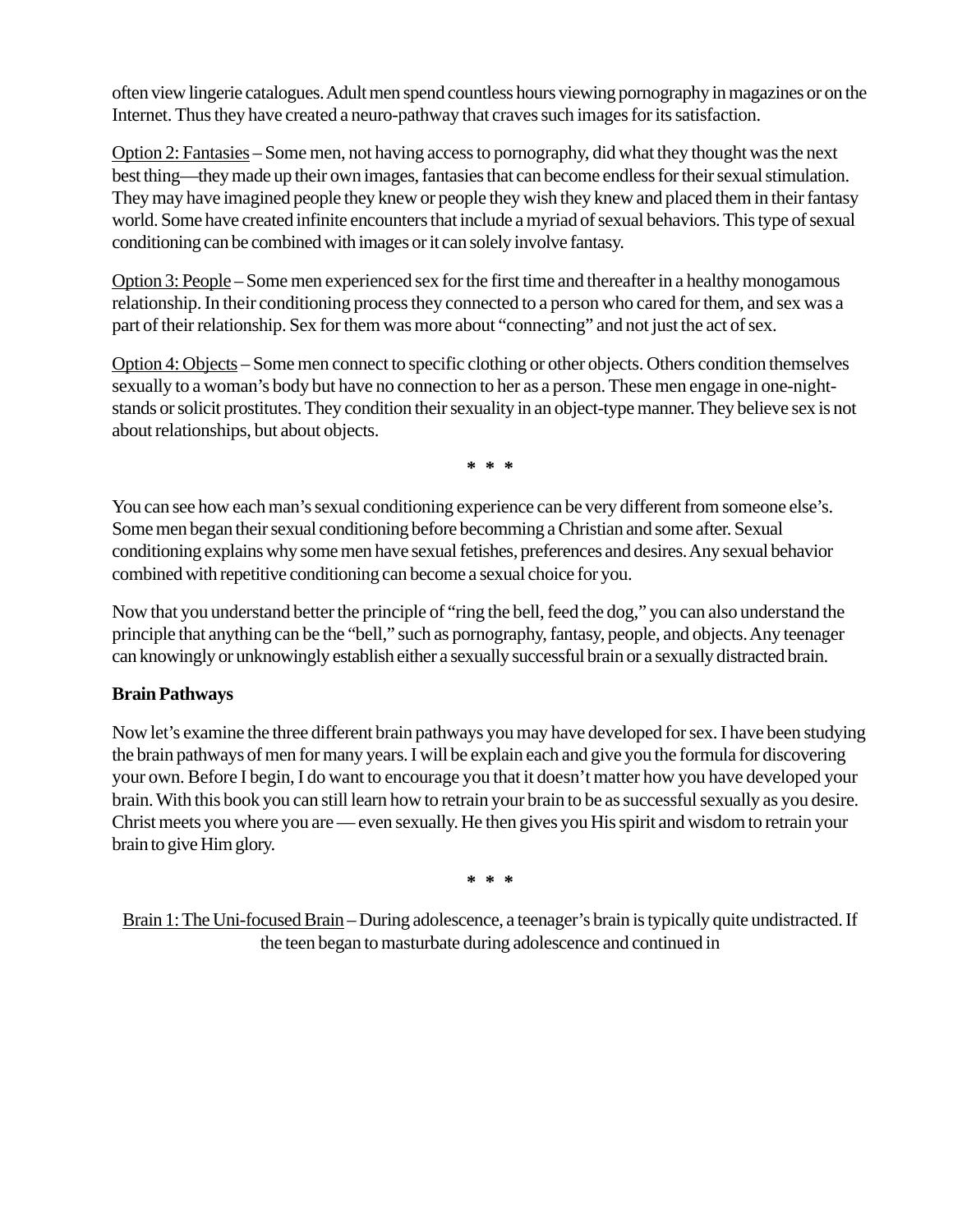often view lingerie catalogues. Adult men spend countless hours viewing pornography in magazines or on the Internet. Thus they have created a neuro-pathway that craves such images for its satisfaction.

<u>Option 2: Fantasies</u> – Some men, not having access to pornography, did what they thought was the next best thing—they made up their own images, fantasies that can become endless for their sexual stimulation. They may have imagined people they knew or people they wish they knew and placed them in their fantasy world. Some have created infinite encounters that include a myriad of sexual behaviors. This type of sexual conditioning can be combined with images or it can solely involve fantasy.

<u>Option 3: People</u> – Some men experienced sex for the first time and thereafter in a healthy monogamous relationship. In their conditioning process they connected to a person who cared for them, and sex was a part of their relationship. Sex for them was more about "connecting" and not just the act of sex.

<u>Option 4: Objects</u> – Some men connect to specific clothing or other objects. Others condition themselves sexually to a woman's body but have no connection to her as a person. These men engage in one-night-stands or solicit prostitutes. They condition their sexuality in an object-type manner. They believe sex is not about relationships, but about objects.

\* \* \*

You can see how each man's sexual conditioning experience can be very different from someone else's. Some men began their sexual conditioning before becomming a Christian and some after. Sexual conditioning explains why some men have sexual fetishes, preferences and desires. Any sexual behavior combined with repetitive conditioning can become a sexual choice for you.

Now that you understand better the principle of "ring the bell, feed the dog," you can also understand the principle that anything can be the "bell," such as pornography, fantasy, people, and objects. Any teenager can knowingly or unknowingly establish either a sexually successful brain or a sexually distracted brain.

**Brain Pathways**

Now let's examine the three different brain pathways you may have developed for sex. I have been studying the brain pathways of men for many years. I will be explain each and give you the formula for discovering your own. Before I begin, I do want to encourage you that it doesn't matter how you have developed your brain. With this book you can still learn how to retrain your brain to be as successful sexually as you desire. Christ meets you where you are — even sexually. He then gives you His spirit and wisdom to retrain your brain to give Him glory.

\* \* \*

<u>Brain 1: The Uni-focused Brain</u> – During adolescence, a teenager's brain is typically quite undistracted. If the teen began to masturbate during adolescence and continued in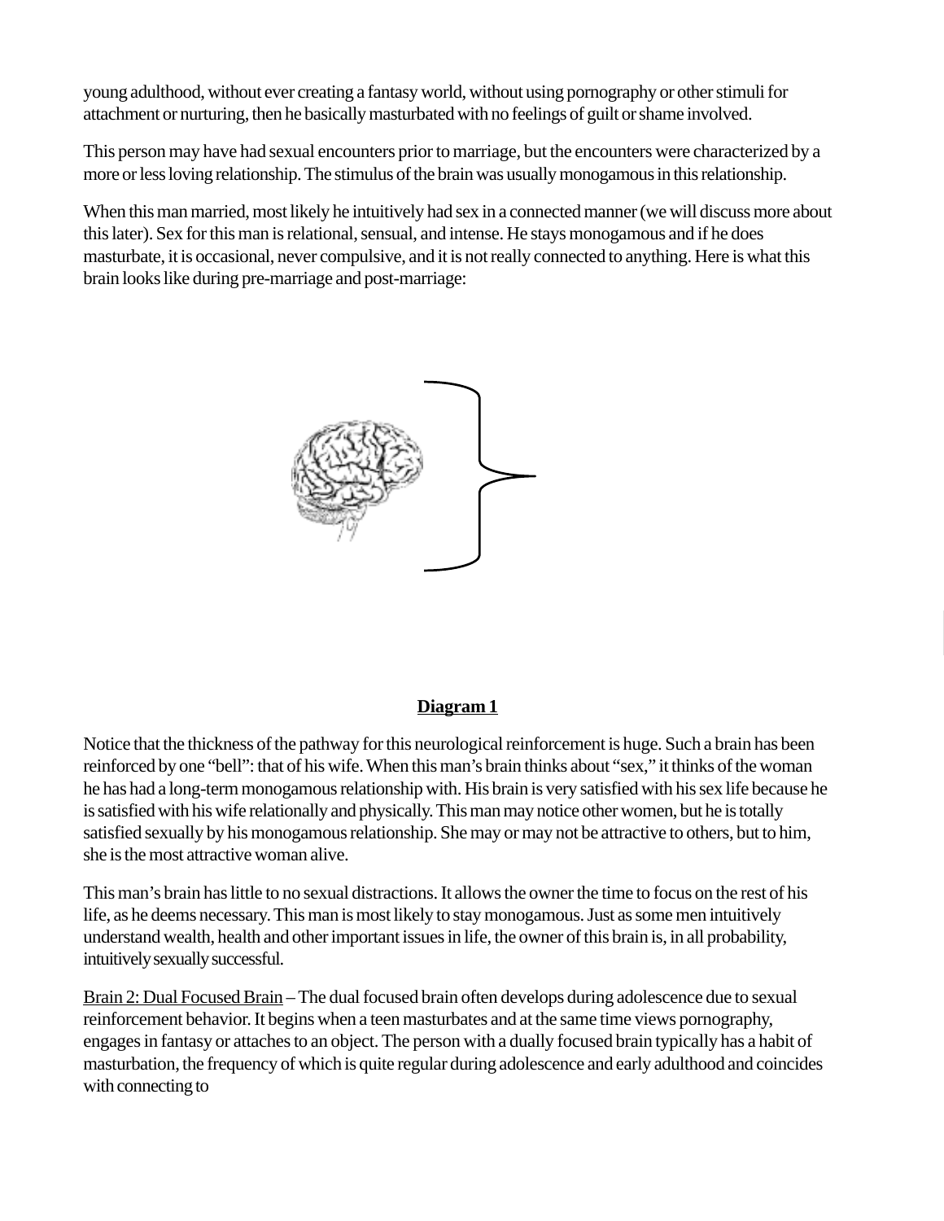young adulthood, without ever creating a fantasy world, without using pornography or other stimuli for attachment or nurturing, then he basically masturbated with no feelings of guilt or shame involved.

This person may have had sexual encounters prior to marriage, but the encounters were characterized by a more or less loving relationship. The stimulus of the brain was usually monogamous in this relationship.

When this man married, most likely he intuitively had sex in a connected manner (we will discuss more about this later). Sex for this man is relational, sensual, and intense. He stays monogamous and if he does masturbate, it is occasional, never compulsive, and it is not really connected to anything. Here is what this brain looks like during pre-marriage and post-marriage:

**Diagram 1**

Notice that the thickness of the pathway for this neurological reinforcement is huge. Such a brain has been reinforced by one "bell": that of his wife. When this man's brain thinks about "sex," it thinks of the woman he has had a long-term monogamous relationship with. His brain is very satisfied with his sex life because he is satisfied with his wife relationally and physically. This man may notice other women, but he is totally satisfied sexually by his monogamous relationship. She may or may not be attractive to others, but to him, she is the most attractive woman alive.

This man's brain has little to no sexual distractions. It allows the owner the time to focus on the rest of his life, as he deems necessary. This man is most likely to stay monogamous. Just as some men intuitively understand wealth, health and other important issues in life, the owner of this brain is, in all probability, intuitively sexually successful.

Brain 2: Dual Focused Brain – The dual focused brain often develops during adolescence due to sexual reinforcement behavior. It begins when a teen masturbates and at the same time views pornography, engages in fantasy or attaches to an object. The person with a dually focused brain typically has a habit of masturbation, the frequency of which is quite regular during adolescence and early adulthood and coincides with connecting to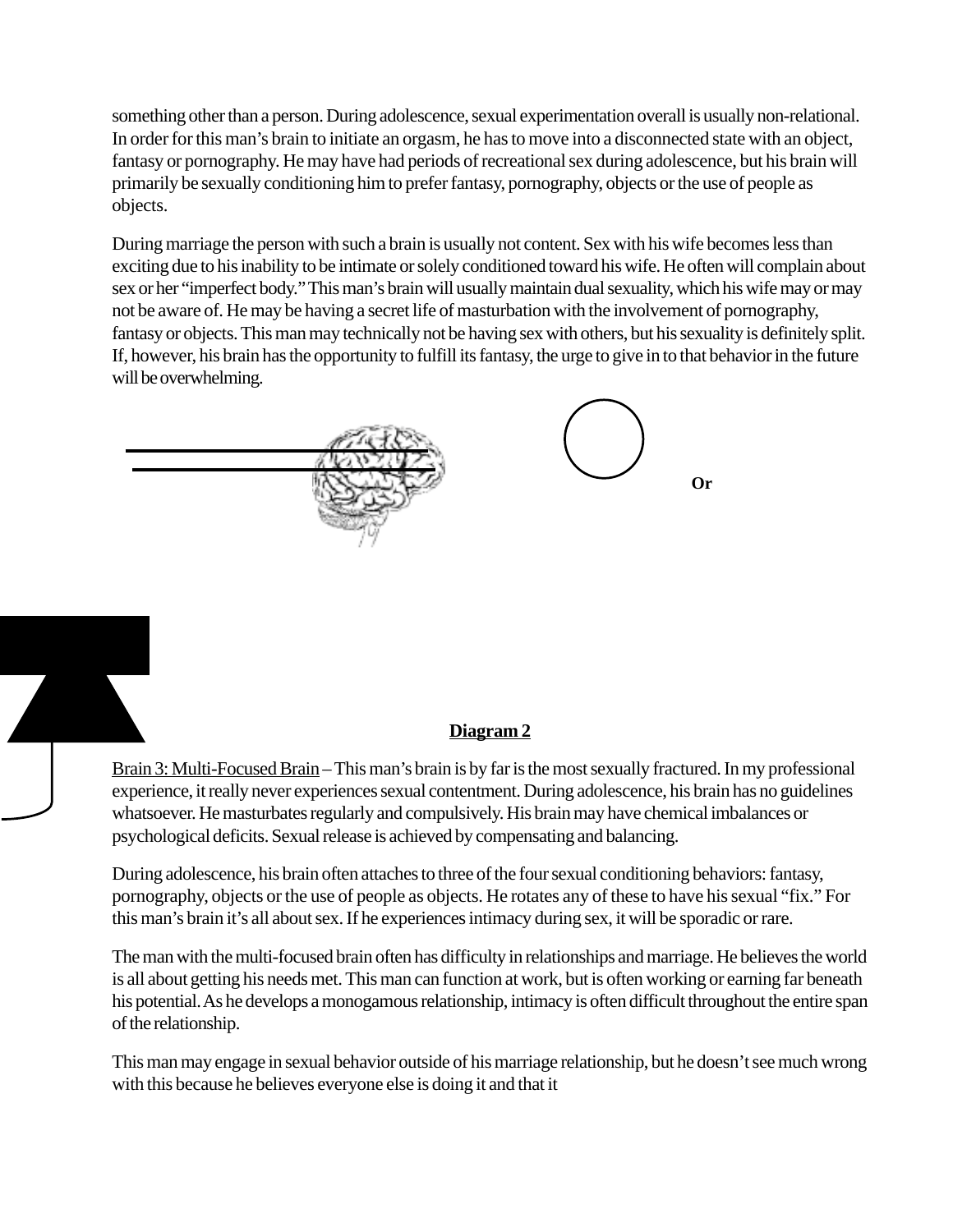something other than a person. During adolescence, sexual experimentation overall is usually non-relational. In order for this man's brain to initiate an orgasm, he has to move into a disconnected state with an object, fantasy or pornography. He may have had periods of recreational sex during adolescence, but his brain will primarily be sexually conditioning him to prefer fantasy, pornography, objects or the use of people as objects.

During marriage the person with such a brain is usually not content. Sex with his wife becomes less than exciting due to his inability to be intimate or solely conditioned toward his wife. He often will complain about sex or her "imperfect body." This man's brain will usually maintain dual sexuality, which his wife may or may not be aware of. He may be having a secret life of masturbation with the involvement of pornography, fantasy or objects. This man may technically not be having sex with others, but his sexuality is definitely split. If, however, his brain has the opportunity to fulfill its fantasy, the urge to give in to that behavior in the future will be overwhelming.

**Or**

**<u>Diagram 2</u>**

<u>Brain 3: Multi-Focused Brain</u> – This man's brain is by far is the most sexually fractured. In my professional experience, it really never experiences sexual contentment. During adolescence, his brain has no guidelines whatsoever. He masturbates regularly and compulsively. His brain may have chemical imbalances or psychological deficits. Sexual release is achieved by compensating and balancing.

During adolescence, his brain often attaches to three of the four sexual conditioning behaviors: fantasy, pornography, objects or the use of people as objects. He rotates any of these to have his sexual "fix." For this man's brain it's all about sex. If he experiences intimacy during sex, it will be sporadic or rare.

The man with the multi-focused brain often has difficulty in relationships and marriage. He believes the world is all about getting his needs met. This man can function at work, but is often working or earning far beneath his potential. As he develops a monogamous relationship, intimacy is often difficult throughout the entire span of the relationship.

This man may engage in sexual behavior outside of his marriage relationship, but he doesn't see much wrong with this because he believes everyone else is doing it and that it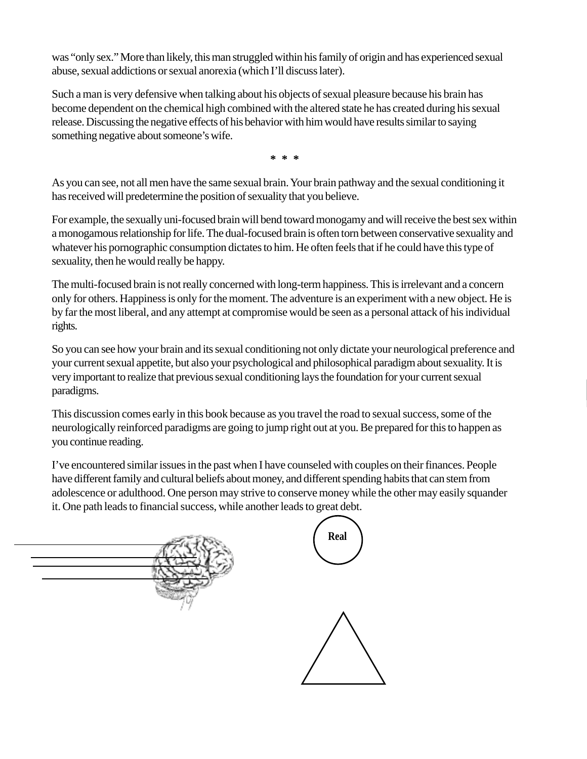was "only sex." More than likely, this man struggled within his family of origin and has experienced sexual abuse, sexual addictions or sexual anorexia (which I'll discuss later).

Such a man is very defensive when talking about his objects of sexual pleasure because his brain has become dependent on the chemical high combined with the altered state he has created during his sexual release. Discussing the negative effects of his behavior with him would have results similar to saying something negative about someone's wife.

* * *

As you can see, not all men have the same sexual brain. Your brain pathway and the sexual conditioning it has received will predetermine the position of sexuality that you believe.

For example, the sexually uni-focused brain will bend toward monogamy and will receive the best sex within a monogamous relationship for life. The dual-focused brain is often torn between conservative sexuality and whatever his pornographic consumption dictates to him. He often feels that if he could have this type of sexuality, then he would really be happy.

The multi-focused brain is not really concerned with long-term happiness. This is irrelevant and a concern only for others. Happiness is only for the moment. The adventure is an experiment with a new object. He is by far the most liberal, and any attempt at compromise would be seen as a personal attack of his individual rights.

So you can see how your brain and its sexual conditioning not only dictate your neurological preference and your current sexual appetite, but also your psychological and philosophical paradigm about sexuality. It is very important to realize that previous sexual conditioning lays the foundation for your current sexual paradigms.

This discussion comes early in this book because as you travel the road to sexual success, some of the neurologically reinforced paradigms are going to jump right out at you. Be prepared for this to happen as you continue reading.

I've encountered similar issues in the past when I have counseled with couples on their finances. People have different family and cultural beliefs about money, and different spending habits that can stem from adolescence or adulthood. One person may strive to conserve money while the other may easily squander it. One path leads to financial success, while another leads to great debt.

Real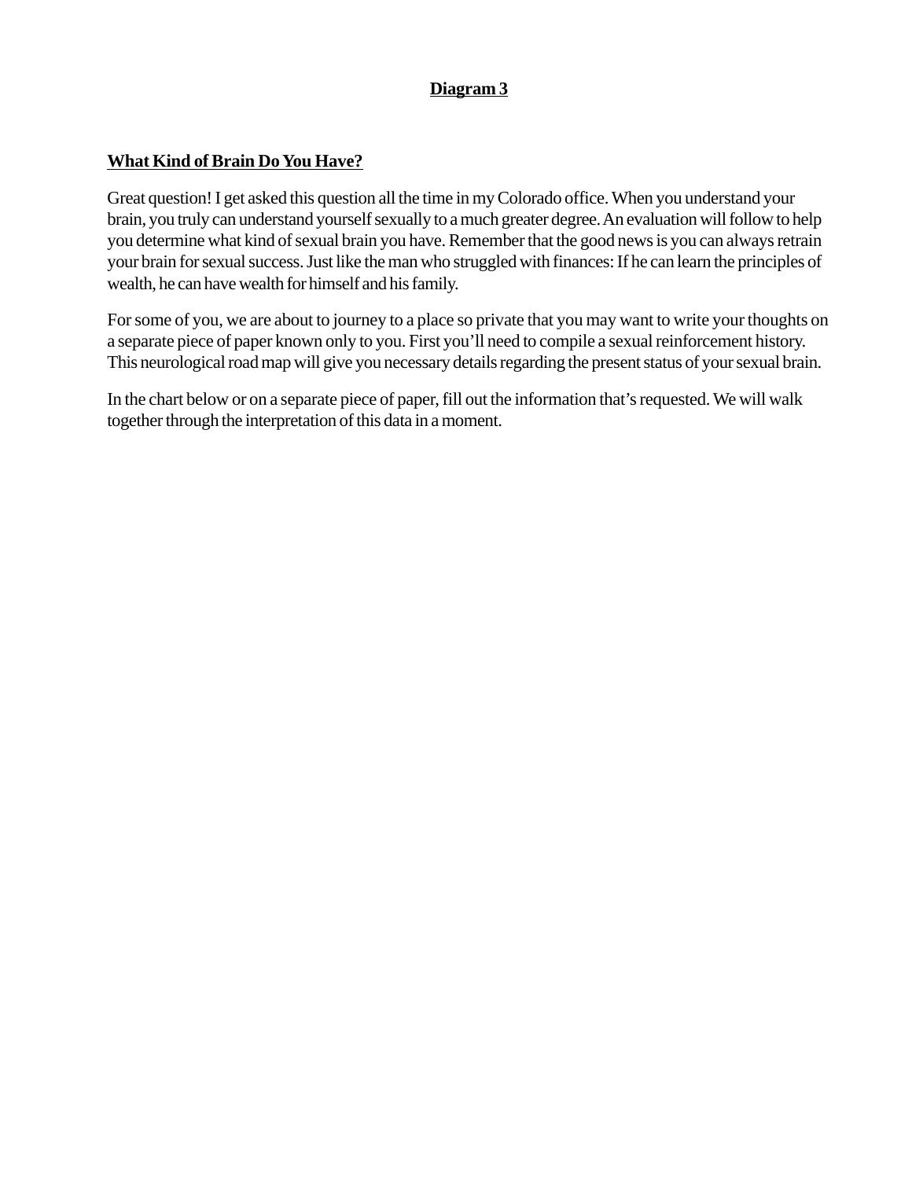**Diagram 3**

**What Kind of Brain Do You Have?**

Great question! I get asked this question all the time in my Colorado office. When you understand your brain, you truly can understand yourself sexually to a much greater degree. An evaluation will follow to help you determine what kind of sexual brain you have. Remember that the good news is you can always retrain your brain for sexual success. Just like the man who struggled with finances: If he can learn the principles of wealth, he can have wealth for himself and his family.

For some of you, we are about to journey to a place so private that you may want to write your thoughts on a separate piece of paper known only to you. First you'll need to compile a sexual reinforcement history. This neurological road map will give you necessary details regarding the present status of your sexual brain.

In the chart below or on a separate piece of paper, fill out the information that's requested. We will walk together through the interpretation of this data in a moment.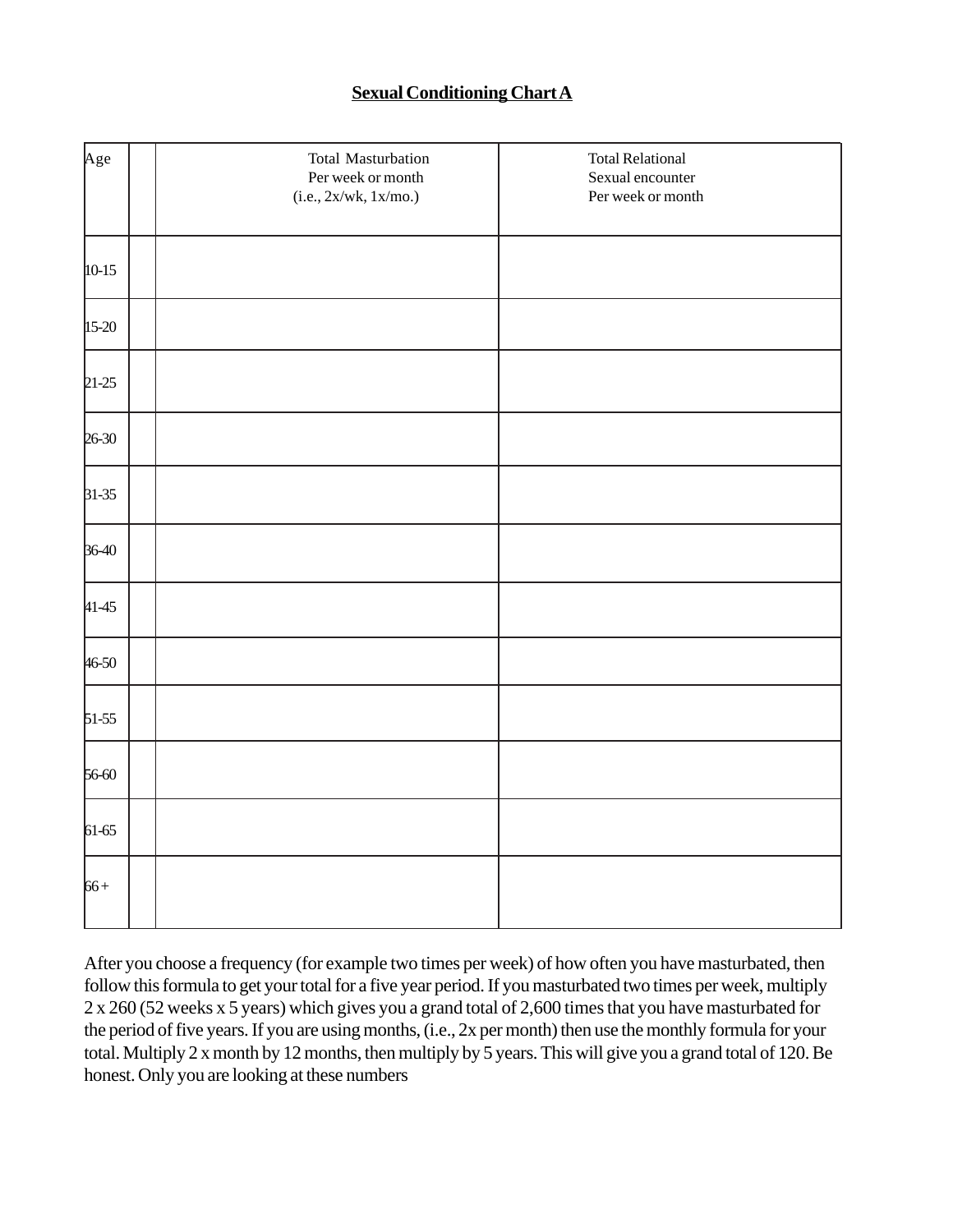**Sexual Conditioning Chart A**

| Age | | Total Masturbation Per week or month (i.e., 2x/wk, 1x/mo.) | Total Relational Sexual encounter Per week or month |
|---|---|---|---|
| 10-15 | | | |
| 15-20 | | | |
| 21-25 | | | |
| 26-30 | | | |
| 31-35 | | | |
| 36-40 | | | |
| 41-45 | | | |
| 46-50 | | | |
| 51-55 | | | |
| 56-60 | | | |
| 61-65 | | | |
| 66 + | | | |

After you choose a frequency (for example two times per week) of how often you have masturbated, then follow this formula to get your total for a five year period. If you masturbated two times per week, multiply 2 x 260 (52 weeks x 5 years) which gives you a grand total of 2,600 times that you have masturbated for the period of five years. If you are using months, (i.e., 2x per month) then use the monthly formula for your total. Multiply 2 x month by 12 months, then multiply by 5 years. This will give you a grand total of 120. Be honest. Only you are looking at these numbers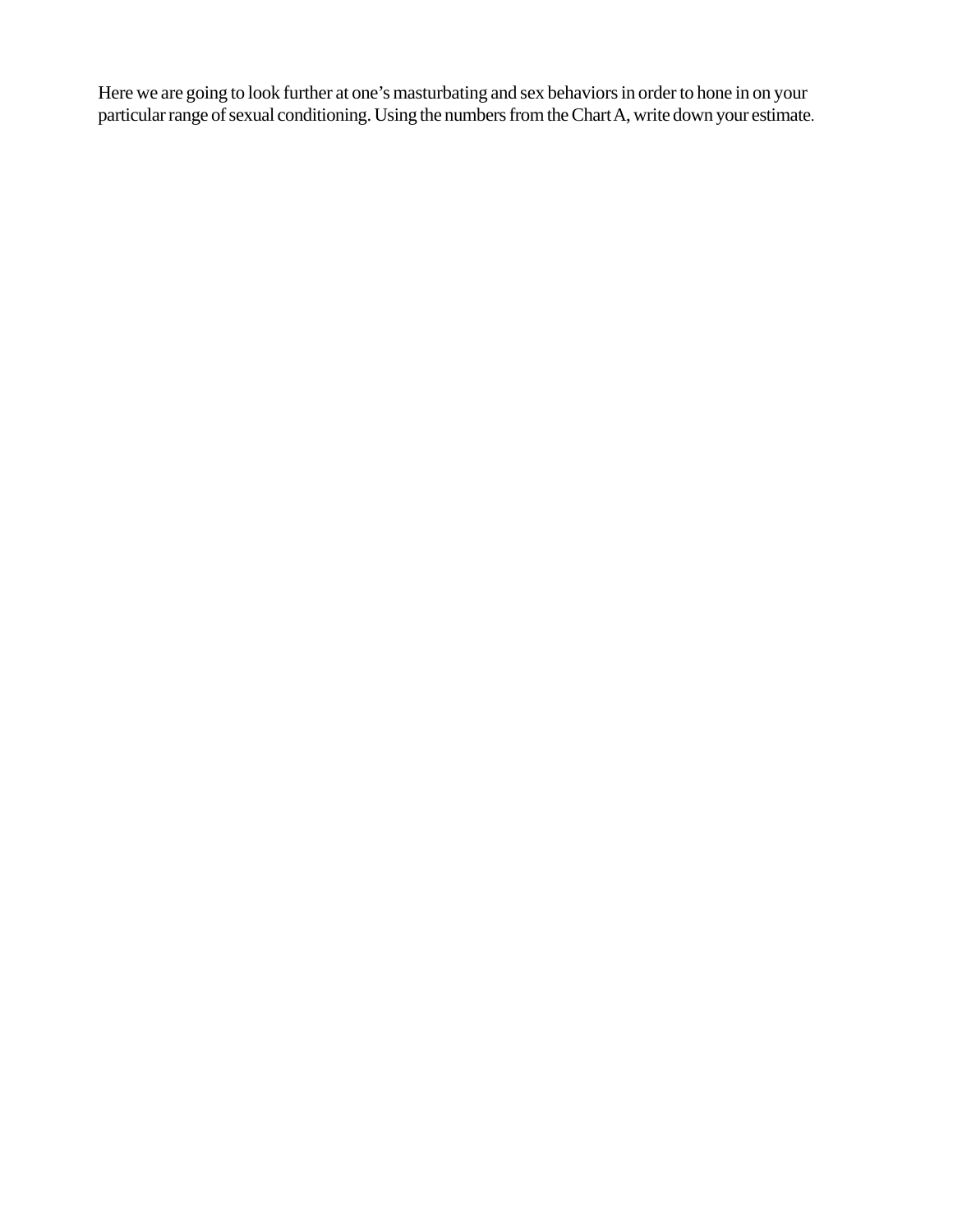Here we are going to look further at one's masturbating and sex behaviors in order to hone in on your particular range of sexual conditioning. Using the numbers from the Chart A, write down your estimate.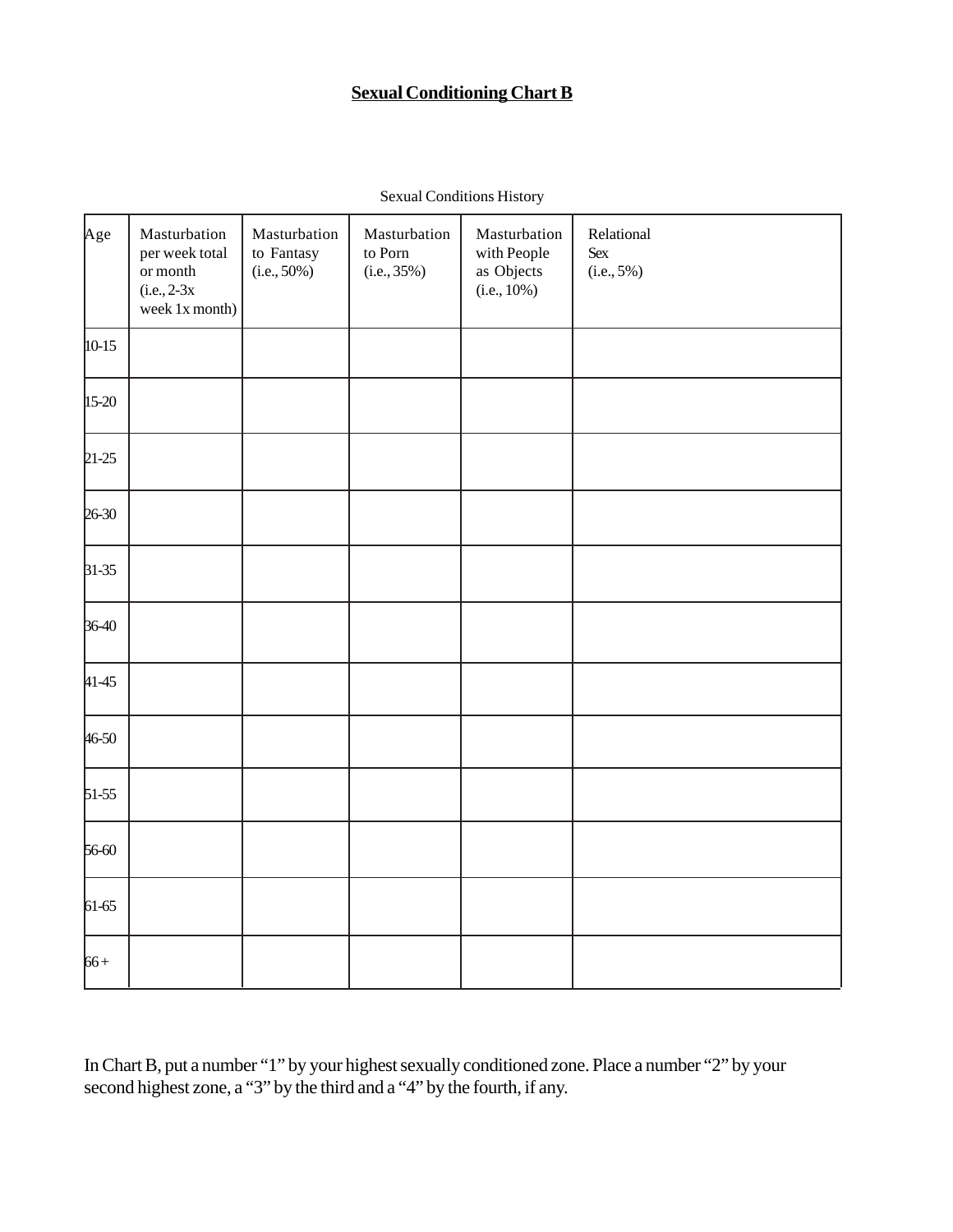**Sexual Conditioning Chart B**

Sexual Conditions History

| Age | Masturbation per week total or month (i.e., 2-3x week 1x month) | Masturbation to Fantasy (i.e., 50%) | Masturbation to Porn (i.e., 35%) | Masturbation with People as Objects (i.e., 10%) | Relational Sex (i.e., 5%) |
|---|---|---|---|---|---|
| 10-15 | | | | | |
| 15-20 | | | | | |
| 21-25 | | | | | |
| 26-30 | | | | | |
| 31-35 | | | | | |
| 36-40 | | | | | |
| 41-45 | | | | | |
| 46-50 | | | | | |
| 51-55 | | | | | |
| 56-60 | | | | | |
| 61-65 | | | | | |
| 66 + | | | | | |

In Chart B, put a number "1" by your highest sexually conditioned zone. Place a number "2" by your second highest zone, a "3" by the third and a "4" by the fourth, if any.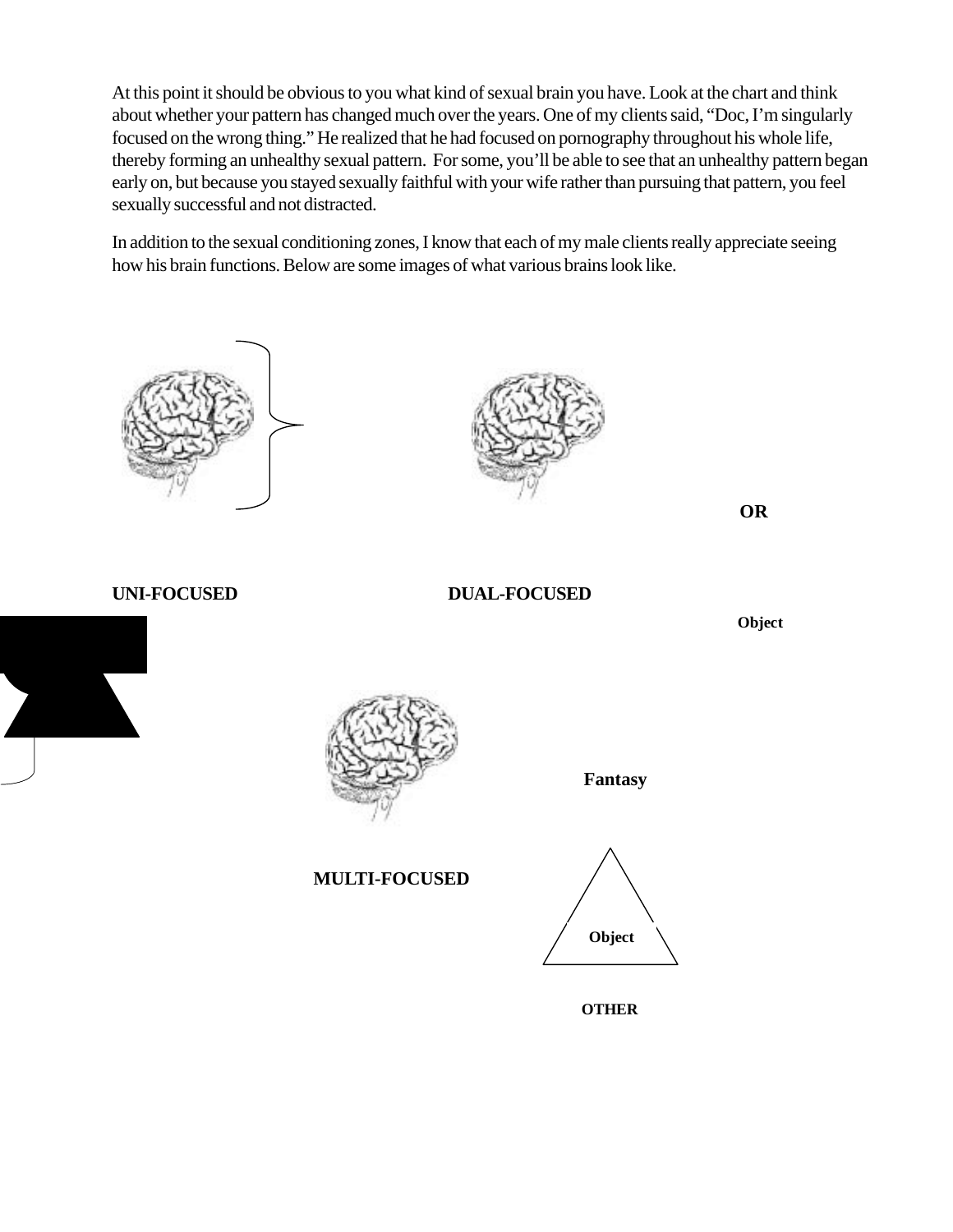At this point it should be obvious to you what kind of sexual brain you have. Look at the chart and think about whether your pattern has changed much over the years. One of my clients said, "Doc, I'm singularly focused on the wrong thing." He realized that he had focused on pornography throughout his whole life, thereby forming an unhealthy sexual pattern. For some, you'll be able to see that an unhealthy pattern began early on, but because you stayed sexually faithful with your wife rather than pursuing that pattern, you feel sexually successful and not distracted.

In addition to the sexual conditioning zones, I know that each of my male clients really appreciate seeing how his brain functions. Below are some images of what various brains look like.

**OR**

**UNI-FOCUSED**

**DUAL-FOCUSED**

**Object**

**Fantasy**

**MULTI-FOCUSED**

**Object**

**OTHER**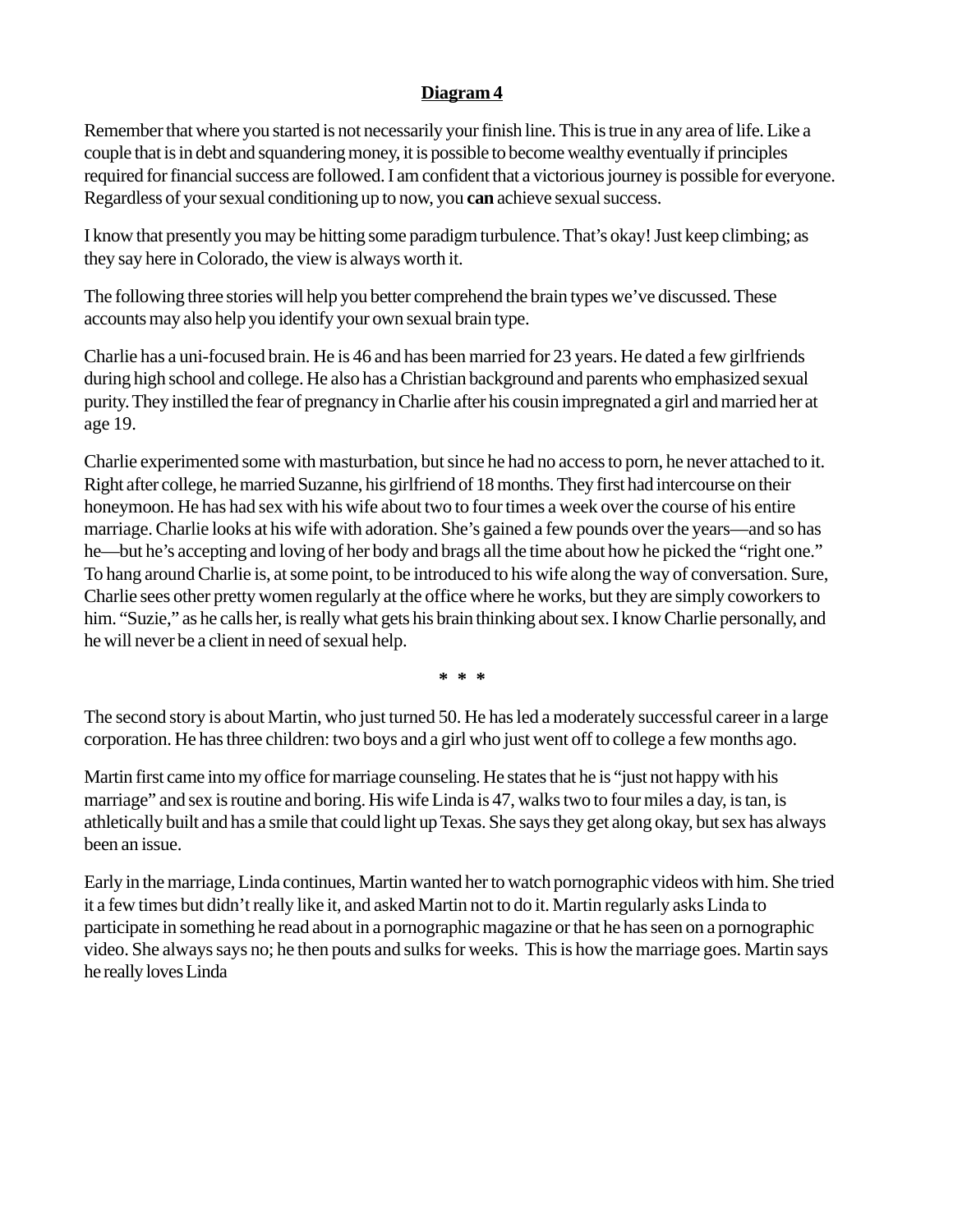**Diagram 4**

Remember that where you started is not necessarily your finish line. This is true in any area of life. Like a couple that is in debt and squandering money, it is possible to become wealthy eventually if principles required for financial success are followed. I am confident that a victorious journey is possible for everyone. Regardless of your sexual conditioning up to now, you **can** achieve sexual success.

I know that presently you may be hitting some paradigm turbulence. That's okay! Just keep climbing; as they say here in Colorado, the view is always worth it.

The following three stories will help you better comprehend the brain types we've discussed. These accounts may also help you identify your own sexual brain type.

Charlie has a uni-focused brain. He is 46 and has been married for 23 years. He dated a few girlfriends during high school and college. He also has a Christian background and parents who emphasized sexual purity. They instilled the fear of pregnancy in Charlie after his cousin impregnated a girl and married her at age 19.

Charlie experimented some with masturbation, but since he had no access to porn, he never attached to it. Right after college, he married Suzanne, his girlfriend of 18 months. They first had intercourse on their honeymoon. He has had sex with his wife about two to four times a week over the course of his entire marriage. Charlie looks at his wife with adoration. She's gained a few pounds over the years—and so has he—but he's accepting and loving of her body and brags all the time about how he picked the "right one." To hang around Charlie is, at some point, to be introduced to his wife along the way of conversation. Sure, Charlie sees other pretty women regularly at the office where he works, but they are simply coworkers to him. "Suzie," as he calls her, is really what gets his brain thinking about sex. I know Charlie personally, and he will never be a client in need of sexual help.

\* \* \*

The second story is about Martin, who just turned 50. He has led a moderately successful career in a large corporation. He has three children: two boys and a girl who just went off to college a few months ago.

Martin first came into my office for marriage counseling. He states that he is "just not happy with his marriage" and sex is routine and boring. His wife Linda is 47, walks two to four miles a day, is tan, is athletically built and has a smile that could light up Texas. She says they get along okay, but sex has always been an issue.

Early in the marriage, Linda continues, Martin wanted her to watch pornographic videos with him. She tried it a few times but didn't really like it, and asked Martin not to do it. Martin regularly asks Linda to participate in something he read about in a pornographic magazine or that he has seen on a pornographic video. She always says no; he then pouts and sulks for weeks. This is how the marriage goes. Martin says he really loves Linda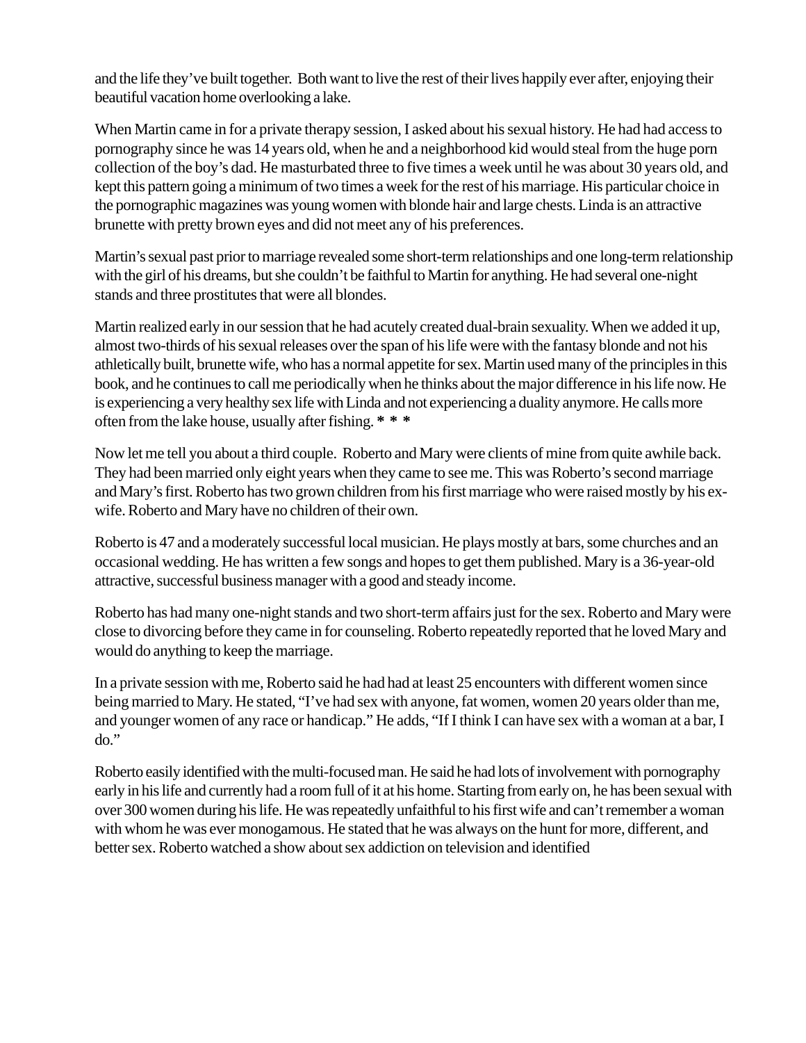and the life they've built together. Both want to live the rest of their lives happily ever after, enjoying their beautiful vacation home overlooking a lake.

When Martin came in for a private therapy session, I asked about his sexual history. He had had access to pornography since he was 14 years old, when he and a neighborhood kid would steal from the huge porn collection of the boy's dad. He masturbated three to five times a week until he was about 30 years old, and kept this pattern going a minimum of two times a week for the rest of his marriage. His particular choice in the pornographic magazines was young women with blonde hair and large chests. Linda is an attractive brunette with pretty brown eyes and did not meet any of his preferences.

Martin's sexual past prior to marriage revealed some short-term relationships and one long-term relationship with the girl of his dreams, but she couldn't be faithful to Martin for anything. He had several one-night stands and three prostitutes that were all blondes.

Martin realized early in our session that he had acutely created dual-brain sexuality. When we added it up, almost two-thirds of his sexual releases over the span of his life were with the fantasy blonde and not his athletically built, brunette wife, who has a normal appetite for sex. Martin used many of the principles in this book, and he continues to call me periodically when he thinks about the major difference in his life now. He is experiencing a very healthy sex life with Linda and not experiencing a duality anymore. He calls more often from the lake house, usually after fishing. **\* \* \***

Now let me tell you about a third couple. Roberto and Mary were clients of mine from quite awhile back. They had been married only eight years when they came to see me. This was Roberto's second marriage and Mary's first. Roberto has two grown children from his first marriage who were raised mostly by his ex-wife. Roberto and Mary have no children of their own.

Roberto is 47 and a moderately successful local musician. He plays mostly at bars, some churches and an occasional wedding. He has written a few songs and hopes to get them published. Mary is a 36-year-old attractive, successful business manager with a good and steady income.

Roberto has had many one-night stands and two short-term affairs just for the sex. Roberto and Mary were close to divorcing before they came in for counseling. Roberto repeatedly reported that he loved Mary and would do anything to keep the marriage.

In a private session with me, Roberto said he had had at least 25 encounters with different women since being married to Mary. He stated, "I've had sex with anyone, fat women, women 20 years older than me, and younger women of any race or handicap." He adds, "If I think I can have sex with a woman at a bar, I do."

Roberto easily identified with the multi-focused man. He said he had lots of involvement with pornography early in his life and currently had a room full of it at his home. Starting from early on, he has been sexual with over 300 women during his life. He was repeatedly unfaithful to his first wife and can't remember a woman with whom he was ever monogamous. He stated that he was always on the hunt for more, different, and better sex. Roberto watched a show about sex addiction on television and identified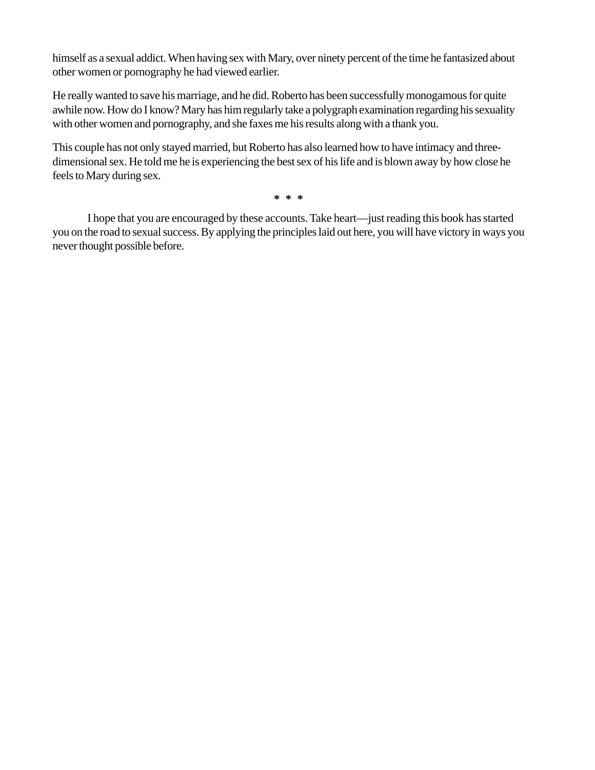himself as a sexual addict. When having sex with Mary, over ninety percent of the time he fantasized about other women or pornography he had viewed earlier.

He really wanted to save his marriage, and he did. Roberto has been successfully monogamous for quite awhile now. How do I know? Mary has him regularly take a polygraph examination regarding his sexuality with other women and pornography, and she faxes me his results along with a thank you.

This couple has not only stayed married, but Roberto has also learned how to have intimacy and three-dimensional sex. He told me he is experiencing the best sex of his life and is blown away by how close he feels to Mary during sex.

**\* \* \***

I hope that you are encouraged by these accounts. Take heart—just reading this book has started you on the road to sexual success. By applying the principles laid out here, you will have victory in ways you never thought possible before.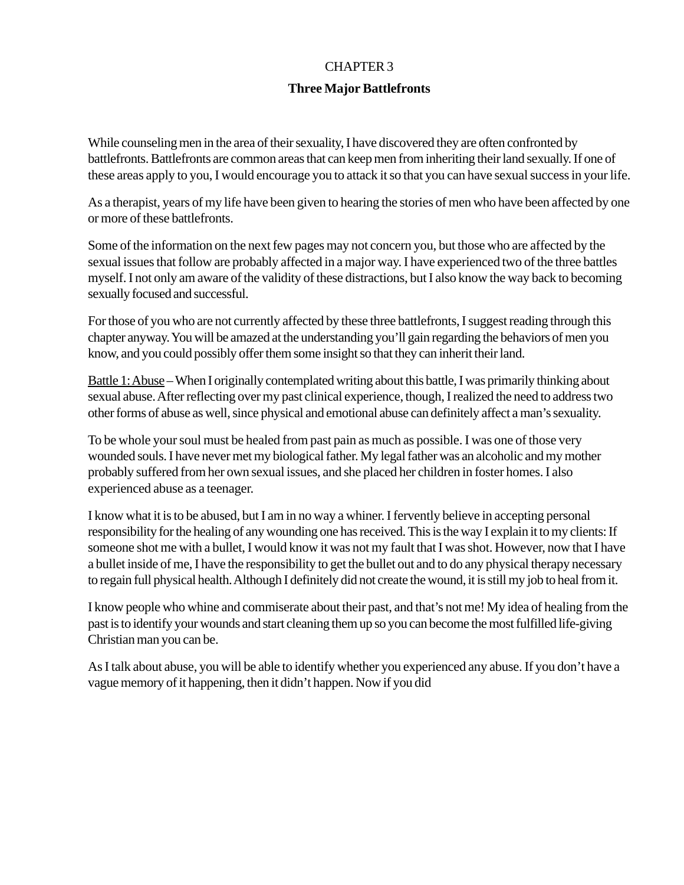CHAPTER 3

# Three Major Battlefronts

While counseling men in the area of their sexuality, I have discovered they are often confronted by battlefronts. Battlefronts are common areas that can keep men from inheriting their land sexually. If one of these areas apply to you, I would encourage you to attack it so that you can have sexual success in your life.

As a therapist, years of my life have been given to hearing the stories of men who have been affected by one or more of these battlefronts.

Some of the information on the next few pages may not concern you, but those who are affected by the sexual issues that follow are probably affected in a major way. I have experienced two of the three battles myself. I not only am aware of the validity of these distractions, but I also know the way back to becoming sexually focused and successful.

For those of you who are not currently affected by these three battlefronts, I suggest reading through this chapter anyway. You will be amazed at the understanding you'll gain regarding the behaviors of men you know, and you could possibly offer them some insight so that they can inherit their land.

<u>Battle 1: Abuse</u> – When I originally contemplated writing about this battle, I was primarily thinking about sexual abuse. After reflecting over my past clinical experience, though, I realized the need to address two other forms of abuse as well, since physical and emotional abuse can definitely affect a man's sexuality.

To be whole your soul must be healed from past pain as much as possible. I was one of those very wounded souls. I have never met my biological father. My legal father was an alcoholic and my mother probably suffered from her own sexual issues, and she placed her children in foster homes. I also experienced abuse as a teenager.

I know what it is to be abused, but I am in no way a whiner. I fervently believe in accepting personal responsibility for the healing of any wounding one has received. This is the way I explain it to my clients: If someone shot me with a bullet, I would know it was not my fault that I was shot. However, now that I have a bullet inside of me, I have the responsibility to get the bullet out and to do any physical therapy necessary to regain full physical health. Although I definitely did not create the wound, it is still my job to heal from it.

I know people who whine and commiserate about their past, and that's not me! My idea of healing from the past is to identify your wounds and start cleaning them up so you can become the most fulfilled life-giving Christian man you can be.

As I talk about abuse, you will be able to identify whether you experienced any abuse. If you don't have a vague memory of it happening, then it didn't happen. Now if you did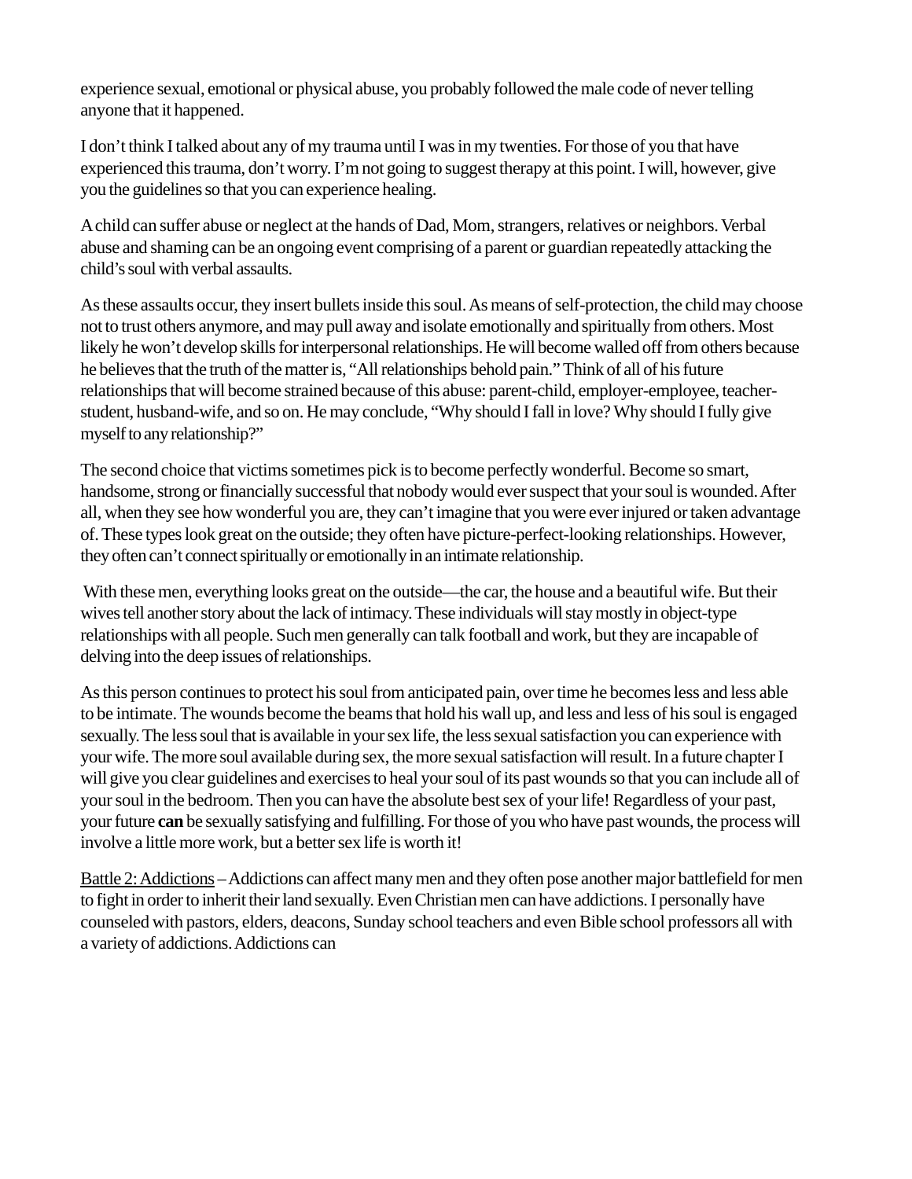experience sexual, emotional or physical abuse, you probably followed the male code of never telling anyone that it happened.

I don't think I talked about any of my trauma until I was in my twenties. For those of you that have experienced this trauma, don't worry. I'm not going to suggest therapy at this point. I will, however, give you the guidelines so that you can experience healing.

A child can suffer abuse or neglect at the hands of Dad, Mom, strangers, relatives or neighbors. Verbal abuse and shaming can be an ongoing event comprising of a parent or guardian repeatedly attacking the child's soul with verbal assaults.

As these assaults occur, they insert bullets inside this soul. As means of self-protection, the child may choose not to trust others anymore, and may pull away and isolate emotionally and spiritually from others. Most likely he won't develop skills for interpersonal relationships. He will become walled off from others because he believes that the truth of the matter is, "All relationships behold pain." Think of all of his future relationships that will become strained because of this abuse: parent-child, employer-employee, teacher-student, husband-wife, and so on. He may conclude, "Why should I fall in love? Why should I fully give myself to any relationship?"

The second choice that victims sometimes pick is to become perfectly wonderful. Become so smart, handsome, strong or financially successful that nobody would ever suspect that your soul is wounded. After all, when they see how wonderful you are, they can't imagine that you were ever injured or taken advantage of. These types look great on the outside; they often have picture-perfect-looking relationships. However, they often can't connect spiritually or emotionally in an intimate relationship.

With these men, everything looks great on the outside—the car, the house and a beautiful wife. But their wives tell another story about the lack of intimacy. These individuals will stay mostly in object-type relationships with all people. Such men generally can talk football and work, but they are incapable of delving into the deep issues of relationships.

As this person continues to protect his soul from anticipated pain, over time he becomes less and less able to be intimate. The wounds become the beams that hold his wall up, and less and less of his soul is engaged sexually. The less soul that is available in your sex life, the less sexual satisfaction you can experience with your wife. The more soul available during sex, the more sexual satisfaction will result. In a future chapter I will give you clear guidelines and exercises to heal your soul of its past wounds so that you can include all of your soul in the bedroom. Then you can have the absolute best sex of your life! Regardless of your past, your future **can** be sexually satisfying and fulfilling. For those of you who have past wounds, the process will involve a little more work, but a better sex life is worth it!

<u>Battle 2: Addictions</u> – Addictions can affect many men and they often pose another major battlefield for men to fight in order to inherit their land sexually. Even Christian men can have addictions. I personally have counseled with pastors, elders, deacons, Sunday school teachers and even Bible school professors all with a variety of addictions. Addictions can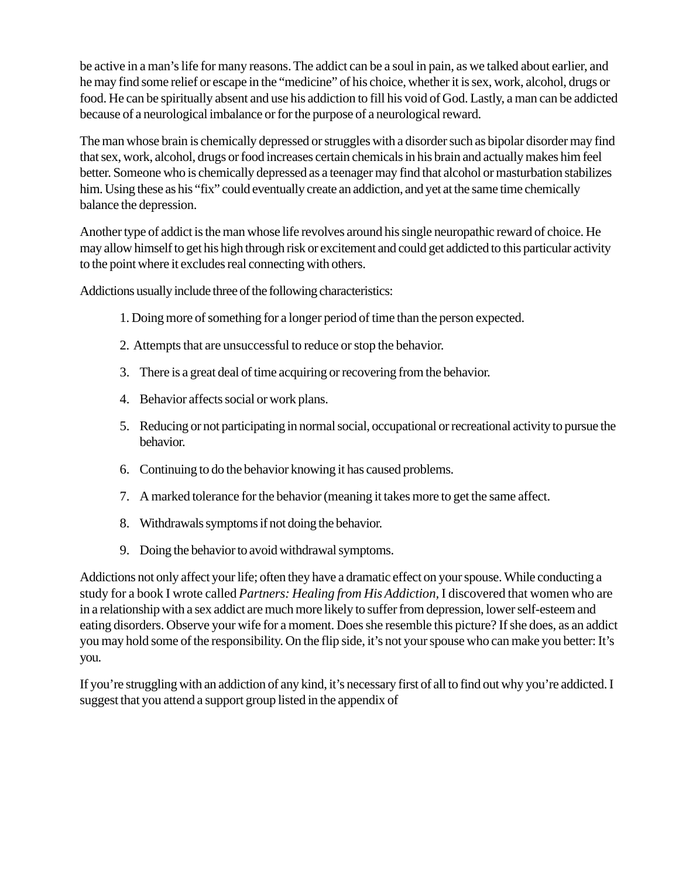be active in a man's life for many reasons. The addict can be a soul in pain, as we talked about earlier, and he may find some relief or escape in the "medicine" of his choice, whether it is sex, work, alcohol, drugs or food. He can be spiritually absent and use his addiction to fill his void of God. Lastly, a man can be addicted because of a neurological imbalance or for the purpose of a neurological reward.

The man whose brain is chemically depressed or struggles with a disorder such as bipolar disorder may find that sex, work, alcohol, drugs or food increases certain chemicals in his brain and actually makes him feel better. Someone who is chemically depressed as a teenager may find that alcohol or masturbation stabilizes him. Using these as his "fix" could eventually create an addiction, and yet at the same time chemically balance the depression.

Another type of addict is the man whose life revolves around his single neuropathic reward of choice. He may allow himself to get his high through risk or excitement and could get addicted to this particular activity to the point where it excludes real connecting with others.

Addictions usually include three of the following characteristics:

1. Doing more of something for a longer period of time than the person expected.
2. Attempts that are unsuccessful to reduce or stop the behavior.
3. There is a great deal of time acquiring or recovering from the behavior.
4. Behavior affects social or work plans.
5. Reducing or not participating in normal social, occupational or recreational activity to pursue the behavior.
6. Continuing to do the behavior knowing it has caused problems.
7. A marked tolerance for the behavior (meaning it takes more to get the same affect.
8. Withdrawals symptoms if not doing the behavior.
9. Doing the behavior to avoid withdrawal symptoms.

Addictions not only affect your life; often they have a dramatic effect on your spouse. While conducting a study for a book I wrote called *Partners: Healing from His Addiction*, I discovered that women who are in a relationship with a sex addict are much more likely to suffer from depression, lower self-esteem and eating disorders. Observe your wife for a moment. Does she resemble this picture? If she does, as an addict you may hold some of the responsibility. On the flip side, it's not your spouse who can make you better: It's you.

If you're struggling with an addiction of any kind, it's necessary first of all to find out why you're addicted. I suggest that you attend a support group listed in the appendix of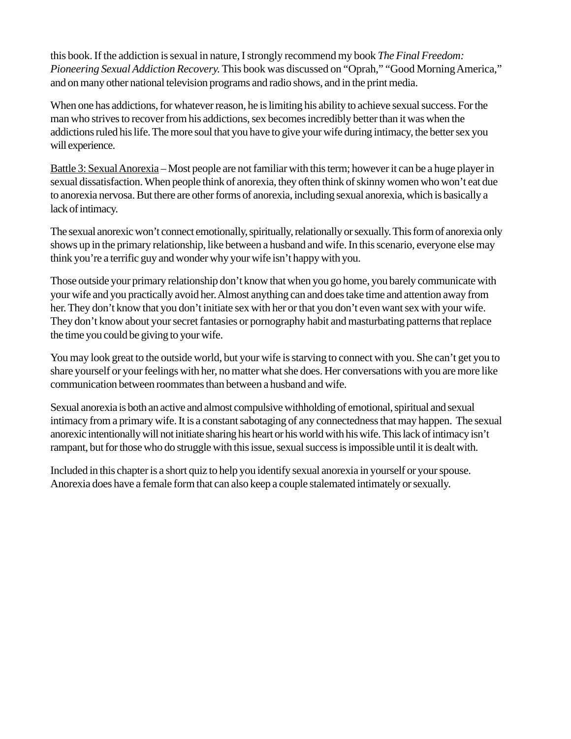this book. If the addiction is sexual in nature, I strongly recommend my book *The Final Freedom: Pioneering Sexual Addiction Recovery.* This book was discussed on "Oprah," "Good Morning America," and on many other national television programs and radio shows, and in the print media.

When one has addictions, for whatever reason, he is limiting his ability to achieve sexual success. For the man who strives to recover from his addictions, sex becomes incredibly better than it was when the addictions ruled his life. The more soul that you have to give your wife during intimacy, the better sex you will experience.

<u>Battle 3: Sexual Anorexia</u> – Most people are not familiar with this term; however it can be a huge player in sexual dissatisfaction. When people think of anorexia, they often think of skinny women who won't eat due to anorexia nervosa. But there are other forms of anorexia, including sexual anorexia, which is basically a lack of intimacy.

The sexual anorexic won't connect emotionally, spiritually, relationally or sexually. This form of anorexia only shows up in the primary relationship, like between a husband and wife. In this scenario, everyone else may think you're a terrific guy and wonder why your wife isn't happy with you.

Those outside your primary relationship don't know that when you go home, you barely communicate with your wife and you practically avoid her. Almost anything can and does take time and attention away from her. They don't know that you don't initiate sex with her or that you don't even want sex with your wife. They don't know about your secret fantasies or pornography habit and masturbating patterns that replace the time you could be giving to your wife.

You may look great to the outside world, but your wife is starving to connect with you. She can't get you to share yourself or your feelings with her, no matter what she does. Her conversations with you are more like communication between roommates than between a husband and wife.

Sexual anorexia is both an active and almost compulsive withholding of emotional, spiritual and sexual intimacy from a primary wife. It is a constant sabotaging of any connectedness that may happen. The sexual anorexic intentionally will not initiate sharing his heart or his world with his wife. This lack of intimacy isn't rampant, but for those who do struggle with this issue, sexual success is impossible until it is dealt with.

Included in this chapter is a short quiz to help you identify sexual anorexia in yourself or your spouse. Anorexia does have a female form that can also keep a couple stalemated intimately or sexually.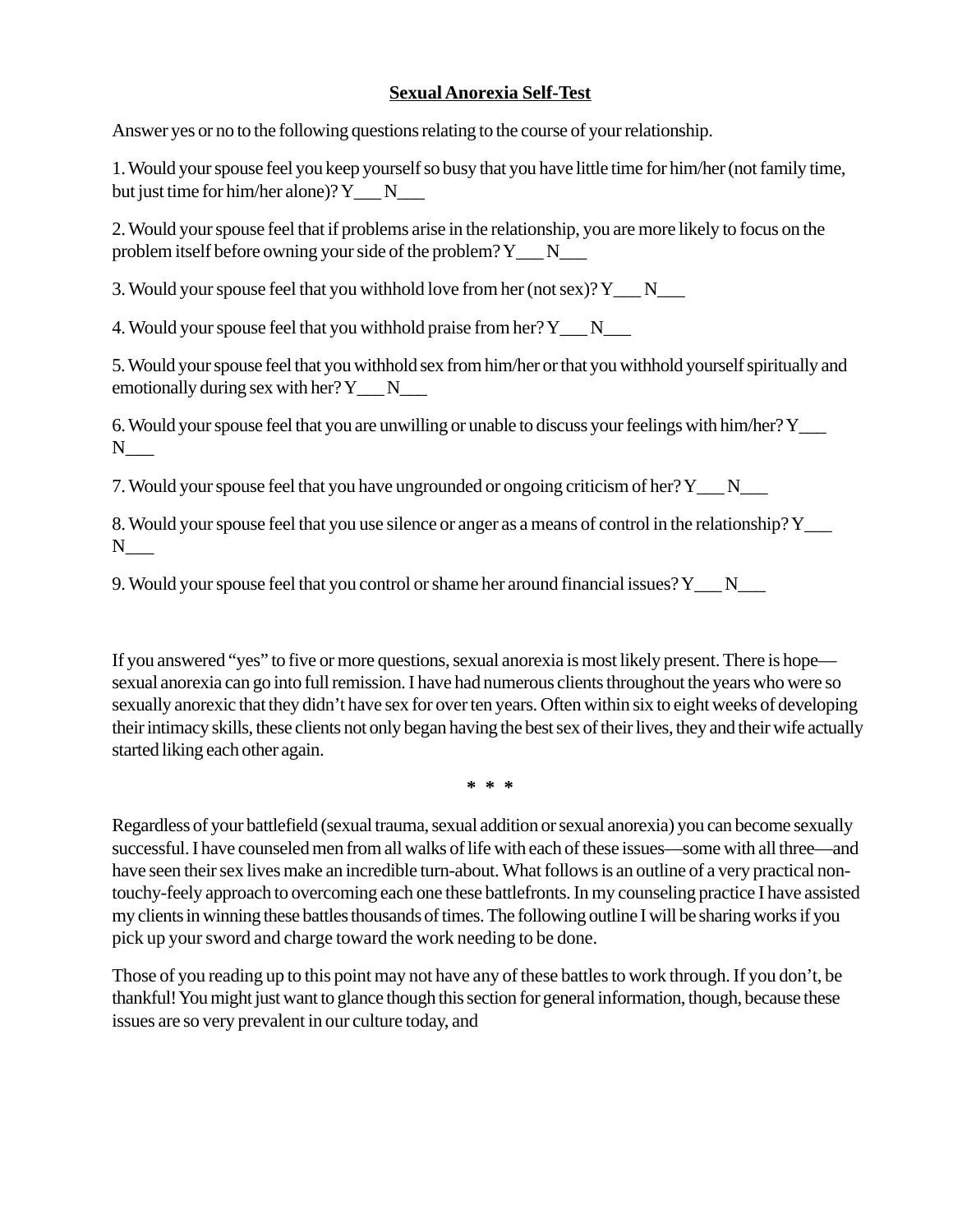**Sexual Anorexia Self-Test**

Answer yes or no to the following questions relating to the course of your relationship.

1. Would your spouse feel you keep yourself so busy that you have little time for him/her (not family time, but just time for him/her alone)? Y___ N___

2. Would your spouse feel that if problems arise in the relationship, you are more likely to focus on the problem itself before owning your side of the problem? Y___ N___

3. Would your spouse feel that you withhold love from her (not sex)? Y___ N___

4. Would your spouse feel that you withhold praise from her? Y___ N___

5. Would your spouse feel that you withhold sex from him/her or that you withhold yourself spiritually and emotionally during sex with her? Y___ N___

6. Would your spouse feel that you are unwilling or unable to discuss your feelings with him/her? Y___ N___

7. Would your spouse feel that you have ungrounded or ongoing criticism of her? Y___ N___

8. Would your spouse feel that you use silence or anger as a means of control in the relationship? Y___ N___

9. Would your spouse feel that you control or shame her around financial issues? Y___ N___

If you answered "yes" to five or more questions, sexual anorexia is most likely present. There is hope—sexual anorexia can go into full remission. I have had numerous clients throughout the years who were so sexually anorexic that they didn't have sex for over ten years. Often within six to eight weeks of developing their intimacy skills, these clients not only began having the best sex of their lives, they and their wife actually started liking each other again.

\* \* \*

Regardless of your battlefield (sexual trauma, sexual addition or sexual anorexia) you can become sexually successful. I have counseled men from all walks of life with each of these issues—some with all three—and have seen their sex lives make an incredible turn-about. What follows is an outline of a very practical non-touchy-feely approach to overcoming each one these battlefronts. In my counseling practice I have assisted my clients in winning these battles thousands of times. The following outline I will be sharing works if you pick up your sword and charge toward the work needing to be done.

Those of you reading up to this point may not have any of these battles to work through. If you don't, be thankful! You might just want to glance though this section for general information, though, because these issues are so very prevalent in our culture today, and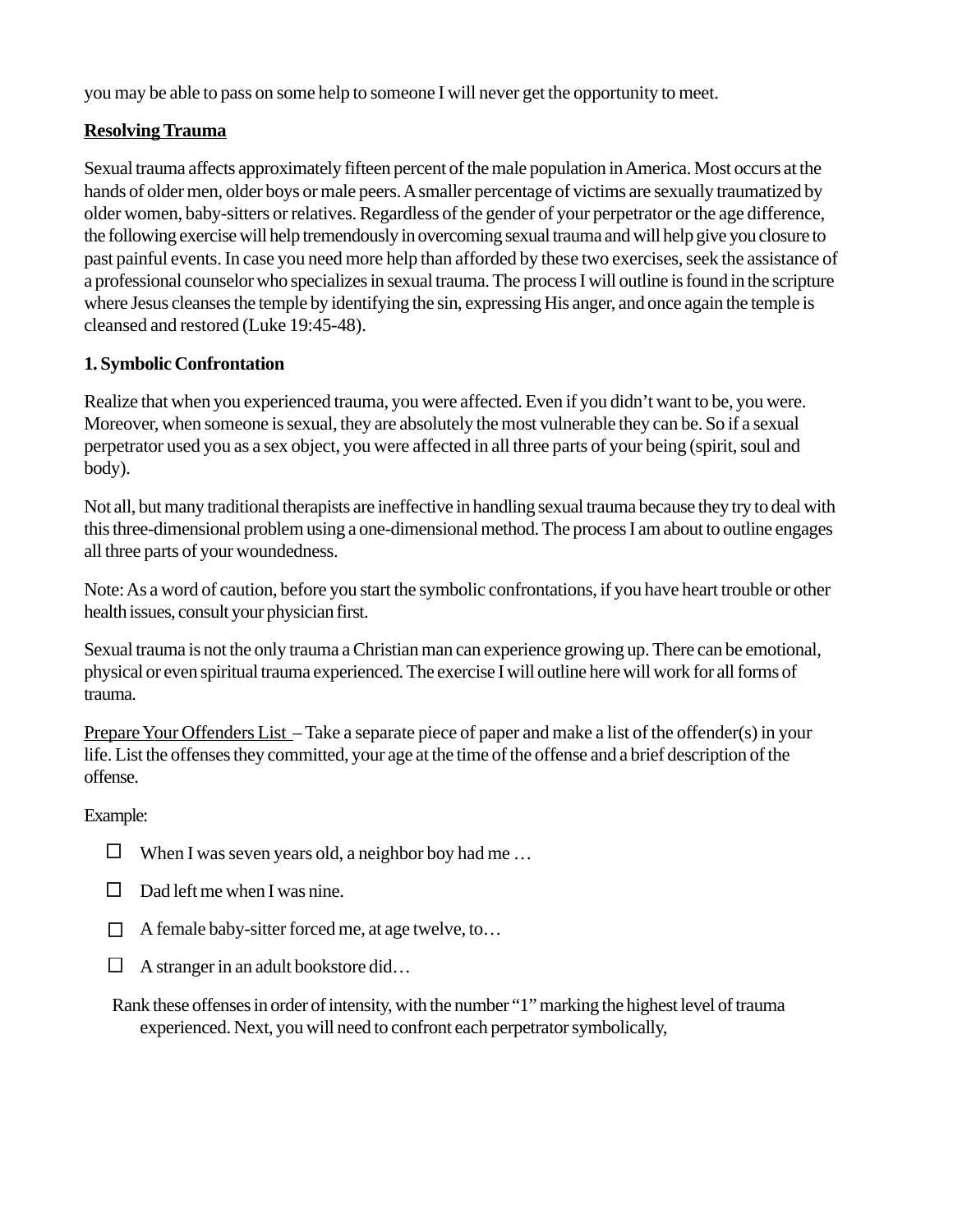you may be able to pass on some help to someone I will never get the opportunity to meet.

**Resolving Trauma**

Sexual trauma affects approximately fifteen percent of the male population in America. Most occurs at the hands of older men, older boys or male peers. A smaller percentage of victims are sexually traumatized by older women, baby-sitters or relatives. Regardless of the gender of your perpetrator or the age difference, the following exercise will help tremendously in overcoming sexual trauma and will help give you closure to past painful events. In case you need more help than afforded by these two exercises, seek the assistance of a professional counselor who specializes in sexual trauma. The process I will outline is found in the scripture where Jesus cleanses the temple by identifying the sin, expressing His anger, and once again the temple is cleansed and restored (Luke 19:45-48).

**1. Symbolic Confrontation**

Realize that when you experienced trauma, you were affected. Even if you didn't want to be, you were. Moreover, when someone is sexual, they are absolutely the most vulnerable they can be. So if a sexual perpetrator used you as a sex object, you were affected in all three parts of your being (spirit, soul and body).

Not all, but many traditional therapists are ineffective in handling sexual trauma because they try to deal with this three-dimensional problem using a one-dimensional method. The process I am about to outline engages all three parts of your woundedness.

Note: As a word of caution, before you start the symbolic confrontations, if you have heart trouble or other health issues, consult your physician first.

Sexual trauma is not the only trauma a Christian man can experience growing up. There can be emotional, physical or even spiritual trauma experienced. The exercise I will outline here will work for all forms of trauma.

Prepare Your Offenders List – Take a separate piece of paper and make a list of the offender(s) in your life. List the offenses they committed, your age at the time of the offense and a brief description of the offense.

Example:

- ☐ When I was seven years old, a neighbor boy had me …
- ☐ Dad left me when I was nine.
- ☐ A female baby-sitter forced me, at age twelve, to…
- ☐ A stranger in an adult bookstore did…

Rank these offenses in order of intensity, with the number "1" marking the highest level of trauma experienced. Next, you will need to confront each perpetrator symbolically,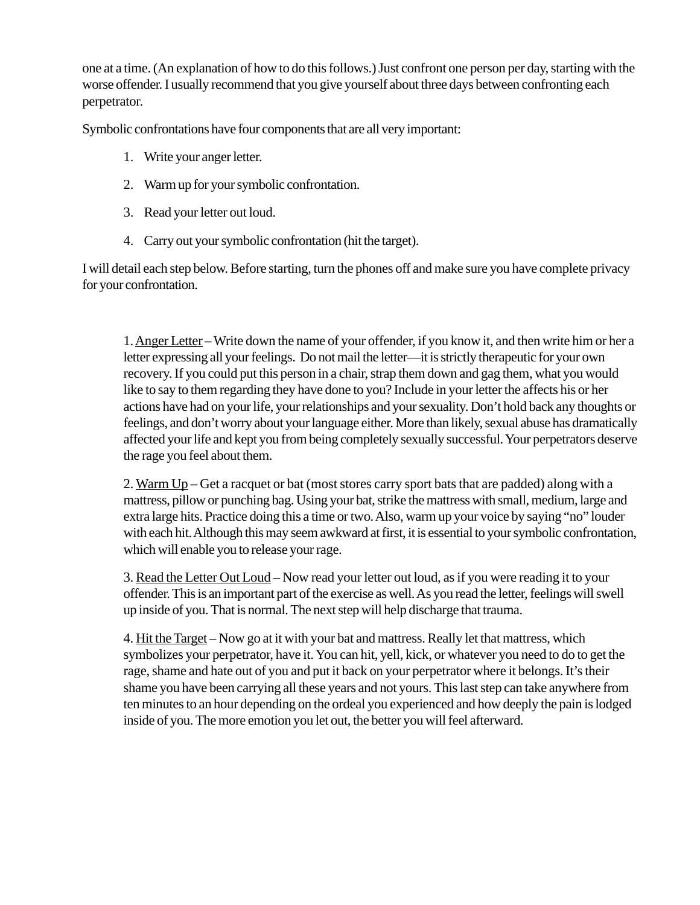one at a time. (An explanation of how to do this follows.) Just confront one person per day, starting with the worse offender. I usually recommend that you give yourself about three days between confronting each perpetrator.

Symbolic confrontations have four components that are all very important:

1. Write your anger letter.
2. Warm up for your symbolic confrontation.
3. Read your letter out loud.
4. Carry out your symbolic confrontation (hit the target).

I will detail each step below. Before starting, turn the phones off and make sure you have complete privacy for your confrontation.

> 1. <u>Anger Letter</u> – Write down the name of your offender, if you know it, and then write him or her a letter expressing all your feelings. Do not mail the letter—it is strictly therapeutic for your own recovery. If you could put this person in a chair, strap them down and gag them, what you would like to say to them regarding they have done to you? Include in your letter the affects his or her actions have had on your life, your relationships and your sexuality. Don't hold back any thoughts or feelings, and don't worry about your language either. More than likely, sexual abuse has dramatically affected your life and kept you from being completely sexually successful. Your perpetrators deserve the rage you feel about them.
>
> 2. <u>Warm Up</u> – Get a racquet or bat (most stores carry sport bats that are padded) along with a mattress, pillow or punching bag. Using your bat, strike the mattress with small, medium, large and extra large hits. Practice doing this a time or two. Also, warm up your voice by saying "no" louder with each hit. Although this may seem awkward at first, it is essential to your symbolic confrontation, which will enable you to release your rage.
>
> 3. <u>Read the Letter Out Loud</u> – Now read your letter out loud, as if you were reading it to your offender. This is an important part of the exercise as well. As you read the letter, feelings will swell up inside of you. That is normal. The next step will help discharge that trauma.
>
> 4. <u>Hit the Target</u> – Now go at it with your bat and mattress. Really let that mattress, which symbolizes your perpetrator, have it. You can hit, yell, kick, or whatever you need to do to get the rage, shame and hate out of you and put it back on your perpetrator where it belongs. It's their shame you have been carrying all these years and not yours. This last step can take anywhere from ten minutes to an hour depending on the ordeal you experienced and how deeply the pain is lodged inside of you. The more emotion you let out, the better you will feel afterward.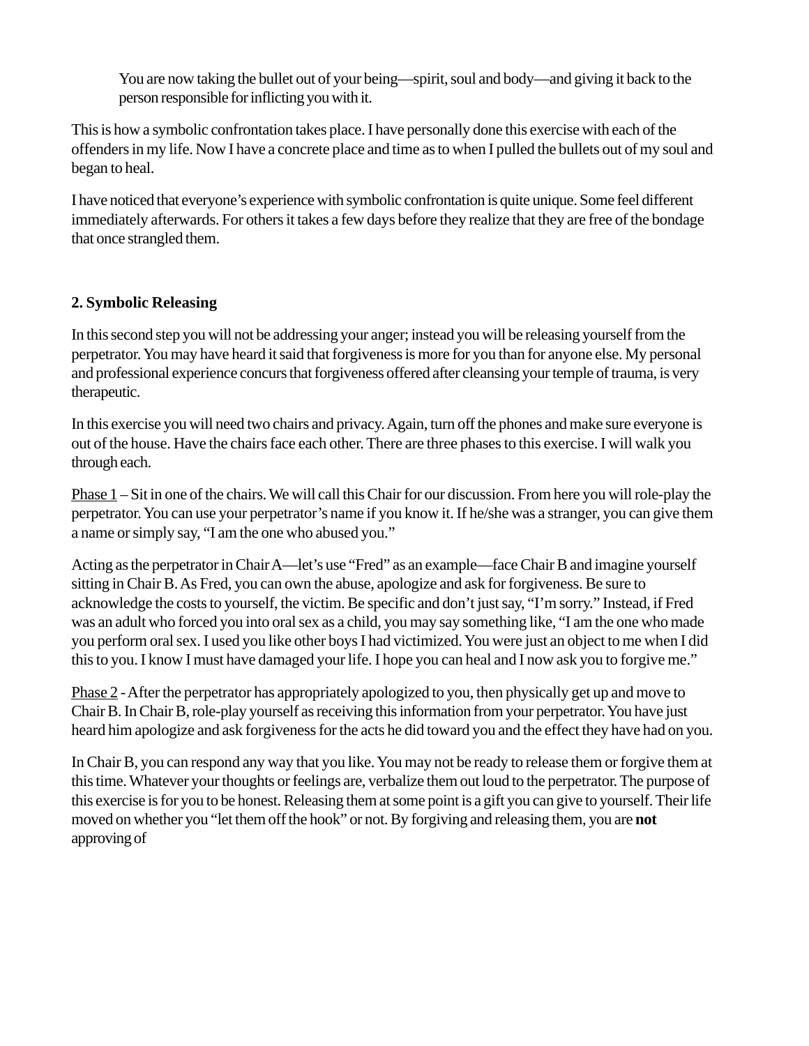> You are now taking the bullet out of your being—spirit, soul and body—and giving it back to the person responsible for inflicting you with it.

This is how a symbolic confrontation takes place. I have personally done this exercise with each of the offenders in my life. Now I have a concrete place and time as to when I pulled the bullets out of my soul and began to heal.

I have noticed that everyone's experience with symbolic confrontation is quite unique. Some feel different immediately afterwards. For others it takes a few days before they realize that they are free of the bondage that once strangled them.

**2. Symbolic Releasing**

In this second step you will not be addressing your anger; instead you will be releasing yourself from the perpetrator. You may have heard it said that forgiveness is more for you than for anyone else. My personal and professional experience concurs that forgiveness offered after cleansing your temple of trauma, is very therapeutic.

In this exercise you will need two chairs and privacy. Again, turn off the phones and make sure everyone is out of the house. Have the chairs face each other. There are three phases to this exercise. I will walk you through each.

<u>Phase 1</u> – Sit in one of the chairs. We will call this Chair for our discussion. From here you will role-play the perpetrator. You can use your perpetrator's name if you know it. If he/she was a stranger, you can give them a name or simply say, "I am the one who abused you."

Acting as the perpetrator in Chair A—let's use "Fred" as an example—face Chair B and imagine yourself sitting in Chair B. As Fred, you can own the abuse, apologize and ask for forgiveness. Be sure to acknowledge the costs to yourself, the victim. Be specific and don't just say, "I'm sorry." Instead, if Fred was an adult who forced you into oral sex as a child, you may say something like, "I am the one who made you perform oral sex. I used you like other boys I had victimized. You were just an object to me when I did this to you. I know I must have damaged your life. I hope you can heal and I now ask you to forgive me."

<u>Phase 2</u> - After the perpetrator has appropriately apologized to you, then physically get up and move to Chair B. In Chair B, role-play yourself as receiving this information from your perpetrator. You have just heard him apologize and ask forgiveness for the acts he did toward you and the effect they have had on you.

In Chair B, you can respond any way that you like. You may not be ready to release them or forgive them at this time. Whatever your thoughts or feelings are, verbalize them out loud to the perpetrator. The purpose of this exercise is for you to be honest. Releasing them at some point is a gift you can give to yourself. Their life moved on whether you "let them off the hook" or not. By forgiving and releasing them, you are **not** approving of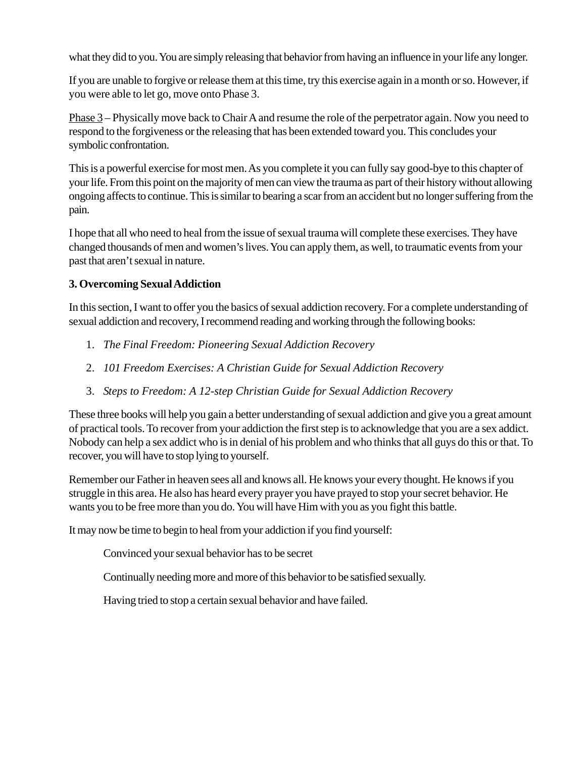what they did to you. You are simply releasing that behavior from having an influence in your life any longer.

If you are unable to forgive or release them at this time, try this exercise again in a month or so. However, if you were able to let go, move onto Phase 3.

<u>Phase 3</u> – Physically move back to Chair A and resume the role of the perpetrator again. Now you need to respond to the forgiveness or the releasing that has been extended toward you. This concludes your symbolic confrontation.

This is a powerful exercise for most men. As you complete it you can fully say good-bye to this chapter of your life. From this point on the majority of men can view the trauma as part of their history without allowing ongoing affects to continue. This is similar to bearing a scar from an accident but no longer suffering from the pain.

I hope that all who need to heal from the issue of sexual trauma will complete these exercises. They have changed thousands of men and women's lives. You can apply them, as well, to traumatic events from your past that aren't sexual in nature.

**3. Overcoming Sexual Addiction**

In this section, I want to offer you the basics of sexual addiction recovery. For a complete understanding of sexual addiction and recovery, I recommend reading and working through the following books:

1. *The Final Freedom: Pioneering Sexual Addiction Recovery*
2. *101 Freedom Exercises: A Christian Guide for Sexual Addiction Recovery*
3. *Steps to Freedom: A 12-step Christian Guide for Sexual Addiction Recovery*

These three books will help you gain a better understanding of sexual addiction and give you a great amount of practical tools. To recover from your addiction the first step is to acknowledge that you are a sex addict. Nobody can help a sex addict who is in denial of his problem and who thinks that all guys do this or that. To recover, you will have to stop lying to yourself.

Remember our Father in heaven sees all and knows all. He knows your every thought. He knows if you struggle in this area. He also has heard every prayer you have prayed to stop your secret behavior. He wants you to be free more than you do. You will have Him with you as you fight this battle.

It may now be time to begin to heal from your addiction if you find yourself:

Convinced your sexual behavior has to be secret

Continually needing more and more of this behavior to be satisfied sexually.

Having tried to stop a certain sexual behavior and have failed.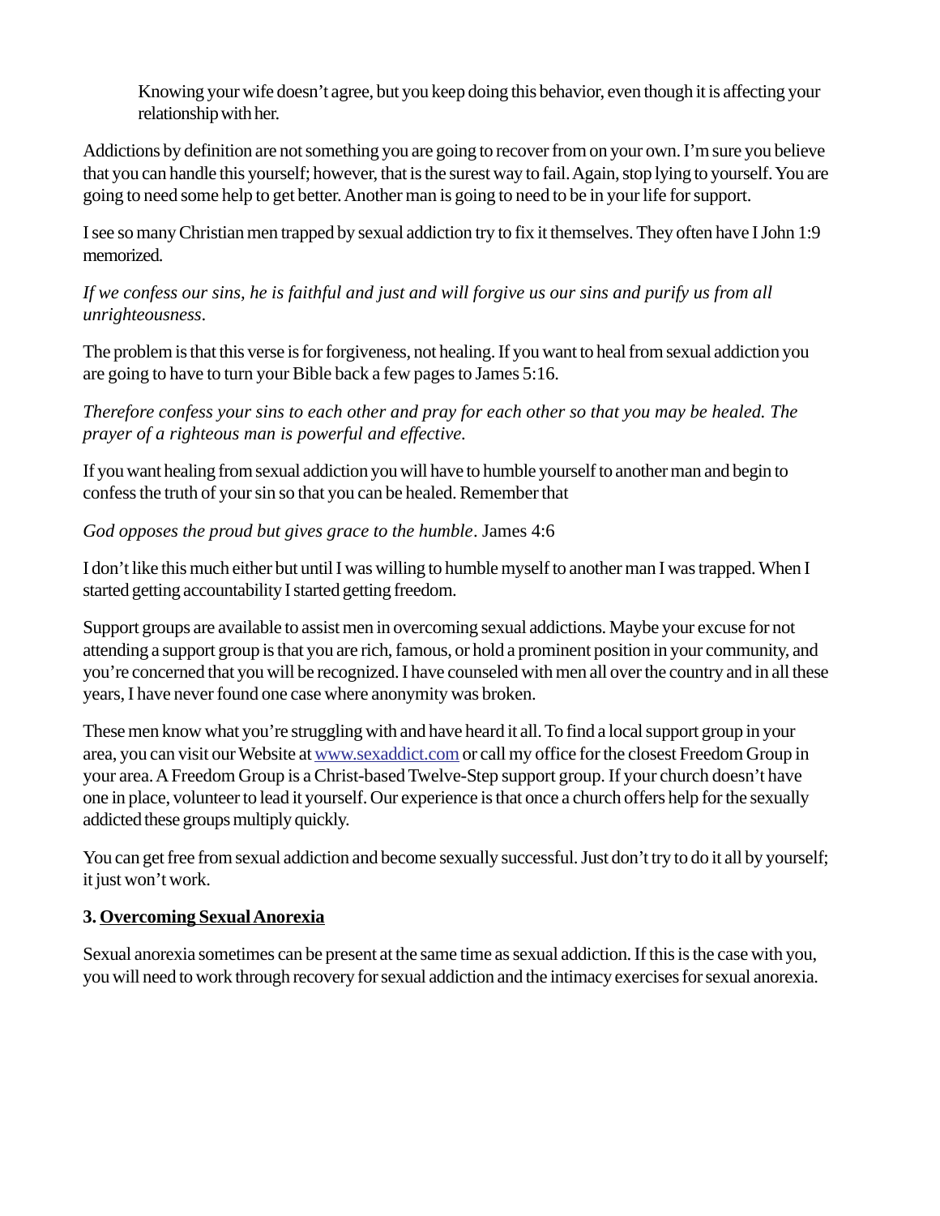Knowing your wife doesn't agree, but you keep doing this behavior, even though it is affecting your relationship with her.

Addictions by definition are not something you are going to recover from on your own. I'm sure you believe that you can handle this yourself; however, that is the surest way to fail. Again, stop lying to yourself. You are going to need some help to get better. Another man is going to need to be in your life for support.

I see so many Christian men trapped by sexual addiction try to fix it themselves. They often have I John 1:9 memorized.

*If we confess our sins, he is faithful and just and will forgive us our sins and purify us from all unrighteousness*.

The problem is that this verse is for forgiveness, not healing. If you want to heal from sexual addiction you are going to have to turn your Bible back a few pages to James 5:16.

*Therefore confess your sins to each other and pray for each other so that you may be healed. The prayer of a righteous man is powerful and effective.*

If you want healing from sexual addiction you will have to humble yourself to another man and begin to confess the truth of your sin so that you can be healed. Remember that

*God opposes the proud but gives grace to the humble*. James 4:6

I don't like this much either but until I was willing to humble myself to another man I was trapped. When I started getting accountability I started getting freedom.

Support groups are available to assist men in overcoming sexual addictions. Maybe your excuse for not attending a support group is that you are rich, famous, or hold a prominent position in your community, and you're concerned that you will be recognized. I have counseled with men all over the country and in all these years, I have never found one case where anonymity was broken.

These men know what you're struggling with and have heard it all. To find a local support group in your area, you can visit our Website at [www.sexaddict.com](http://www.sexaddict.com) or call my office for the closest Freedom Group in your area. A Freedom Group is a Christ-based Twelve-Step support group. If your church doesn't have one in place, volunteer to lead it yourself. Our experience is that once a church offers help for the sexually addicted these groups multiply quickly.

You can get free from sexual addiction and become sexually successful. Just don't try to do it all by yourself; it just won't work.

### 3. <u>Overcoming Sexual Anorexia</u>

Sexual anorexia sometimes can be present at the same time as sexual addiction. If this is the case with you, you will need to work through recovery for sexual addiction and the intimacy exercises for sexual anorexia.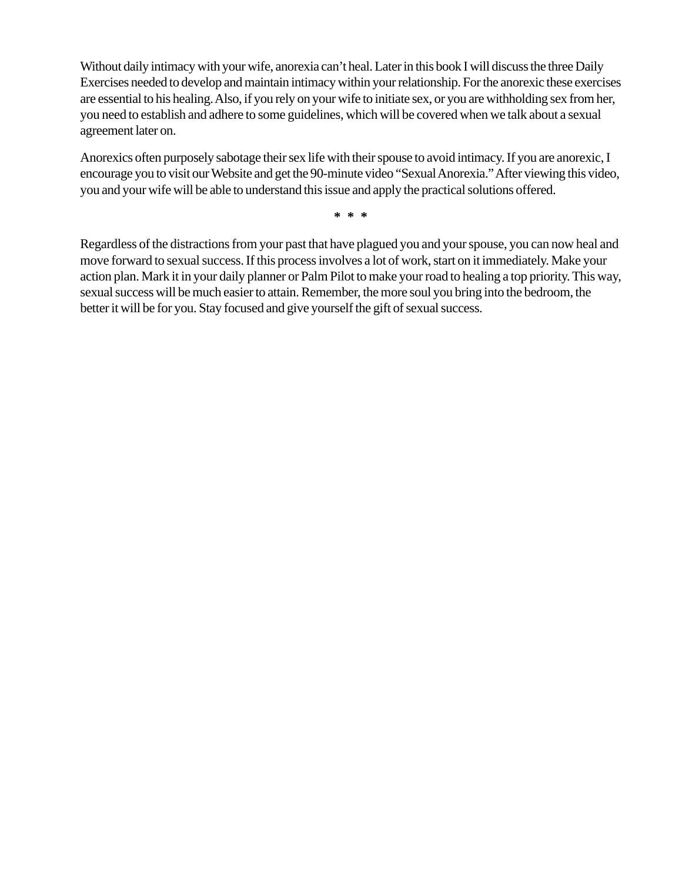Without daily intimacy with your wife, anorexia can't heal. Later in this book I will discuss the three Daily Exercises needed to develop and maintain intimacy within your relationship. For the anorexic these exercises are essential to his healing. Also, if you rely on your wife to initiate sex, or you are withholding sex from her, you need to establish and adhere to some guidelines, which will be covered when we talk about a sexual agreement later on.

Anorexics often purposely sabotage their sex life with their spouse to avoid intimacy. If you are anorexic, I encourage you to visit our Website and get the 90-minute video "Sexual Anorexia." After viewing this video, you and your wife will be able to understand this issue and apply the practical solutions offered.

* * *

Regardless of the distractions from your past that have plagued you and your spouse, you can now heal and move forward to sexual success. If this process involves a lot of work, start on it immediately. Make your action plan. Mark it in your daily planner or Palm Pilot to make your road to healing a top priority. This way, sexual success will be much easier to attain. Remember, the more soul you bring into the bedroom, the better it will be for you. Stay focused and give yourself the gift of sexual success.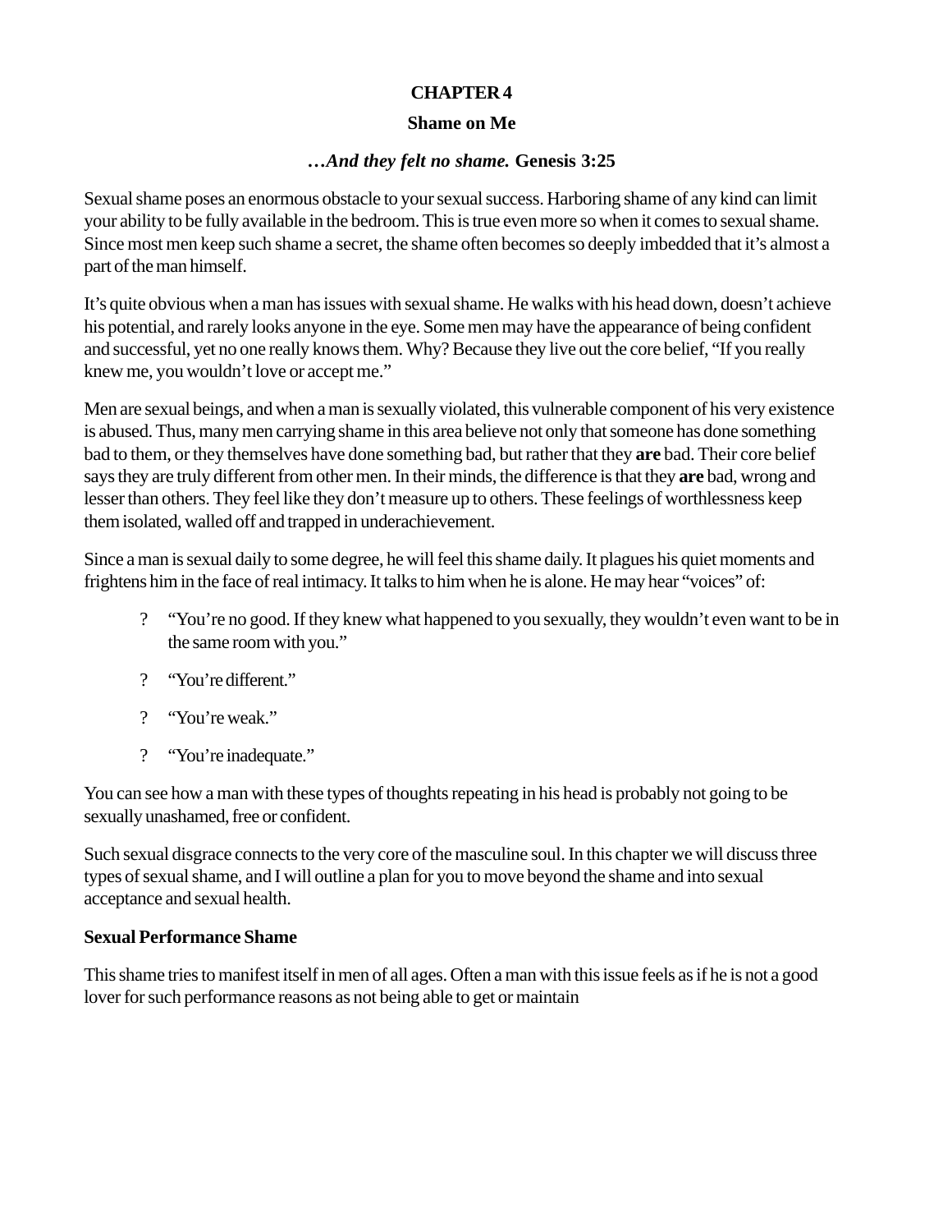# CHAPTER 4

## Shame on Me

***…And they felt no shame.* Genesis 3:25**

Sexual shame poses an enormous obstacle to your sexual success. Harboring shame of any kind can limit your ability to be fully available in the bedroom. This is true even more so when it comes to sexual shame. Since most men keep such shame a secret, the shame often becomes so deeply imbedded that it's almost a part of the man himself.

It's quite obvious when a man has issues with sexual shame. He walks with his head down, doesn't achieve his potential, and rarely looks anyone in the eye. Some men may have the appearance of being confident and successful, yet no one really knows them. Why? Because they live out the core belief, "If you really knew me, you wouldn't love or accept me."

Men are sexual beings, and when a man is sexually violated, this vulnerable component of his very existence is abused. Thus, many men carrying shame in this area believe not only that someone has done something bad to them, or they themselves have done something bad, but rather that they **are** bad. Their core belief says they are truly different from other men. In their minds, the difference is that they **are** bad, wrong and lesser than others. They feel like they don't measure up to others. These feelings of worthlessness keep them isolated, walled off and trapped in underachievement.

Since a man is sexual daily to some degree, he will feel this shame daily. It plagues his quiet moments and frightens him in the face of real intimacy. It talks to him when he is alone. He may hear "voices" of:

- "You're no good. If they knew what happened to you sexually, they wouldn't even want to be in the same room with you."
- "You're different."
- "You're weak."
- "You're inadequate."

You can see how a man with these types of thoughts repeating in his head is probably not going to be sexually unashamed, free or confident.

Such sexual disgrace connects to the very core of the masculine soul. In this chapter we will discuss three types of sexual shame, and I will outline a plan for you to move beyond the shame and into sexual acceptance and sexual health.

### Sexual Performance Shame

This shame tries to manifest itself in men of all ages. Often a man with this issue feels as if he is not a good lover for such performance reasons as not being able to get or maintain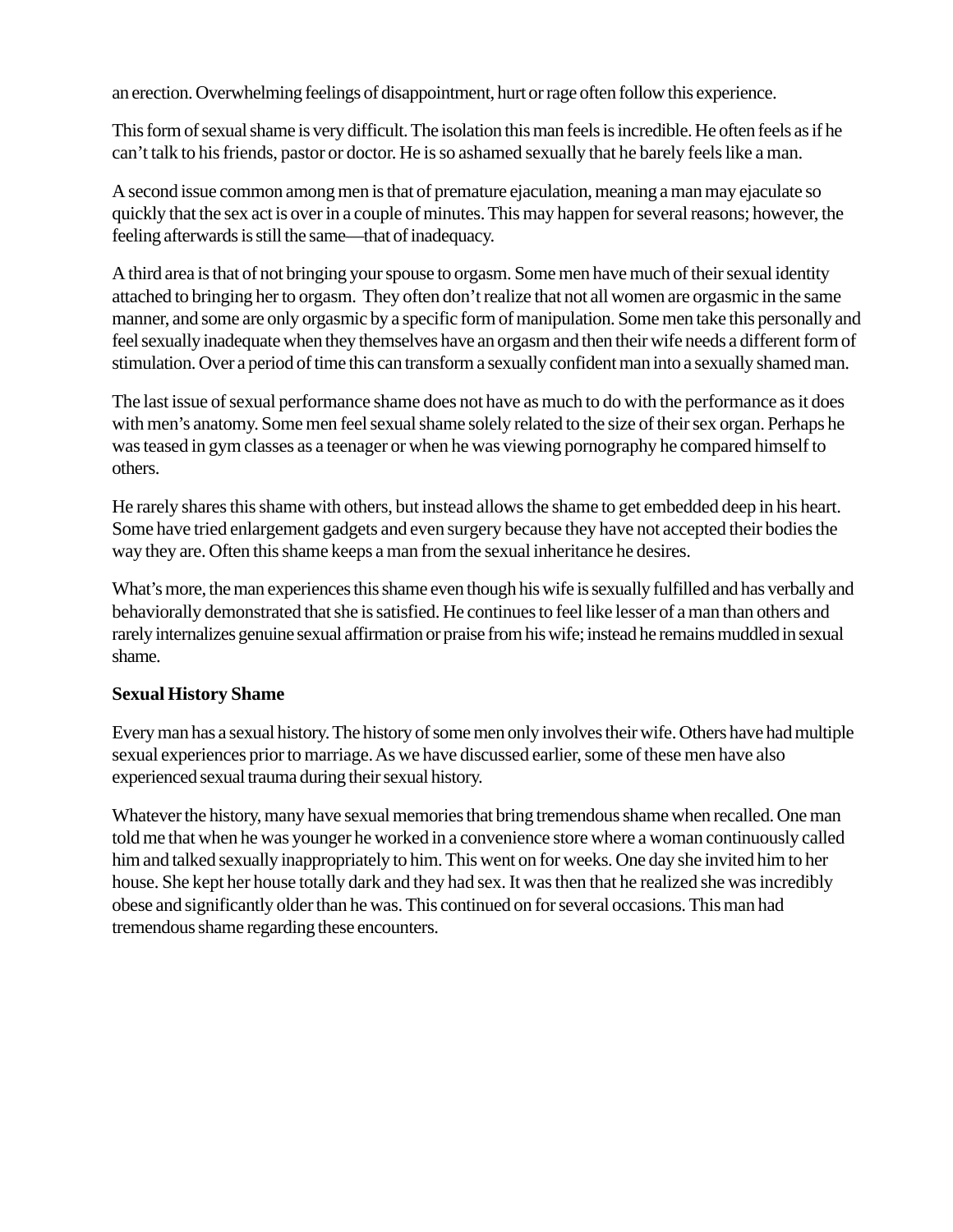an erection. Overwhelming feelings of disappointment, hurt or rage often follow this experience.

This form of sexual shame is very difficult. The isolation this man feels is incredible. He often feels as if he can't talk to his friends, pastor or doctor. He is so ashamed sexually that he barely feels like a man.

A second issue common among men is that of premature ejaculation, meaning a man may ejaculate so quickly that the sex act is over in a couple of minutes. This may happen for several reasons; however, the feeling afterwards is still the same—that of inadequacy.

A third area is that of not bringing your spouse to orgasm. Some men have much of their sexual identity attached to bringing her to orgasm. They often don't realize that not all women are orgasmic in the same manner, and some are only orgasmic by a specific form of manipulation. Some men take this personally and feel sexually inadequate when they themselves have an orgasm and then their wife needs a different form of stimulation. Over a period of time this can transform a sexually confident man into a sexually shamed man.

The last issue of sexual performance shame does not have as much to do with the performance as it does with men's anatomy. Some men feel sexual shame solely related to the size of their sex organ. Perhaps he was teased in gym classes as a teenager or when he was viewing pornography he compared himself to others.

He rarely shares this shame with others, but instead allows the shame to get embedded deep in his heart. Some have tried enlargement gadgets and even surgery because they have not accepted their bodies the way they are. Often this shame keeps a man from the sexual inheritance he desires.

What's more, the man experiences this shame even though his wife is sexually fulfilled and has verbally and behaviorally demonstrated that she is satisfied. He continues to feel like lesser of a man than others and rarely internalizes genuine sexual affirmation or praise from his wife; instead he remains muddled in sexual shame.

**Sexual History Shame**

Every man has a sexual history. The history of some men only involves their wife. Others have had multiple sexual experiences prior to marriage. As we have discussed earlier, some of these men have also experienced sexual trauma during their sexual history.

Whatever the history, many have sexual memories that bring tremendous shame when recalled. One man told me that when he was younger he worked in a convenience store where a woman continuously called him and talked sexually inappropriately to him. This went on for weeks. One day she invited him to her house. She kept her house totally dark and they had sex. It was then that he realized she was incredibly obese and significantly older than he was. This continued on for several occasions. This man had tremendous shame regarding these encounters.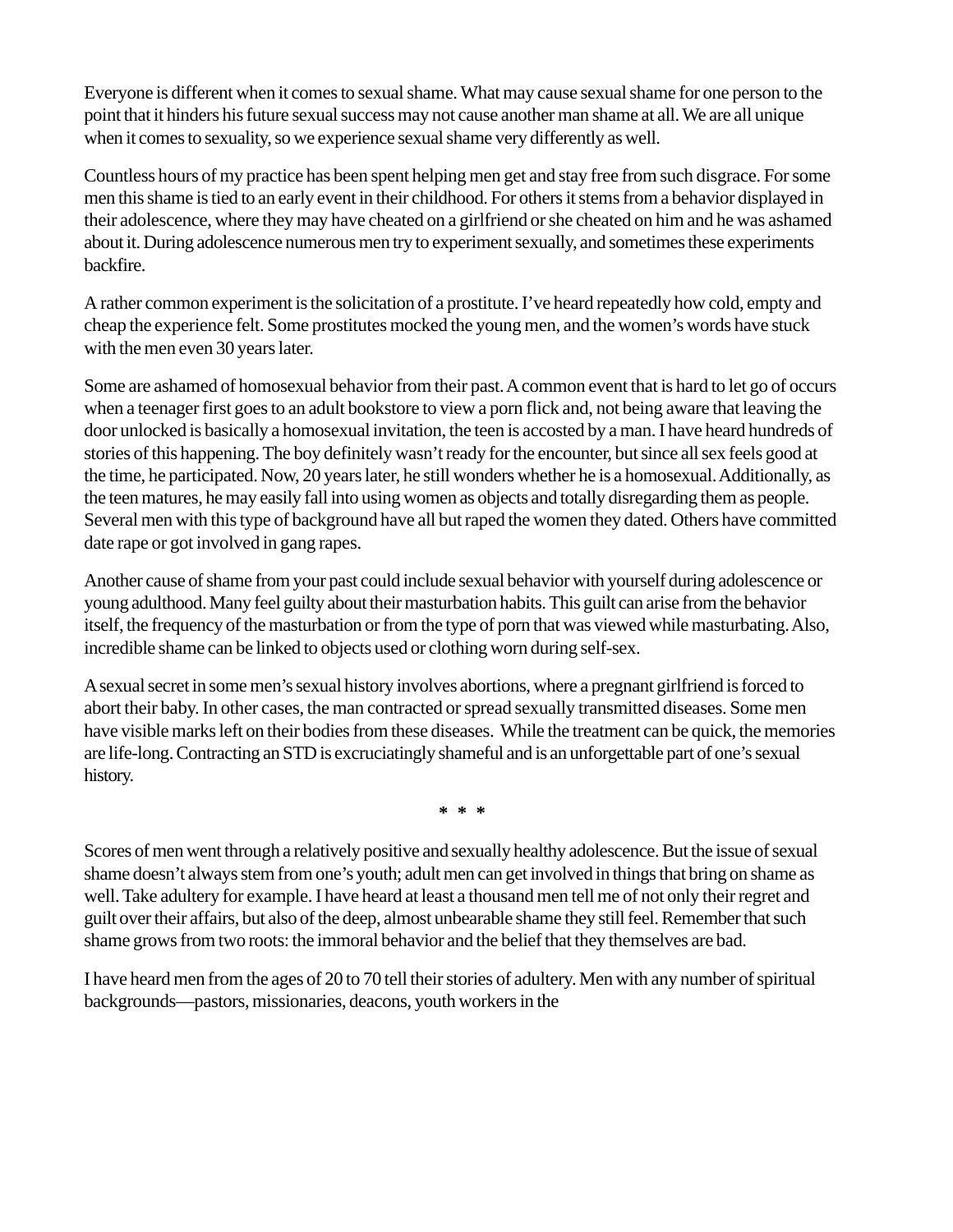Everyone is different when it comes to sexual shame. What may cause sexual shame for one person to the point that it hinders his future sexual success may not cause another man shame at all. We are all unique when it comes to sexuality, so we experience sexual shame very differently as well.

Countless hours of my practice has been spent helping men get and stay free from such disgrace. For some men this shame is tied to an early event in their childhood. For others it stems from a behavior displayed in their adolescence, where they may have cheated on a girlfriend or she cheated on him and he was ashamed about it. During adolescence numerous men try to experiment sexually, and sometimes these experiments backfire.

A rather common experiment is the solicitation of a prostitute. I've heard repeatedly how cold, empty and cheap the experience felt. Some prostitutes mocked the young men, and the women's words have stuck with the men even 30 years later.

Some are ashamed of homosexual behavior from their past. A common event that is hard to let go of occurs when a teenager first goes to an adult bookstore to view a porn flick and, not being aware that leaving the door unlocked is basically a homosexual invitation, the teen is accosted by a man. I have heard hundreds of stories of this happening. The boy definitely wasn't ready for the encounter, but since all sex feels good at the time, he participated. Now, 20 years later, he still wonders whether he is a homosexual. Additionally, as the teen matures, he may easily fall into using women as objects and totally disregarding them as people. Several men with this type of background have all but raped the women they dated. Others have committed date rape or got involved in gang rapes.

Another cause of shame from your past could include sexual behavior with yourself during adolescence or young adulthood. Many feel guilty about their masturbation habits. This guilt can arise from the behavior itself, the frequency of the masturbation or from the type of porn that was viewed while masturbating. Also, incredible shame can be linked to objects used or clothing worn during self-sex.

A sexual secret in some men's sexual history involves abortions, where a pregnant girlfriend is forced to abort their baby. In other cases, the man contracted or spread sexually transmitted diseases. Some men have visible marks left on their bodies from these diseases. While the treatment can be quick, the memories are life-long. Contracting an STD is excruciatingly shameful and is an unforgettable part of one's sexual history.

*\*\*\**

Scores of men went through a relatively positive and sexually healthy adolescence. But the issue of sexual shame doesn't always stem from one's youth; adult men can get involved in things that bring on shame as well. Take adultery for example. I have heard at least a thousand men tell me of not only their regret and guilt over their affairs, but also of the deep, almost unbearable shame they still feel. Remember that such shame grows from two roots: the immoral behavior and the belief that they themselves are bad.

I have heard men from the ages of 20 to 70 tell their stories of adultery. Men with any number of spiritual backgrounds—pastors, missionaries, deacons, youth workers in the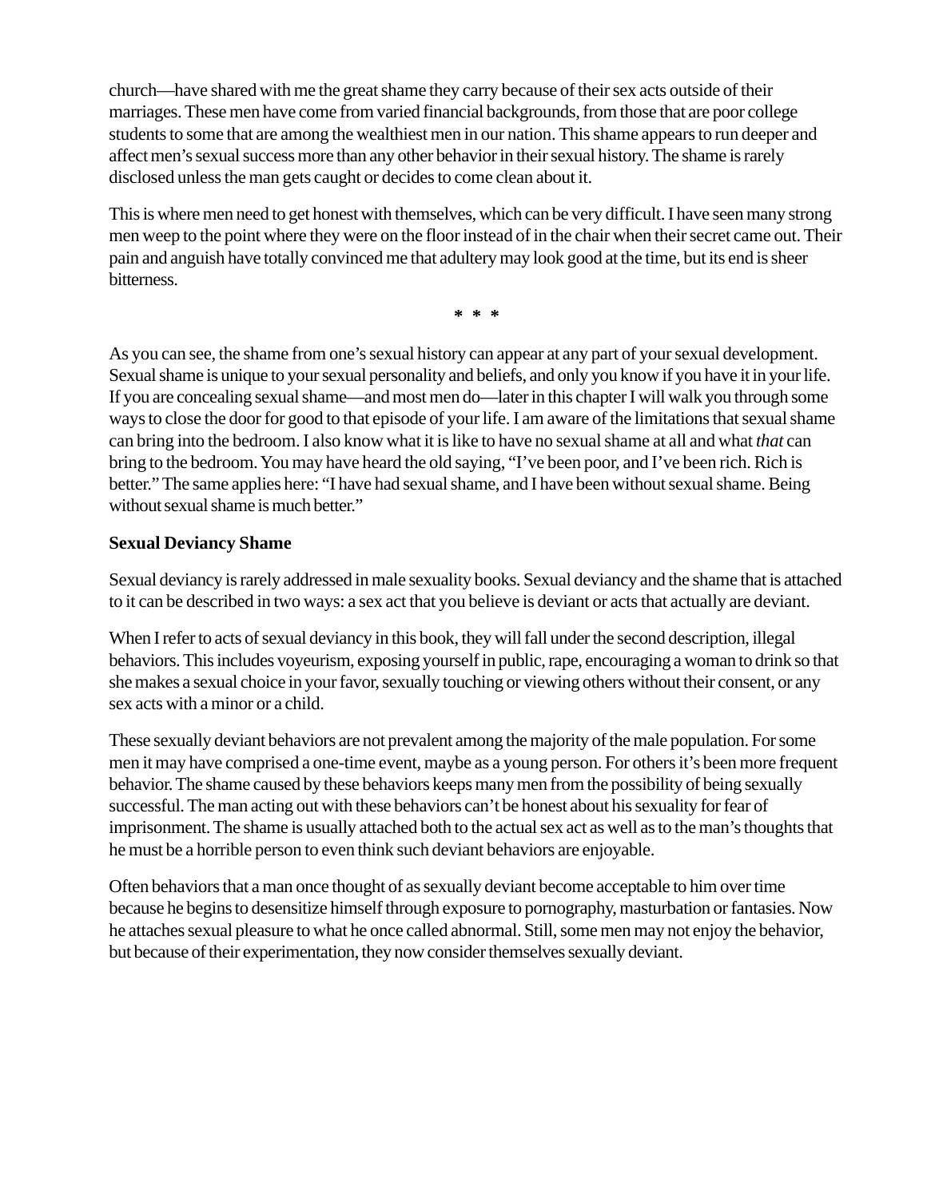church—have shared with me the great shame they carry because of their sex acts outside of their marriages. These men have come from varied financial backgrounds, from those that are poor college students to some that are among the wealthiest men in our nation. This shame appears to run deeper and affect men's sexual success more than any other behavior in their sexual history. The shame is rarely disclosed unless the man gets caught or decides to come clean about it.

This is where men need to get honest with themselves, which can be very difficult. I have seen many strong men weep to the point where they were on the floor instead of in the chair when their secret came out. Their pain and anguish have totally convinced me that adultery may look good at the time, but its end is sheer bitterness.

\* \* \*

As you can see, the shame from one's sexual history can appear at any part of your sexual development. Sexual shame is unique to your sexual personality and beliefs, and only you know if you have it in your life. If you are concealing sexual shame—and most men do—later in this chapter I will walk you through some ways to close the door for good to that episode of your life. I am aware of the limitations that sexual shame can bring into the bedroom. I also know what it is like to have no sexual shame at all and what *that* can bring to the bedroom. You may have heard the old saying, "I've been poor, and I've been rich. Rich is better." The same applies here: "I have had sexual shame, and I have been without sexual shame. Being without sexual shame is much better."

**Sexual Deviancy Shame**

Sexual deviancy is rarely addressed in male sexuality books. Sexual deviancy and the shame that is attached to it can be described in two ways: a sex act that you believe is deviant or acts that actually are deviant.

When I refer to acts of sexual deviancy in this book, they will fall under the second description, illegal behaviors. This includes voyeurism, exposing yourself in public, rape, encouraging a woman to drink so that she makes a sexual choice in your favor, sexually touching or viewing others without their consent, or any sex acts with a minor or a child.

These sexually deviant behaviors are not prevalent among the majority of the male population. For some men it may have comprised a one-time event, maybe as a young person. For others it's been more frequent behavior. The shame caused by these behaviors keeps many men from the possibility of being sexually successful. The man acting out with these behaviors can't be honest about his sexuality for fear of imprisonment. The shame is usually attached both to the actual sex act as well as to the man's thoughts that he must be a horrible person to even think such deviant behaviors are enjoyable.

Often behaviors that a man once thought of as sexually deviant become acceptable to him over time because he begins to desensitize himself through exposure to pornography, masturbation or fantasies. Now he attaches sexual pleasure to what he once called abnormal. Still, some men may not enjoy the behavior, but because of their experimentation, they now consider themselves sexually deviant.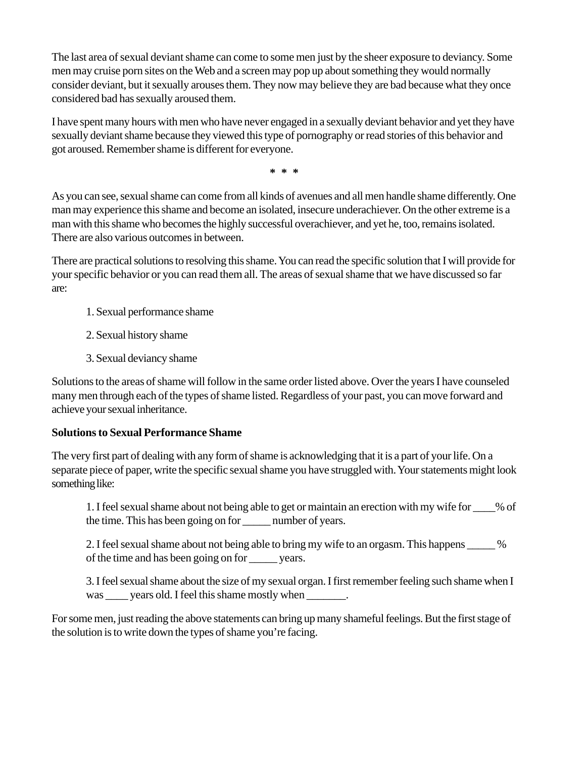The last area of sexual deviant shame can come to some men just by the sheer exposure to deviancy. Some men may cruise porn sites on the Web and a screen may pop up about something they would normally consider deviant, but it sexually arouses them. They now may believe they are bad because what they once considered bad has sexually aroused them.

I have spent many hours with men who have never engaged in a sexually deviant behavior and yet they have sexually deviant shame because they viewed this type of pornography or read stories of this behavior and got aroused. Remember shame is different for everyone.

\* \* \*

As you can see, sexual shame can come from all kinds of avenues and all men handle shame differently. One man may experience this shame and become an isolated, insecure underachiever. On the other extreme is a man with this shame who becomes the highly successful overachiever, and yet he, too, remains isolated. There are also various outcomes in between.

There are practical solutions to resolving this shame. You can read the specific solution that I will provide for your specific behavior or you can read them all. The areas of sexual shame that we have discussed so far are:

1. Sexual performance shame
2. Sexual history shame
3. Sexual deviancy shame

Solutions to the areas of shame will follow in the same order listed above. Over the years I have counseled many men through each of the types of shame listed. Regardless of your past, you can move forward and achieve your sexual inheritance.

**Solutions to Sexual Performance Shame**

The very first part of dealing with any form of shame is acknowledging that it is a part of your life. On a separate piece of paper, write the specific sexual shame you have struggled with. Your statements might look something like:

> 1. I feel sexual shame about not being able to get or maintain an erection with my wife for ____% of the time. This has been going on for _____ number of years.
>
> 2. I feel sexual shame about not being able to bring my wife to an orgasm. This happens _____ % of the time and has been going on for _____ years.
>
> 3. I feel sexual shame about the size of my sexual organ. I first remember feeling such shame when I was ____ years old. I feel this shame mostly when _______.

For some men, just reading the above statements can bring up many shameful feelings. But the first stage of the solution is to write down the types of shame you're facing.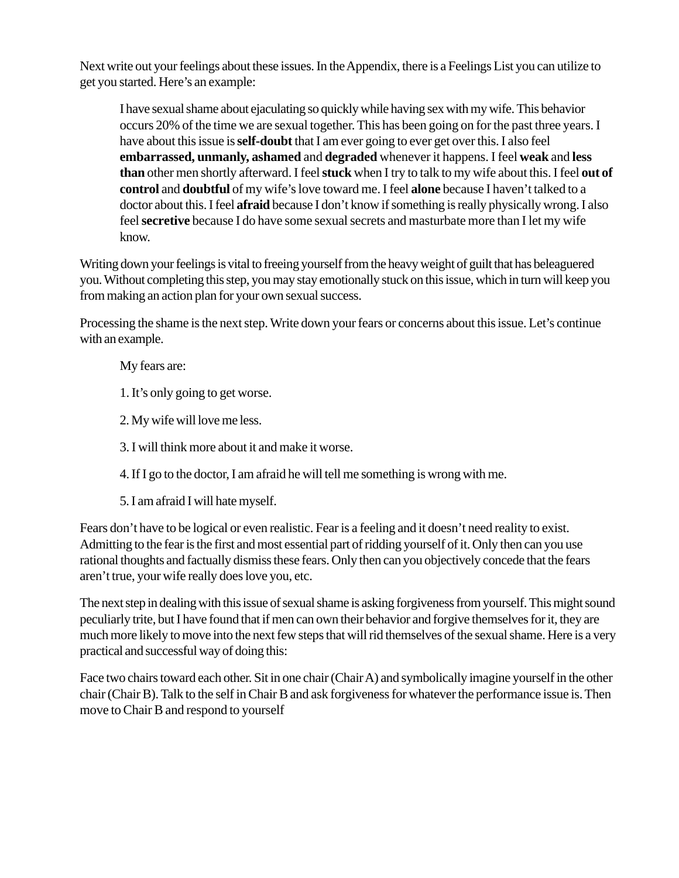Next write out your feelings about these issues. In the Appendix, there is a Feelings List you can utilize to get you started. Here's an example:

> I have sexual shame about ejaculating so quickly while having sex with my wife. This behavior occurs 20% of the time we are sexual together. This has been going on for the past three years. I have about this issue is **self-doubt** that I am ever going to ever get over this. I also feel **embarrassed, unmanly, ashamed** and **degraded** whenever it happens. I feel **weak** and **less than** other men shortly afterward. I feel **stuck** when I try to talk to my wife about this. I feel **out of control** and **doubtful** of my wife's love toward me. I feel **alone** because I haven't talked to a doctor about this. I feel **afraid** because I don't know if something is really physically wrong. I also feel **secretive** because I do have some sexual secrets and masturbate more than I let my wife know.

Writing down your feelings is vital to freeing yourself from the heavy weight of guilt that has beleaguered you. Without completing this step, you may stay emotionally stuck on this issue, which in turn will keep you from making an action plan for your own sexual success.

Processing the shame is the next step. Write down your fears or concerns about this issue. Let's continue with an example.

> My fears are:
>
> 1. It's only going to get worse.
>
> 2. My wife will love me less.
>
> 3. I will think more about it and make it worse.
>
> 4. If I go to the doctor, I am afraid he will tell me something is wrong with me.
>
> 5. I am afraid I will hate myself.

Fears don't have to be logical or even realistic. Fear is a feeling and it doesn't need reality to exist. Admitting to the fear is the first and most essential part of ridding yourself of it. Only then can you use rational thoughts and factually dismiss these fears. Only then can you objectively concede that the fears aren't true, your wife really does love you, etc.

The next step in dealing with this issue of sexual shame is asking forgiveness from yourself. This might sound peculiarly trite, but I have found that if men can own their behavior and forgive themselves for it, they are much more likely to move into the next few steps that will rid themselves of the sexual shame. Here is a very practical and successful way of doing this:

Face two chairs toward each other. Sit in one chair (Chair A) and symbolically imagine yourself in the other chair (Chair B). Talk to the self in Chair B and ask forgiveness for whatever the performance issue is. Then move to Chair B and respond to yourself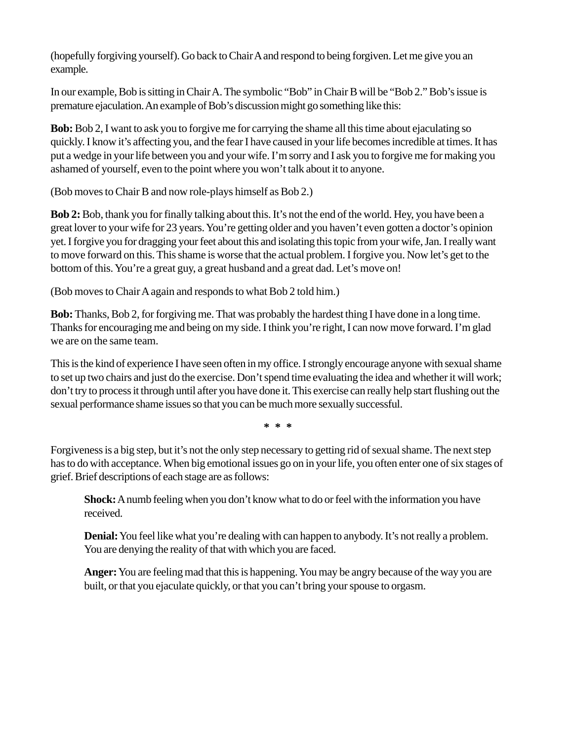(hopefully forgiving yourself). Go back to Chair A and respond to being forgiven. Let me give you an example.

In our example, Bob is sitting in Chair A. The symbolic "Bob" in Chair B will be "Bob 2." Bob's issue is premature ejaculation. An example of Bob's discussion might go something like this:

**Bob:** Bob 2, I want to ask you to forgive me for carrying the shame all this time about ejaculating so quickly. I know it's affecting you, and the fear I have caused in your life becomes incredible at times. It has put a wedge in your life between you and your wife. I'm sorry and I ask you to forgive me for making you ashamed of yourself, even to the point where you won't talk about it to anyone.

(Bob moves to Chair B and now role-plays himself as Bob 2.)

**Bob 2:** Bob, thank you for finally talking about this. It's not the end of the world. Hey, you have been a great lover to your wife for 23 years. You're getting older and you haven't even gotten a doctor's opinion yet. I forgive you for dragging your feet about this and isolating this topic from your wife, Jan. I really want to move forward on this. This shame is worse that the actual problem. I forgive you. Now let's get to the bottom of this. You're a great guy, a great husband and a great dad. Let's move on!

(Bob moves to Chair A again and responds to what Bob 2 told him.)

**Bob:** Thanks, Bob 2, for forgiving me. That was probably the hardest thing I have done in a long time. Thanks for encouraging me and being on my side. I think you're right, I can now move forward. I'm glad we are on the same team.

This is the kind of experience I have seen often in my office. I strongly encourage anyone with sexual shame to set up two chairs and just do the exercise. Don't spend time evaluating the idea and whether it will work; don't try to process it through until after you have done it. This exercise can really help start flushing out the sexual performance shame issues so that you can be much more sexually successful.

\* \* \*

Forgiveness is a big step, but it's not the only step necessary to getting rid of sexual shame. The next step has to do with acceptance. When big emotional issues go on in your life, you often enter one of six stages of grief. Brief descriptions of each stage are as follows:

> **Shock:** A numb feeling when you don't know what to do or feel with the information you have received.
>
> **Denial:** You feel like what you're dealing with can happen to anybody. It's not really a problem. You are denying the reality of that with which you are faced.
>
> **Anger:** You are feeling mad that this is happening. You may be angry because of the way you are built, or that you ejaculate quickly, or that you can't bring your spouse to orgasm.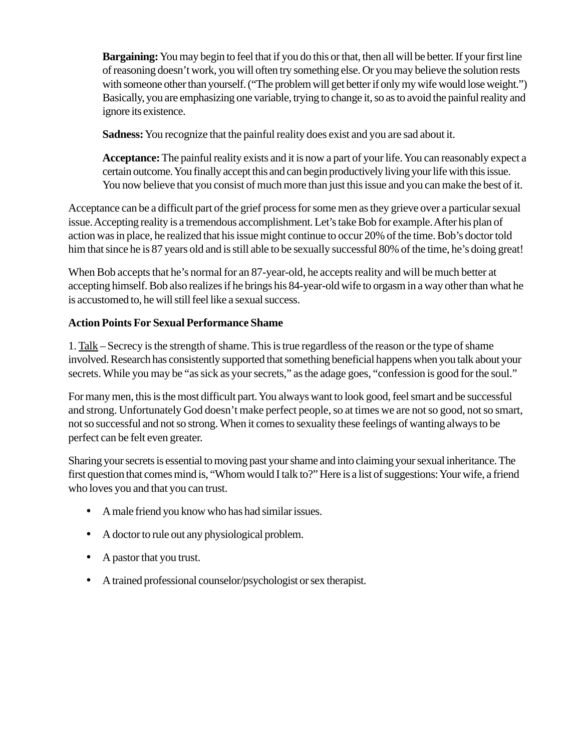**Bargaining:** You may begin to feel that if you do this or that, then all will be better. If your first line of reasoning doesn't work, you will often try something else. Or you may believe the solution rests with someone other than yourself. ("The problem will get better if only my wife would lose weight.") Basically, you are emphasizing one variable, trying to change it, so as to avoid the painful reality and ignore its existence.

**Sadness:** You recognize that the painful reality does exist and you are sad about it.

**Acceptance:** The painful reality exists and it is now a part of your life. You can reasonably expect a certain outcome. You finally accept this and can begin productively living your life with this issue. You now believe that you consist of much more than just this issue and you can make the best of it.

Acceptance can be a difficult part of the grief process for some men as they grieve over a particular sexual issue. Accepting reality is a tremendous accomplishment. Let's take Bob for example. After his plan of action was in place, he realized that his issue might continue to occur 20% of the time. Bob's doctor told him that since he is 87 years old and is still able to be sexually successful 80% of the time, he's doing great!

When Bob accepts that he's normal for an 87-year-old, he accepts reality and will be much better at accepting himself. Bob also realizes if he brings his 84-year-old wife to orgasm in a way other than what he is accustomed to, he will still feel like a sexual success.

**Action Points For Sexual Performance Shame**

1. Talk – Secrecy is the strength of shame. This is true regardless of the reason or the type of shame involved. Research has consistently supported that something beneficial happens when you talk about your secrets. While you may be "as sick as your secrets," as the adage goes, "confession is good for the soul."

For many men, this is the most difficult part. You always want to look good, feel smart and be successful and strong. Unfortunately God doesn't make perfect people, so at times we are not so good, not so smart, not so successful and not so strong. When it comes to sexuality these feelings of wanting always to be perfect can be felt even greater.

Sharing your secrets is essential to moving past your shame and into claiming your sexual inheritance. The first question that comes mind is, "Whom would I talk to?" Here is a list of suggestions: Your wife, a friend who loves you and that you can trust.

- A male friend you know who has had similar issues.
- A doctor to rule out any physiological problem.
- A pastor that you trust.
- A trained professional counselor/psychologist or sex therapist.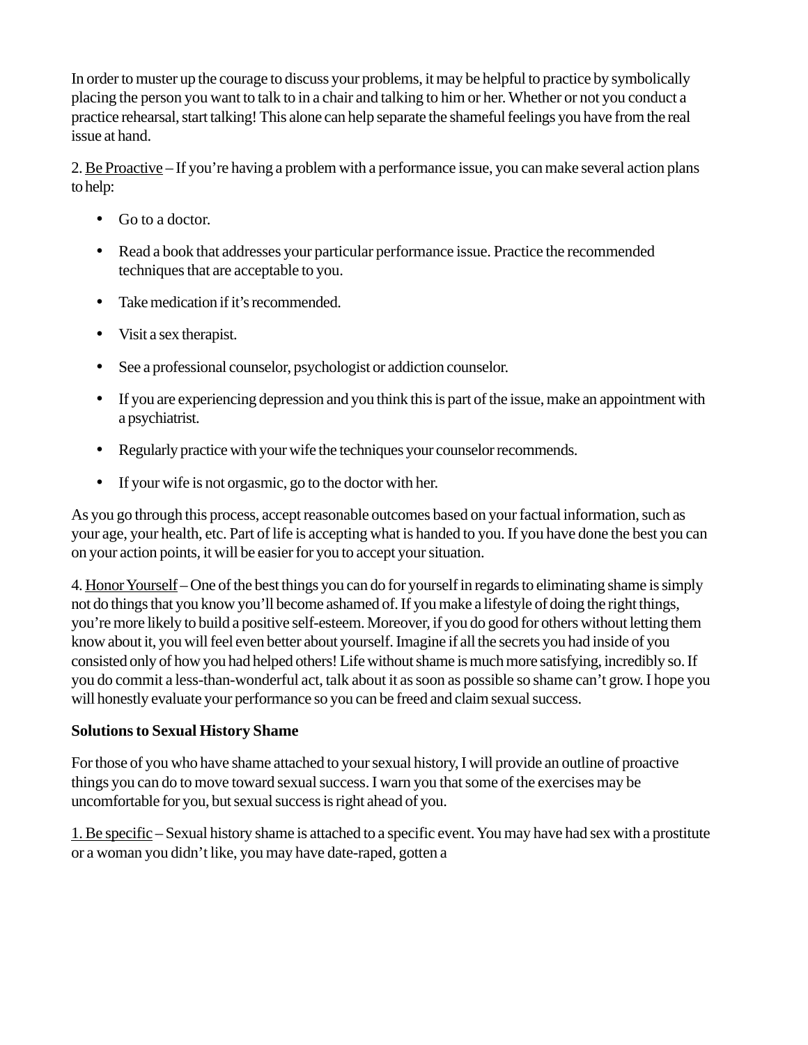In order to muster up the courage to discuss your problems, it may be helpful to practice by symbolically placing the person you want to talk to in a chair and talking to him or her. Whether or not you conduct a practice rehearsal, start talking! This alone can help separate the shameful feelings you have from the real issue at hand.

2. <u>Be Proactive</u> – If you're having a problem with a performance issue, you can make several action plans to help:

- Go to a doctor.
- Read a book that addresses your particular performance issue. Practice the recommended techniques that are acceptable to you.
- Take medication if it's recommended.
- Visit a sex therapist.
- See a professional counselor, psychologist or addiction counselor.
- If you are experiencing depression and you think this is part of the issue, make an appointment with a psychiatrist.
- Regularly practice with your wife the techniques your counselor recommends.
- If your wife is not orgasmic, go to the doctor with her.

As you go through this process, accept reasonable outcomes based on your factual information, such as your age, your health, etc. Part of life is accepting what is handed to you. If you have done the best you can on your action points, it will be easier for you to accept your situation.

4. <u>Honor Yourself</u> – One of the best things you can do for yourself in regards to eliminating shame is simply not do things that you know you'll become ashamed of. If you make a lifestyle of doing the right things, you're more likely to build a positive self-esteem. Moreover, if you do good for others without letting them know about it, you will feel even better about yourself. Imagine if all the secrets you had inside of you consisted only of how you had helped others! Life without shame is much more satisfying, incredibly so. If you do commit a less-than-wonderful act, talk about it as soon as possible so shame can't grow. I hope you will honestly evaluate your performance so you can be freed and claim sexual success.

**Solutions to Sexual History Shame**

For those of you who have shame attached to your sexual history, I will provide an outline of proactive things you can do to move toward sexual success. I warn you that some of the exercises may be uncomfortable for you, but sexual success is right ahead of you.

1. <u>Be specific</u> – Sexual history shame is attached to a specific event. You may have had sex with a prostitute or a woman you didn't like, you may have date-raped, gotten a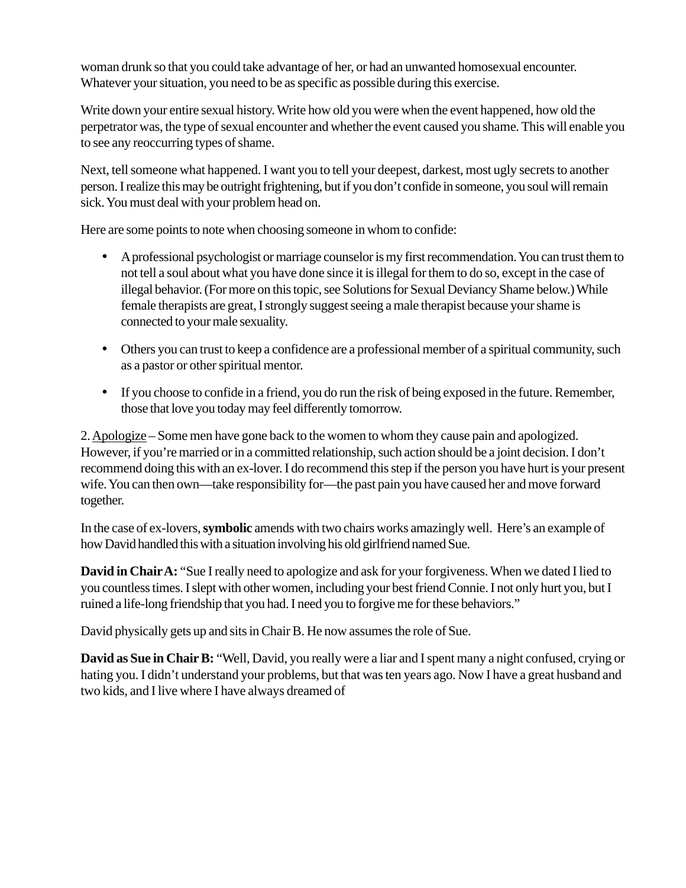woman drunk so that you could take advantage of her, or had an unwanted homosexual encounter. Whatever your situation, you need to be as specific as possible during this exercise.

Write down your entire sexual history. Write how old you were when the event happened, how old the perpetrator was, the type of sexual encounter and whether the event caused you shame. This will enable you to see any reoccurring types of shame.

Next, tell someone what happened. I want you to tell your deepest, darkest, most ugly secrets to another person. I realize this may be outright frightening, but if you don't confide in someone, you soul will remain sick. You must deal with your problem head on.

Here are some points to note when choosing someone in whom to confide:

- A professional psychologist or marriage counselor is my first recommendation. You can trust them to not tell a soul about what you have done since it is illegal for them to do so, except in the case of illegal behavior. (For more on this topic, see Solutions for Sexual Deviancy Shame below.) While female therapists are great, I strongly suggest seeing a male therapist because your shame is connected to your male sexuality.
- Others you can trust to keep a confidence are a professional member of a spiritual community, such as a pastor or other spiritual mentor.
- If you choose to confide in a friend, you do run the risk of being exposed in the future. Remember, those that love you today may feel differently tomorrow.

2. <u>Apologize</u> – Some men have gone back to the women to whom they cause pain and apologized. However, if you're married or in a committed relationship, such action should be a joint decision. I don't recommend doing this with an ex-lover. I do recommend this step if the person you have hurt is your present wife. You can then own—take responsibility for—the past pain you have caused her and move forward together.

In the case of ex-lovers, **symbolic** amends with two chairs works amazingly well. Here's an example of how David handled this with a situation involving his old girlfriend named Sue.

**David in Chair A:** "Sue I really need to apologize and ask for your forgiveness. When we dated I lied to you countless times. I slept with other women, including your best friend Connie. I not only hurt you, but I ruined a life-long friendship that you had. I need you to forgive me for these behaviors."

David physically gets up and sits in Chair B. He now assumes the role of Sue.

**David as Sue in Chair B:** "Well, David, you really were a liar and I spent many a night confused, crying or hating you. I didn't understand your problems, but that was ten years ago. Now I have a great husband and two kids, and I live where I have always dreamed of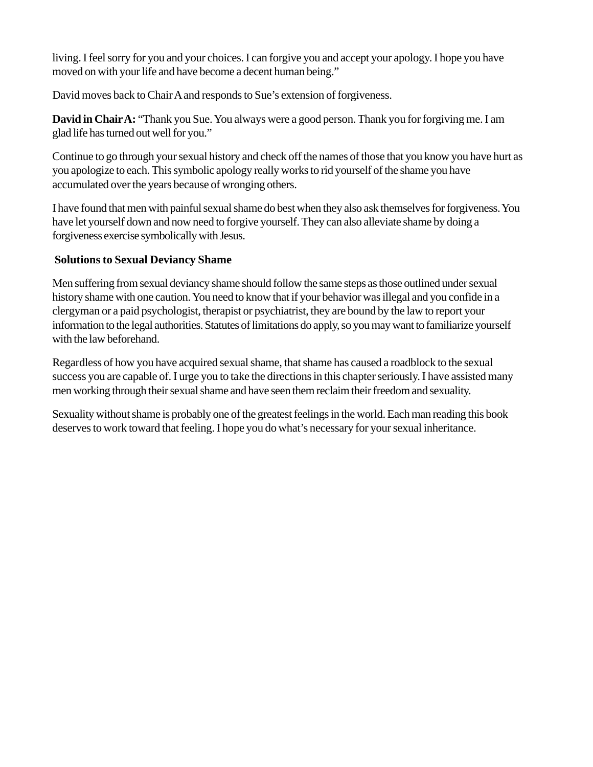living. I feel sorry for you and your choices. I can forgive you and accept your apology. I hope you have moved on with your life and have become a decent human being."

David moves back to Chair A and responds to Sue's extension of forgiveness.

**David in Chair A:** "Thank you Sue. You always were a good person. Thank you for forgiving me. I am glad life has turned out well for you."

Continue to go through your sexual history and check off the names of those that you know you have hurt as you apologize to each. This symbolic apology really works to rid yourself of the shame you have accumulated over the years because of wronging others.

I have found that men with painful sexual shame do best when they also ask themselves for forgiveness. You have let yourself down and now need to forgive yourself. They can also alleviate shame by doing a forgiveness exercise symbolically with Jesus.

**Solutions to Sexual Deviancy Shame**

Men suffering from sexual deviancy shame should follow the same steps as those outlined under sexual history shame with one caution. You need to know that if your behavior was illegal and you confide in a clergyman or a paid psychologist, therapist or psychiatrist, they are bound by the law to report your information to the legal authorities. Statutes of limitations do apply, so you may want to familiarize yourself with the law beforehand.

Regardless of how you have acquired sexual shame, that shame has caused a roadblock to the sexual success you are capable of. I urge you to take the directions in this chapter seriously. I have assisted many men working through their sexual shame and have seen them reclaim their freedom and sexuality.

Sexuality without shame is probably one of the greatest feelings in the world. Each man reading this book deserves to work toward that feeling. I hope you do what's necessary for your sexual inheritance.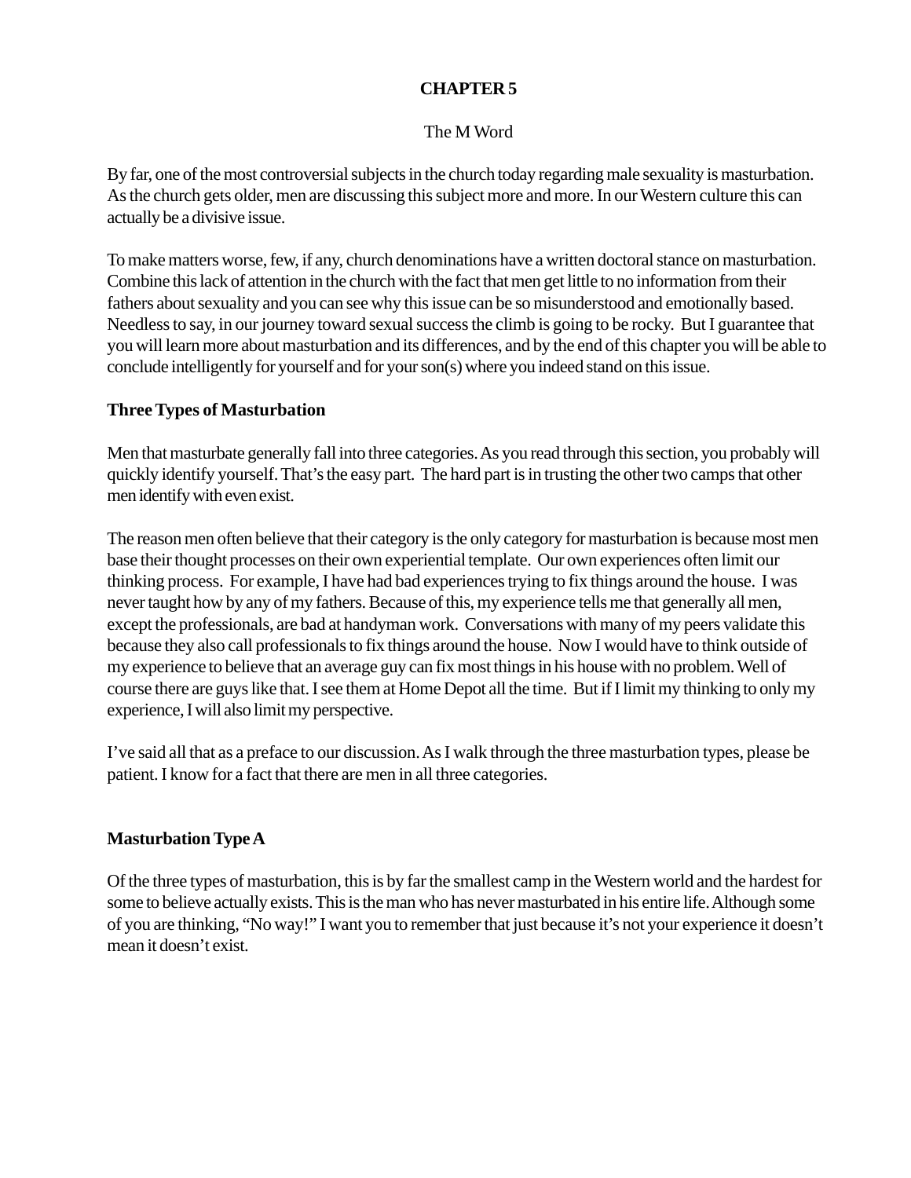# CHAPTER 5

The M Word

By far, one of the most controversial subjects in the church today regarding male sexuality is masturbation. As the church gets older, men are discussing this subject more and more. In our Western culture this can actually be a divisive issue.

To make matters worse, few, if any, church denominations have a written doctoral stance on masturbation. Combine this lack of attention in the church with the fact that men get little to no information from their fathers about sexuality and you can see why this issue can be so misunderstood and emotionally based. Needless to say, in our journey toward sexual success the climb is going to be rocky. But I guarantee that you will learn more about masturbation and its differences, and by the end of this chapter you will be able to conclude intelligently for yourself and for your son(s) where you indeed stand on this issue.

## Three Types of Masturbation

Men that masturbate generally fall into three categories. As you read through this section, you probably will quickly identify yourself. That's the easy part. The hard part is in trusting the other two camps that other men identify with even exist.

The reason men often believe that their category is the only category for masturbation is because most men base their thought processes on their own experiential template. Our own experiences often limit our thinking process. For example, I have had bad experiences trying to fix things around the house. I was never taught how by any of my fathers. Because of this, my experience tells me that generally all men, except the professionals, are bad at handyman work. Conversations with many of my peers validate this because they also call professionals to fix things around the house. Now I would have to think outside of my experience to believe that an average guy can fix most things in his house with no problem. Well of course there are guys like that. I see them at Home Depot all the time. But if I limit my thinking to only my experience, I will also limit my perspective.

I've said all that as a preface to our discussion. As I walk through the three masturbation types, please be patient. I know for a fact that there are men in all three categories.

## Masturbation Type A

Of the three types of masturbation, this is by far the smallest camp in the Western world and the hardest for some to believe actually exists. This is the man who has never masturbated in his entire life. Although some of you are thinking, "No way!" I want you to remember that just because it's not your experience it doesn't mean it doesn't exist.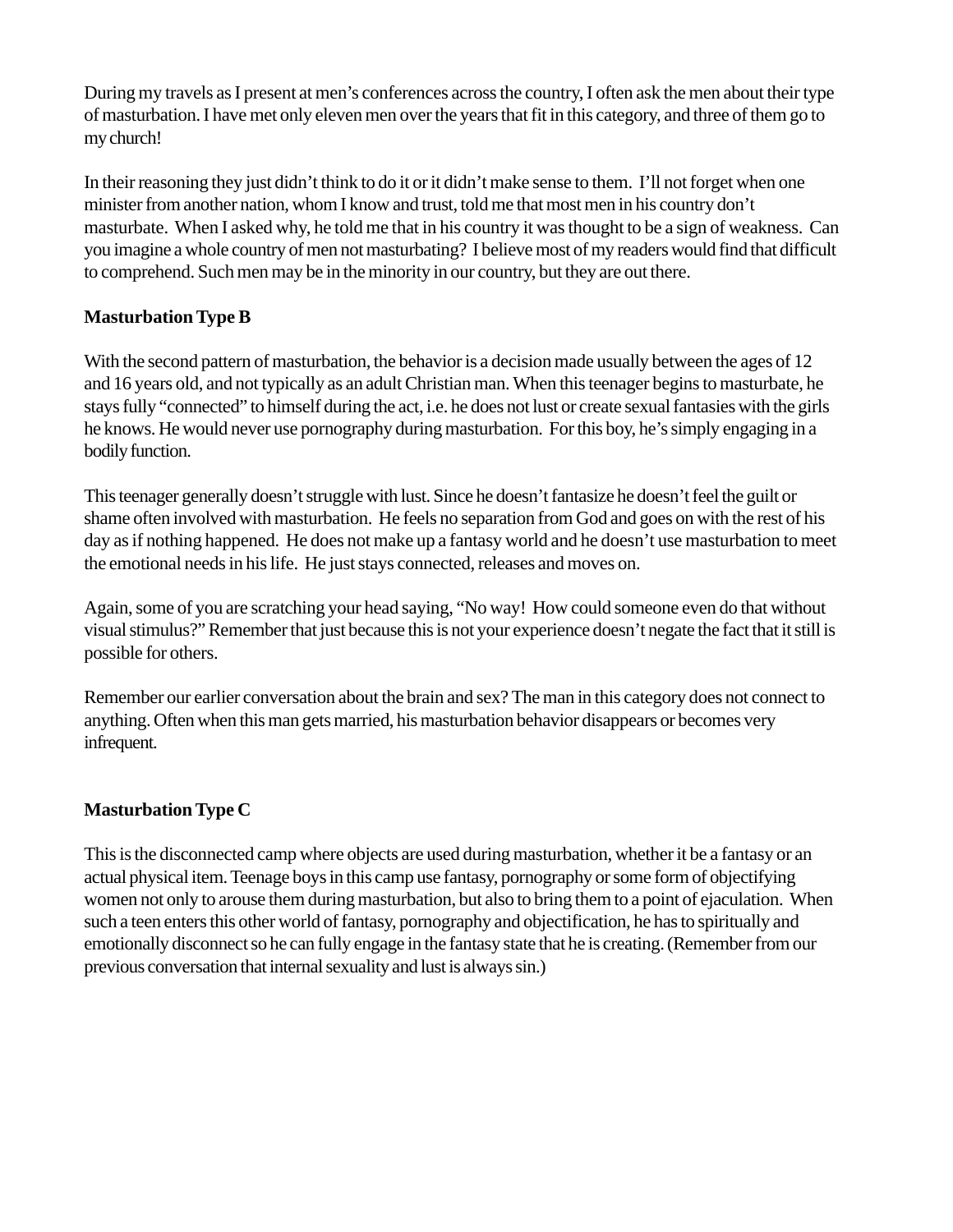During my travels as I present at men's conferences across the country, I often ask the men about their type of masturbation. I have met only eleven men over the years that fit in this category, and three of them go to my church!

In their reasoning they just didn't think to do it or it didn't make sense to them. I'll not forget when one minister from another nation, whom I know and trust, told me that most men in his country don't masturbate. When I asked why, he told me that in his country it was thought to be a sign of weakness. Can you imagine a whole country of men not masturbating? I believe most of my readers would find that difficult to comprehend. Such men may be in the minority in our country, but they are out there.

**Masturbation Type B**

With the second pattern of masturbation, the behavior is a decision made usually between the ages of 12 and 16 years old, and not typically as an adult Christian man. When this teenager begins to masturbate, he stays fully "connected" to himself during the act, i.e. he does not lust or create sexual fantasies with the girls he knows. He would never use pornography during masturbation. For this boy, he's simply engaging in a bodily function.

This teenager generally doesn't struggle with lust. Since he doesn't fantasize he doesn't feel the guilt or shame often involved with masturbation. He feels no separation from God and goes on with the rest of his day as if nothing happened. He does not make up a fantasy world and he doesn't use masturbation to meet the emotional needs in his life. He just stays connected, releases and moves on.

Again, some of you are scratching your head saying, "No way! How could someone even do that without visual stimulus?" Remember that just because this is not your experience doesn't negate the fact that it still is possible for others.

Remember our earlier conversation about the brain and sex? The man in this category does not connect to anything. Often when this man gets married, his masturbation behavior disappears or becomes very infrequent.

**Masturbation Type C**

This is the disconnected camp where objects are used during masturbation, whether it be a fantasy or an actual physical item. Teenage boys in this camp use fantasy, pornography or some form of objectifying women not only to arouse them during masturbation, but also to bring them to a point of ejaculation. When such a teen enters this other world of fantasy, pornography and objectification, he has to spiritually and emotionally disconnect so he can fully engage in the fantasy state that he is creating. (Remember from our previous conversation that internal sexuality and lust is always sin.)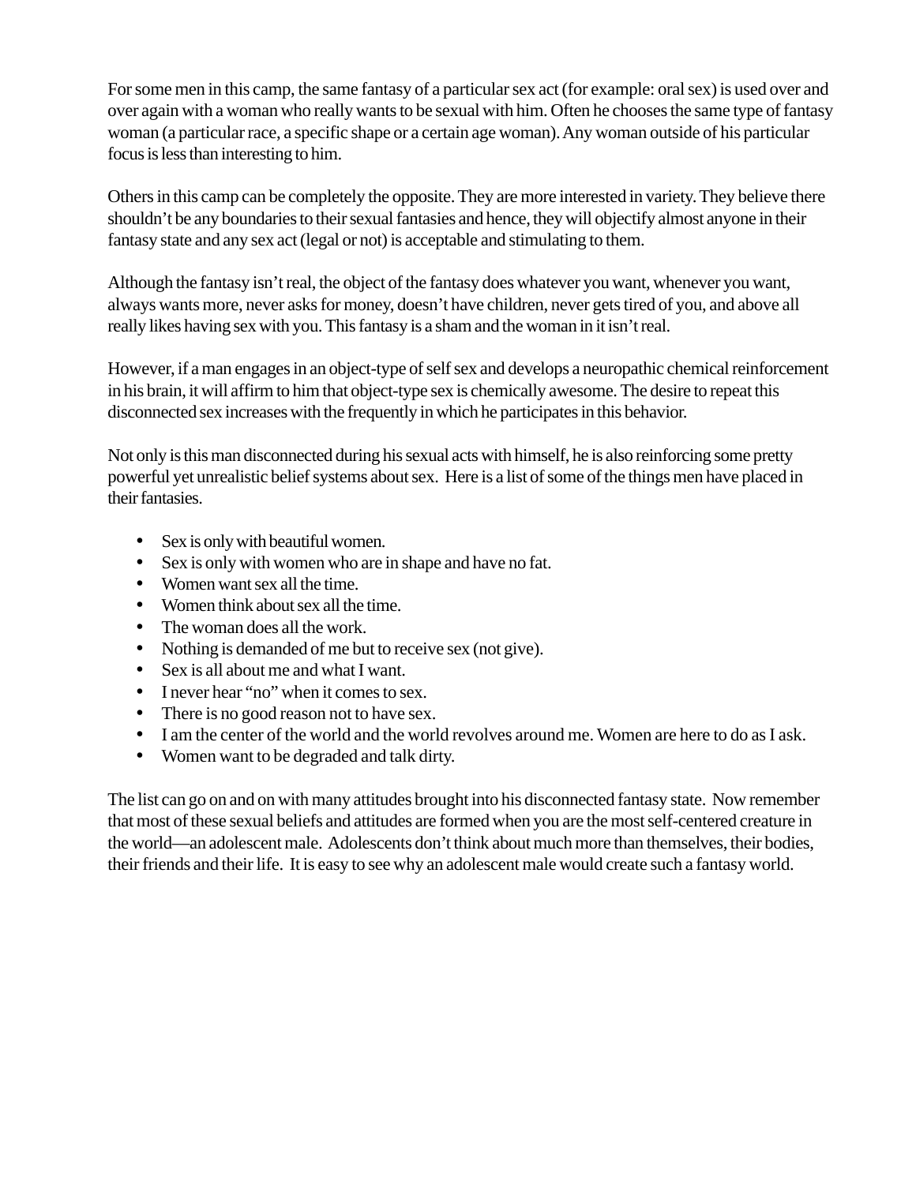For some men in this camp, the same fantasy of a particular sex act (for example: oral sex) is used over and over again with a woman who really wants to be sexual with him. Often he chooses the same type of fantasy woman (a particular race, a specific shape or a certain age woman). Any woman outside of his particular focus is less than interesting to him.

Others in this camp can be completely the opposite. They are more interested in variety. They believe there shouldn't be any boundaries to their sexual fantasies and hence, they will objectify almost anyone in their fantasy state and any sex act (legal or not) is acceptable and stimulating to them.

Although the fantasy isn't real, the object of the fantasy does whatever you want, whenever you want, always wants more, never asks for money, doesn't have children, never gets tired of you, and above all really likes having sex with you. This fantasy is a sham and the woman in it isn't real.

However, if a man engages in an object-type of self sex and develops a neuropathic chemical reinforcement in his brain, it will affirm to him that object-type sex is chemically awesome. The desire to repeat this disconnected sex increases with the frequently in which he participates in this behavior.

Not only is this man disconnected during his sexual acts with himself, he is also reinforcing some pretty powerful yet unrealistic belief systems about sex. Here is a list of some of the things men have placed in their fantasies.

- Sex is only with beautiful women.
- Sex is only with women who are in shape and have no fat.
- Women want sex all the time.
- Women think about sex all the time.
- The woman does all the work.
- Nothing is demanded of me but to receive sex (not give).
- Sex is all about me and what I want.
- I never hear "no" when it comes to sex.
- There is no good reason not to have sex.
- I am the center of the world and the world revolves around me. Women are here to do as I ask.
- Women want to be degraded and talk dirty.

The list can go on and on with many attitudes brought into his disconnected fantasy state. Now remember that most of these sexual beliefs and attitudes are formed when you are the most self-centered creature in the world—an adolescent male. Adolescents don't think about much more than themselves, their bodies, their friends and their life. It is easy to see why an adolescent male would create such a fantasy world.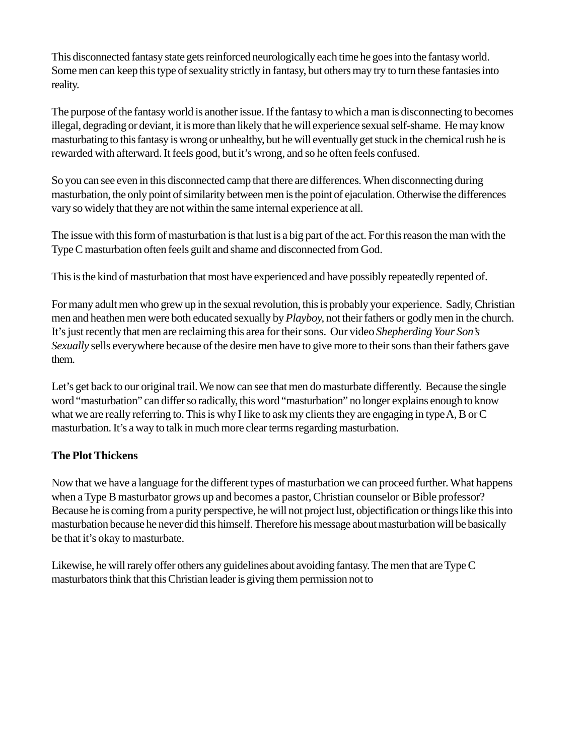This disconnected fantasy state gets reinforced neurologically each time he goes into the fantasy world. Some men can keep this type of sexuality strictly in fantasy, but others may try to turn these fantasies into reality.

The purpose of the fantasy world is another issue. If the fantasy to which a man is disconnecting to becomes illegal, degrading or deviant, it is more than likely that he will experience sexual self-shame. He may know masturbating to this fantasy is wrong or unhealthy, but he will eventually get stuck in the chemical rush he is rewarded with afterward. It feels good, but it's wrong, and so he often feels confused.

So you can see even in this disconnected camp that there are differences. When disconnecting during masturbation, the only point of similarity between men is the point of ejaculation. Otherwise the differences vary so widely that they are not within the same internal experience at all.

The issue with this form of masturbation is that lust is a big part of the act. For this reason the man with the Type C masturbation often feels guilt and shame and disconnected from God.

This is the kind of masturbation that most have experienced and have possibly repeatedly repented of.

For many adult men who grew up in the sexual revolution, this is probably your experience. Sadly, Christian men and heathen men were both educated sexually by *Playboy,* not their fathers or godly men in the church. It's just recently that men are reclaiming this area for their sons. Our video *Shepherding Your Son's Sexually* sells everywhere because of the desire men have to give more to their sons than their fathers gave them.

Let's get back to our original trail. We now can see that men do masturbate differently. Because the single word "masturbation" can differ so radically, this word "masturbation" no longer explains enough to know what we are really referring to. This is why I like to ask my clients they are engaging in type A, B or C masturbation. It's a way to talk in much more clear terms regarding masturbation.

**The Plot Thickens**

Now that we have a language for the different types of masturbation we can proceed further. What happens when a Type B masturbator grows up and becomes a pastor, Christian counselor or Bible professor? Because he is coming from a purity perspective, he will not project lust, objectification or things like this into masturbation because he never did this himself. Therefore his message about masturbation will be basically be that it's okay to masturbate.

Likewise, he will rarely offer others any guidelines about avoiding fantasy. The men that are Type C masturbators think that this Christian leader is giving them permission not to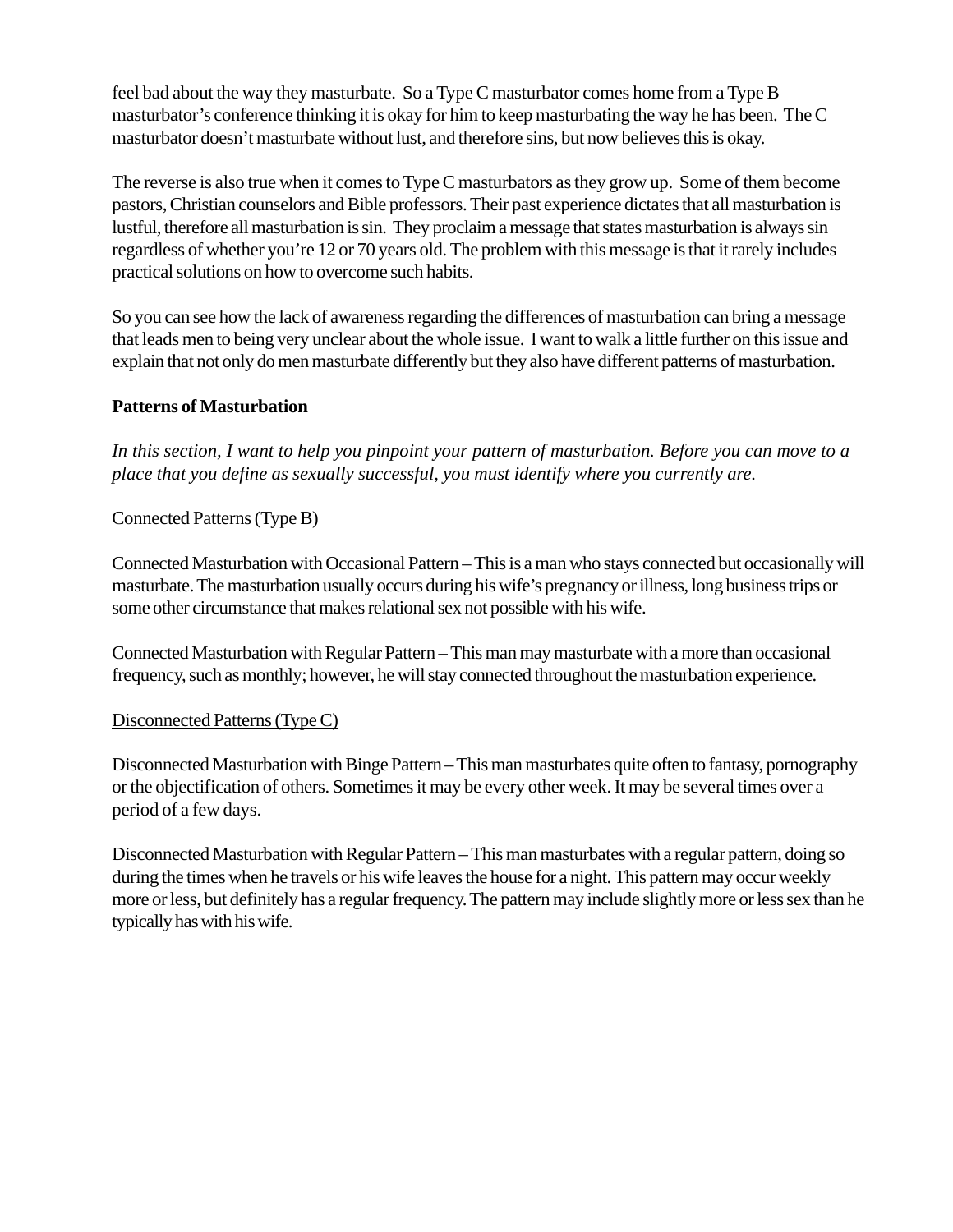feel bad about the way they masturbate. So a Type C masturbator comes home from a Type B masturbator's conference thinking it is okay for him to keep masturbating the way he has been. The C masturbator doesn't masturbate without lust, and therefore sins, but now believes this is okay.

The reverse is also true when it comes to Type C masturbators as they grow up. Some of them become pastors, Christian counselors and Bible professors. Their past experience dictates that all masturbation is lustful, therefore all masturbation is sin. They proclaim a message that states masturbation is always sin regardless of whether you're 12 or 70 years old. The problem with this message is that it rarely includes practical solutions on how to overcome such habits.

So you can see how the lack of awareness regarding the differences of masturbation can bring a message that leads men to being very unclear about the whole issue. I want to walk a little further on this issue and explain that not only do men masturbate differently but they also have different patterns of masturbation.

**Patterns of Masturbation**

*In this section, I want to help you pinpoint your pattern of masturbation. Before you can move to a place that you define as sexually successful, you must identify where you currently are.*

<u>Connected Patterns (Type B)</u>

Connected Masturbation with Occasional Pattern – This is a man who stays connected but occasionally will masturbate. The masturbation usually occurs during his wife's pregnancy or illness, long business trips or some other circumstance that makes relational sex not possible with his wife.

Connected Masturbation with Regular Pattern – This man may masturbate with a more than occasional frequency, such as monthly; however, he will stay connected throughout the masturbation experience.

<u>Disconnected Patterns (Type C)</u>

Disconnected Masturbation with Binge Pattern – This man masturbates quite often to fantasy, pornography or the objectification of others. Sometimes it may be every other week. It may be several times over a period of a few days.

Disconnected Masturbation with Regular Pattern – This man masturbates with a regular pattern, doing so during the times when he travels or his wife leaves the house for a night. This pattern may occur weekly more or less, but definitely has a regular frequency. The pattern may include slightly more or less sex than he typically has with his wife.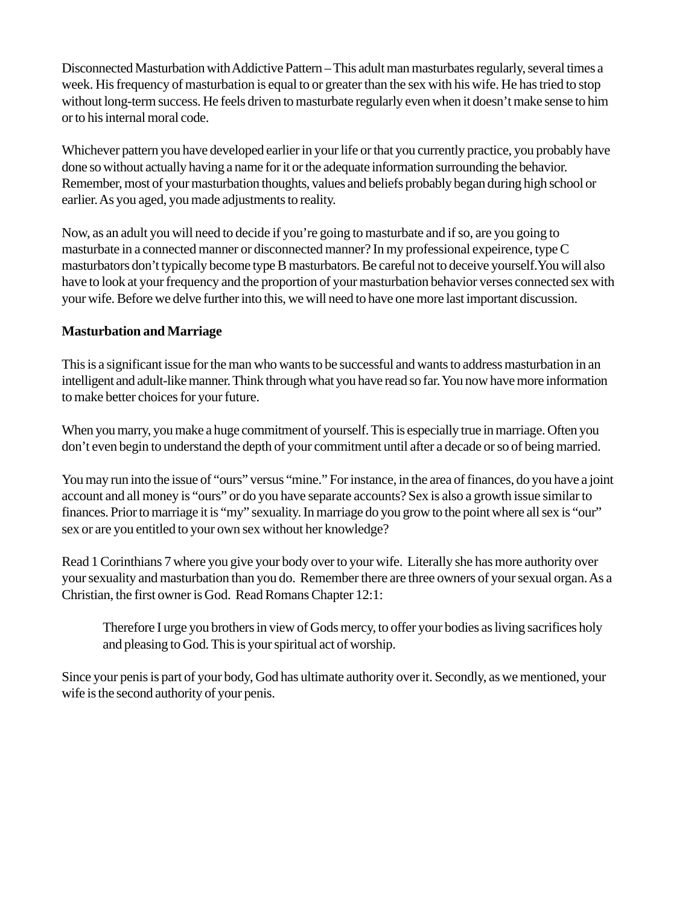Disconnected Masturbation with Addictive Pattern – This adult man masturbates regularly, several times a week. His frequency of masturbation is equal to or greater than the sex with his wife. He has tried to stop without long-term success. He feels driven to masturbate regularly even when it doesn't make sense to him or to his internal moral code.

Whichever pattern you have developed earlier in your life or that you currently practice, you probably have done so without actually having a name for it or the adequate information surrounding the behavior. Remember, most of your masturbation thoughts, values and beliefs probably began during high school or earlier. As you aged, you made adjustments to reality.

Now, as an adult you will need to decide if you're going to masturbate and if so, are you going to masturbate in a connected manner or disconnected manner? In my professional expeirence, type C masturbators don't typically become type B masturbators. Be careful not to deceive yourself. You will also have to look at your frequency and the proportion of your masturbation behavior verses connected sex with your wife. Before we delve further into this, we will need to have one more last important discussion.

**Masturbation and Marriage**

This is a significant issue for the man who wants to be successful and wants to address masturbation in an intelligent and adult-like manner. Think through what you have read so far. You now have more information to make better choices for your future.

When you marry, you make a huge commitment of yourself. This is especially true in marriage. Often you don't even begin to understand the depth of your commitment until after a decade or so of being married.

You may run into the issue of "ours" versus "mine." For instance, in the area of finances, do you have a joint account and all money is "ours" or do you have separate accounts? Sex is also a growth issue similar to finances. Prior to marriage it is "my" sexuality. In marriage do you grow to the point where all sex is "our" sex or are you entitled to your own sex without her knowledge?

Read 1 Corinthians 7 where you give your body over to your wife. Literally she has more authority over your sexuality and masturbation than you do. Remember there are three owners of your sexual organ. As a Christian, the first owner is God. Read Romans Chapter 12:1:

> Therefore I urge you brothers in view of Gods mercy, to offer your bodies as living sacrifices holy and pleasing to God. This is your spiritual act of worship.

Since your penis is part of your body, God has ultimate authority over it. Secondly, as we mentioned, your wife is the second authority of your penis.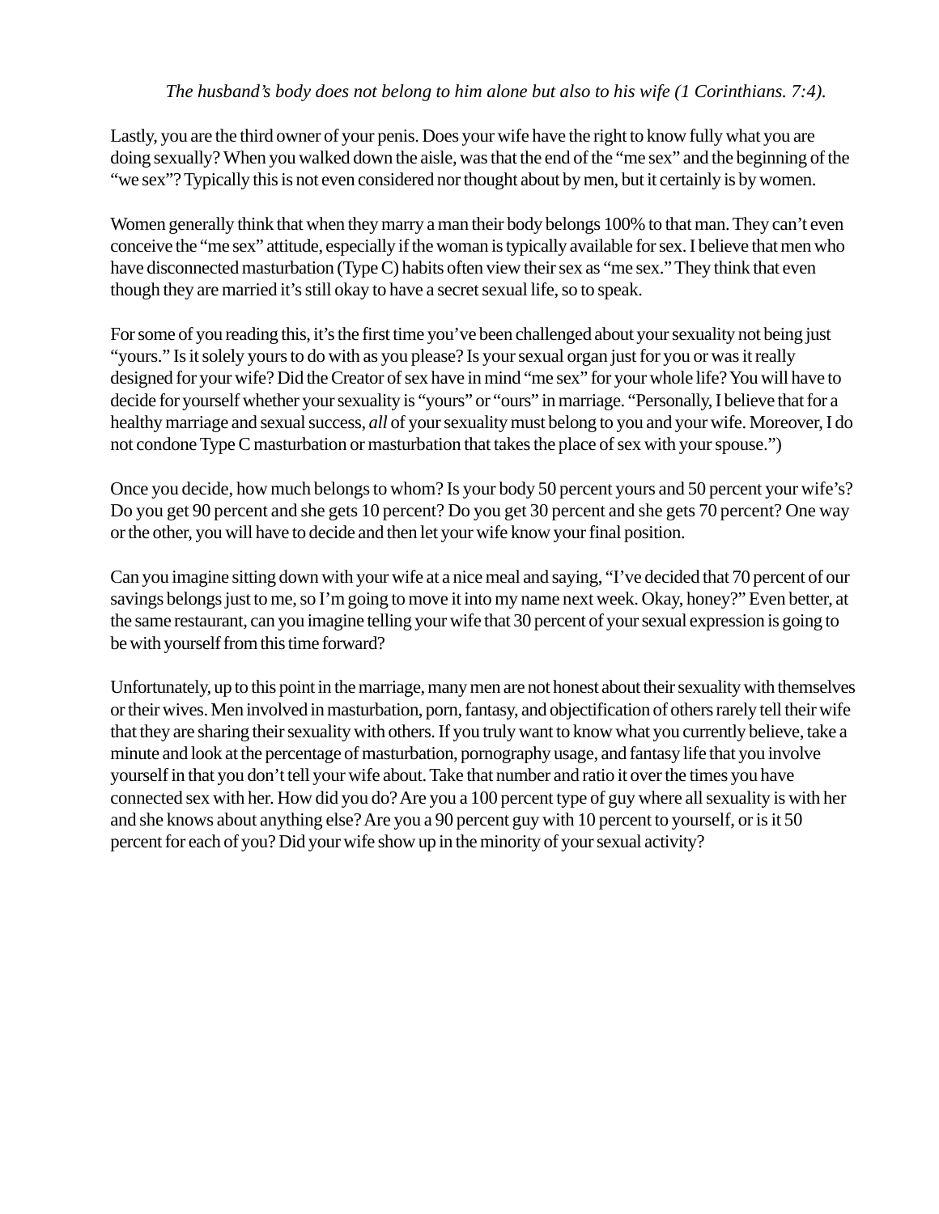*The husband's body does not belong to him alone but also to his wife (1 Corinthians. 7:4).*

Lastly, you are the third owner of your penis. Does your wife have the right to know fully what you are doing sexually? When you walked down the aisle, was that the end of the "me sex" and the beginning of the "we sex"? Typically this is not even considered nor thought about by men, but it certainly is by women.

Women generally think that when they marry a man their body belongs 100% to that man. They can't even conceive the "me sex" attitude, especially if the woman is typically available for sex. I believe that men who have disconnected masturbation (Type C) habits often view their sex as "me sex." They think that even though they are married it's still okay to have a secret sexual life, so to speak.

For some of you reading this, it's the first time you've been challenged about your sexuality not being just "yours." Is it solely yours to do with as you please? Is your sexual organ just for you or was it really designed for your wife? Did the Creator of sex have in mind "me sex" for your whole life? You will have to decide for yourself whether your sexuality is "yours" or "ours" in marriage. "Personally, I believe that for a healthy marriage and sexual success, *all* of your sexuality must belong to you and your wife. Moreover, I do not condone Type C masturbation or masturbation that takes the place of sex with your spouse.")

Once you decide, how much belongs to whom? Is your body 50 percent yours and 50 percent your wife's? Do you get 90 percent and she gets 10 percent? Do you get 30 percent and she gets 70 percent? One way or the other, you will have to decide and then let your wife know your final position.

Can you imagine sitting down with your wife at a nice meal and saying, "I've decided that 70 percent of our savings belongs just to me, so I'm going to move it into my name next week. Okay, honey?" Even better, at the same restaurant, can you imagine telling your wife that 30 percent of your sexual expression is going to be with yourself from this time forward?

Unfortunately, up to this point in the marriage, many men are not honest about their sexuality with themselves or their wives. Men involved in masturbation, porn, fantasy, and objectification of others rarely tell their wife that they are sharing their sexuality with others. If you truly want to know what you currently believe, take a minute and look at the percentage of masturbation, pornography usage, and fantasy life that you involve yourself in that you don't tell your wife about. Take that number and ratio it over the times you have connected sex with her. How did you do? Are you a 100 percent type of guy where all sexuality is with her and she knows about anything else? Are you a 90 percent guy with 10 percent to yourself, or is it 50 percent for each of you? Did your wife show up in the minority of your sexual activity?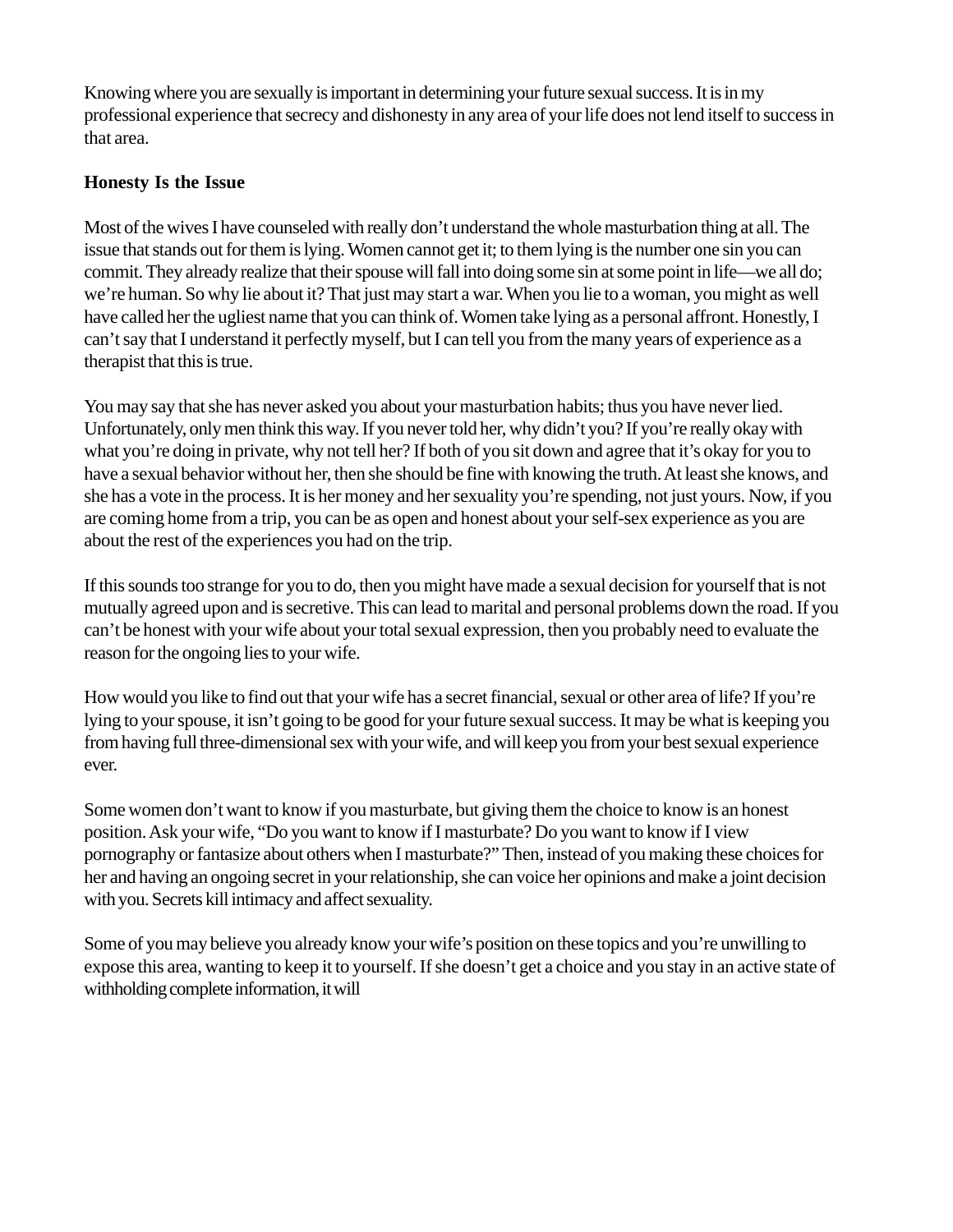Knowing where you are sexually is important in determining your future sexual success. It is in my professional experience that secrecy and dishonesty in any area of your life does not lend itself to success in that area.

## Honesty Is the Issue

Most of the wives I have counseled with really don't understand the whole masturbation thing at all. The issue that stands out for them is lying. Women cannot get it; to them lying is the number one sin you can commit. They already realize that their spouse will fall into doing some sin at some point in life—we all do; we're human. So why lie about it? That just may start a war. When you lie to a woman, you might as well have called her the ugliest name that you can think of. Women take lying as a personal affront. Honestly, I can't say that I understand it perfectly myself, but I can tell you from the many years of experience as a therapist that this is true.

You may say that she has never asked you about your masturbation habits; thus you have never lied. Unfortunately, only men think this way. If you never told her, why didn't you? If you're really okay with what you're doing in private, why not tell her? If both of you sit down and agree that it's okay for you to have a sexual behavior without her, then she should be fine with knowing the truth. At least she knows, and she has a vote in the process. It is her money and her sexuality you're spending, not just yours. Now, if you are coming home from a trip, you can be as open and honest about your self-sex experience as you are about the rest of the experiences you had on the trip.

If this sounds too strange for you to do, then you might have made a sexual decision for yourself that is not mutually agreed upon and is secretive. This can lead to marital and personal problems down the road. If you can't be honest with your wife about your total sexual expression, then you probably need to evaluate the reason for the ongoing lies to your wife.

How would you like to find out that your wife has a secret financial, sexual or other area of life? If you're lying to your spouse, it isn't going to be good for your future sexual success. It may be what is keeping you from having full three-dimensional sex with your wife, and will keep you from your best sexual experience ever.

Some women don't want to know if you masturbate, but giving them the choice to know is an honest position. Ask your wife, "Do you want to know if I masturbate? Do you want to know if I view pornography or fantasize about others when I masturbate?" Then, instead of you making these choices for her and having an ongoing secret in your relationship, she can voice her opinions and make a joint decision with you. Secrets kill intimacy and affect sexuality.

Some of you may believe you already know your wife's position on these topics and you're unwilling to expose this area, wanting to keep it to yourself. If she doesn't get a choice and you stay in an active state of withholding complete information, it will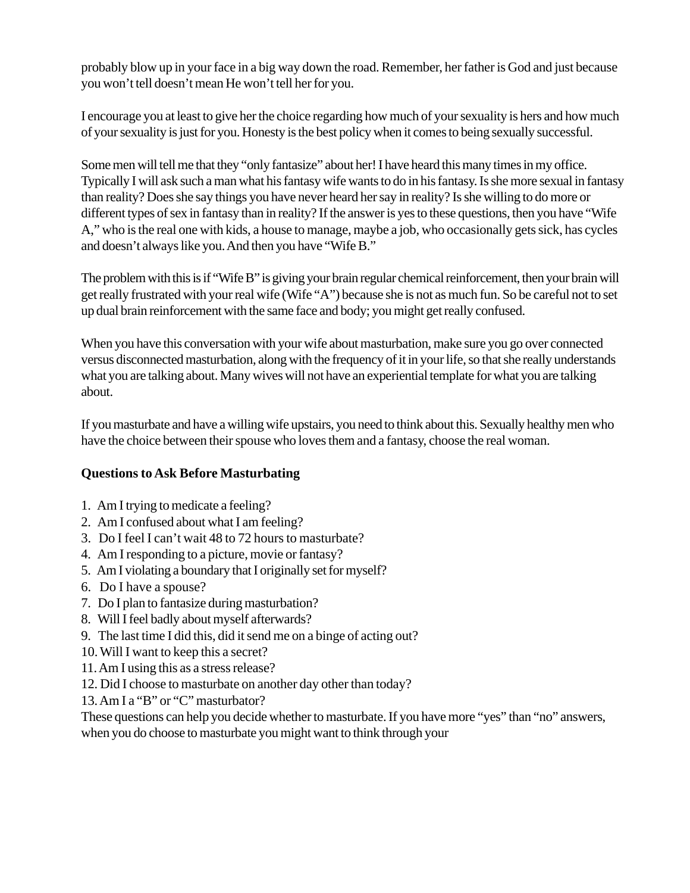probably blow up in your face in a big way down the road. Remember, her father is God and just because you won't tell doesn't mean He won't tell her for you.

I encourage you at least to give her the choice regarding how much of your sexuality is hers and how much of your sexuality is just for you. Honesty is the best policy when it comes to being sexually successful.

Some men will tell me that they "only fantasize" about her! I have heard this many times in my office. Typically I will ask such a man what his fantasy wife wants to do in his fantasy. Is she more sexual in fantasy than reality? Does she say things you have never heard her say in reality? Is she willing to do more or different types of sex in fantasy than in reality? If the answer is yes to these questions, then you have "Wife A," who is the real one with kids, a house to manage, maybe a job, who occasionally gets sick, has cycles and doesn't always like you. And then you have "Wife B."

The problem with this is if "Wife B" is giving your brain regular chemical reinforcement, then your brain will get really frustrated with your real wife (Wife "A") because she is not as much fun. So be careful not to set up dual brain reinforcement with the same face and body; you might get really confused.

When you have this conversation with your wife about masturbation, make sure you go over connected versus disconnected masturbation, along with the frequency of it in your life, so that she really understands what you are talking about. Many wives will not have an experiential template for what you are talking about.

If you masturbate and have a willing wife upstairs, you need to think about this. Sexually healthy men who have the choice between their spouse who loves them and a fantasy, choose the real woman.

**Questions to Ask Before Masturbating**

1. Am I trying to medicate a feeling?
2. Am I confused about what I am feeling?
3. Do I feel I can't wait 48 to 72 hours to masturbate?
4. Am I responding to a picture, movie or fantasy?
5. Am I violating a boundary that I originally set for myself?
6. Do I have a spouse?
7. Do I plan to fantasize during masturbation?
8. Will I feel badly about myself afterwards?
9. The last time I did this, did it send me on a binge of acting out?
10. Will I want to keep this a secret?
11. Am I using this as a stress release?
12. Did I choose to masturbate on another day other than today?
13. Am I a "B" or "C" masturbator?

These questions can help you decide whether to masturbate. If you have more "yes" than "no" answers, when you do choose to masturbate you might want to think through your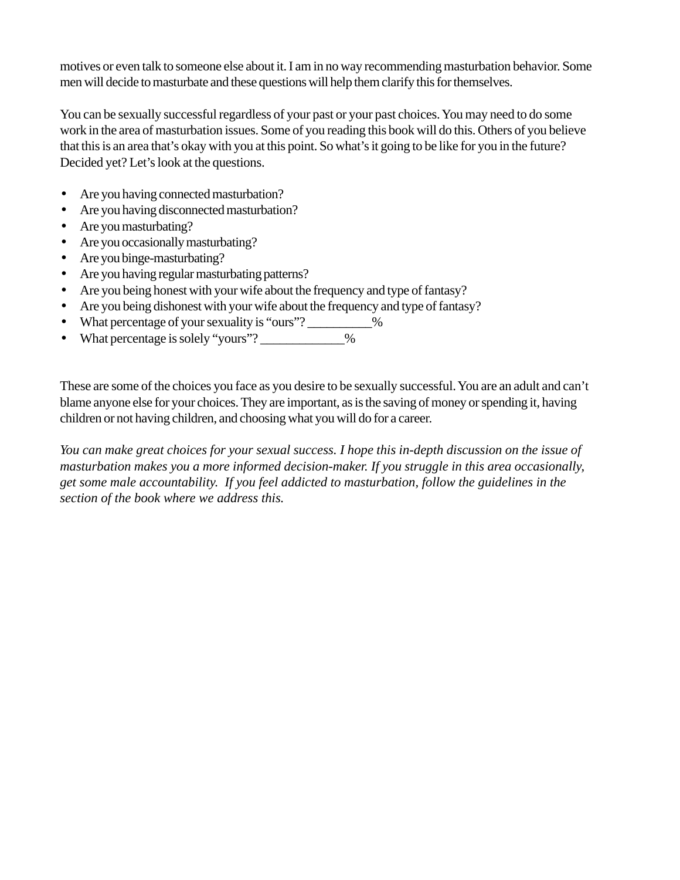motives or even talk to someone else about it. I am in no way recommending masturbation behavior. Some men will decide to masturbate and these questions will help them clarify this for themselves.

You can be sexually successful regardless of your past or your past choices. You may need to do some work in the area of masturbation issues. Some of you reading this book will do this. Others of you believe that this is an area that's okay with you at this point. So what's it going to be like for you in the future? Decided yet? Let's look at the questions.

- Are you having connected masturbation?
- Are you having disconnected masturbation?
- Are you masturbating?
- Are you occasionally masturbating?
- Are you binge-masturbating?
- Are you having regular masturbating patterns?
- Are you being honest with your wife about the frequency and type of fantasy?
- Are you being dishonest with your wife about the frequency and type of fantasy?
- What percentage of your sexuality is "ours"? __________%
- What percentage is solely "yours"? _____________%

These are some of the choices you face as you desire to be sexually successful. You are an adult and can't blame anyone else for your choices. They are important, as is the saving of money or spending it, having children or not having children, and choosing what you will do for a career.

*You can make great choices for your sexual success. I hope this in-depth discussion on the issue of masturbation makes you a more informed decision-maker. If you struggle in this area occasionally, get some male accountability. If you feel addicted to masturbation, follow the guidelines in the section of the book where we address this.*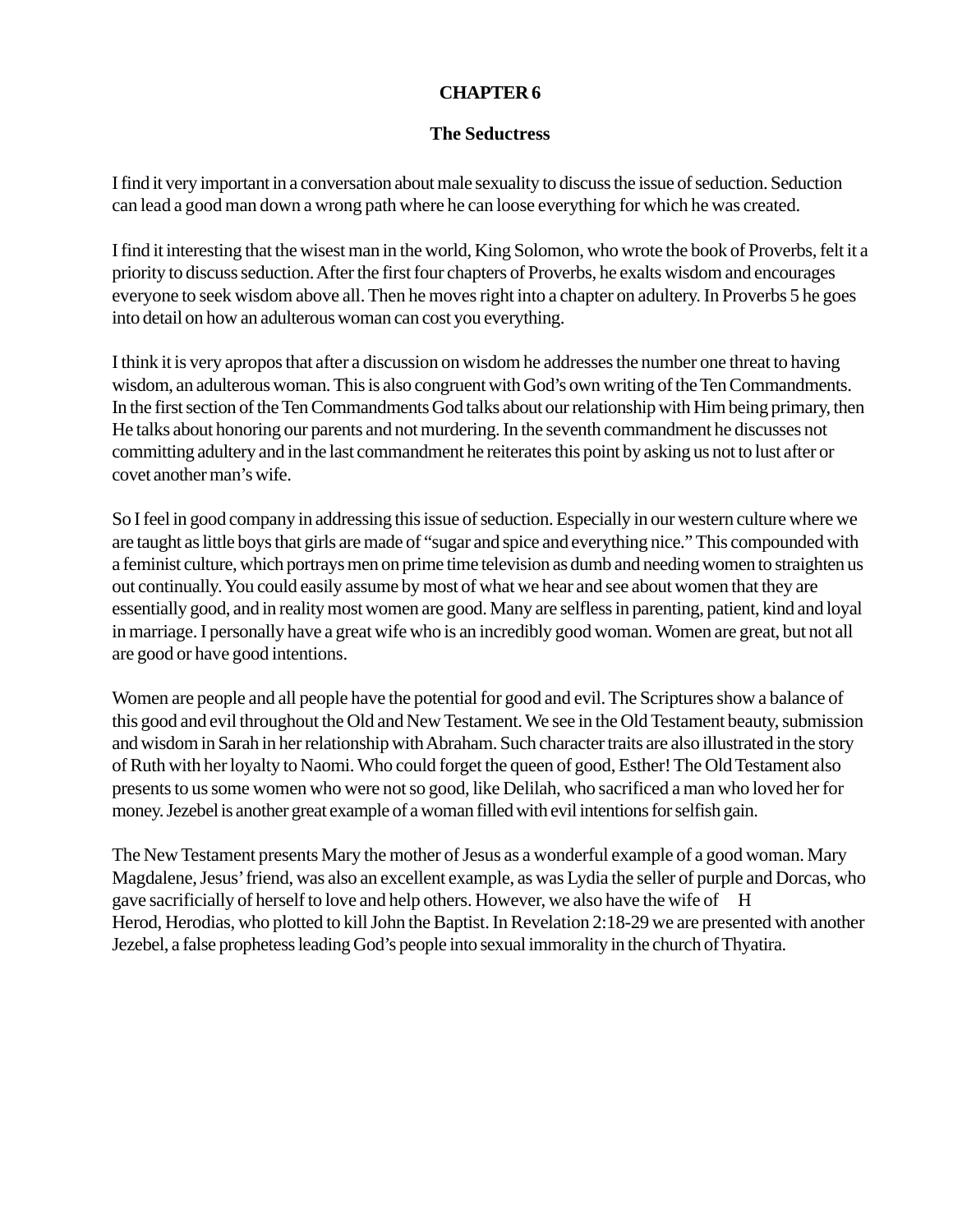# CHAPTER 6

## The Seductress

I find it very important in a conversation about male sexuality to discuss the issue of seduction. Seduction can lead a good man down a wrong path where he can loose everything for which he was created.

I find it interesting that the wisest man in the world, King Solomon, who wrote the book of Proverbs, felt it a priority to discuss seduction. After the first four chapters of Proverbs, he exalts wisdom and encourages everyone to seek wisdom above all. Then he moves right into a chapter on adultery. In Proverbs 5 he goes into detail on how an adulterous woman can cost you everything.

I think it is very apropos that after a discussion on wisdom he addresses the number one threat to having wisdom, an adulterous woman. This is also congruent with God's own writing of the Ten Commandments. In the first section of the Ten Commandments God talks about our relationship with Him being primary, then He talks about honoring our parents and not murdering. In the seventh commandment he discusses not committing adultery and in the last commandment he reiterates this point by asking us not to lust after or covet another man's wife.

So I feel in good company in addressing this issue of seduction. Especially in our western culture where we are taught as little boys that girls are made of "sugar and spice and everything nice." This compounded with a feminist culture, which portrays men on prime time television as dumb and needing women to straighten us out continually. You could easily assume by most of what we hear and see about women that they are essentially good, and in reality most women are good. Many are selfless in parenting, patient, kind and loyal in marriage. I personally have a great wife who is an incredibly good woman. Women are great, but not all are good or have good intentions.

Women are people and all people have the potential for good and evil. The Scriptures show a balance of this good and evil throughout the Old and New Testament. We see in the Old Testament beauty, submission and wisdom in Sarah in her relationship with Abraham. Such character traits are also illustrated in the story of Ruth with her loyalty to Naomi. Who could forget the queen of good, Esther! The Old Testament also presents to us some women who were not so good, like Delilah, who sacrificed a man who loved her for money. Jezebel is another great example of a woman filled with evil intentions for selfish gain.

The New Testament presents Mary the mother of Jesus as a wonderful example of a good woman. Mary Magdalene, Jesus' friend, was also an excellent example, as was Lydia the seller of purple and Dorcas, who gave sacrificially of herself to love and help others. However, we also have the wife of H
Herod, Herodias, who plotted to kill John the Baptist. In Revelation 2:18-29 we are presented with another Jezebel, a false prophetess leading God's people into sexual immorality in the church of Thyatira.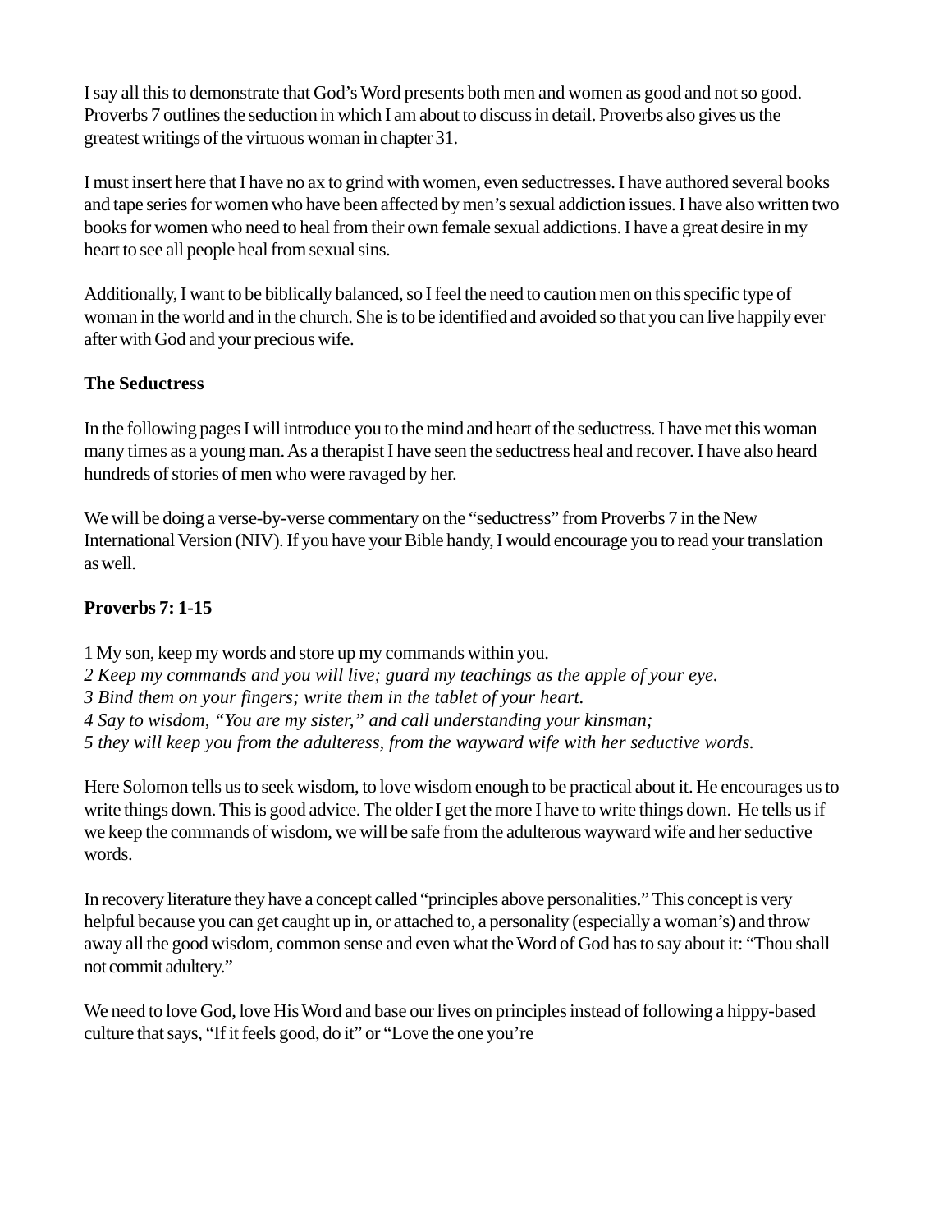I say all this to demonstrate that God's Word presents both men and women as good and not so good. Proverbs 7 outlines the seduction in which I am about to discuss in detail. Proverbs also gives us the greatest writings of the virtuous woman in chapter 31.

I must insert here that I have no ax to grind with women, even seductresses. I have authored several books and tape series for women who have been affected by men's sexual addiction issues. I have also written two books for women who need to heal from their own female sexual addictions. I have a great desire in my heart to see all people heal from sexual sins.

Additionally, I want to be biblically balanced, so I feel the need to caution men on this specific type of woman in the world and in the church. She is to be identified and avoided so that you can live happily ever after with God and your precious wife.

**The Seductress**

In the following pages I will introduce you to the mind and heart of the seductress. I have met this woman many times as a young man. As a therapist I have seen the seductress heal and recover. I have also heard hundreds of stories of men who were ravaged by her.

We will be doing a verse-by-verse commentary on the "seductress" from Proverbs 7 in the New International Version (NIV). If you have your Bible handy, I would encourage you to read your translation as well.

**Proverbs 7: 1-15**

1 My son, keep my words and store up my commands within you.
*2 Keep my commands and you will live; guard my teachings as the apple of your eye.*
*3 Bind them on your fingers; write them in the tablet of your heart.*
*4 Say to wisdom, "You are my sister," and call understanding your kinsman;*
*5 they will keep you from the adulteress, from the wayward wife with her seductive words.*

Here Solomon tells us to seek wisdom, to love wisdom enough to be practical about it. He encourages us to write things down. This is good advice. The older I get the more I have to write things down. He tells us if we keep the commands of wisdom, we will be safe from the adulterous wayward wife and her seductive words.

In recovery literature they have a concept called "principles above personalities." This concept is very helpful because you can get caught up in, or attached to, a personality (especially a woman's) and throw away all the good wisdom, common sense and even what the Word of God has to say about it: "Thou shall not commit adultery."

We need to love God, love His Word and base our lives on principles instead of following a hippy-based culture that says, "If it feels good, do it" or "Love the one you're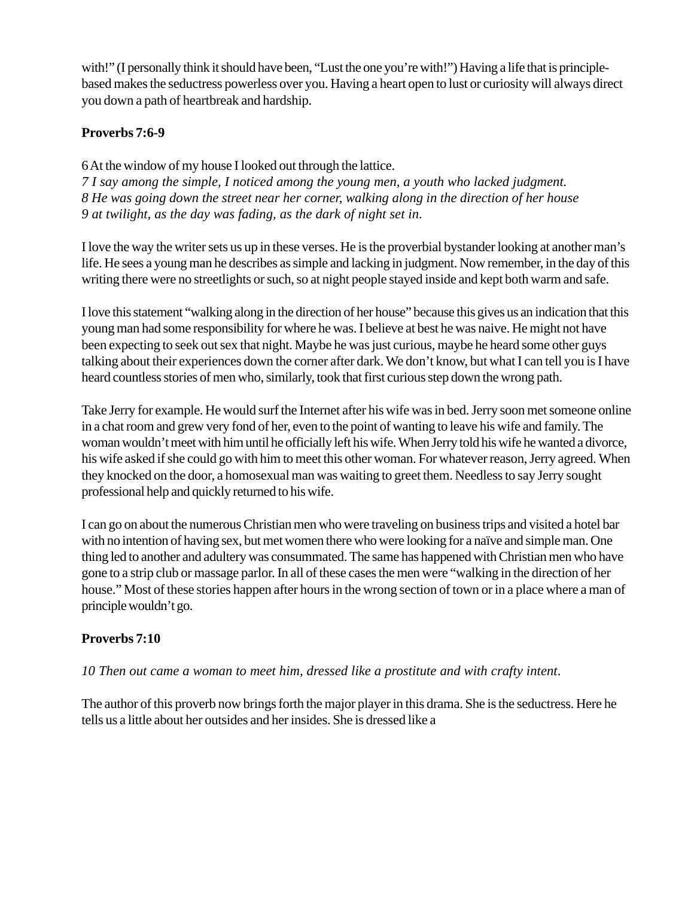with!" (I personally think it should have been, "Lust the one you're with!") Having a life that is principle-based makes the seductress powerless over you. Having a heart open to lust or curiosity will always direct you down a path of heartbreak and hardship.

**Proverbs 7:6-9**

6 At the window of my house I looked out through the lattice.
*7 I say among the simple, I noticed among the young men, a youth who lacked judgment.*
*8 He was going down the street near her corner, walking along in the direction of her house*
*9 at twilight, as the day was fading, as the dark of night set in.*

I love the way the writer sets us up in these verses. He is the proverbial bystander looking at another man's life. He sees a young man he describes as simple and lacking in judgment. Now remember, in the day of this writing there were no streetlights or such, so at night people stayed inside and kept both warm and safe.

I love this statement "walking along in the direction of her house" because this gives us an indication that this young man had some responsibility for where he was. I believe at best he was naive. He might not have been expecting to seek out sex that night. Maybe he was just curious, maybe he heard some other guys talking about their experiences down the corner after dark. We don't know, but what I can tell you is I have heard countless stories of men who, similarly, took that first curious step down the wrong path.

Take Jerry for example. He would surf the Internet after his wife was in bed. Jerry soon met someone online in a chat room and grew very fond of her, even to the point of wanting to leave his wife and family. The woman wouldn't meet with him until he officially left his wife. When Jerry told his wife he wanted a divorce, his wife asked if she could go with him to meet this other woman. For whatever reason, Jerry agreed. When they knocked on the door, a homosexual man was waiting to greet them. Needless to say Jerry sought professional help and quickly returned to his wife.

I can go on about the numerous Christian men who were traveling on business trips and visited a hotel bar with no intention of having sex, but met women there who were looking for a naïve and simple man. One thing led to another and adultery was consummated. The same has happened with Christian men who have gone to a strip club or massage parlor. In all of these cases the men were "walking in the direction of her house." Most of these stories happen after hours in the wrong section of town or in a place where a man of principle wouldn't go.

**Proverbs 7:10**

*10 Then out came a woman to meet him, dressed like a prostitute and with crafty intent.*

The author of this proverb now brings forth the major player in this drama. She is the seductress. Here he tells us a little about her outsides and her insides. She is dressed like a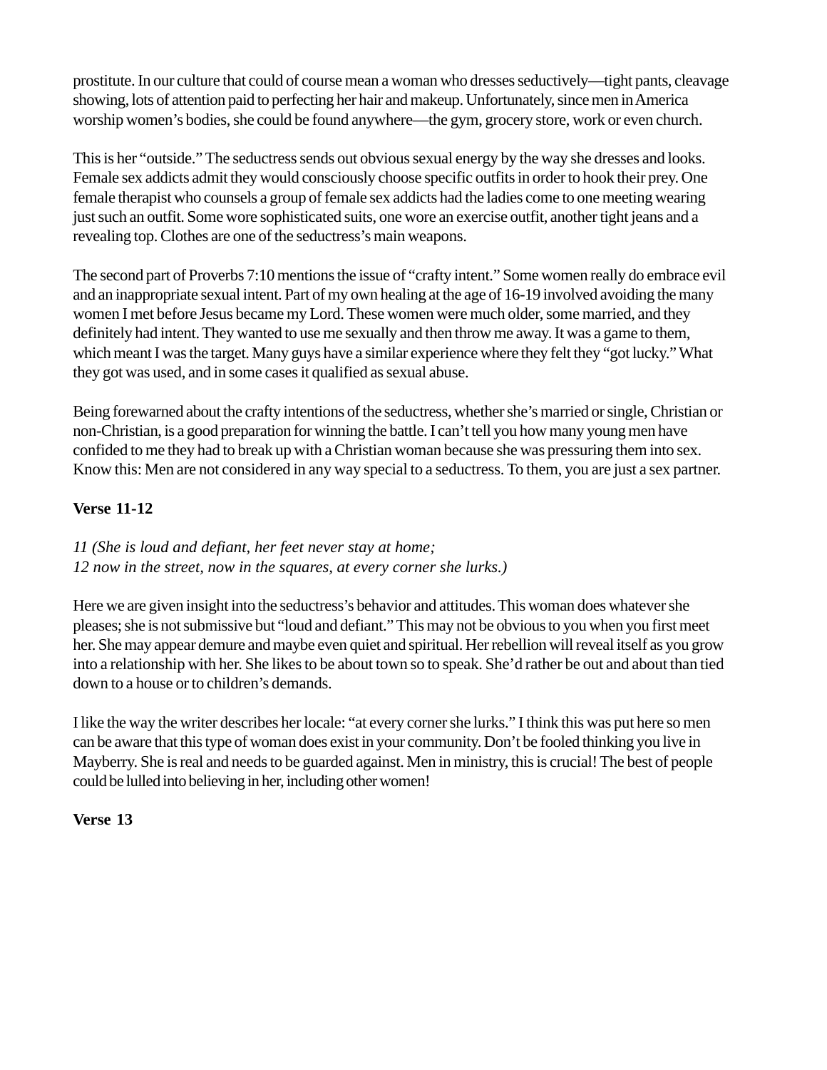prostitute. In our culture that could of course mean a woman who dresses seductively—tight pants, cleavage showing, lots of attention paid to perfecting her hair and makeup. Unfortunately, since men in America worship women's bodies, she could be found anywhere—the gym, grocery store, work or even church.

This is her "outside." The seductress sends out obvious sexual energy by the way she dresses and looks. Female sex addicts admit they would consciously choose specific outfits in order to hook their prey. One female therapist who counsels a group of female sex addicts had the ladies come to one meeting wearing just such an outfit. Some wore sophisticated suits, one wore an exercise outfit, another tight jeans and a revealing top. Clothes are one of the seductress's main weapons.

The second part of Proverbs 7:10 mentions the issue of "crafty intent." Some women really do embrace evil and an inappropriate sexual intent. Part of my own healing at the age of 16-19 involved avoiding the many women I met before Jesus became my Lord. These women were much older, some married, and they definitely had intent. They wanted to use me sexually and then throw me away. It was a game to them, which meant I was the target. Many guys have a similar experience where they felt they "got lucky." What they got was used, and in some cases it qualified as sexual abuse.

Being forewarned about the crafty intentions of the seductress, whether she's married or single, Christian or non-Christian, is a good preparation for winning the battle. I can't tell you how many young men have confided to me they had to break up with a Christian woman because she was pressuring them into sex. Know this: Men are not considered in any way special to a seductress. To them, you are just a sex partner.

**Verse 11-12**

*11 (She is loud and defiant, her feet never stay at home;*
*12 now in the street, now in the squares, at every corner she lurks.)*

Here we are given insight into the seductress's behavior and attitudes. This woman does whatever she pleases; she is not submissive but "loud and defiant." This may not be obvious to you when you first meet her. She may appear demure and maybe even quiet and spiritual. Her rebellion will reveal itself as you grow into a relationship with her. She likes to be about town so to speak. She'd rather be out and about than tied down to a house or to children's demands.

I like the way the writer describes her locale: "at every corner she lurks." I think this was put here so men can be aware that this type of woman does exist in your community. Don't be fooled thinking you live in Mayberry. She is real and needs to be guarded against. Men in ministry, this is crucial! The best of people could be lulled into believing in her, including other women!

**Verse 13**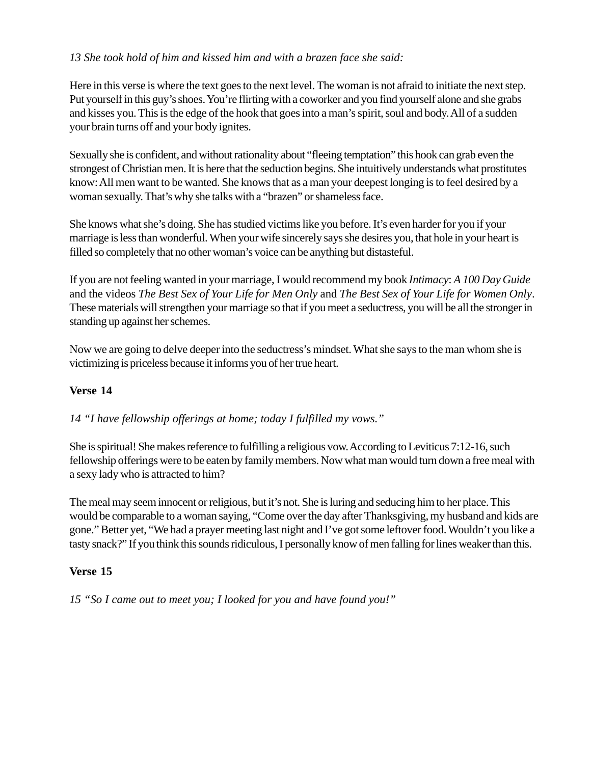*13 She took hold of him and kissed him and with a brazen face she said:*

Here in this verse is where the text goes to the next level. The woman is not afraid to initiate the next step. Put yourself in this guy's shoes. You're flirting with a coworker and you find yourself alone and she grabs and kisses you. This is the edge of the hook that goes into a man's spirit, soul and body. All of a sudden your brain turns off and your body ignites.

Sexually she is confident, and without rationality about "fleeing temptation" this hook can grab even the strongest of Christian men. It is here that the seduction begins. She intuitively understands what prostitutes know: All men want to be wanted. She knows that as a man your deepest longing is to feel desired by a woman sexually. That's why she talks with a "brazen" or shameless face.

She knows what she's doing. She has studied victims like you before. It's even harder for you if your marriage is less than wonderful. When your wife sincerely says she desires you, that hole in your heart is filled so completely that no other woman's voice can be anything but distasteful.

If you are not feeling wanted in your marriage, I would recommend my book *Intimacy*: *A 100 Day Guide* and the videos *The Best Sex of Your Life for Men Only* and *The Best Sex of Your Life for Women Only*. These materials will strengthen your marriage so that if you meet a seductress, you will be all the stronger in standing up against her schemes.

Now we are going to delve deeper into the seductress's mindset. What she says to the man whom she is victimizing is priceless because it informs you of her true heart.

**Verse 14**

*14 "I have fellowship offerings at home; today I fulfilled my vows."*

She is spiritual! She makes reference to fulfilling a religious vow. According to Leviticus 7:12-16, such fellowship offerings were to be eaten by family members. Now what man would turn down a free meal with a sexy lady who is attracted to him?

The meal may seem innocent or religious, but it's not. She is luring and seducing him to her place. This would be comparable to a woman saying, "Come over the day after Thanksgiving, my husband and kids are gone." Better yet, "We had a prayer meeting last night and I've got some leftover food. Wouldn't you like a tasty snack?" If you think this sounds ridiculous, I personally know of men falling for lines weaker than this.

**Verse 15**

*15 "So I came out to meet you; I looked for you and have found you!"*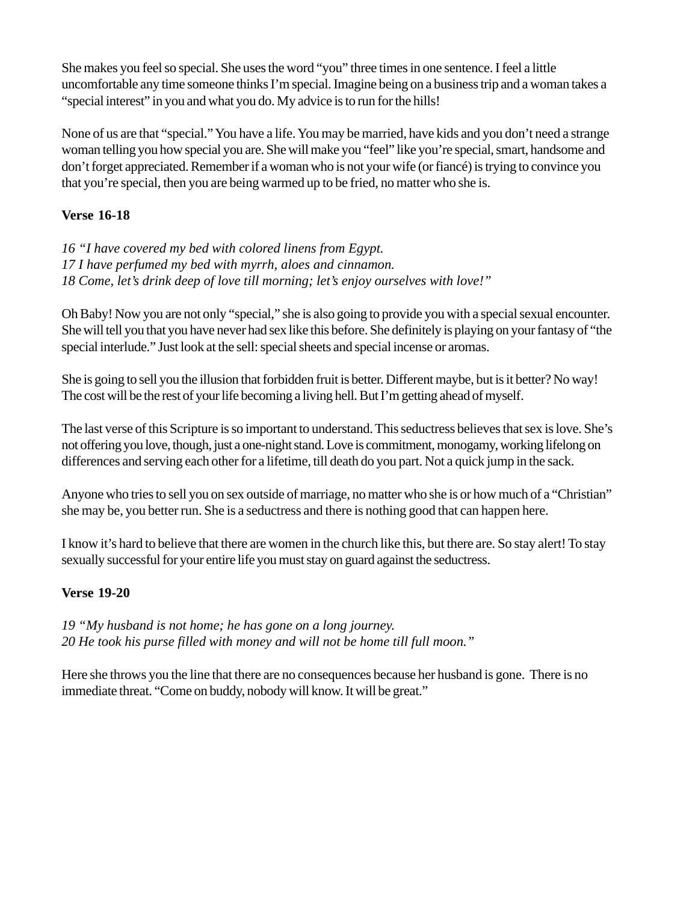She makes you feel so special. She uses the word "you" three times in one sentence. I feel a little uncomfortable any time someone thinks I'm special. Imagine being on a business trip and a woman takes a "special interest" in you and what you do. My advice is to run for the hills!

None of us are that "special." You have a life. You may be married, have kids and you don't need a strange woman telling you how special you are. She will make you "feel" like you're special, smart, handsome and don't forget appreciated. Remember if a woman who is not your wife (or fiancé) is trying to convince you that you're special, then you are being warmed up to be fried, no matter who she is.

**Verse 16-18**

*16 "I have covered my bed with colored linens from Egypt.*
*17 I have perfumed my bed with myrrh, aloes and cinnamon.*
*18 Come, let's drink deep of love till morning; let's enjoy ourselves with love!"*

Oh Baby! Now you are not only "special," she is also going to provide you with a special sexual encounter. She will tell you that you have never had sex like this before. She definitely is playing on your fantasy of "the special interlude." Just look at the sell: special sheets and special incense or aromas.

She is going to sell you the illusion that forbidden fruit is better. Different maybe, but is it better? No way! The cost will be the rest of your life becoming a living hell. But I'm getting ahead of myself.

The last verse of this Scripture is so important to understand. This seductress believes that sex is love. She's not offering you love, though, just a one-night stand. Love is commitment, monogamy, working lifelong on differences and serving each other for a lifetime, till death do you part. Not a quick jump in the sack.

Anyone who tries to sell you on sex outside of marriage, no matter who she is or how much of a "Christian" she may be, you better run. She is a seductress and there is nothing good that can happen here.

I know it's hard to believe that there are women in the church like this, but there are. So stay alert! To stay sexually successful for your entire life you must stay on guard against the seductress.

**Verse 19-20**

*19 "My husband is not home; he has gone on a long journey.*
*20 He took his purse filled with money and will not be home till full moon."*

Here she throws you the line that there are no consequences because her husband is gone. There is no immediate threat. "Come on buddy, nobody will know. It will be great."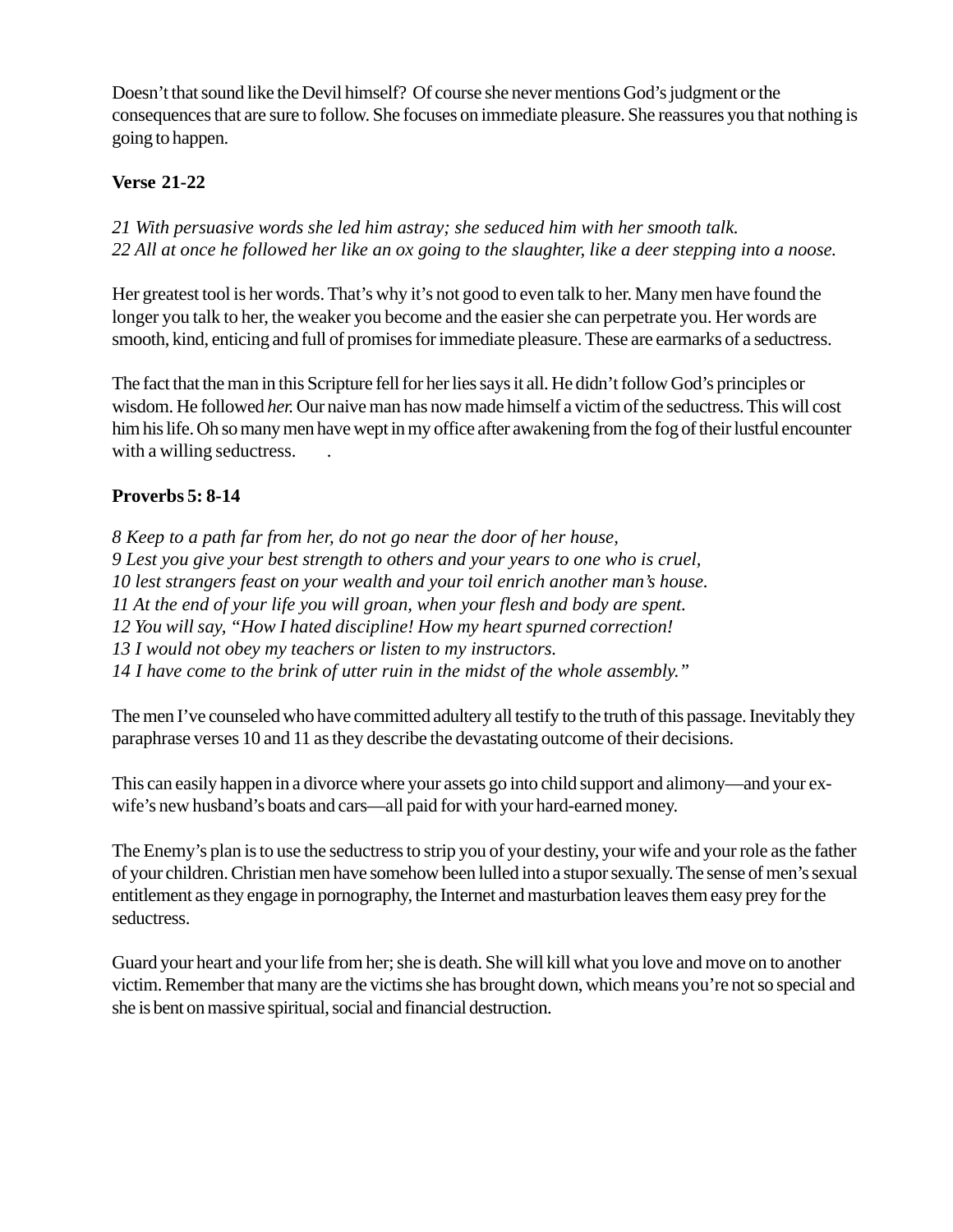Doesn't that sound like the Devil himself? Of course she never mentions God's judgment or the consequences that are sure to follow. She focuses on immediate pleasure. She reassures you that nothing is going to happen.

**Verse 21-22**

*21 With persuasive words she led him astray; she seduced him with her smooth talk.*
*22 All at once he followed her like an ox going to the slaughter, like a deer stepping into a noose.*

Her greatest tool is her words. That's why it's not good to even talk to her. Many men have found the longer you talk to her, the weaker you become and the easier she can perpetrate you. Her words are smooth, kind, enticing and full of promises for immediate pleasure. These are earmarks of a seductress.

The fact that the man in this Scripture fell for her lies says it all. He didn't follow God's principles or wisdom. He followed *her.* Our naive man has now made himself a victim of the seductress. This will cost him his life. Oh so many men have wept in my office after awakening from the fog of their lustful encounter with a willing seductress. .

**Proverbs 5: 8-14**

*8 Keep to a path far from her, do not go near the door of her house,*
*9 Lest you give your best strength to others and your years to one who is cruel,*
*10 lest strangers feast on your wealth and your toil enrich another man's house.*
*11 At the end of your life you will groan, when your flesh and body are spent.*
*12 You will say, "How I hated discipline! How my heart spurned correction!*
*13 I would not obey my teachers or listen to my instructors.*
*14 I have come to the brink of utter ruin in the midst of the whole assembly."*

The men I've counseled who have committed adultery all testify to the truth of this passage. Inevitably they paraphrase verses 10 and 11 as they describe the devastating outcome of their decisions.

This can easily happen in a divorce where your assets go into child support and alimony—and your ex-wife's new husband's boats and cars—all paid for with your hard-earned money.

The Enemy's plan is to use the seductress to strip you of your destiny, your wife and your role as the father of your children. Christian men have somehow been lulled into a stupor sexually. The sense of men's sexual entitlement as they engage in pornography, the Internet and masturbation leaves them easy prey for the seductress.

Guard your heart and your life from her; she is death. She will kill what you love and move on to another victim. Remember that many are the victims she has brought down, which means you're not so special and she is bent on massive spiritual, social and financial destruction.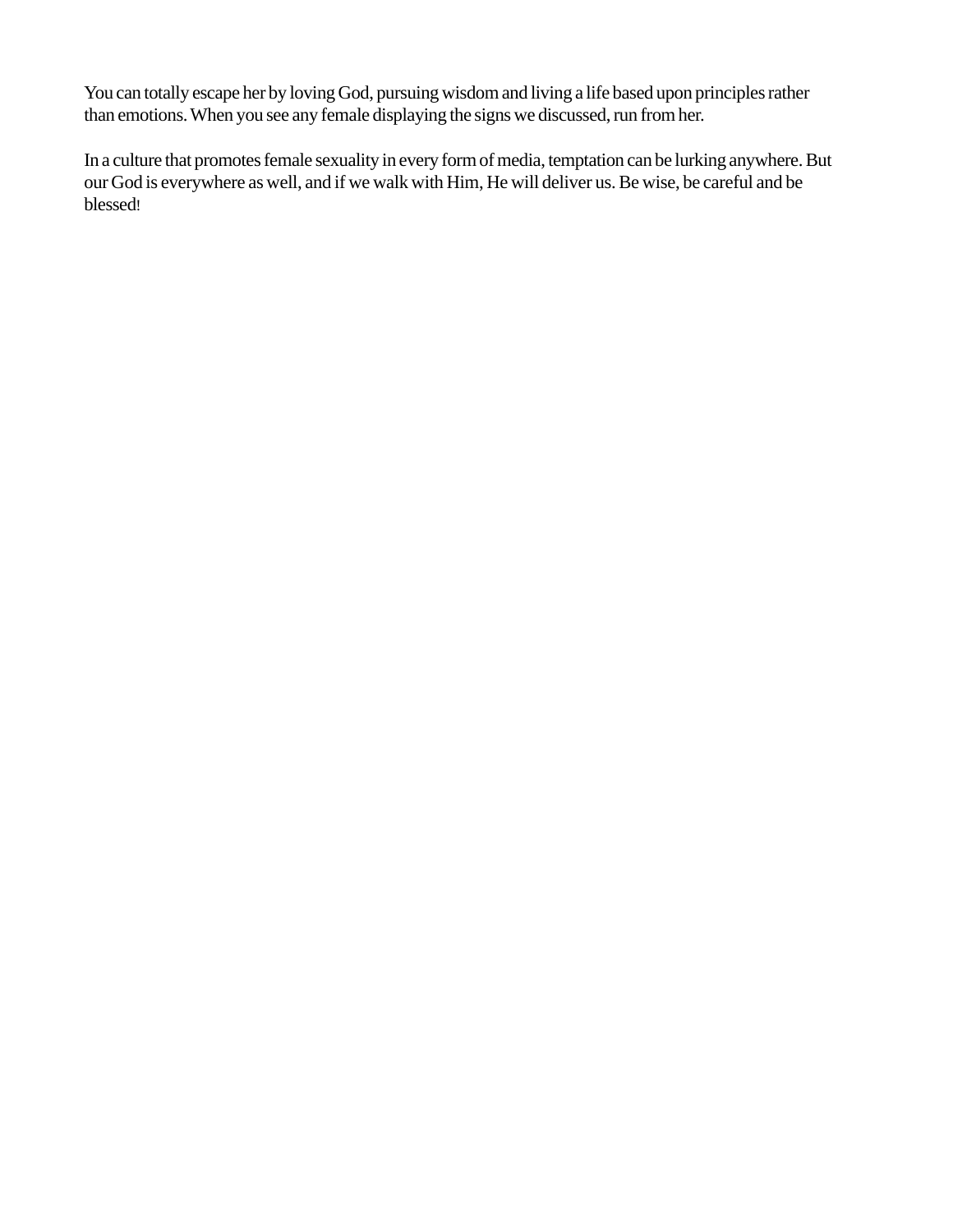You can totally escape her by loving God, pursuing wisdom and living a life based upon principles rather than emotions. When you see any female displaying the signs we discussed, run from her.

In a culture that promotes female sexuality in every form of media, temptation can be lurking anywhere. But our God is everywhere as well, and if we walk with Him, He will deliver us. Be wise, be careful and be blessed!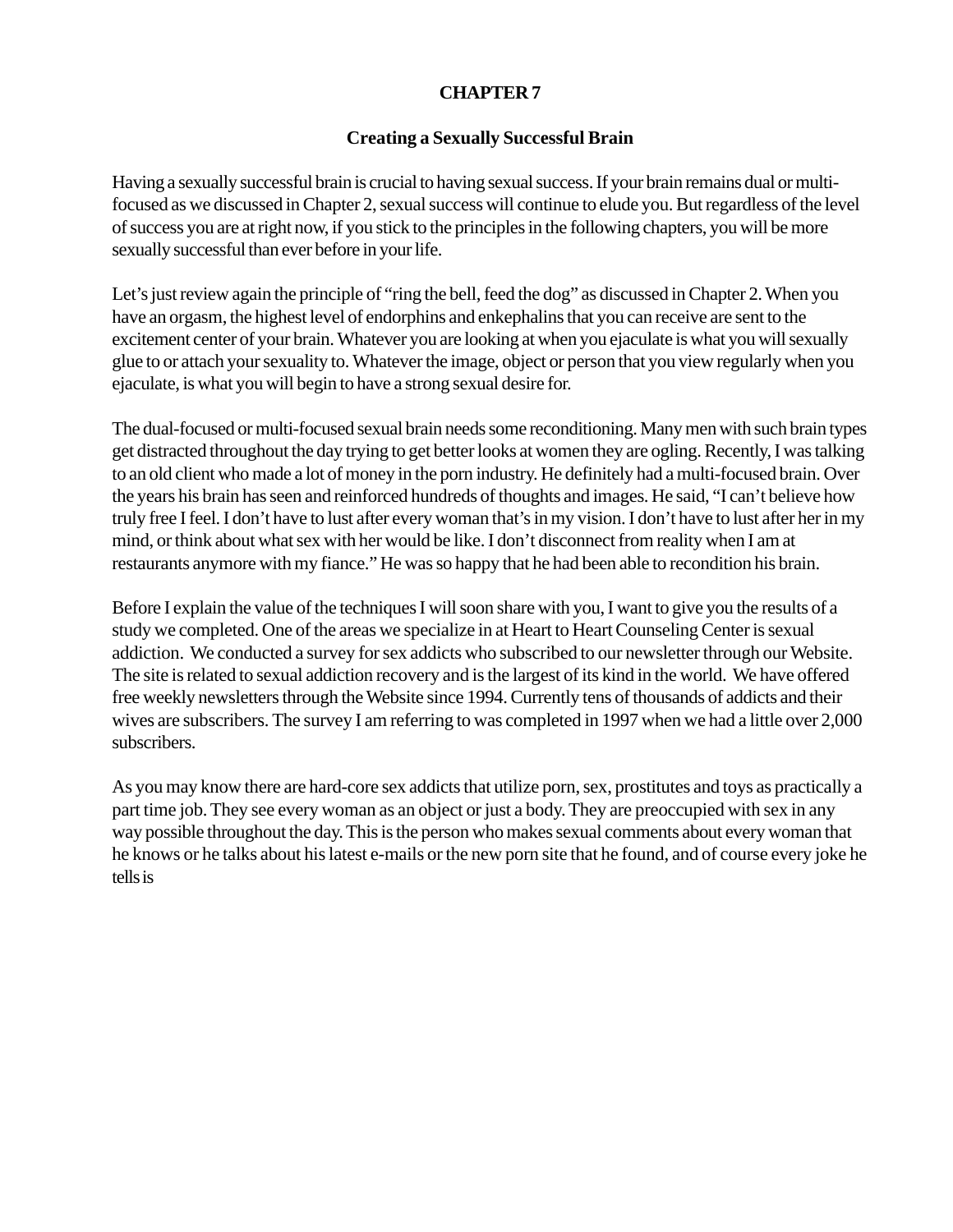# CHAPTER 7

## Creating a Sexually Successful Brain

Having a sexually successful brain is crucial to having sexual success. If your brain remains dual or multi-focused as we discussed in Chapter 2, sexual success will continue to elude you. But regardless of the level of success you are at right now, if you stick to the principles in the following chapters, you will be more sexually successful than ever before in your life.

Let's just review again the principle of "ring the bell, feed the dog" as discussed in Chapter 2. When you have an orgasm, the highest level of endorphins and enkephalins that you can receive are sent to the excitement center of your brain. Whatever you are looking at when you ejaculate is what you will sexually glue to or attach your sexuality to. Whatever the image, object or person that you view regularly when you ejaculate, is what you will begin to have a strong sexual desire for.

The dual-focused or multi-focused sexual brain needs some reconditioning. Many men with such brain types get distracted throughout the day trying to get better looks at women they are ogling. Recently, I was talking to an old client who made a lot of money in the porn industry. He definitely had a multi-focused brain. Over the years his brain has seen and reinforced hundreds of thoughts and images. He said, "I can't believe how truly free I feel. I don't have to lust after every woman that's in my vision. I don't have to lust after her in my mind, or think about what sex with her would be like. I don't disconnect from reality when I am at restaurants anymore with my fiance." He was so happy that he had been able to recondition his brain.

Before I explain the value of the techniques I will soon share with you, I want to give you the results of a study we completed. One of the areas we specialize in at Heart to Heart Counseling Center is sexual addiction. We conducted a survey for sex addicts who subscribed to our newsletter through our Website. The site is related to sexual addiction recovery and is the largest of its kind in the world. We have offered free weekly newsletters through the Website since 1994. Currently tens of thousands of addicts and their wives are subscribers. The survey I am referring to was completed in 1997 when we had a little over 2,000 subscribers.

As you may know there are hard-core sex addicts that utilize porn, sex, prostitutes and toys as practically a part time job. They see every woman as an object or just a body. They are preoccupied with sex in any way possible throughout the day. This is the person who makes sexual comments about every woman that he knows or he talks about his latest e-mails or the new porn site that he found, and of course every joke he tells is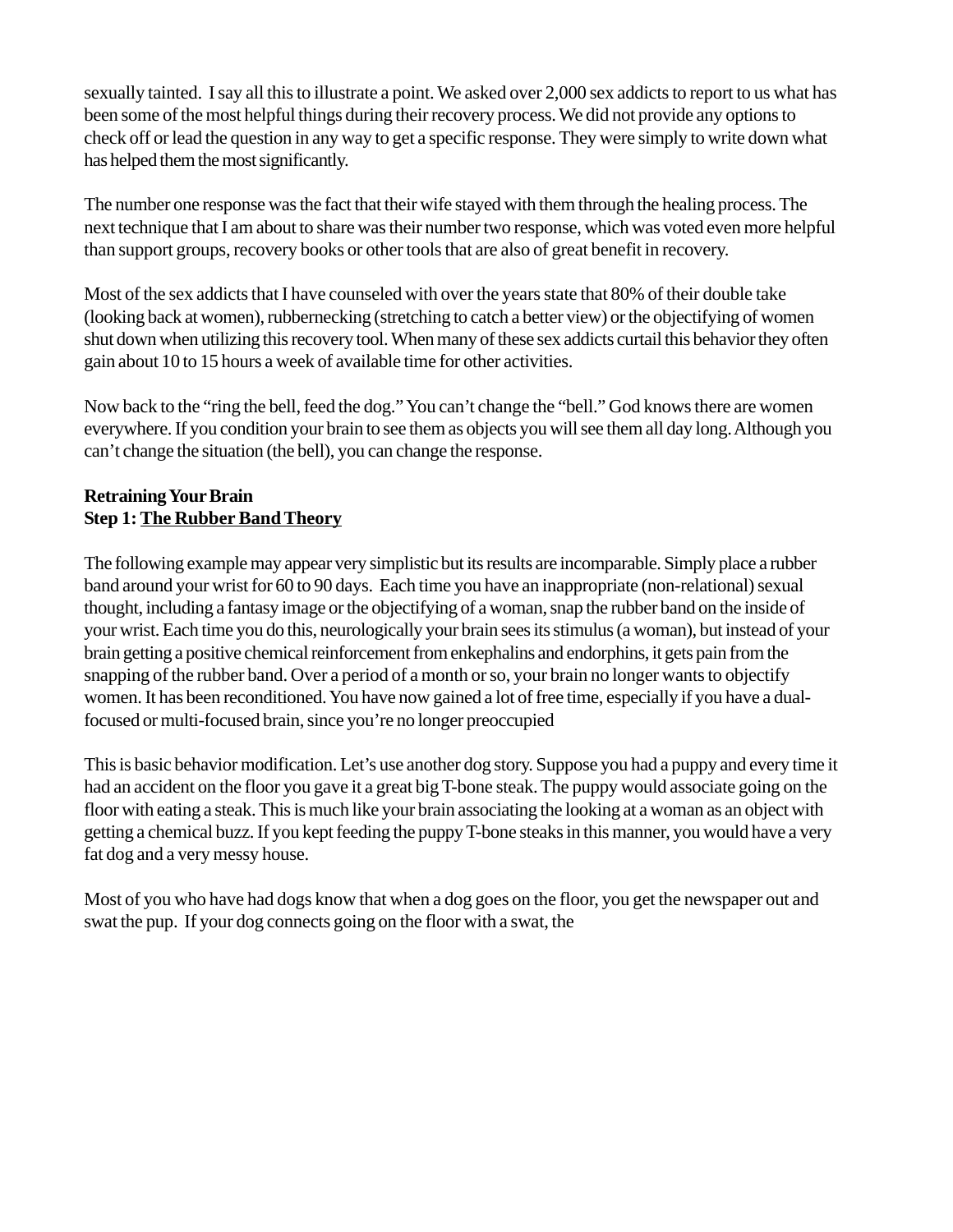sexually tainted. I say all this to illustrate a point. We asked over 2,000 sex addicts to report to us what has been some of the most helpful things during their recovery process. We did not provide any options to check off or lead the question in any way to get a specific response. They were simply to write down what has helped them the most significantly.

The number one response was the fact that their wife stayed with them through the healing process. The next technique that I am about to share was their number two response, which was voted even more helpful than support groups, recovery books or other tools that are also of great benefit in recovery.

Most of the sex addicts that I have counseled with over the years state that 80% of their double take (looking back at women), rubbernecking (stretching to catch a better view) or the objectifying of women shut down when utilizing this recovery tool. When many of these sex addicts curtail this behavior they often gain about 10 to 15 hours a week of available time for other activities.

Now back to the "ring the bell, feed the dog." You can't change the "bell." God knows there are women everywhere. If you condition your brain to see them as objects you will see them all day long. Although you can't change the situation (the bell), you can change the response.

**Retraining Your Brain**
**Step 1: <u>The Rubber Band Theory</u>**

The following example may appear very simplistic but its results are incomparable. Simply place a rubber band around your wrist for 60 to 90 days. Each time you have an inappropriate (non-relational) sexual thought, including a fantasy image or the objectifying of a woman, snap the rubber band on the inside of your wrist. Each time you do this, neurologically your brain sees its stimulus (a woman), but instead of your brain getting a positive chemical reinforcement from enkephalins and endorphins, it gets pain from the snapping of the rubber band. Over a period of a month or so, your brain no longer wants to objectify women. It has been reconditioned. You have now gained a lot of free time, especially if you have a dual-focused or multi-focused brain, since you're no longer preoccupied

This is basic behavior modification. Let's use another dog story. Suppose you had a puppy and every time it had an accident on the floor you gave it a great big T-bone steak. The puppy would associate going on the floor with eating a steak. This is much like your brain associating the looking at a woman as an object with getting a chemical buzz. If you kept feeding the puppy T-bone steaks in this manner, you would have a very fat dog and a very messy house.

Most of you who have had dogs know that when a dog goes on the floor, you get the newspaper out and swat the pup. If your dog connects going on the floor with a swat, the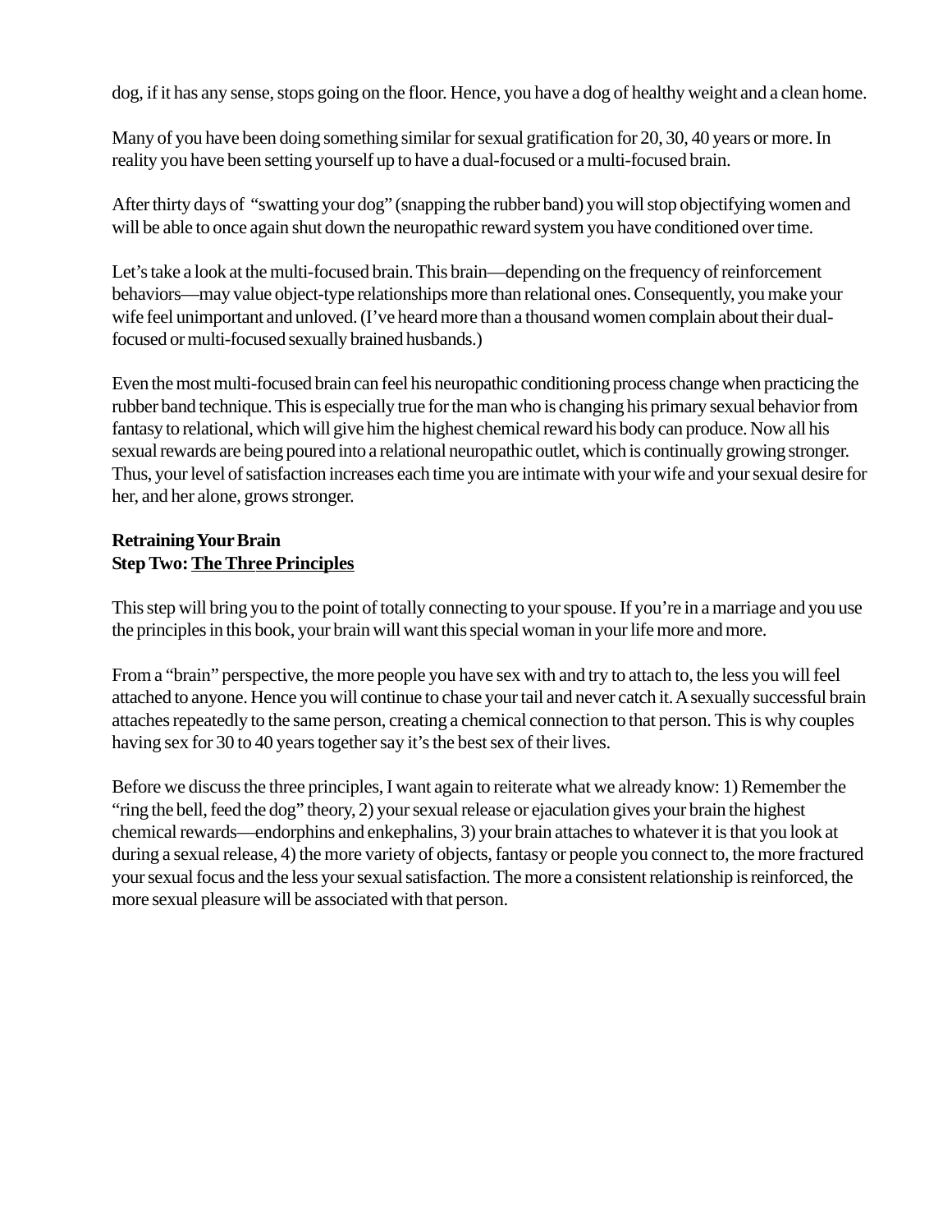dog, if it has any sense, stops going on the floor. Hence, you have a dog of healthy weight and a clean home.

Many of you have been doing something similar for sexual gratification for 20, 30, 40 years or more. In reality you have been setting yourself up to have a dual-focused or a multi-focused brain.

After thirty days of "swatting your dog" (snapping the rubber band) you will stop objectifying women and will be able to once again shut down the neuropathic reward system you have conditioned over time.

Let's take a look at the multi-focused brain. This brain—depending on the frequency of reinforcement behaviors—may value object-type relationships more than relational ones. Consequently, you make your wife feel unimportant and unloved. (I've heard more than a thousand women complain about their dual-focused or multi-focused sexually brained husbands.)

Even the most multi-focused brain can feel his neuropathic conditioning process change when practicing the rubber band technique. This is especially true for the man who is changing his primary sexual behavior from fantasy to relational, which will give him the highest chemical reward his body can produce. Now all his sexual rewards are being poured into a relational neuropathic outlet, which is continually growing stronger. Thus, your level of satisfaction increases each time you are intimate with your wife and your sexual desire for her, and her alone, grows stronger.

**Retraining Your Brain**
**Step Two: <u>The Three Principles</u>**

This step will bring you to the point of totally connecting to your spouse. If you're in a marriage and you use the principles in this book, your brain will want this special woman in your life more and more.

From a "brain" perspective, the more people you have sex with and try to attach to, the less you will feel attached to anyone. Hence you will continue to chase your tail and never catch it. A sexually successful brain attaches repeatedly to the same person, creating a chemical connection to that person. This is why couples having sex for 30 to 40 years together say it's the best sex of their lives.

Before we discuss the three principles, I want again to reiterate what we already know: 1) Remember the "ring the bell, feed the dog" theory, 2) your sexual release or ejaculation gives your brain the highest chemical rewards—endorphins and enkephalins, 3) your brain attaches to whatever it is that you look at during a sexual release, 4) the more variety of objects, fantasy or people you connect to, the more fractured your sexual focus and the less your sexual satisfaction. The more a consistent relationship is reinforced, the more sexual pleasure will be associated with that person.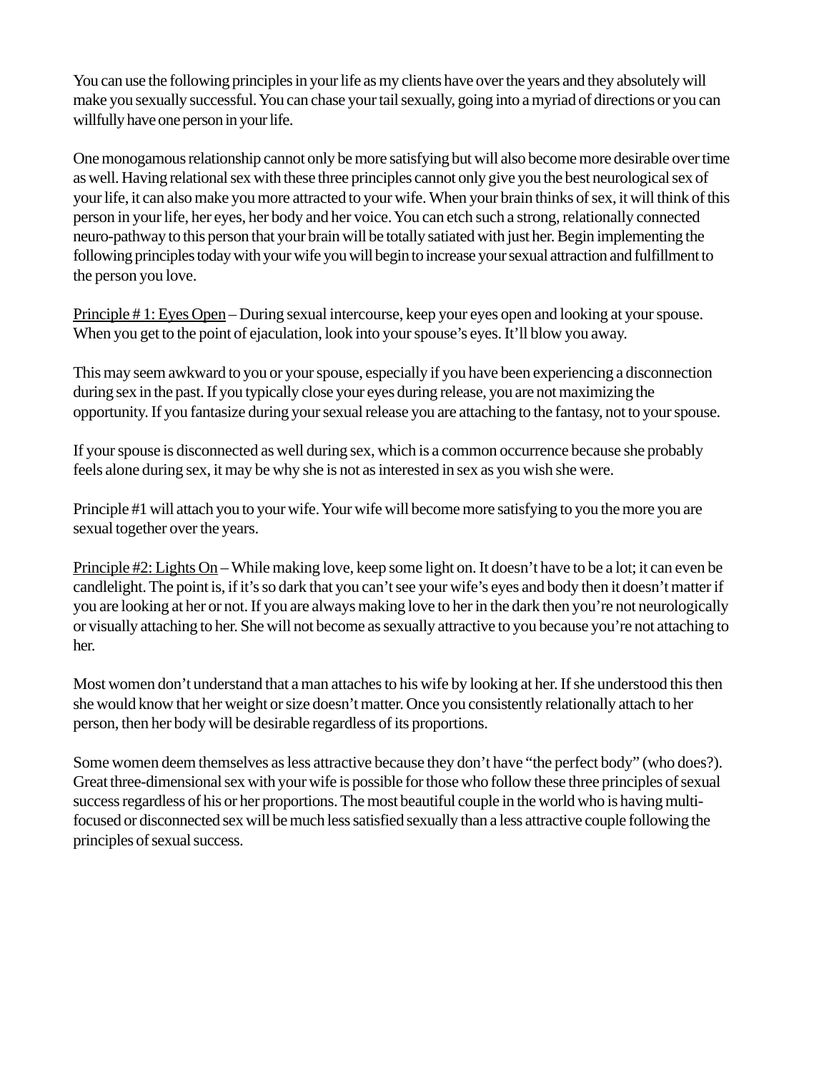You can use the following principles in your life as my clients have over the years and they absolutely will make you sexually successful. You can chase your tail sexually, going into a myriad of directions or you can willfully have one person in your life.

One monogamous relationship cannot only be more satisfying but will also become more desirable over time as well. Having relational sex with these three principles cannot only give you the best neurological sex of your life, it can also make you more attracted to your wife. When your brain thinks of sex, it will think of this person in your life, her eyes, her body and her voice. You can etch such a strong, relationally connected neuro-pathway to this person that your brain will be totally satiated with just her. Begin implementing the following principles today with your wife you will begin to increase your sexual attraction and fulfillment to the person you love.

<u>Principle # 1: Eyes Open</u> – During sexual intercourse, keep your eyes open and looking at your spouse. When you get to the point of ejaculation, look into your spouse's eyes. It'll blow you away.

This may seem awkward to you or your spouse, especially if you have been experiencing a disconnection during sex in the past. If you typically close your eyes during release, you are not maximizing the opportunity. If you fantasize during your sexual release you are attaching to the fantasy, not to your spouse.

If your spouse is disconnected as well during sex, which is a common occurrence because she probably feels alone during sex, it may be why she is not as interested in sex as you wish she were.

Principle #1 will attach you to your wife. Your wife will become more satisfying to you the more you are sexual together over the years.

<u>Principle #2: Lights On</u> – While making love, keep some light on. It doesn't have to be a lot; it can even be candlelight. The point is, if it's so dark that you can't see your wife's eyes and body then it doesn't matter if you are looking at her or not. If you are always making love to her in the dark then you're not neurologically or visually attaching to her. She will not become as sexually attractive to you because you're not attaching to her.

Most women don't understand that a man attaches to his wife by looking at her. If she understood this then she would know that her weight or size doesn't matter. Once you consistently relationally attach to her person, then her body will be desirable regardless of its proportions.

Some women deem themselves as less attractive because they don't have "the perfect body" (who does?). Great three-dimensional sex with your wife is possible for those who follow these three principles of sexual success regardless of his or her proportions. The most beautiful couple in the world who is having multi-focused or disconnected sex will be much less satisfied sexually than a less attractive couple following the principles of sexual success.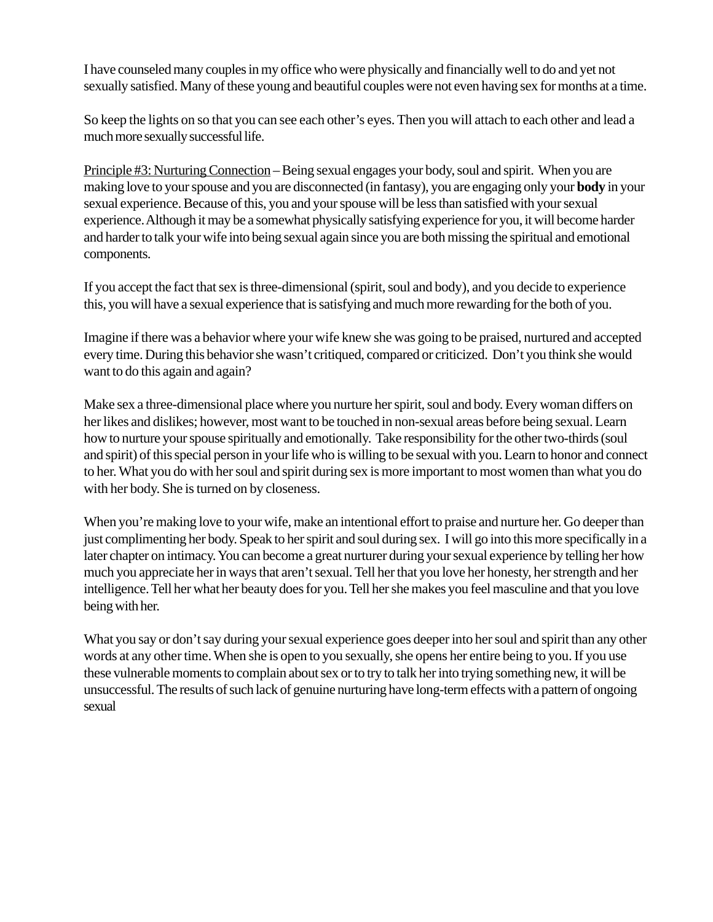I have counseled many couples in my office who were physically and financially well to do and yet not sexually satisfied. Many of these young and beautiful couples were not even having sex for months at a time.

So keep the lights on so that you can see each other's eyes. Then you will attach to each other and lead a much more sexually successful life.

Principle #3: Nurturing Connection – Being sexual engages your body, soul and spirit. When you are making love to your spouse and you are disconnected (in fantasy), you are engaging only your **body** in your sexual experience. Because of this, you and your spouse will be less than satisfied with your sexual experience. Although it may be a somewhat physically satisfying experience for you, it will become harder and harder to talk your wife into being sexual again since you are both missing the spiritual and emotional components.

If you accept the fact that sex is three-dimensional (spirit, soul and body), and you decide to experience this, you will have a sexual experience that is satisfying and much more rewarding for the both of you.

Imagine if there was a behavior where your wife knew she was going to be praised, nurtured and accepted every time. During this behavior she wasn't critiqued, compared or criticized. Don't you think she would want to do this again and again?

Make sex a three-dimensional place where you nurture her spirit, soul and body. Every woman differs on her likes and dislikes; however, most want to be touched in non-sexual areas before being sexual. Learn how to nurture your spouse spiritually and emotionally. Take responsibility for the other two-thirds (soul and spirit) of this special person in your life who is willing to be sexual with you. Learn to honor and connect to her. What you do with her soul and spirit during sex is more important to most women than what you do with her body. She is turned on by closeness.

When you're making love to your wife, make an intentional effort to praise and nurture her. Go deeper than just complimenting her body. Speak to her spirit and soul during sex. I will go into this more specifically in a later chapter on intimacy. You can become a great nurturer during your sexual experience by telling her how much you appreciate her in ways that aren't sexual. Tell her that you love her honesty, her strength and her intelligence. Tell her what her beauty does for you. Tell her she makes you feel masculine and that you love being with her.

What you say or don't say during your sexual experience goes deeper into her soul and spirit than any other words at any other time. When she is open to you sexually, she opens her entire being to you. If you use these vulnerable moments to complain about sex or to try to talk her into trying something new, it will be unsuccessful. The results of such lack of genuine nurturing have long-term effects with a pattern of ongoing sexual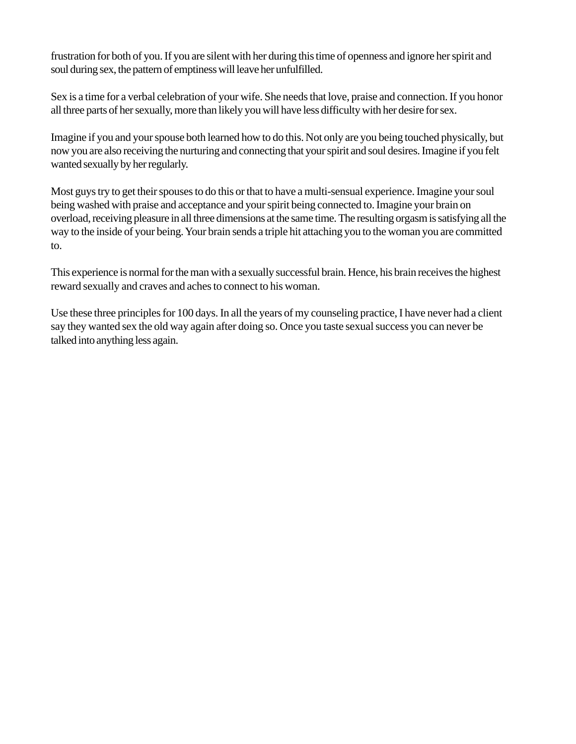frustration for both of you. If you are silent with her during this time of openness and ignore her spirit and soul during sex, the pattern of emptiness will leave her unfulfilled.

Sex is a time for a verbal celebration of your wife. She needs that love, praise and connection. If you honor all three parts of her sexually, more than likely you will have less difficulty with her desire for sex.

Imagine if you and your spouse both learned how to do this. Not only are you being touched physically, but now you are also receiving the nurturing and connecting that your spirit and soul desires. Imagine if you felt wanted sexually by her regularly.

Most guys try to get their spouses to do this or that to have a multi-sensual experience. Imagine your soul being washed with praise and acceptance and your spirit being connected to. Imagine your brain on overload, receiving pleasure in all three dimensions at the same time. The resulting orgasm is satisfying all the way to the inside of your being. Your brain sends a triple hit attaching you to the woman you are committed to.

This experience is normal for the man with a sexually successful brain. Hence, his brain receives the highest reward sexually and craves and aches to connect to his woman.

Use these three principles for 100 days. In all the years of my counseling practice, I have never had a client say they wanted sex the old way again after doing so. Once you taste sexual success you can never be talked into anything less again.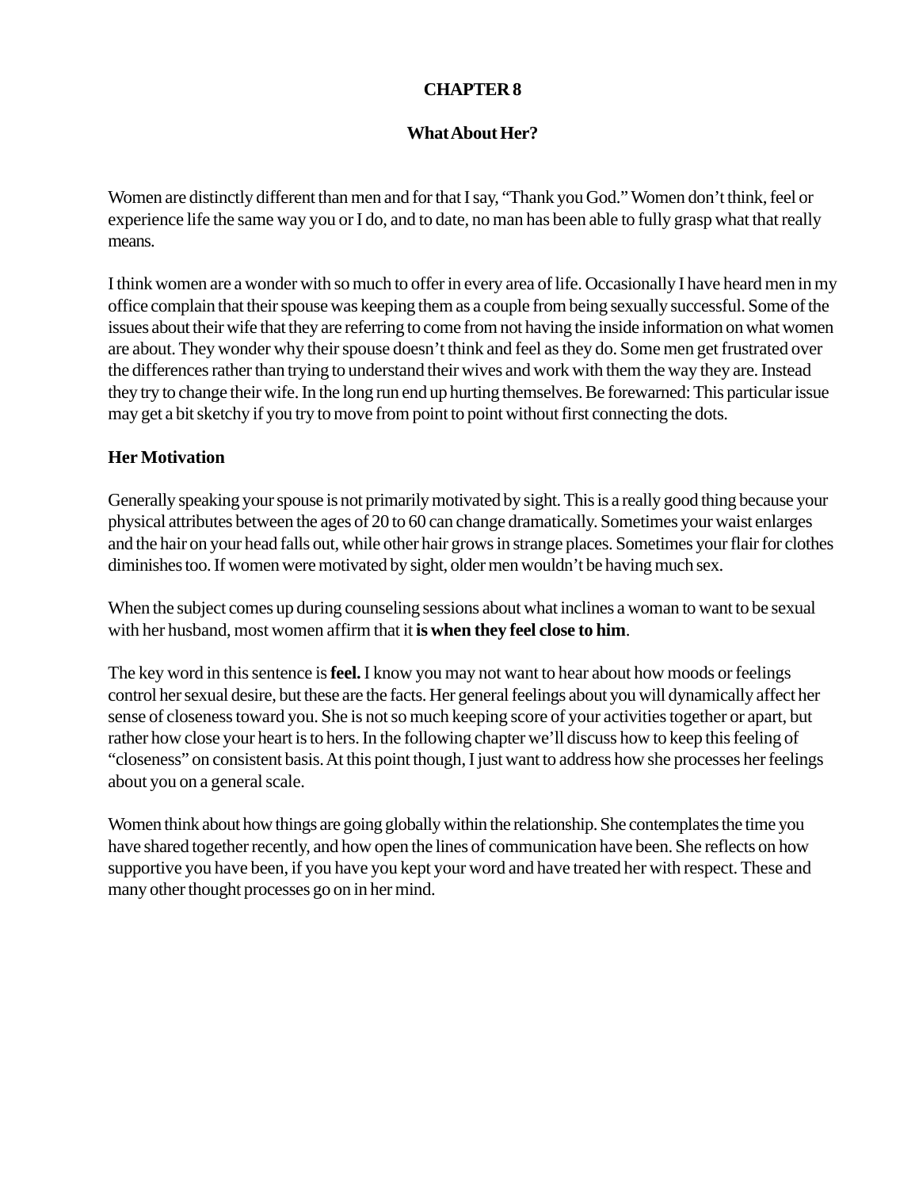# CHAPTER 8

## What About Her?

Women are distinctly different than men and for that I say, "Thank you God." Women don't think, feel or experience life the same way you or I do, and to date, no man has been able to fully grasp what that really means.

I think women are a wonder with so much to offer in every area of life. Occasionally I have heard men in my office complain that their spouse was keeping them as a couple from being sexually successful. Some of the issues about their wife that they are referring to come from not having the inside information on what women are about. They wonder why their spouse doesn't think and feel as they do. Some men get frustrated over the differences rather than trying to understand their wives and work with them the way they are. Instead they try to change their wife. In the long run end up hurting themselves. Be forewarned: This particular issue may get a bit sketchy if you try to move from point to point without first connecting the dots.

### Her Motivation

Generally speaking your spouse is not primarily motivated by sight. This is a really good thing because your physical attributes between the ages of 20 to 60 can change dramatically. Sometimes your waist enlarges and the hair on your head falls out, while other hair grows in strange places. Sometimes your flair for clothes diminishes too. If women were motivated by sight, older men wouldn't be having much sex.

When the subject comes up during counseling sessions about what inclines a woman to want to be sexual with her husband, most women affirm that it **is when they feel close to him**.

The key word in this sentence is **feel.** I know you may not want to hear about how moods or feelings control her sexual desire, but these are the facts. Her general feelings about you will dynamically affect her sense of closeness toward you. She is not so much keeping score of your activities together or apart, but rather how close your heart is to hers. In the following chapter we'll discuss how to keep this feeling of "closeness" on consistent basis. At this point though, I just want to address how she processes her feelings about you on a general scale.

Women think about how things are going globally within the relationship. She contemplates the time you have shared together recently, and how open the lines of communication have been. She reflects on how supportive you have been, if you have you kept your word and have treated her with respect. These and many other thought processes go on in her mind.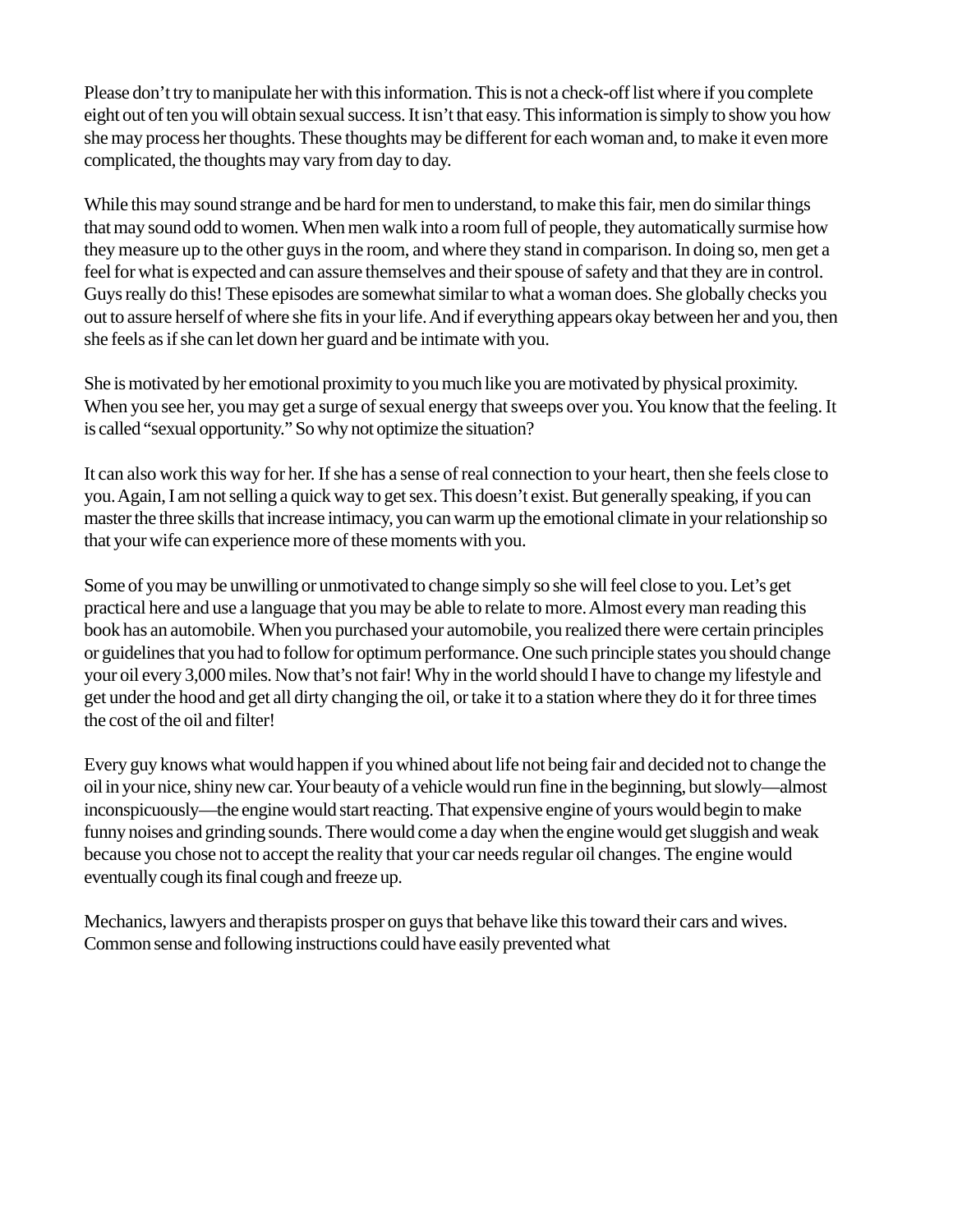Please don't try to manipulate her with this information. This is not a check-off list where if you complete eight out of ten you will obtain sexual success. It isn't that easy. This information is simply to show you how she may process her thoughts. These thoughts may be different for each woman and, to make it even more complicated, the thoughts may vary from day to day.

While this may sound strange and be hard for men to understand, to make this fair, men do similar things that may sound odd to women. When men walk into a room full of people, they automatically surmise how they measure up to the other guys in the room, and where they stand in comparison. In doing so, men get a feel for what is expected and can assure themselves and their spouse of safety and that they are in control. Guys really do this! These episodes are somewhat similar to what a woman does. She globally checks you out to assure herself of where she fits in your life. And if everything appears okay between her and you, then she feels as if she can let down her guard and be intimate with you.

She is motivated by her emotional proximity to you much like you are motivated by physical proximity. When you see her, you may get a surge of sexual energy that sweeps over you. You know that the feeling. It is called "sexual opportunity." So why not optimize the situation?

It can also work this way for her. If she has a sense of real connection to your heart, then she feels close to you. Again, I am not selling a quick way to get sex. This doesn't exist. But generally speaking, if you can master the three skills that increase intimacy, you can warm up the emotional climate in your relationship so that your wife can experience more of these moments with you.

Some of you may be unwilling or unmotivated to change simply so she will feel close to you. Let's get practical here and use a language that you may be able to relate to more. Almost every man reading this book has an automobile. When you purchased your automobile, you realized there were certain principles or guidelines that you had to follow for optimum performance. One such principle states you should change your oil every 3,000 miles. Now that's not fair! Why in the world should I have to change my lifestyle and get under the hood and get all dirty changing the oil, or take it to a station where they do it for three times the cost of the oil and filter!

Every guy knows what would happen if you whined about life not being fair and decided not to change the oil in your nice, shiny new car. Your beauty of a vehicle would run fine in the beginning, but slowly—almost inconspicuously—the engine would start reacting. That expensive engine of yours would begin to make funny noises and grinding sounds. There would come a day when the engine would get sluggish and weak because you chose not to accept the reality that your car needs regular oil changes. The engine would eventually cough its final cough and freeze up.

Mechanics, lawyers and therapists prosper on guys that behave like this toward their cars and wives. Common sense and following instructions could have easily prevented what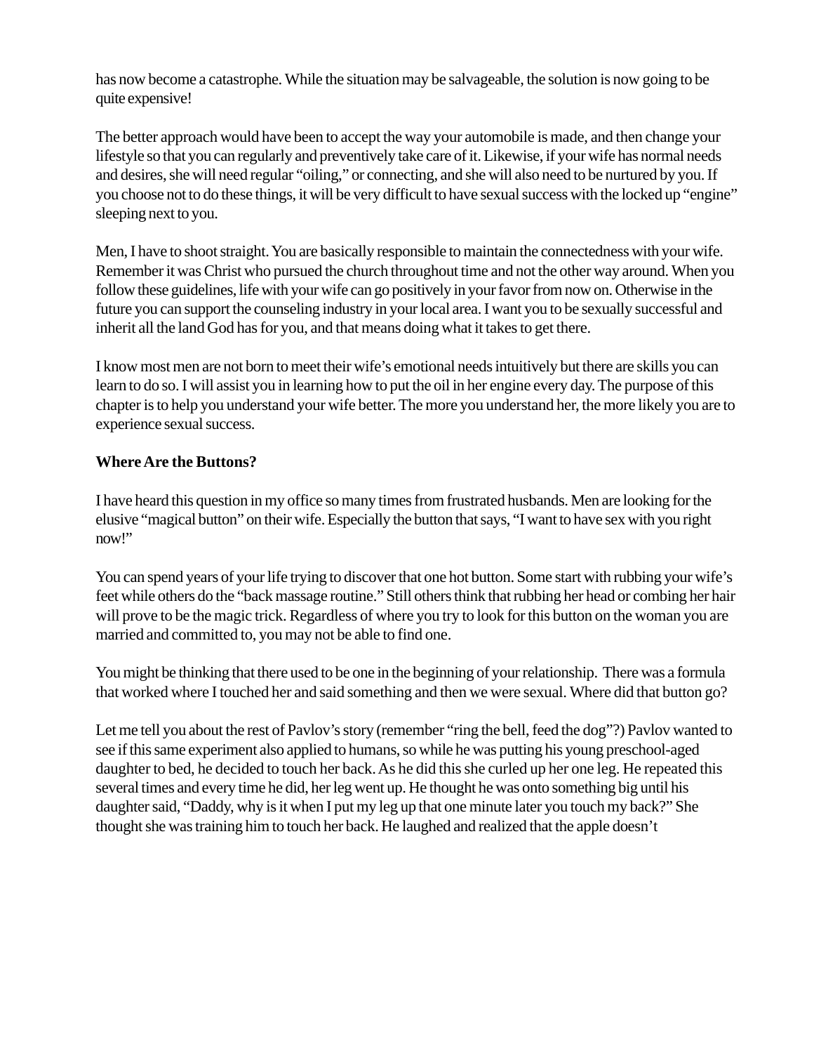has now become a catastrophe. While the situation may be salvageable, the solution is now going to be quite expensive!

The better approach would have been to accept the way your automobile is made, and then change your lifestyle so that you can regularly and preventively take care of it. Likewise, if your wife has normal needs and desires, she will need regular "oiling," or connecting, and she will also need to be nurtured by you. If you choose not to do these things, it will be very difficult to have sexual success with the locked up "engine" sleeping next to you.

Men, I have to shoot straight. You are basically responsible to maintain the connectedness with your wife. Remember it was Christ who pursued the church throughout time and not the other way around. When you follow these guidelines, life with your wife can go positively in your favor from now on. Otherwise in the future you can support the counseling industry in your local area. I want you to be sexually successful and inherit all the land God has for you, and that means doing what it takes to get there.

I know most men are not born to meet their wife's emotional needs intuitively but there are skills you can learn to do so. I will assist you in learning how to put the oil in her engine every day. The purpose of this chapter is to help you understand your wife better. The more you understand her, the more likely you are to experience sexual success.

**Where Are the Buttons?**

I have heard this question in my office so many times from frustrated husbands. Men are looking for the elusive "magical button" on their wife. Especially the button that says, "I want to have sex with you right now!"

You can spend years of your life trying to discover that one hot button. Some start with rubbing your wife's feet while others do the "back massage routine." Still others think that rubbing her head or combing her hair will prove to be the magic trick. Regardless of where you try to look for this button on the woman you are married and committed to, you may not be able to find one.

You might be thinking that there used to be one in the beginning of your relationship. There was a formula that worked where I touched her and said something and then we were sexual. Where did that button go?

Let me tell you about the rest of Pavlov's story (remember "ring the bell, feed the dog"?) Pavlov wanted to see if this same experiment also applied to humans, so while he was putting his young preschool-aged daughter to bed, he decided to touch her back. As he did this she curled up her one leg. He repeated this several times and every time he did, her leg went up. He thought he was onto something big until his daughter said, "Daddy, why is it when I put my leg up that one minute later you touch my back?" She thought she was training him to touch her back. He laughed and realized that the apple doesn't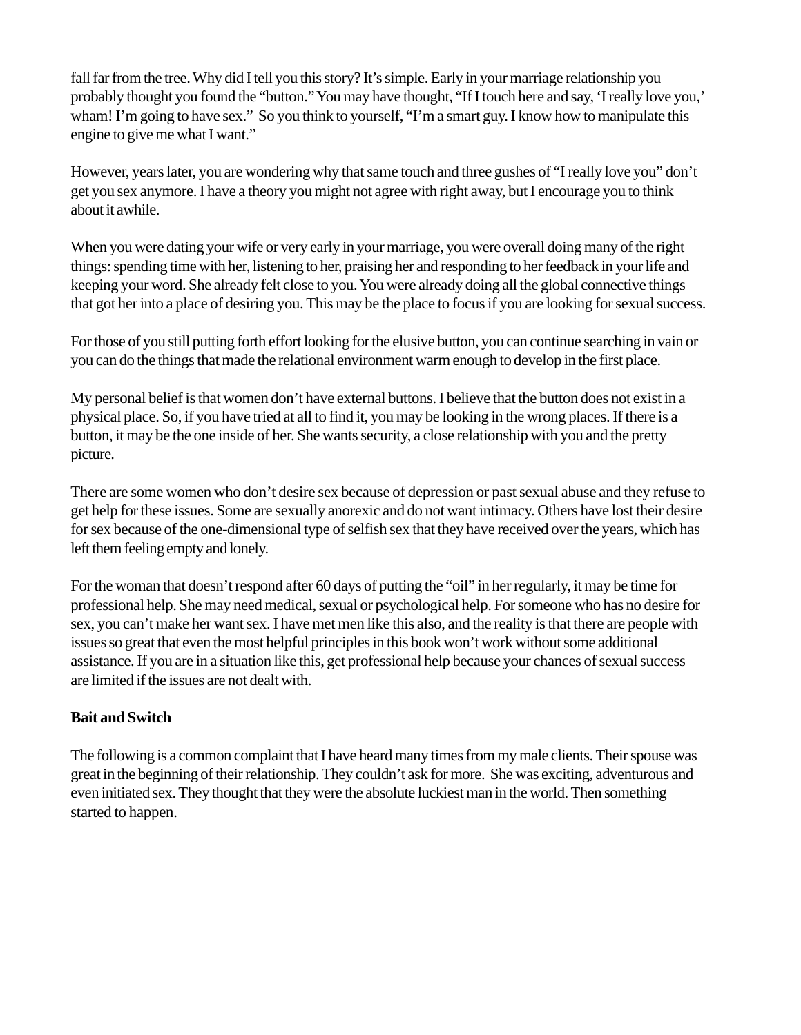fall far from the tree. Why did I tell you this story? It's simple. Early in your marriage relationship you probably thought you found the "button." You may have thought, "If I touch here and say, 'I really love you,' wham! I'm going to have sex." So you think to yourself, "I'm a smart guy. I know how to manipulate this engine to give me what I want."

However, years later, you are wondering why that same touch and three gushes of "I really love you" don't get you sex anymore. I have a theory you might not agree with right away, but I encourage you to think about it awhile.

When you were dating your wife or very early in your marriage, you were overall doing many of the right things: spending time with her, listening to her, praising her and responding to her feedback in your life and keeping your word. She already felt close to you. You were already doing all the global connective things that got her into a place of desiring you. This may be the place to focus if you are looking for sexual success.

For those of you still putting forth effort looking for the elusive button, you can continue searching in vain or you can do the things that made the relational environment warm enough to develop in the first place.

My personal belief is that women don't have external buttons. I believe that the button does not exist in a physical place. So, if you have tried at all to find it, you may be looking in the wrong places. If there is a button, it may be the one inside of her. She wants security, a close relationship with you and the pretty picture.

There are some women who don't desire sex because of depression or past sexual abuse and they refuse to get help for these issues. Some are sexually anorexic and do not want intimacy. Others have lost their desire for sex because of the one-dimensional type of selfish sex that they have received over the years, which has left them feeling empty and lonely.

For the woman that doesn't respond after 60 days of putting the "oil" in her regularly, it may be time for professional help. She may need medical, sexual or psychological help. For someone who has no desire for sex, you can't make her want sex. I have met men like this also, and the reality is that there are people with issues so great that even the most helpful principles in this book won't work without some additional assistance. If you are in a situation like this, get professional help because your chances of sexual success are limited if the issues are not dealt with.

**Bait and Switch**

The following is a common complaint that I have heard many times from my male clients. Their spouse was great in the beginning of their relationship. They couldn't ask for more. She was exciting, adventurous and even initiated sex. They thought that they were the absolute luckiest man in the world. Then something started to happen.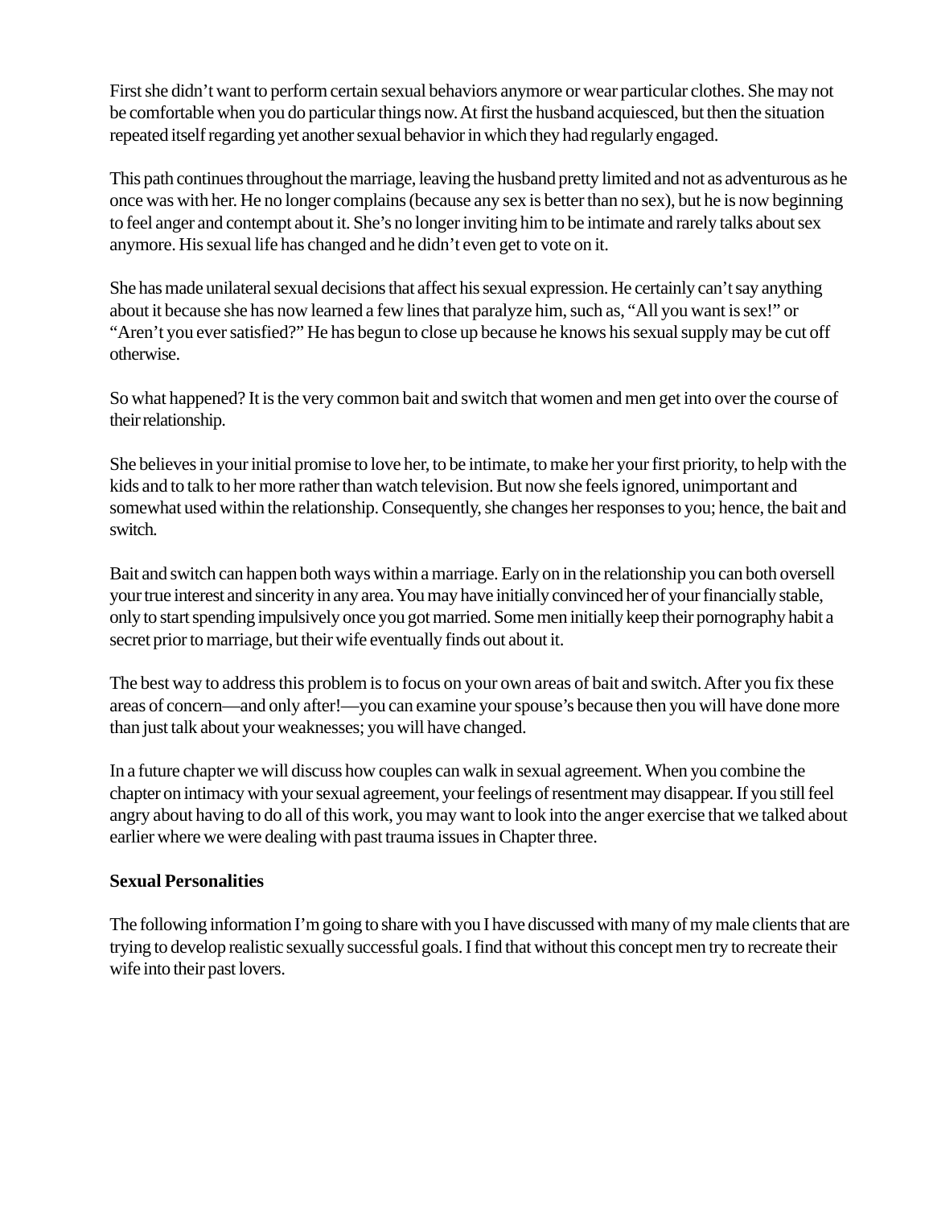First she didn't want to perform certain sexual behaviors anymore or wear particular clothes. She may not be comfortable when you do particular things now. At first the husband acquiesced, but then the situation repeated itself regarding yet another sexual behavior in which they had regularly engaged.

This path continues throughout the marriage, leaving the husband pretty limited and not as adventurous as he once was with her. He no longer complains (because any sex is better than no sex), but he is now beginning to feel anger and contempt about it. She's no longer inviting him to be intimate and rarely talks about sex anymore. His sexual life has changed and he didn't even get to vote on it.

She has made unilateral sexual decisions that affect his sexual expression. He certainly can't say anything about it because she has now learned a few lines that paralyze him, such as, "All you want is sex!" or "Aren't you ever satisfied?" He has begun to close up because he knows his sexual supply may be cut off otherwise.

So what happened? It is the very common bait and switch that women and men get into over the course of their relationship.

She believes in your initial promise to love her, to be intimate, to make her your first priority, to help with the kids and to talk to her more rather than watch television. But now she feels ignored, unimportant and somewhat used within the relationship. Consequently, she changes her responses to you; hence, the bait and switch.

Bait and switch can happen both ways within a marriage. Early on in the relationship you can both oversell your true interest and sincerity in any area. You may have initially convinced her of your financially stable, only to start spending impulsively once you got married. Some men initially keep their pornography habit a secret prior to marriage, but their wife eventually finds out about it.

The best way to address this problem is to focus on your own areas of bait and switch. After you fix these areas of concern—and only after!—you can examine your spouse's because then you will have done more than just talk about your weaknesses; you will have changed.

In a future chapter we will discuss how couples can walk in sexual agreement. When you combine the chapter on intimacy with your sexual agreement, your feelings of resentment may disappear. If you still feel angry about having to do all of this work, you may want to look into the anger exercise that we talked about earlier where we were dealing with past trauma issues in Chapter three.

**Sexual Personalities**

The following information I'm going to share with you I have discussed with many of my male clients that are trying to develop realistic sexually successful goals. I find that without this concept men try to recreate their wife into their past lovers.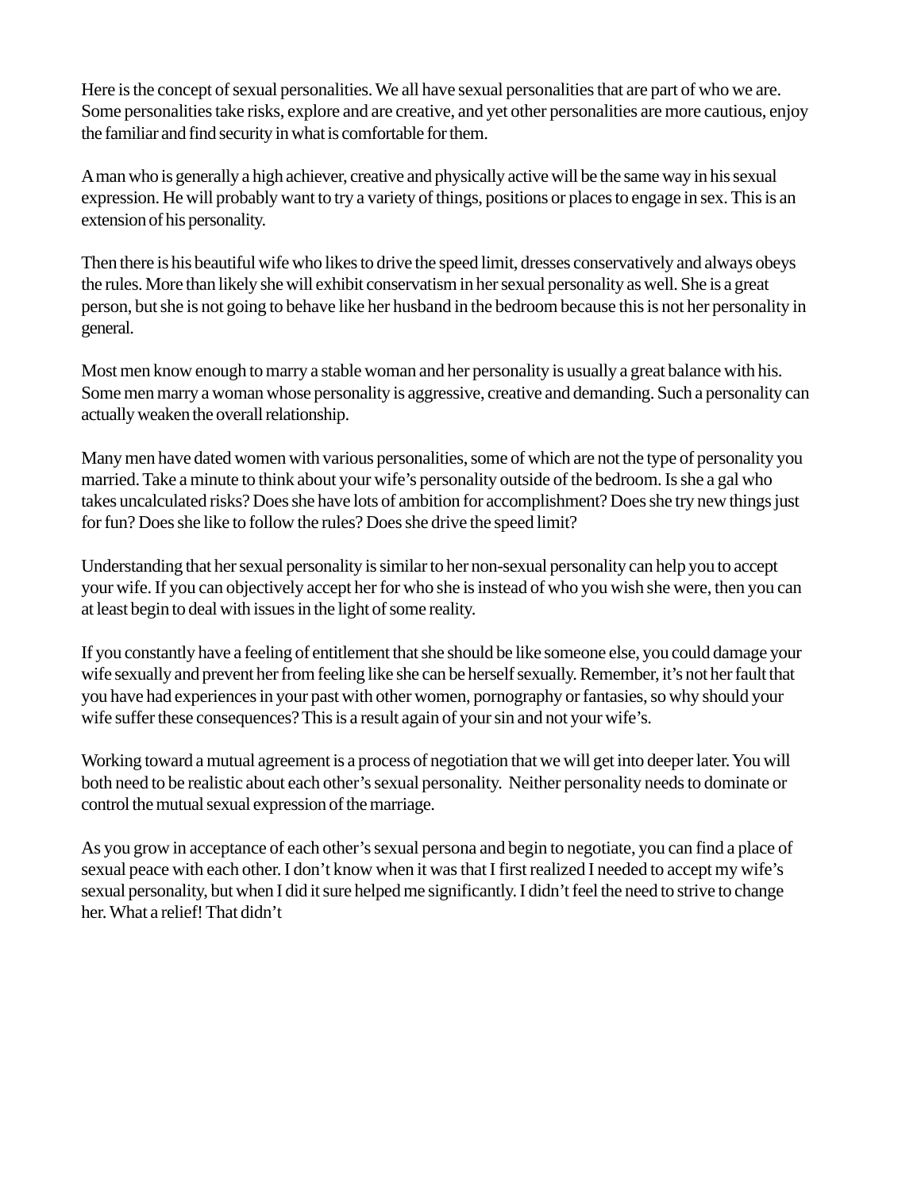Here is the concept of sexual personalities. We all have sexual personalities that are part of who we are. Some personalities take risks, explore and are creative, and yet other personalities are more cautious, enjoy the familiar and find security in what is comfortable for them.

A man who is generally a high achiever, creative and physically active will be the same way in his sexual expression. He will probably want to try a variety of things, positions or places to engage in sex. This is an extension of his personality.

Then there is his beautiful wife who likes to drive the speed limit, dresses conservatively and always obeys the rules. More than likely she will exhibit conservatism in her sexual personality as well. She is a great person, but she is not going to behave like her husband in the bedroom because this is not her personality in general.

Most men know enough to marry a stable woman and her personality is usually a great balance with his. Some men marry a woman whose personality is aggressive, creative and demanding. Such a personality can actually weaken the overall relationship.

Many men have dated women with various personalities, some of which are not the type of personality you married. Take a minute to think about your wife's personality outside of the bedroom. Is she a gal who takes uncalculated risks? Does she have lots of ambition for accomplishment? Does she try new things just for fun? Does she like to follow the rules? Does she drive the speed limit?

Understanding that her sexual personality is similar to her non-sexual personality can help you to accept your wife. If you can objectively accept her for who she is instead of who you wish she were, then you can at least begin to deal with issues in the light of some reality.

If you constantly have a feeling of entitlement that she should be like someone else, you could damage your wife sexually and prevent her from feeling like she can be herself sexually. Remember, it's not her fault that you have had experiences in your past with other women, pornography or fantasies, so why should your wife suffer these consequences? This is a result again of your sin and not your wife's.

Working toward a mutual agreement is a process of negotiation that we will get into deeper later. You will both need to be realistic about each other's sexual personality. Neither personality needs to dominate or control the mutual sexual expression of the marriage.

As you grow in acceptance of each other's sexual persona and begin to negotiate, you can find a place of sexual peace with each other. I don't know when it was that I first realized I needed to accept my wife's sexual personality, but when I did it sure helped me significantly. I didn't feel the need to strive to change her. What a relief! That didn't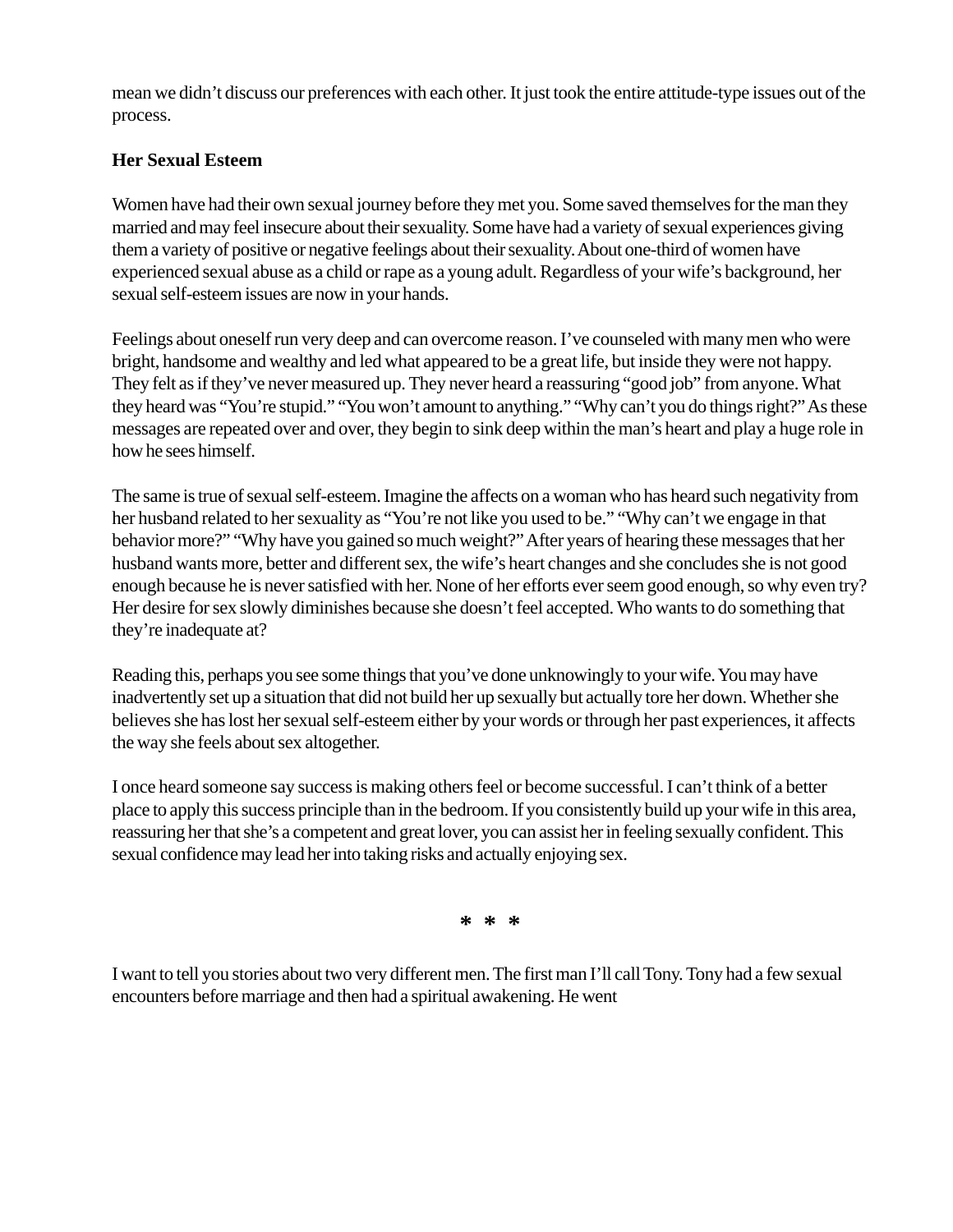mean we didn't discuss our preferences with each other. It just took the entire attitude-type issues out of the process.

**Her Sexual Esteem**

Women have had their own sexual journey before they met you. Some saved themselves for the man they married and may feel insecure about their sexuality. Some have had a variety of sexual experiences giving them a variety of positive or negative feelings about their sexuality. About one-third of women have experienced sexual abuse as a child or rape as a young adult. Regardless of your wife's background, her sexual self-esteem issues are now in your hands.

Feelings about oneself run very deep and can overcome reason. I've counseled with many men who were bright, handsome and wealthy and led what appeared to be a great life, but inside they were not happy. They felt as if they've never measured up. They never heard a reassuring "good job" from anyone. What they heard was "You're stupid." "You won't amount to anything." "Why can't you do things right?" As these messages are repeated over and over, they begin to sink deep within the man's heart and play a huge role in how he sees himself.

The same is true of sexual self-esteem. Imagine the affects on a woman who has heard such negativity from her husband related to her sexuality as "You're not like you used to be." "Why can't we engage in that behavior more?" "Why have you gained so much weight?" After years of hearing these messages that her husband wants more, better and different sex, the wife's heart changes and she concludes she is not good enough because he is never satisfied with her. None of her efforts ever seem good enough, so why even try? Her desire for sex slowly diminishes because she doesn't feel accepted. Who wants to do something that they're inadequate at?

Reading this, perhaps you see some things that you've done unknowingly to your wife. You may have inadvertently set up a situation that did not build her up sexually but actually tore her down. Whether she believes she has lost her sexual self-esteem either by your words or through her past experiences, it affects the way she feels about sex altogether.

I once heard someone say success is making others feel or become successful. I can't think of a better place to apply this success principle than in the bedroom. If you consistently build up your wife in this area, reassuring her that she's a competent and great lover, you can assist her in feeling sexually confident. This sexual confidence may lead her into taking risks and actually enjoying sex.

* * *

I want to tell you stories about two very different men. The first man I'll call Tony. Tony had a few sexual encounters before marriage and then had a spiritual awakening. He went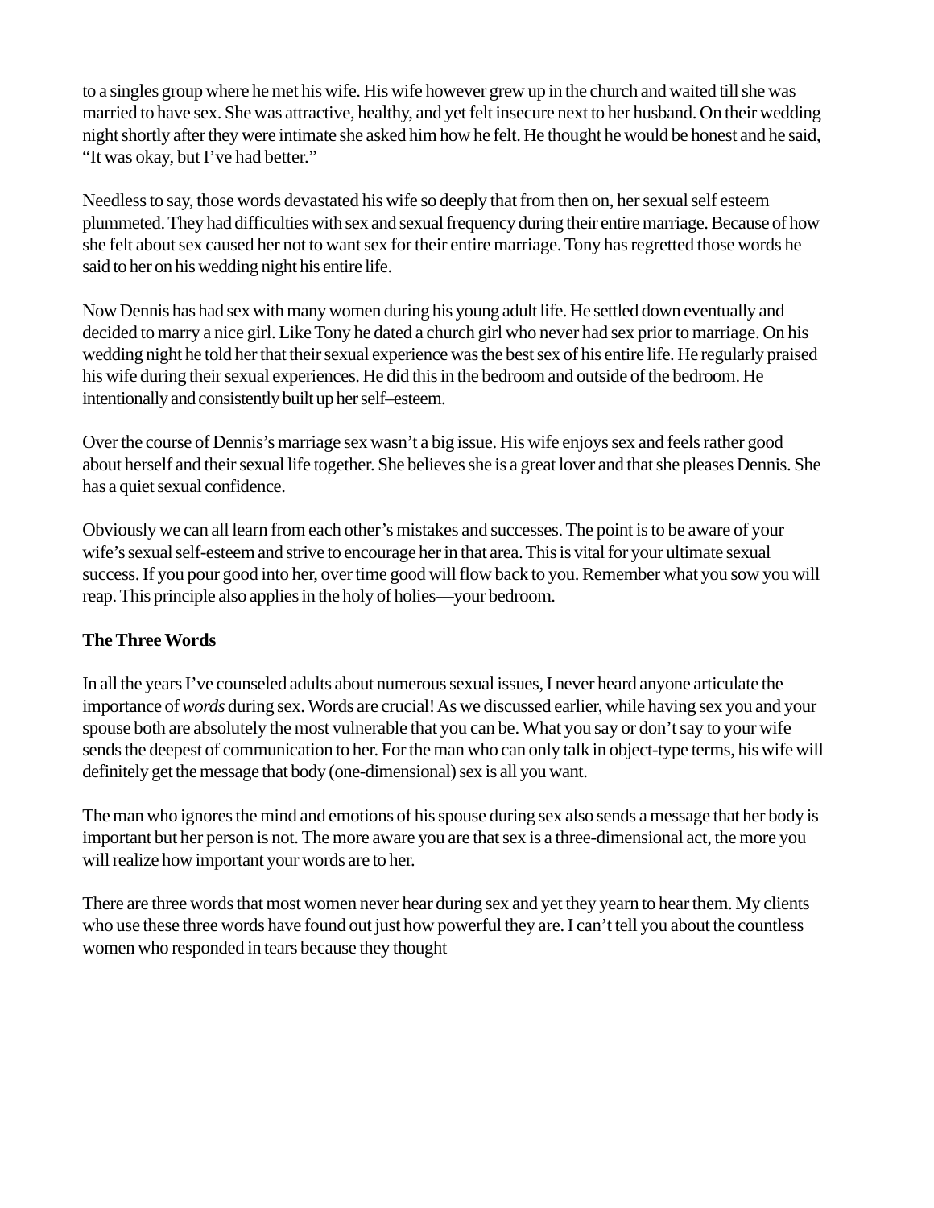to a singles group where he met his wife. His wife however grew up in the church and waited till she was married to have sex. She was attractive, healthy, and yet felt insecure next to her husband. On their wedding night shortly after they were intimate she asked him how he felt. He thought he would be honest and he said, “It was okay, but I’ve had better.”

Needless to say, those words devastated his wife so deeply that from then on, her sexual self esteem plummeted. They had difficulties with sex and sexual frequency during their entire marriage. Because of how she felt about sex caused her not to want sex for their entire marriage. Tony has regretted those words he said to her on his wedding night his entire life.

Now Dennis has had sex with many women during his young adult life. He settled down eventually and decided to marry a nice girl. Like Tony he dated a church girl who never had sex prior to marriage. On his wedding night he told her that their sexual experience was the best sex of his entire life. He regularly praised his wife during their sexual experiences. He did this in the bedroom and outside of the bedroom. He intentionally and consistently built up her self–esteem.

Over the course of Dennis’s marriage sex wasn’t a big issue. His wife enjoys sex and feels rather good about herself and their sexual life together. She believes she is a great lover and that she pleases Dennis. She has a quiet sexual confidence.

Obviously we can all learn from each other’s mistakes and successes. The point is to be aware of your wife’s sexual self-esteem and strive to encourage her in that area. This is vital for your ultimate sexual success. If you pour good into her, over time good will flow back to you. Remember what you sow you will reap. This principle also applies in the holy of holies—your bedroom.

**The Three Words**

In all the years I’ve counseled adults about numerous sexual issues, I never heard anyone articulate the importance of *words* during sex. Words are crucial! As we discussed earlier, while having sex you and your spouse both are absolutely the most vulnerable that you can be. What you say or don’t say to your wife sends the deepest of communication to her. For the man who can only talk in object-type terms, his wife will definitely get the message that body (one-dimensional) sex is all you want.

The man who ignores the mind and emotions of his spouse during sex also sends a message that her body is important but her person is not. The more aware you are that sex is a three-dimensional act, the more you will realize how important your words are to her.

There are three words that most women never hear during sex and yet they yearn to hear them. My clients who use these three words have found out just how powerful they are. I can’t tell you about the countless women who responded in tears because they thought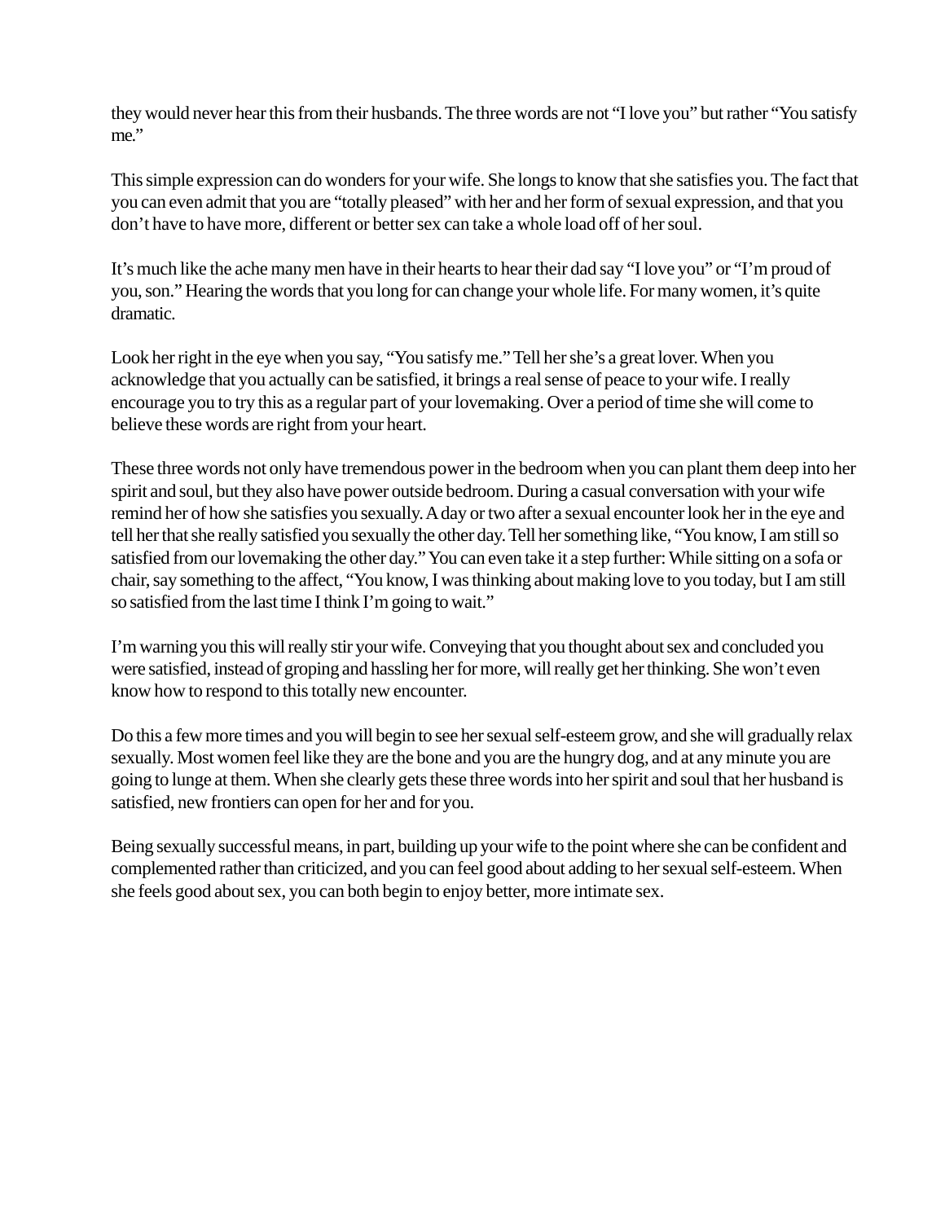they would never hear this from their husbands. The three words are not "I love you" but rather "You satisfy me."

This simple expression can do wonders for your wife. She longs to know that she satisfies you. The fact that you can even admit that you are "totally pleased" with her and her form of sexual expression, and that you don't have to have more, different or better sex can take a whole load off of her soul.

It's much like the ache many men have in their hearts to hear their dad say "I love you" or "I'm proud of you, son." Hearing the words that you long for can change your whole life. For many women, it's quite dramatic.

Look her right in the eye when you say, "You satisfy me." Tell her she's a great lover. When you acknowledge that you actually can be satisfied, it brings a real sense of peace to your wife. I really encourage you to try this as a regular part of your lovemaking. Over a period of time she will come to believe these words are right from your heart.

These three words not only have tremendous power in the bedroom when you can plant them deep into her spirit and soul, but they also have power outside bedroom. During a casual conversation with your wife remind her of how she satisfies you sexually. A day or two after a sexual encounter look her in the eye and tell her that she really satisfied you sexually the other day. Tell her something like, "You know, I am still so satisfied from our lovemaking the other day." You can even take it a step further: While sitting on a sofa or chair, say something to the affect, "You know, I was thinking about making love to you today, but I am still so satisfied from the last time I think I'm going to wait."

I'm warning you this will really stir your wife. Conveying that you thought about sex and concluded you were satisfied, instead of groping and hassling her for more, will really get her thinking. She won't even know how to respond to this totally new encounter.

Do this a few more times and you will begin to see her sexual self-esteem grow, and she will gradually relax sexually. Most women feel like they are the bone and you are the hungry dog, and at any minute you are going to lunge at them. When she clearly gets these three words into her spirit and soul that her husband is satisfied, new frontiers can open for her and for you.

Being sexually successful means, in part, building up your wife to the point where she can be confident and complemented rather than criticized, and you can feel good about adding to her sexual self-esteem. When she feels good about sex, you can both begin to enjoy better, more intimate sex.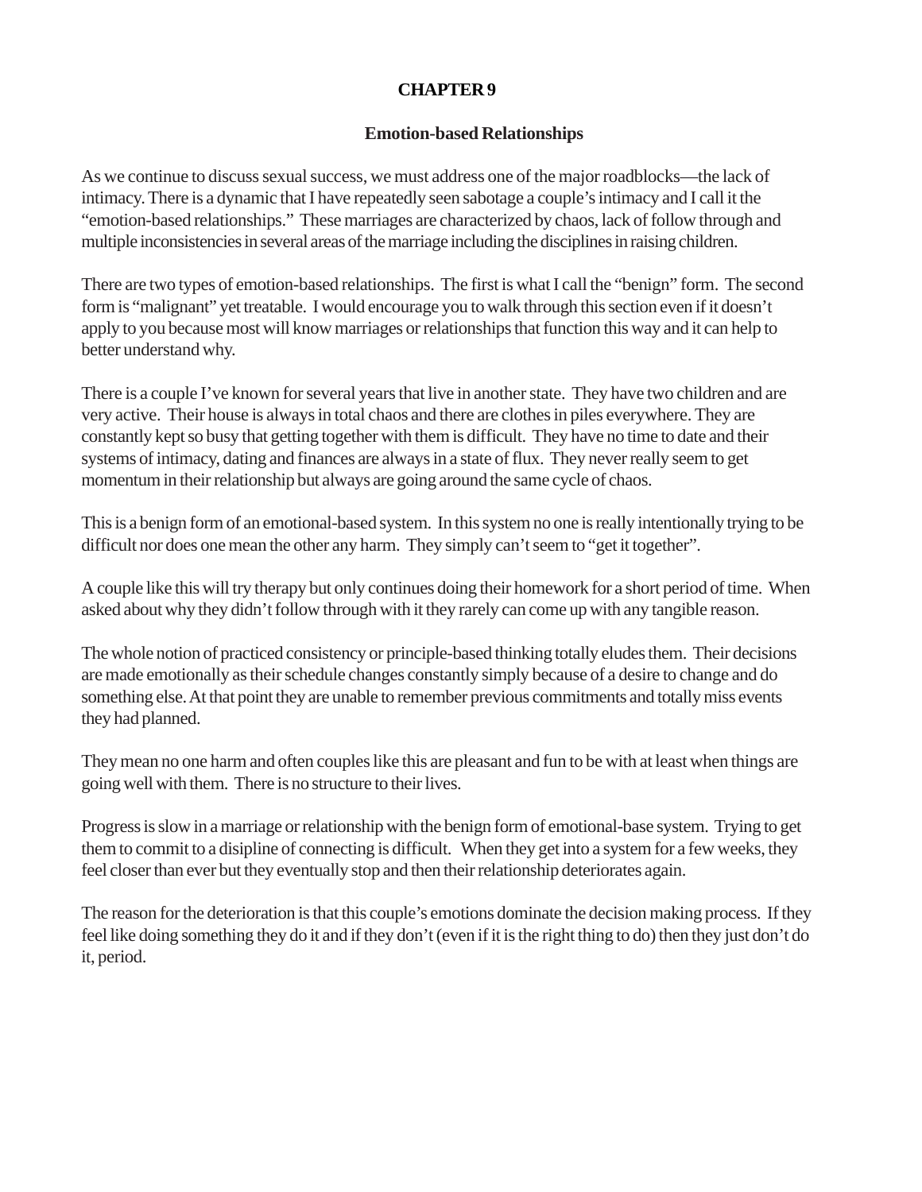# CHAPTER 9

## Emotion-based Relationships

As we continue to discuss sexual success, we must address one of the major roadblocks—the lack of intimacy. There is a dynamic that I have repeatedly seen sabotage a couple's intimacy and I call it the "emotion-based relationships." These marriages are characterized by chaos, lack of follow through and multiple inconsistencies in several areas of the marriage including the disciplines in raising children.

There are two types of emotion-based relationships. The first is what I call the "benign" form. The second form is "malignant" yet treatable. I would encourage you to walk through this section even if it doesn't apply to you because most will know marriages or relationships that function this way and it can help to better understand why.

There is a couple I've known for several years that live in another state. They have two children and are very active. Their house is always in total chaos and there are clothes in piles everywhere. They are constantly kept so busy that getting together with them is difficult. They have no time to date and their systems of intimacy, dating and finances are always in a state of flux. They never really seem to get momentum in their relationship but always are going around the same cycle of chaos.

This is a benign form of an emotional-based system. In this system no one is really intentionally trying to be difficult nor does one mean the other any harm. They simply can't seem to "get it together".

A couple like this will try therapy but only continues doing their homework for a short period of time. When asked about why they didn't follow through with it they rarely can come up with any tangible reason.

The whole notion of practiced consistency or principle-based thinking totally eludes them. Their decisions are made emotionally as their schedule changes constantly simply because of a desire to change and do something else. At that point they are unable to remember previous commitments and totally miss events they had planned.

They mean no one harm and often couples like this are pleasant and fun to be with at least when things are going well with them. There is no structure to their lives.

Progress is slow in a marriage or relationship with the benign form of emotional-base system. Trying to get them to commit to a disipline of connecting is difficult. When they get into a system for a few weeks, they feel closer than ever but they eventually stop and then their relationship deteriorates again.

The reason for the deterioration is that this couple's emotions dominate the decision making process. If they feel like doing something they do it and if they don't (even if it is the right thing to do) then they just don't do it, period.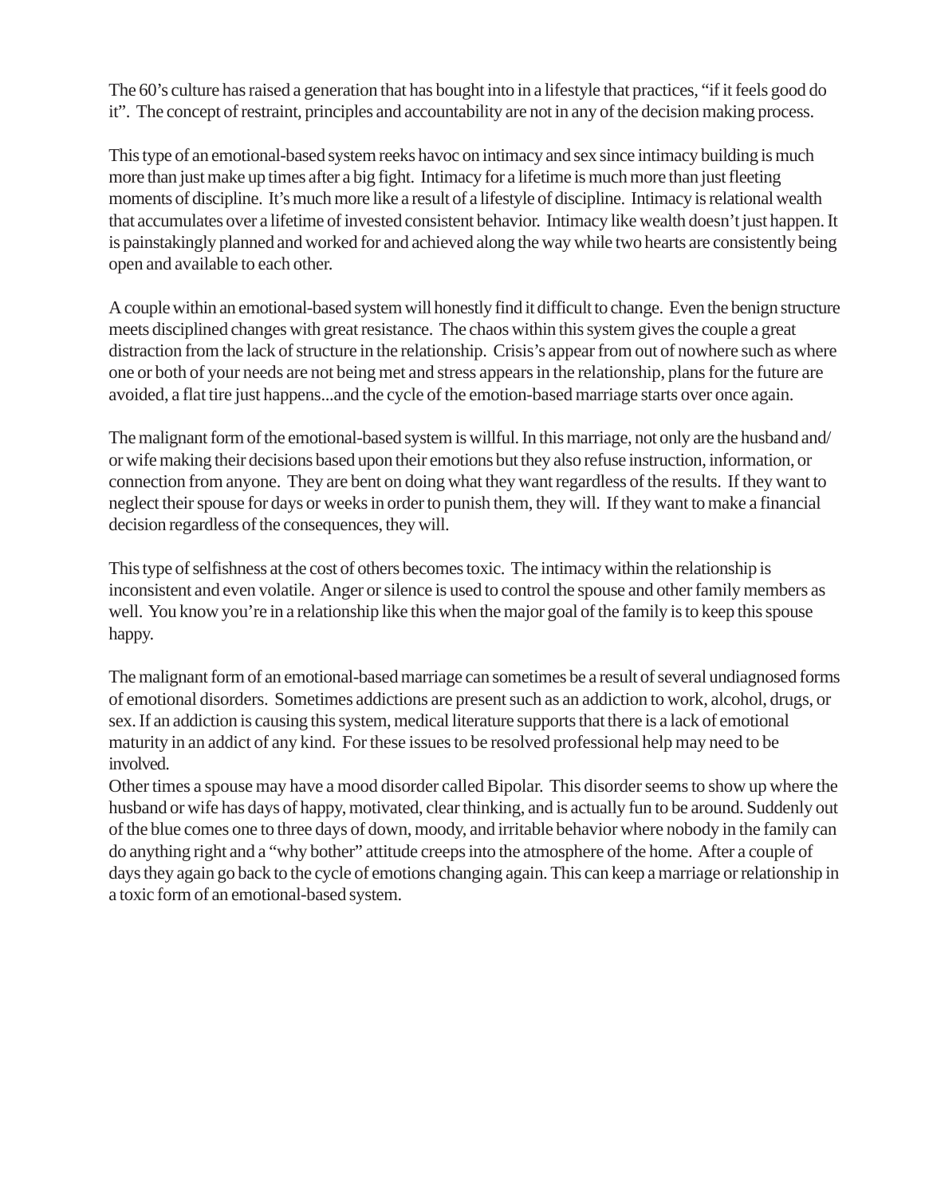The 60's culture has raised a generation that has bought into in a lifestyle that practices, "if it feels good do it". The concept of restraint, principles and accountability are not in any of the decision making process.

This type of an emotional-based system reeks havoc on intimacy and sex since intimacy building is much more than just make up times after a big fight. Intimacy for a lifetime is much more than just fleeting moments of discipline. It's much more like a result of a lifestyle of discipline. Intimacy is relational wealth that accumulates over a lifetime of invested consistent behavior. Intimacy like wealth doesn't just happen. It is painstakingly planned and worked for and achieved along the way while two hearts are consistently being open and available to each other.

A couple within an emotional-based system will honestly find it difficult to change. Even the benign structure meets disciplined changes with great resistance. The chaos within this system gives the couple a great distraction from the lack of structure in the relationship. Crisis's appear from out of nowhere such as where one or both of your needs are not being met and stress appears in the relationship, plans for the future are avoided, a flat tire just happens...and the cycle of the emotion-based marriage starts over once again.

The malignant form of the emotional-based system is willful. In this marriage, not only are the husband and/or wife making their decisions based upon their emotions but they also refuse instruction, information, or connection from anyone. They are bent on doing what they want regardless of the results. If they want to neglect their spouse for days or weeks in order to punish them, they will. If they want to make a financial decision regardless of the consequences, they will.

This type of selfishness at the cost of others becomes toxic. The intimacy within the relationship is inconsistent and even volatile. Anger or silence is used to control the spouse and other family members as well. You know you're in a relationship like this when the major goal of the family is to keep this spouse happy.

The malignant form of an emotional-based marriage can sometimes be a result of several undiagnosed forms of emotional disorders. Sometimes addictions are present such as an addiction to work, alcohol, drugs, or sex. If an addiction is causing this system, medical literature supports that there is a lack of emotional maturity in an addict of any kind. For these issues to be resolved professional help may need to be involved.

Other times a spouse may have a mood disorder called Bipolar. This disorder seems to show up where the husband or wife has days of happy, motivated, clear thinking, and is actually fun to be around. Suddenly out of the blue comes one to three days of down, moody, and irritable behavior where nobody in the family can do anything right and a "why bother" attitude creeps into the atmosphere of the home. After a couple of days they again go back to the cycle of emotions changing again. This can keep a marriage or relationship in a toxic form of an emotional-based system.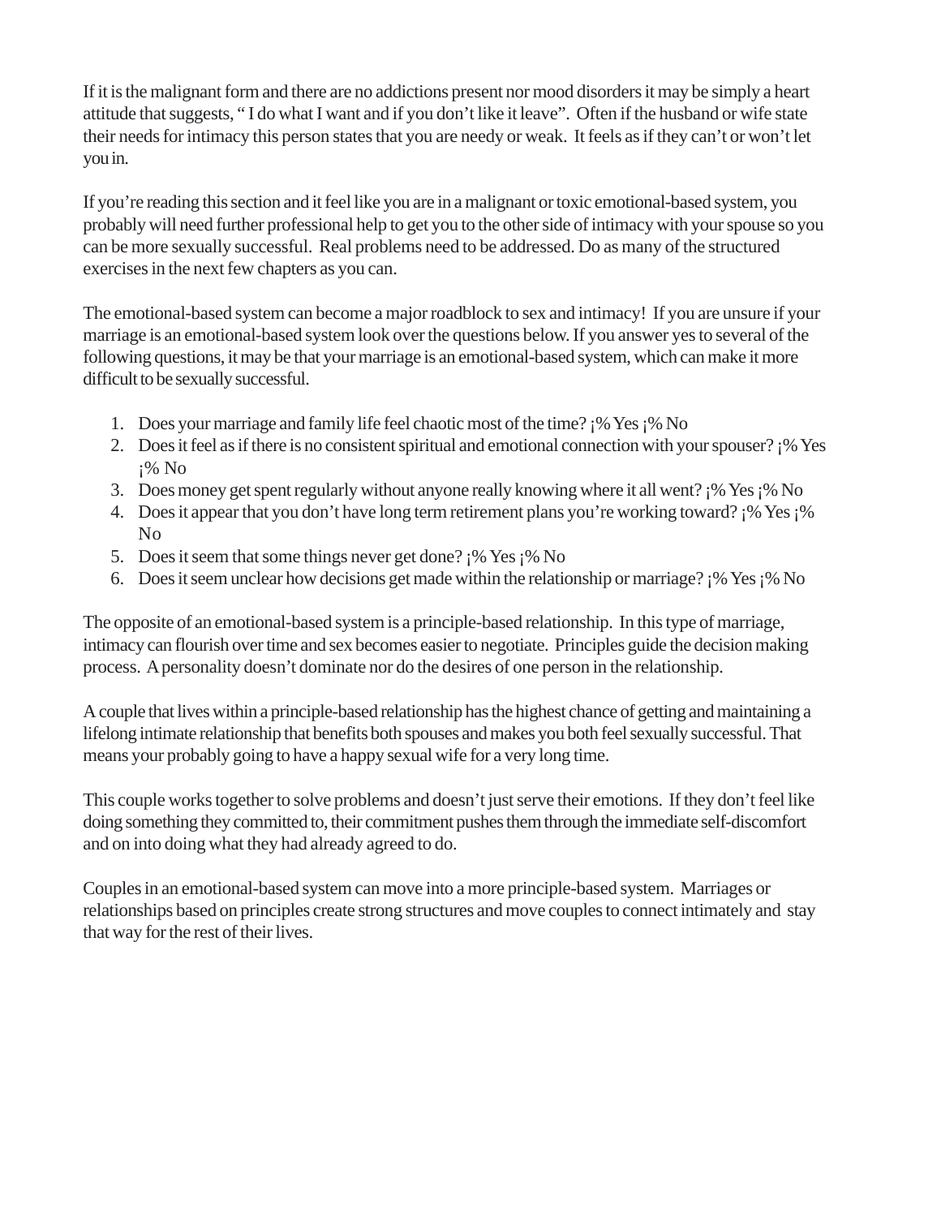If it is the malignant form and there are no addictions present nor mood disorders it may be simply a heart attitude that suggests, " I do what I want and if you don't like it leave". Often if the husband or wife state their needs for intimacy this person states that you are needy or weak. It feels as if they can't or won't let you in.

If you're reading this section and it feel like you are in a malignant or toxic emotional-based system, you probably will need further professional help to get you to the other side of intimacy with your spouse so you can be more sexually successful. Real problems need to be addressed. Do as many of the structured exercises in the next few chapters as you can.

The emotional-based system can become a major roadblock to sex and intimacy! If you are unsure if your marriage is an emotional-based system look over the questions below. If you answer yes to several of the following questions, it may be that your marriage is an emotional-based system, which can make it more difficult to be sexually successful.

1. Does your marriage and family life feel chaotic most of the time? ¡% Yes ¡% No
2. Does it feel as if there is no consistent spiritual and emotional connection with your spouser? ¡% Yes ¡% No
3. Does money get spent regularly without anyone really knowing where it all went? ¡% Yes ¡% No
4. Does it appear that you don't have long term retirement plans you're working toward? ¡% Yes ¡% No
5. Does it seem that some things never get done? ¡% Yes ¡% No
6. Does it seem unclear how decisions get made within the relationship or marriage? ¡% Yes ¡% No

The opposite of an emotional-based system is a principle-based relationship. In this type of marriage, intimacy can flourish over time and sex becomes easier to negotiate. Principles guide the decision making process. A personality doesn't dominate nor do the desires of one person in the relationship.

A couple that lives within a principle-based relationship has the highest chance of getting and maintaining a lifelong intimate relationship that benefits both spouses and makes you both feel sexually successful. That means your probably going to have a happy sexual wife for a very long time.

This couple works together to solve problems and doesn't just serve their emotions. If they don't feel like doing something they committed to, their commitment pushes them through the immediate self-discomfort and on into doing what they had already agreed to do.

Couples in an emotional-based system can move into a more principle-based system. Marriages or relationships based on principles create strong structures and move couples to connect intimately and stay that way for the rest of their lives.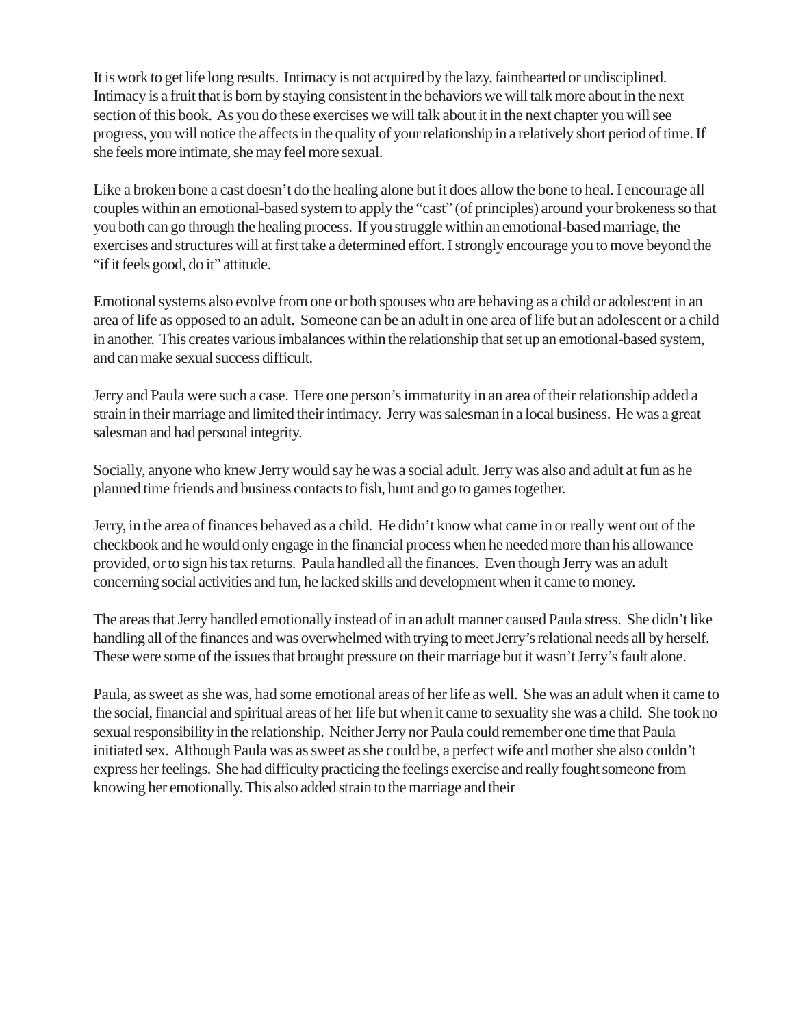It is work to get life long results. Intimacy is not acquired by the lazy, fainthearted or undisciplined. Intimacy is a fruit that is born by staying consistent in the behaviors we will talk more about in the next section of this book. As you do these exercises we will talk about it in the next chapter you will see progress, you will notice the affects in the quality of your relationship in a relatively short period of time. If she feels more intimate, she may feel more sexual.

Like a broken bone a cast doesn't do the healing alone but it does allow the bone to heal. I encourage all couples within an emotional-based system to apply the "cast" (of principles) around your brokeness so that you both can go through the healing process. If you struggle within an emotional-based marriage, the exercises and structures will at first take a determined effort. I strongly encourage you to move beyond the "if it feels good, do it" attitude.

Emotional systems also evolve from one or both spouses who are behaving as a child or adolescent in an area of life as opposed to an adult. Someone can be an adult in one area of life but an adolescent or a child in another. This creates various imbalances within the relationship that set up an emotional-based system, and can make sexual success difficult.

Jerry and Paula were such a case. Here one person's immaturity in an area of their relationship added a strain in their marriage and limited their intimacy. Jerry was salesman in a local business. He was a great salesman and had personal integrity.

Socially, anyone who knew Jerry would say he was a social adult. Jerry was also and adult at fun as he planned time friends and business contacts to fish, hunt and go to games together.

Jerry, in the area of finances behaved as a child. He didn't know what came in or really went out of the checkbook and he would only engage in the financial process when he needed more than his allowance provided, or to sign his tax returns. Paula handled all the finances. Even though Jerry was an adult concerning social activities and fun, he lacked skills and development when it came to money.

The areas that Jerry handled emotionally instead of in an adult manner caused Paula stress. She didn't like handling all of the finances and was overwhelmed with trying to meet Jerry's relational needs all by herself. These were some of the issues that brought pressure on their marriage but it wasn't Jerry's fault alone.

Paula, as sweet as she was, had some emotional areas of her life as well. She was an adult when it came to the social, financial and spiritual areas of her life but when it came to sexuality she was a child. She took no sexual responsibility in the relationship. Neither Jerry nor Paula could remember one time that Paula initiated sex. Although Paula was as sweet as she could be, a perfect wife and mother she also couldn't express her feelings. She had difficulty practicing the feelings exercise and really fought someone from knowing her emotionally. This also added strain to the marriage and their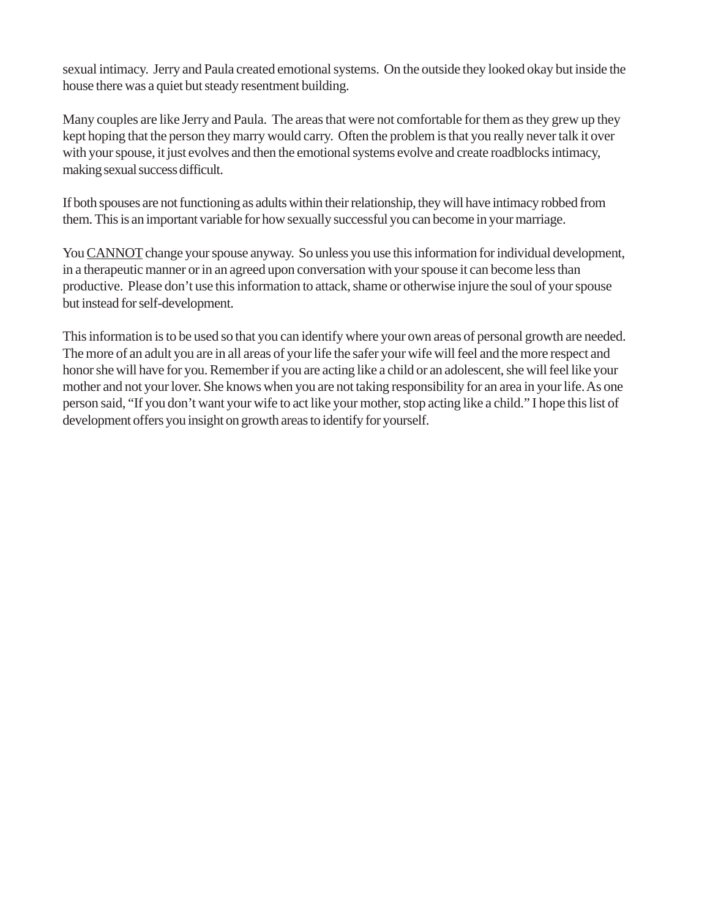sexual intimacy. Jerry and Paula created emotional systems. On the outside they looked okay but inside the house there was a quiet but steady resentment building.

Many couples are like Jerry and Paula. The areas that were not comfortable for them as they grew up they kept hoping that the person they marry would carry. Often the problem is that you really never talk it over with your spouse, it just evolves and then the emotional systems evolve and create roadblocks intimacy, making sexual success difficult.

If both spouses are not functioning as adults within their relationship, they will have intimacy robbed from them. This is an important variable for how sexually successful you can become in your marriage.

You <u>CANNOT</u> change your spouse anyway. So unless you use this information for individual development, in a therapeutic manner or in an agreed upon conversation with your spouse it can become less than productive. Please don't use this information to attack, shame or otherwise injure the soul of your spouse but instead for self-development.

This information is to be used so that you can identify where your own areas of personal growth are needed. The more of an adult you are in all areas of your life the safer your wife will feel and the more respect and honor she will have for you. Remember if you are acting like a child or an adolescent, she will feel like your mother and not your lover. She knows when you are not taking responsibility for an area in your life. As one person said, "If you don't want your wife to act like your mother, stop acting like a child." I hope this list of development offers you insight on growth areas to identify for yourself.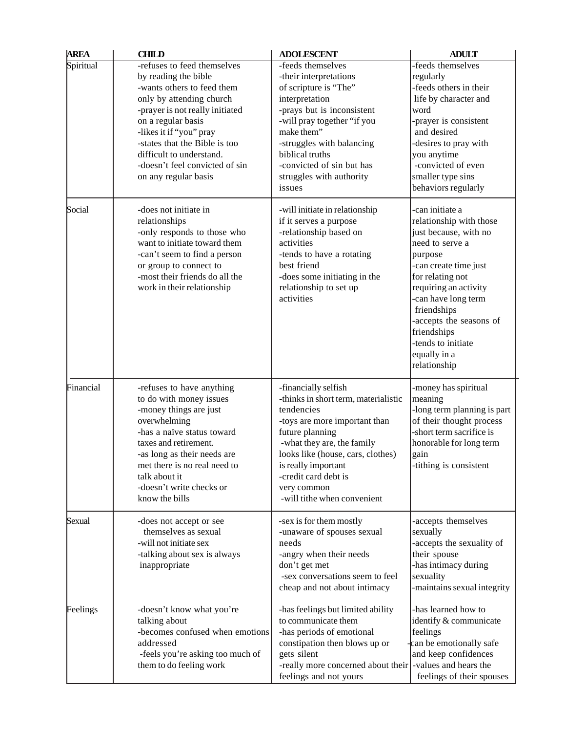| AREA | CHILD | ADOLESCENT | ADULT |
|---|---|---|---|
| Spiritual | -refuses to feed themselves by reading the bible<br>-wants others to feed them only by attending church<br>-prayer is not really initiated on a regular basis<br>-likes it if "you" pray<br>-states that the Bible is too difficult to understand.<br>-doesn't feel convicted of sin on any regular basis | -feeds themselves<br>-their interpretations of scripture is "The" interpretation<br>-prays but is inconsistent<br>-will pray together "if you make them"<br>-struggles with balancing biblical truths<br>-convicted of sin but has struggles with authority issues | -feeds themselves regularly<br>-feeds others in their life by character and word<br>-prayer is consistent and desired<br>-desires to pray with you anytime<br>-convicted of even smaller type sins behaviors regularly |
| Social | -does not initiate in relationships<br>-only responds to those who want to initiate toward them<br>-can't seem to find a person or group to connect to<br>-most their friends do all the work in their relationship | -will initiate in relationship if it serves a purpose<br>-relationship based on activities<br>-tends to have a rotating best friend<br>-does some initiating in the relationship to set up activities | -can initiate a relationship with those just because, with no need to serve a purpose<br>-can create time just for relating not requiring an activity<br>-can have long term friendships<br>-accepts the seasons of friendships<br>-tends to initiate equally in a relationship |
| Financial | -refuses to have anything to do with money issues<br>-money things are just overwhelming<br>-has a naïve status toward taxes and retirement.<br>-as long as their needs are met there is no real need to talk about it<br>-doesn't write checks or know the bills | -financially selfish<br>-thinks in short term, materialistic tendencies<br>-toys are more important than future planning<br>-what they are, the family looks like (house, cars, clothes) is really important<br>-credit card debt is very common<br>-will tithe when convenient | -money has spiritual meaning<br>-long term planning is part of their thought process<br>-short term sacrifice is honorable for long term gain<br>-tithing is consistent |
| Sexual | -does not accept or see themselves as sexual<br>-will not initiate sex<br>-talking about sex is always inappropriate | -sex is for them mostly<br>-unaware of spouses sexual needs<br>-angry when their needs don't get met<br>-sex conversations seem to feel cheap and not about intimacy | -accepts themselves sexually<br>-accepts the sexuality of their spouse<br>-has intimacy during sexuality<br>-maintains sexual integrity |
| Feelings | -doesn't know what you're talking about<br>-becomes confused when emotions addressed<br>-feels you're asking too much of them to do feeling work | -has feelings but limited ability to communicate them<br>-has periods of emotional constipation then blows up or gets silent<br>-really more concerned about their feelings and not yours | -has learned how to identify & communicate feelings<br>-can be emotionally safe and keep confidences<br>-values and hears the feelings of their spouses |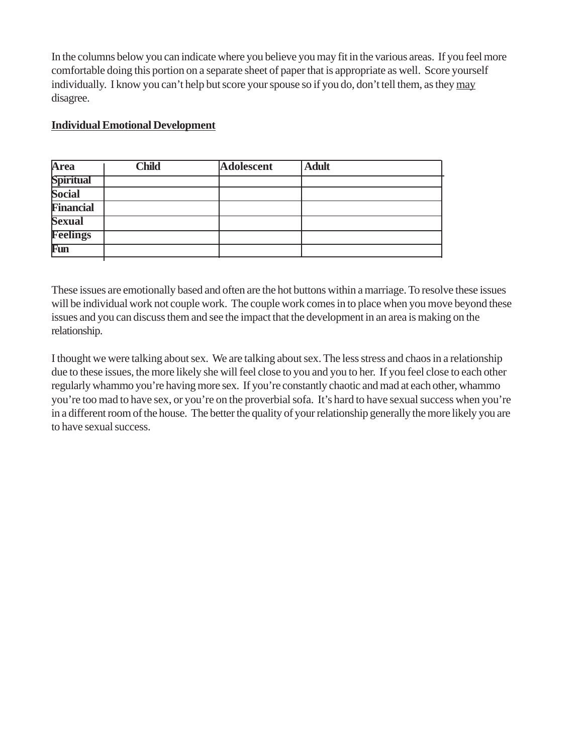In the columns below you can indicate where you believe you may fit in the various areas. If you feel more comfortable doing this portion on a separate sheet of paper that is appropriate as well. Score yourself individually. I know you can't help but score your spouse so if you do, don't tell them, as they <u>may</u> disagree.

**<u>Individual Emotional Development</u>**

| Area | Child | Adolescent | Adult |
|---|---|---|---|
| **Spiritual** | | | |
| **Social** | | | |
| **Financial** | | | |
| **Sexual** | | | |
| **Feelings** | | | |
| **Fun** | | | |

These issues are emotionally based and often are the hot buttons within a marriage. To resolve these issues will be individual work not couple work. The couple work comes in to place when you move beyond these issues and you can discuss them and see the impact that the development in an area is making on the relationship.

I thought we were talking about sex. We are talking about sex. The less stress and chaos in a relationship due to these issues, the more likely she will feel close to you and you to her. If you feel close to each other regularly whammo you're having more sex. If you're constantly chaotic and mad at each other, whammo you're too mad to have sex, or you're on the proverbial sofa. It's hard to have sexual success when you're in a different room of the house. The better the quality of your relationship generally the more likely you are to have sexual success.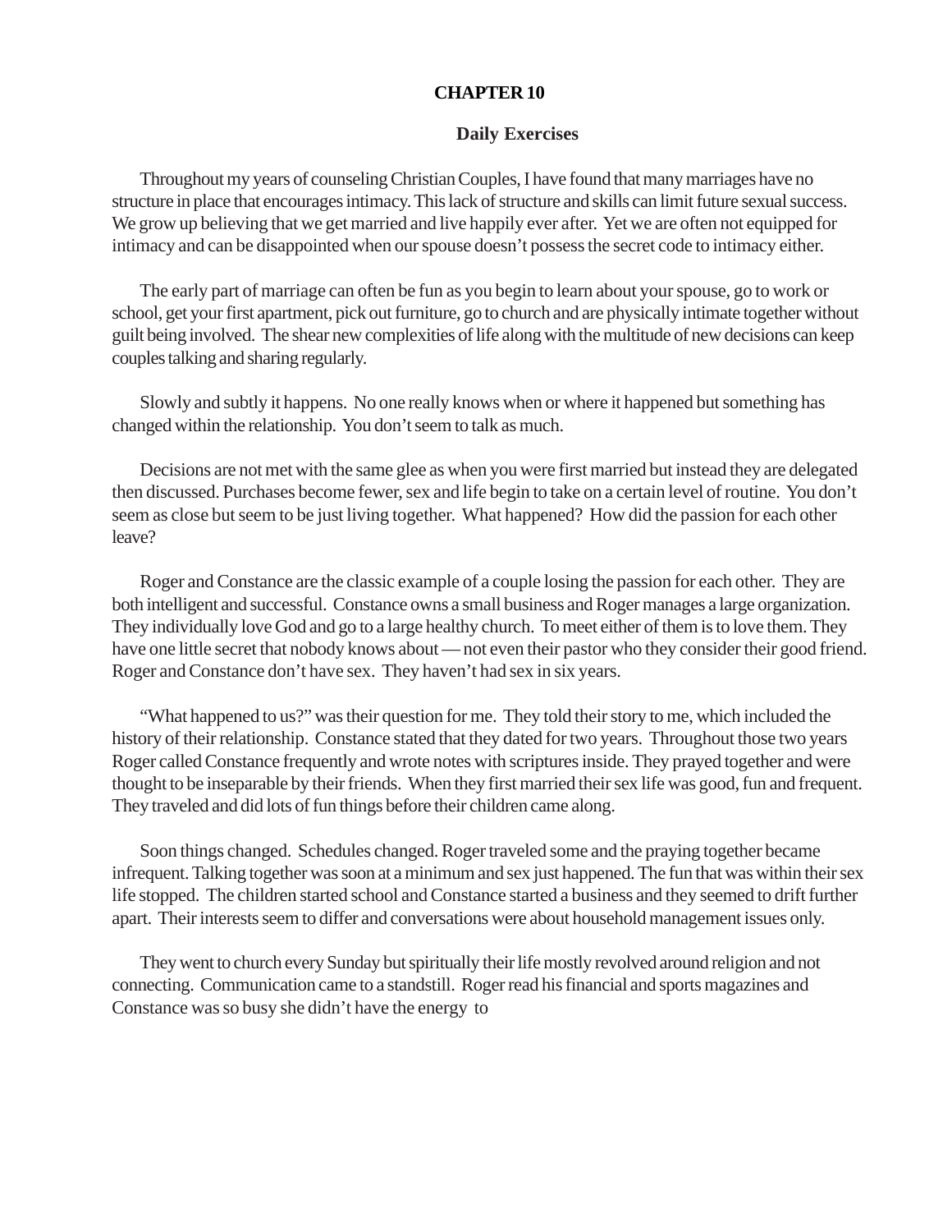# CHAPTER 10

## Daily Exercises

Throughout my years of counseling Christian Couples, I have found that many marriages have no structure in place that encourages intimacy. This lack of structure and skills can limit future sexual success. We grow up believing that we get married and live happily ever after. Yet we are often not equipped for intimacy and can be disappointed when our spouse doesn't possess the secret code to intimacy either.

The early part of marriage can often be fun as you begin to learn about your spouse, go to work or school, get your first apartment, pick out furniture, go to church and are physically intimate together without guilt being involved. The shear new complexities of life along with the multitude of new decisions can keep couples talking and sharing regularly.

Slowly and subtly it happens. No one really knows when or where it happened but something has changed within the relationship. You don't seem to talk as much.

Decisions are not met with the same glee as when you were first married but instead they are delegated then discussed. Purchases become fewer, sex and life begin to take on a certain level of routine. You don't seem as close but seem to be just living together. What happened? How did the passion for each other leave?

Roger and Constance are the classic example of a couple losing the passion for each other. They are both intelligent and successful. Constance owns a small business and Roger manages a large organization. They individually love God and go to a large healthy church. To meet either of them is to love them. They have one little secret that nobody knows about — not even their pastor who they consider their good friend. Roger and Constance don't have sex. They haven't had sex in six years.

"What happened to us?" was their question for me. They told their story to me, which included the history of their relationship. Constance stated that they dated for two years. Throughout those two years Roger called Constance frequently and wrote notes with scriptures inside. They prayed together and were thought to be inseparable by their friends. When they first married their sex life was good, fun and frequent. They traveled and did lots of fun things before their children came along.

Soon things changed. Schedules changed. Roger traveled some and the praying together became infrequent. Talking together was soon at a minimum and sex just happened. The fun that was within their sex life stopped. The children started school and Constance started a business and they seemed to drift further apart. Their interests seem to differ and conversations were about household management issues only.

They went to church every Sunday but spiritually their life mostly revolved around religion and not connecting. Communication came to a standstill. Roger read his financial and sports magazines and Constance was so busy she didn't have the energy to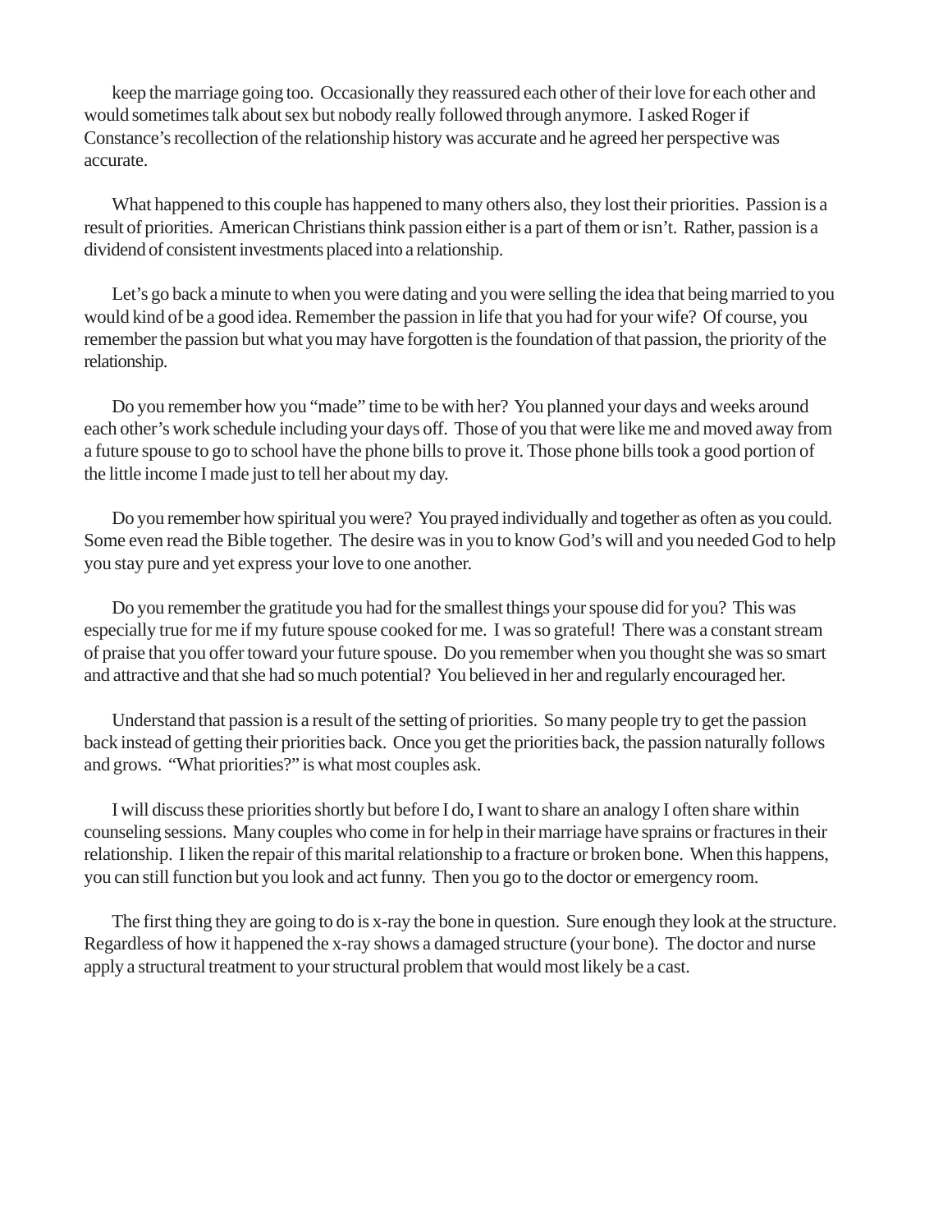keep the marriage going too. Occasionally they reassured each other of their love for each other and would sometimes talk about sex but nobody really followed through anymore. I asked Roger if Constance's recollection of the relationship history was accurate and he agreed her perspective was accurate.

What happened to this couple has happened to many others also, they lost their priorities. Passion is a result of priorities. American Christians think passion either is a part of them or isn't. Rather, passion is a dividend of consistent investments placed into a relationship.

Let's go back a minute to when you were dating and you were selling the idea that being married to you would kind of be a good idea. Remember the passion in life that you had for your wife? Of course, you remember the passion but what you may have forgotten is the foundation of that passion, the priority of the relationship.

Do you remember how you "made" time to be with her? You planned your days and weeks around each other's work schedule including your days off. Those of you that were like me and moved away from a future spouse to go to school have the phone bills to prove it. Those phone bills took a good portion of the little income I made just to tell her about my day.

Do you remember how spiritual you were? You prayed individually and together as often as you could. Some even read the Bible together. The desire was in you to know God's will and you needed God to help you stay pure and yet express your love to one another.

Do you remember the gratitude you had for the smallest things your spouse did for you? This was especially true for me if my future spouse cooked for me. I was so grateful! There was a constant stream of praise that you offer toward your future spouse. Do you remember when you thought she was so smart and attractive and that she had so much potential? You believed in her and regularly encouraged her.

Understand that passion is a result of the setting of priorities. So many people try to get the passion back instead of getting their priorities back. Once you get the priorities back, the passion naturally follows and grows. "What priorities?" is what most couples ask.

I will discuss these priorities shortly but before I do, I want to share an analogy I often share within counseling sessions. Many couples who come in for help in their marriage have sprains or fractures in their relationship. I liken the repair of this marital relationship to a fracture or broken bone. When this happens, you can still function but you look and act funny. Then you go to the doctor or emergency room.

The first thing they are going to do is x-ray the bone in question. Sure enough they look at the structure. Regardless of how it happened the x-ray shows a damaged structure (your bone). The doctor and nurse apply a structural treatment to your structural problem that would most likely be a cast.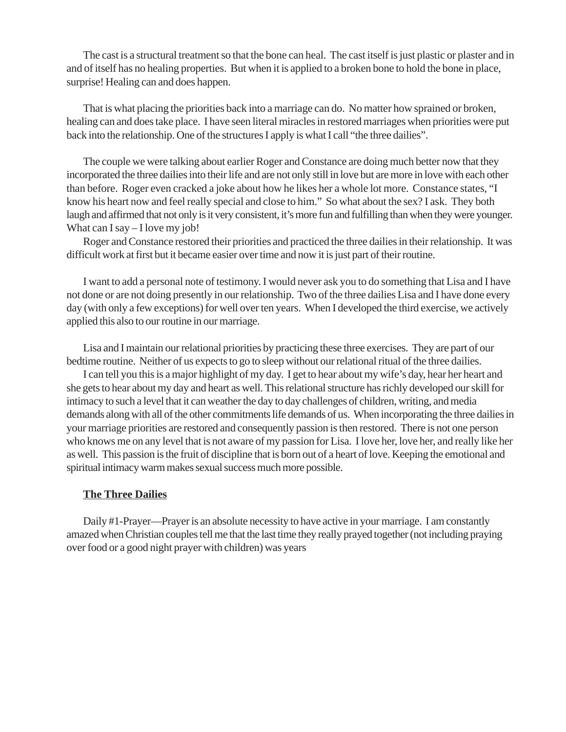The cast is a structural treatment so that the bone can heal. The cast itself is just plastic or plaster and in and of itself has no healing properties. But when it is applied to a broken bone to hold the bone in place, surprise! Healing can and does happen.

That is what placing the priorities back into a marriage can do. No matter how sprained or broken, healing can and does take place. I have seen literal miracles in restored marriages when priorities were put back into the relationship. One of the structures I apply is what I call "the three dailies".

The couple we were talking about earlier Roger and Constance are doing much better now that they incorporated the three dailies into their life and are not only still in love but are more in love with each other than before. Roger even cracked a joke about how he likes her a whole lot more. Constance states, "I know his heart now and feel really special and close to him." So what about the sex? I ask. They both laugh and affirmed that not only is it very consistent, it's more fun and fulfilling than when they were younger. What can I say – I love my job!

Roger and Constance restored their priorities and practiced the three dailies in their relationship. It was difficult work at first but it became easier over time and now it is just part of their routine.

I want to add a personal note of testimony. I would never ask you to do something that Lisa and I have not done or are not doing presently in our relationship. Two of the three dailies Lisa and I have done every day (with only a few exceptions) for well over ten years. When I developed the third exercise, we actively applied this also to our routine in our marriage.

Lisa and I maintain our relational priorities by practicing these three exercises. They are part of our bedtime routine. Neither of us expects to go to sleep without our relational ritual of the three dailies.

I can tell you this is a major highlight of my day. I get to hear about my wife's day, hear her heart and she gets to hear about my day and heart as well. This relational structure has richly developed our skill for intimacy to such a level that it can weather the day to day challenges of children, writing, and media demands along with all of the other commitments life demands of us. When incorporating the three dailies in your marriage priorities are restored and consequently passion is then restored. There is not one person who knows me on any level that is not aware of my passion for Lisa. I love her, love her, and really like her as well. This passion is the fruit of discipline that is born out of a heart of love. Keeping the emotional and spiritual intimacy warm makes sexual success much more possible.

**The Three Dailies**

Daily #1-Prayer—Prayer is an absolute necessity to have active in your marriage. I am constantly amazed when Christian couples tell me that the last time they really prayed together (not including praying over food or a good night prayer with children) was years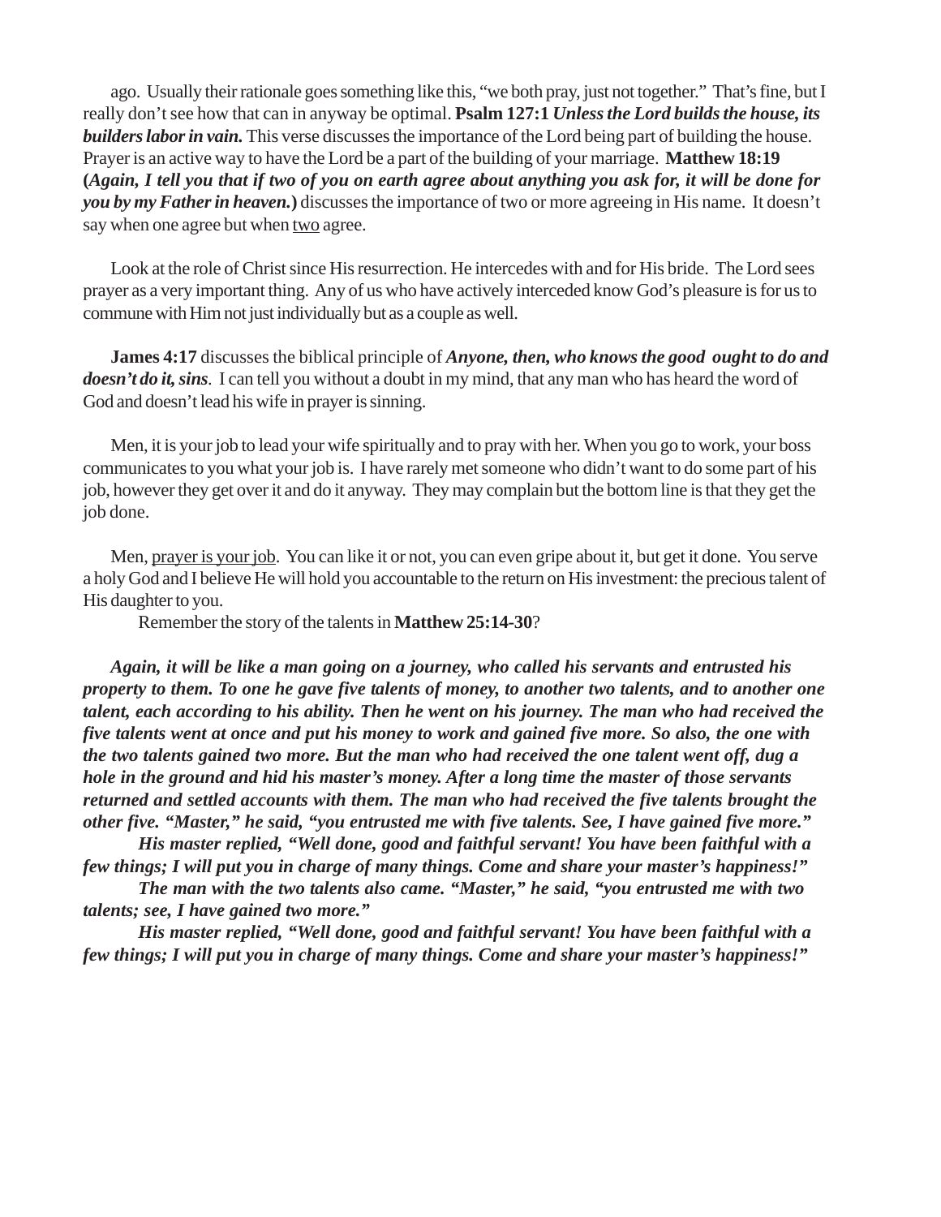ago. Usually their rationale goes something like this, "we both pray, just not together." That's fine, but I really don't see how that can in anyway be optimal. **Psalm 127:1** ***Unless the Lord builds the house, its builders labor in vain.*** This verse discusses the importance of the Lord being part of building the house. Prayer is an active way to have the Lord be a part of the building of your marriage. **Matthew 18:19 (*Again, I tell you that if two of you on earth agree about anything you ask for, it will be done for you by my Father in heaven.*)** discusses the importance of two or more agreeing in His name. It doesn't say when one agree but when <u>two</u> agree.

Look at the role of Christ since His resurrection. He intercedes with and for His bride. The Lord sees prayer as a very important thing. Any of us who have actively interceded know God's pleasure is for us to commune with Him not just individually but as a couple as well.

**James 4:17** discusses the biblical principle of ***Anyone, then, who knows the good ought to do and doesn't do it, sins***. I can tell you without a doubt in my mind, that any man who has heard the word of God and doesn't lead his wife in prayer is sinning.

Men, it is your job to lead your wife spiritually and to pray with her. When you go to work, your boss communicates to you what your job is. I have rarely met someone who didn't want to do some part of his job, however they get over it and do it anyway. They may complain but the bottom line is that they get the job done.

Men, <u>prayer is your job</u>. You can like it or not, you can even gripe about it, but get it done. You serve a holy God and I believe He will hold you accountable to the return on His investment: the precious talent of His daughter to you.

Remember the story of the talents in **Matthew 25:14-30**?

***Again, it will be like a man going on a journey, who called his servants and entrusted his property to them. To one he gave five talents of money, to another two talents, and to another one talent, each according to his ability. Then he went on his journey. The man who had received the five talents went at once and put his money to work and gained five more. So also, the one with the two talents gained two more. But the man who had received the one talent went off, dug a hole in the ground and hid his master's money. After a long time the master of those servants returned and settled accounts with them. The man who had received the five talents brought the other five. "Master," he said, "you entrusted me with five talents. See, I have gained five more."***

***His master replied, "Well done, good and faithful servant! You have been faithful with a few things; I will put you in charge of many things. Come and share your master's happiness!"***

***The man with the two talents also came. "Master," he said, "you entrusted me with two talents; see, I have gained two more."***

***His master replied, "Well done, good and faithful servant! You have been faithful with a few things; I will put you in charge of many things. Come and share your master's happiness!"***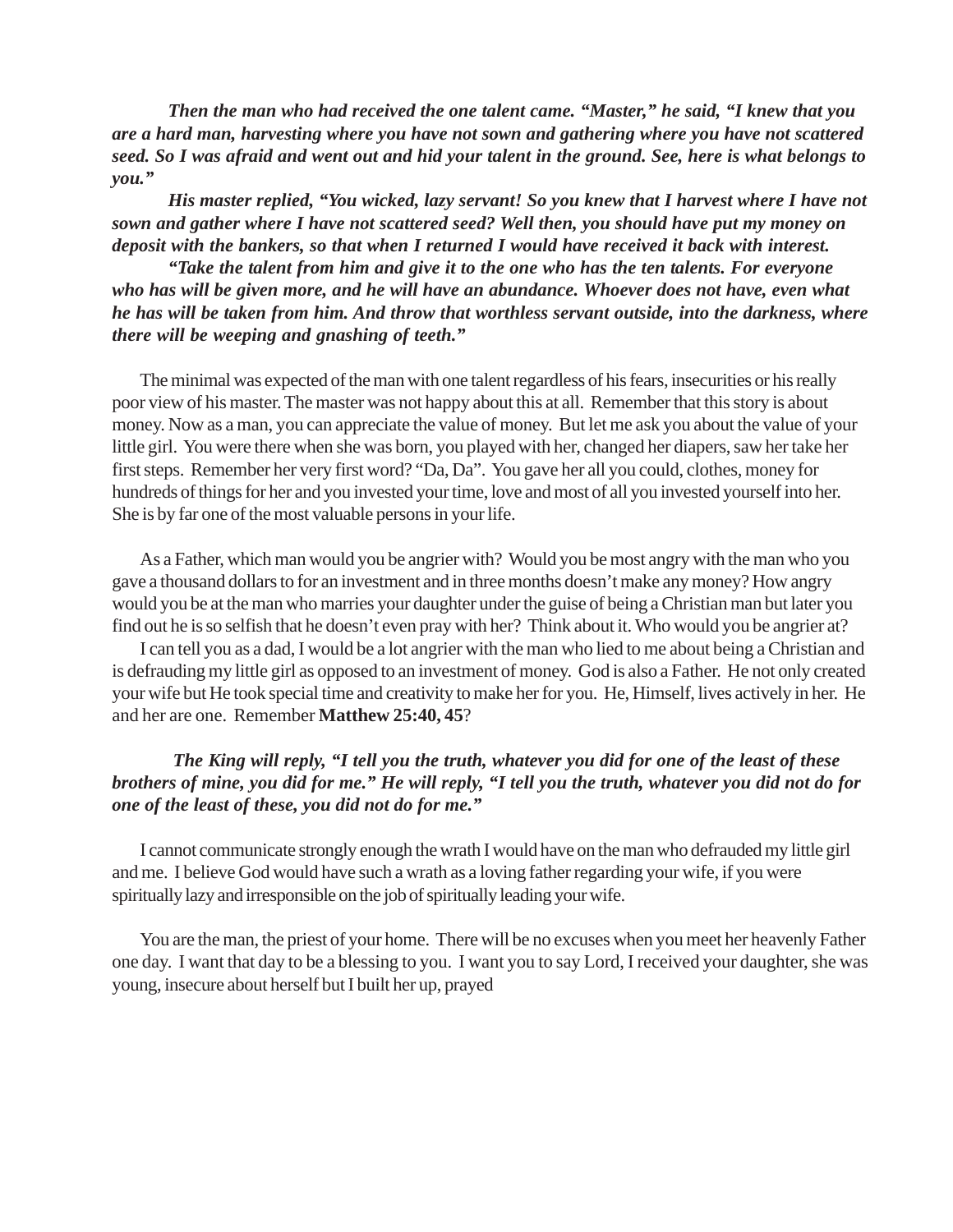***Then the man who had received the one talent came. "Master," he said, "I knew that you are a hard man, harvesting where you have not sown and gathering where you have not scattered seed. So I was afraid and went out and hid your talent in the ground. See, here is what belongs to you."***

***His master replied, "You wicked, lazy servant! So you knew that I harvest where I have not sown and gather where I have not scattered seed? Well then, you should have put my money on deposit with the bankers, so that when I returned I would have received it back with interest.***

***"Take the talent from him and give it to the one who has the ten talents. For everyone who has will be given more, and he will have an abundance. Whoever does not have, even what he has will be taken from him. And throw that worthless servant outside, into the darkness, where there will be weeping and gnashing of teeth."***

The minimal was expected of the man with one talent regardless of his fears, insecurities or his really poor view of his master. The master was not happy about this at all. Remember that this story is about money. Now as a man, you can appreciate the value of money. But let me ask you about the value of your little girl. You were there when she was born, you played with her, changed her diapers, saw her take her first steps. Remember her very first word? "Da, Da". You gave her all you could, clothes, money for hundreds of things for her and you invested your time, love and most of all you invested yourself into her. She is by far one of the most valuable persons in your life.

As a Father, which man would you be angrier with? Would you be most angry with the man who you gave a thousand dollars to for an investment and in three months doesn't make any money? How angry would you be at the man who marries your daughter under the guise of being a Christian man but later you find out he is so selfish that he doesn't even pray with her? Think about it. Who would you be angrier at?

I can tell you as a dad, I would be a lot angrier with the man who lied to me about being a Christian and is defrauding my little girl as opposed to an investment of money. God is also a Father. He not only created your wife but He took special time and creativity to make her for you. He, Himself, lives actively in her. He and her are one. Remember **Matthew 25:40, 45**?

***The King will reply, "I tell you the truth, whatever you did for one of the least of these brothers of mine, you did for me." He will reply, "I tell you the truth, whatever you did not do for one of the least of these, you did not do for me."***

I cannot communicate strongly enough the wrath I would have on the man who defrauded my little girl and me. I believe God would have such a wrath as a loving father regarding your wife, if you were spiritually lazy and irresponsible on the job of spiritually leading your wife.

You are the man, the priest of your home. There will be no excuses when you meet her heavenly Father one day. I want that day to be a blessing to you. I want you to say Lord, I received your daughter, she was young, insecure about herself but I built her up, prayed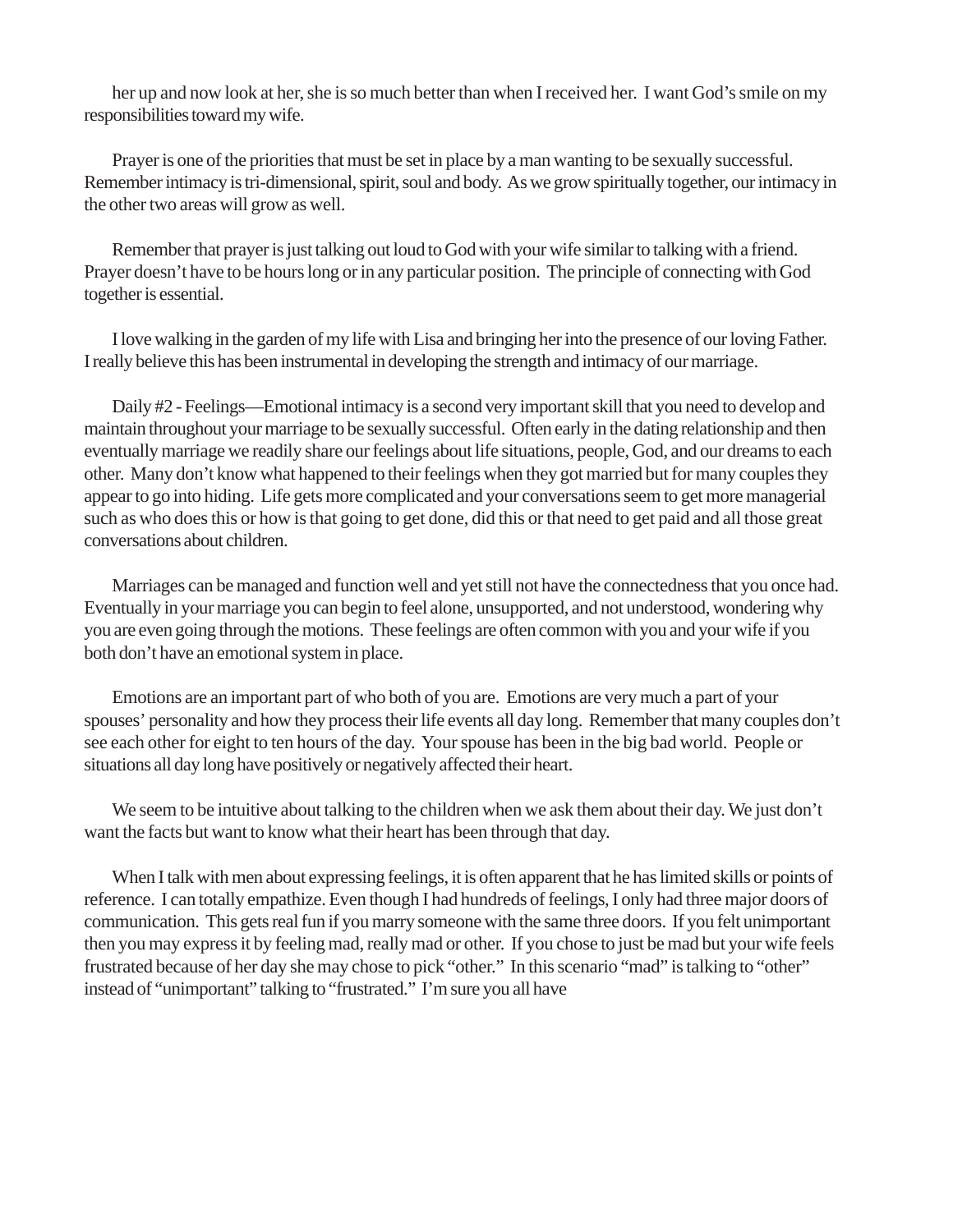her up and now look at her, she is so much better than when I received her.  I want God's smile on my responsibilities toward my wife.

Prayer is one of the priorities that must be set in place by a man wanting to be sexually successful. Remember intimacy is tri-dimensional, spirit, soul and body.  As we grow spiritually together, our intimacy in the other two areas will grow as well.

Remember that prayer is just talking out loud to God with your wife similar to talking with a friend. Prayer doesn't have to be hours long or in any particular position.  The principle of connecting with God together is essential.

I love walking in the garden of my life with Lisa and bringing her into the presence of our loving Father. I really believe this has been instrumental in developing the strength and intimacy of our marriage.

Daily #2 - Feelings—Emotional intimacy is a second very important skill that you need to develop and maintain throughout your marriage to be sexually successful.  Often early in the dating relationship and then eventually marriage we readily share our feelings about life situations, people, God, and our dreams to each other.  Many don't know what happened to their feelings when they got married but for many couples they appear to go into hiding.  Life gets more complicated and your conversations seem to get more managerial such as who does this or how is that going to get done, did this or that need to get paid and all those great conversations about children.

Marriages can be managed and function well and yet still not have the connectedness that you once had. Eventually in your marriage you can begin to feel alone, unsupported, and not understood, wondering why you are even going through the motions.  These feelings are often common with you and your wife if you both don't have an emotional system in place.

Emotions are an important part of who both of you are.  Emotions are very much a part of your spouses' personality and how they process their life events all day long.  Remember that many couples don't see each other for eight to ten hours of the day.  Your spouse has been in the big bad world.  People or situations all day long have positively or negatively affected their heart.

We seem to be intuitive about talking to the children when we ask them about their day. We just don't want the facts but want to know what their heart has been through that day.

When I talk with men about expressing feelings, it is often apparent that he has limited skills or points of reference.  I can totally empathize. Even though I had hundreds of feelings, I only had three major doors of communication.  This gets real fun if you marry someone with the same three doors.  If you felt unimportant then you may express it by feeling mad, really mad or other.  If you chose to just be mad but your wife feels frustrated because of her day she may chose to pick "other."  In this scenario "mad" is talking to "other" instead of "unimportant" talking to "frustrated."  I'm sure you all have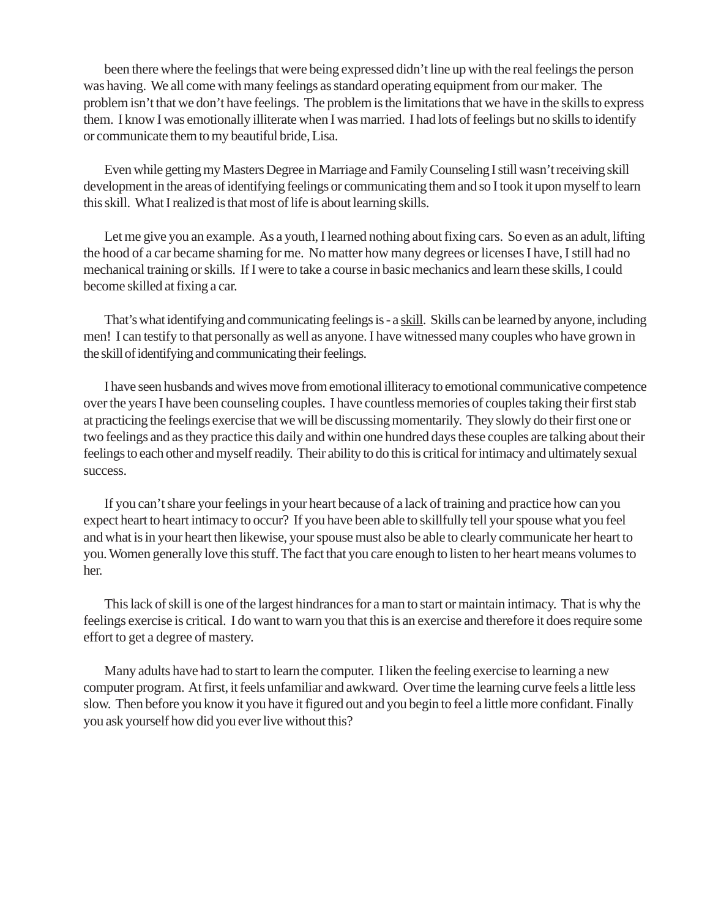been there where the feelings that were being expressed didn't line up with the real feelings the person was having. We all come with many feelings as standard operating equipment from our maker. The problem isn't that we don't have feelings. The problem is the limitations that we have in the skills to express them. I know I was emotionally illiterate when I was married. I had lots of feelings but no skills to identify or communicate them to my beautiful bride, Lisa.

Even while getting my Masters Degree in Marriage and Family Counseling I still wasn't receiving skill development in the areas of identifying feelings or communicating them and so I took it upon myself to learn this skill. What I realized is that most of life is about learning skills.

Let me give you an example. As a youth, I learned nothing about fixing cars. So even as an adult, lifting the hood of a car became shaming for me. No matter how many degrees or licenses I have, I still had no mechanical training or skills. If I were to take a course in basic mechanics and learn these skills, I could become skilled at fixing a car.

That's what identifying and communicating feelings is - a <u>skill</u>. Skills can be learned by anyone, including men! I can testify to that personally as well as anyone. I have witnessed many couples who have grown in the skill of identifying and communicating their feelings.

I have seen husbands and wives move from emotional illiteracy to emotional communicative competence over the years I have been counseling couples. I have countless memories of couples taking their first stab at practicing the feelings exercise that we will be discussing momentarily. They slowly do their first one or two feelings and as they practice this daily and within one hundred days these couples are talking about their feelings to each other and myself readily. Their ability to do this is critical for intimacy and ultimately sexual success.

If you can't share your feelings in your heart because of a lack of training and practice how can you expect heart to heart intimacy to occur? If you have been able to skillfully tell your spouse what you feel and what is in your heart then likewise, your spouse must also be able to clearly communicate her heart to you. Women generally love this stuff. The fact that you care enough to listen to her heart means volumes to her.

This lack of skill is one of the largest hindrances for a man to start or maintain intimacy. That is why the feelings exercise is critical. I do want to warn you that this is an exercise and therefore it does require some effort to get a degree of mastery.

Many adults have had to start to learn the computer. I liken the feeling exercise to learning a new computer program. At first, it feels unfamiliar and awkward. Over time the learning curve feels a little less slow. Then before you know it you have it figured out and you begin to feel a little more confidant. Finally you ask yourself how did you ever live without this?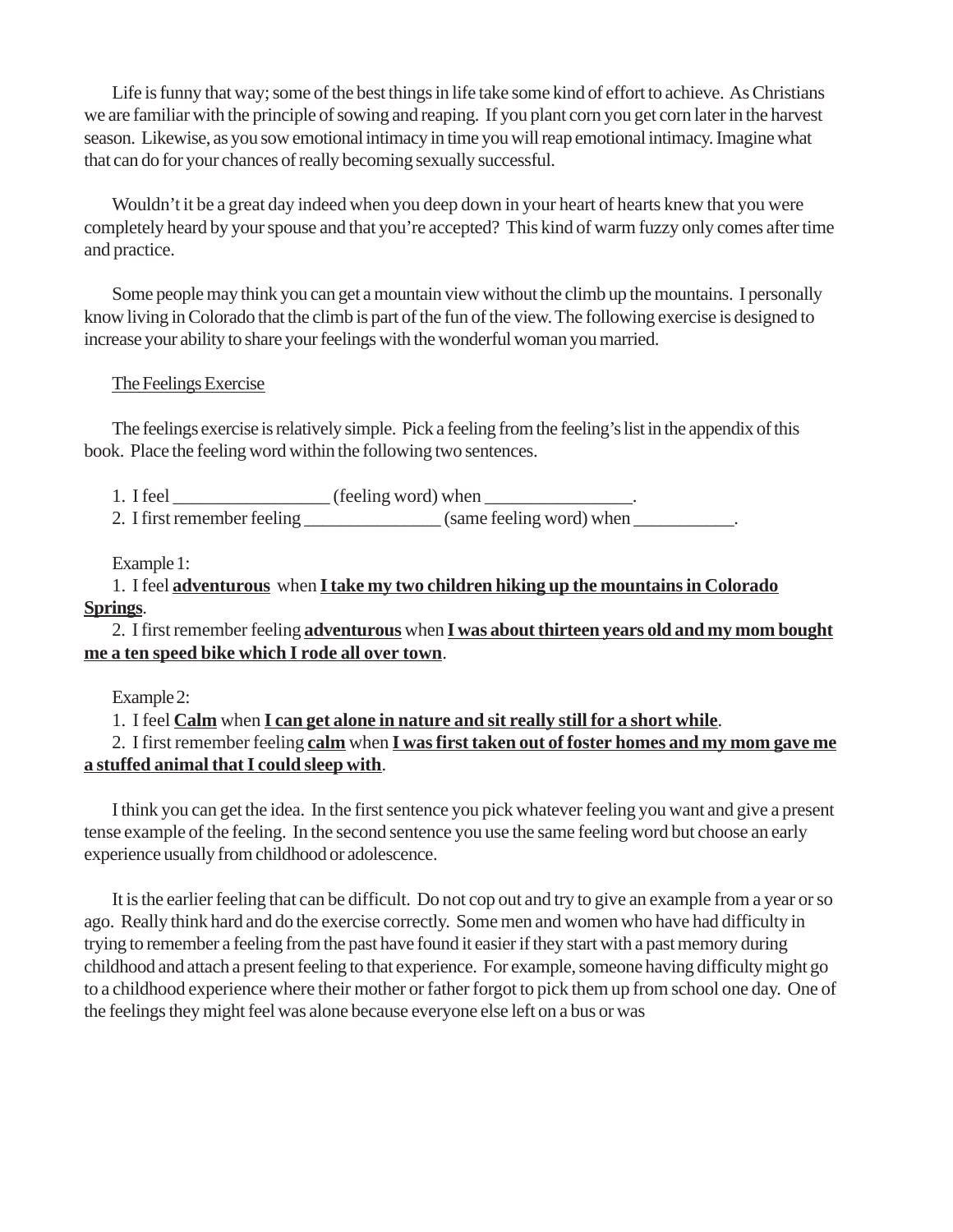Life is funny that way; some of the best things in life take some kind of effort to achieve. As Christians we are familiar with the principle of sowing and reaping. If you plant corn you get corn later in the harvest season. Likewise, as you sow emotional intimacy in time you will reap emotional intimacy. Imagine what that can do for your chances of really becoming sexually successful.

Wouldn't it be a great day indeed when you deep down in your heart of hearts knew that you were completely heard by your spouse and that you're accepted? This kind of warm fuzzy only comes after time and practice.

Some people may think you can get a mountain view without the climb up the mountains. I personally know living in Colorado that the climb is part of the fun of the view. The following exercise is designed to increase your ability to share your feelings with the wonderful woman you married.

<u>The Feelings Exercise</u>

The feelings exercise is relatively simple. Pick a feeling from the feeling's list in the appendix of this book. Place the feeling word within the following two sentences.

1. I feel _________________ (feeling word) when ________________.
2. I first remember feeling _______________ (same feeling word) when ___________.

Example 1:

1. I feel **<u>adventurous</u>** when **<u>I take my two children hiking up the mountains in Colorado Springs</u>**.
2. I first remember feeling **<u>adventurous</u>** when **<u>I was about thirteen years old and my mom bought me a ten speed bike which I rode all over town</u>**.

Example 2:

1. I feel **<u>Calm</u>** when **<u>I can get alone in nature and sit really still for a short while</u>**.
2. I first remember feeling **<u>calm</u>** when **<u>I was first taken out of foster homes and my mom gave me a stuffed animal that I could sleep with</u>**.

I think you can get the idea. In the first sentence you pick whatever feeling you want and give a present tense example of the feeling. In the second sentence you use the same feeling word but choose an early experience usually from childhood or adolescence.

It is the earlier feeling that can be difficult. Do not cop out and try to give an example from a year or so ago. Really think hard and do the exercise correctly. Some men and women who have had difficulty in trying to remember a feeling from the past have found it easier if they start with a past memory during childhood and attach a present feeling to that experience. For example, someone having difficulty might go to a childhood experience where their mother or father forgot to pick them up from school one day. One of the feelings they might feel was alone because everyone else left on a bus or was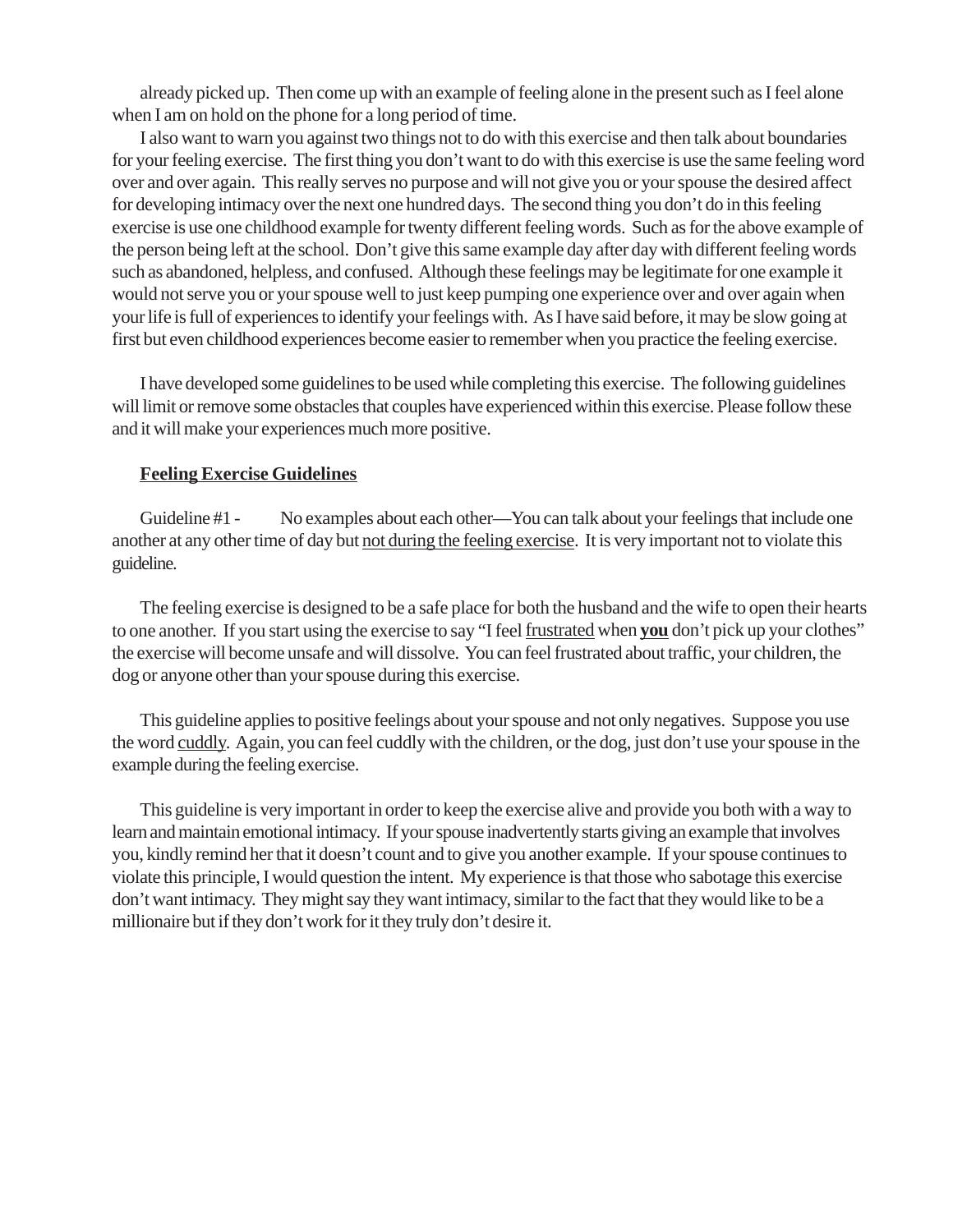already picked up. Then come up with an example of feeling alone in the present such as I feel alone when I am on hold on the phone for a long period of time.

I also want to warn you against two things not to do with this exercise and then talk about boundaries for your feeling exercise. The first thing you don't want to do with this exercise is use the same feeling word over and over again. This really serves no purpose and will not give you or your spouse the desired affect for developing intimacy over the next one hundred days. The second thing you don't do in this feeling exercise is use one childhood example for twenty different feeling words. Such as for the above example of the person being left at the school. Don't give this same example day after day with different feeling words such as abandoned, helpless, and confused. Although these feelings may be legitimate for one example it would not serve you or your spouse well to just keep pumping one experience over and over again when your life is full of experiences to identify your feelings with. As I have said before, it may be slow going at first but even childhood experiences become easier to remember when you practice the feeling exercise.

I have developed some guidelines to be used while completing this exercise. The following guidelines will limit or remove some obstacles that couples have experienced within this exercise. Please follow these and it will make your experiences much more positive.

**Feeling Exercise Guidelines**

Guideline #1 - No examples about each other—You can talk about your feelings that include one another at any other time of day but not during the feeling exercise. It is very important not to violate this guideline.

The feeling exercise is designed to be a safe place for both the husband and the wife to open their hearts to one another. If you start using the exercise to say "I feel frustrated when **you** don't pick up your clothes" the exercise will become unsafe and will dissolve. You can feel frustrated about traffic, your children, the dog or anyone other than your spouse during this exercise.

This guideline applies to positive feelings about your spouse and not only negatives. Suppose you use the word cuddly. Again, you can feel cuddly with the children, or the dog, just don't use your spouse in the example during the feeling exercise.

This guideline is very important in order to keep the exercise alive and provide you both with a way to learn and maintain emotional intimacy. If your spouse inadvertently starts giving an example that involves you, kindly remind her that it doesn't count and to give you another example. If your spouse continues to violate this principle, I would question the intent. My experience is that those who sabotage this exercise don't want intimacy. They might say they want intimacy, similar to the fact that they would like to be a millionaire but if they don't work for it they truly don't desire it.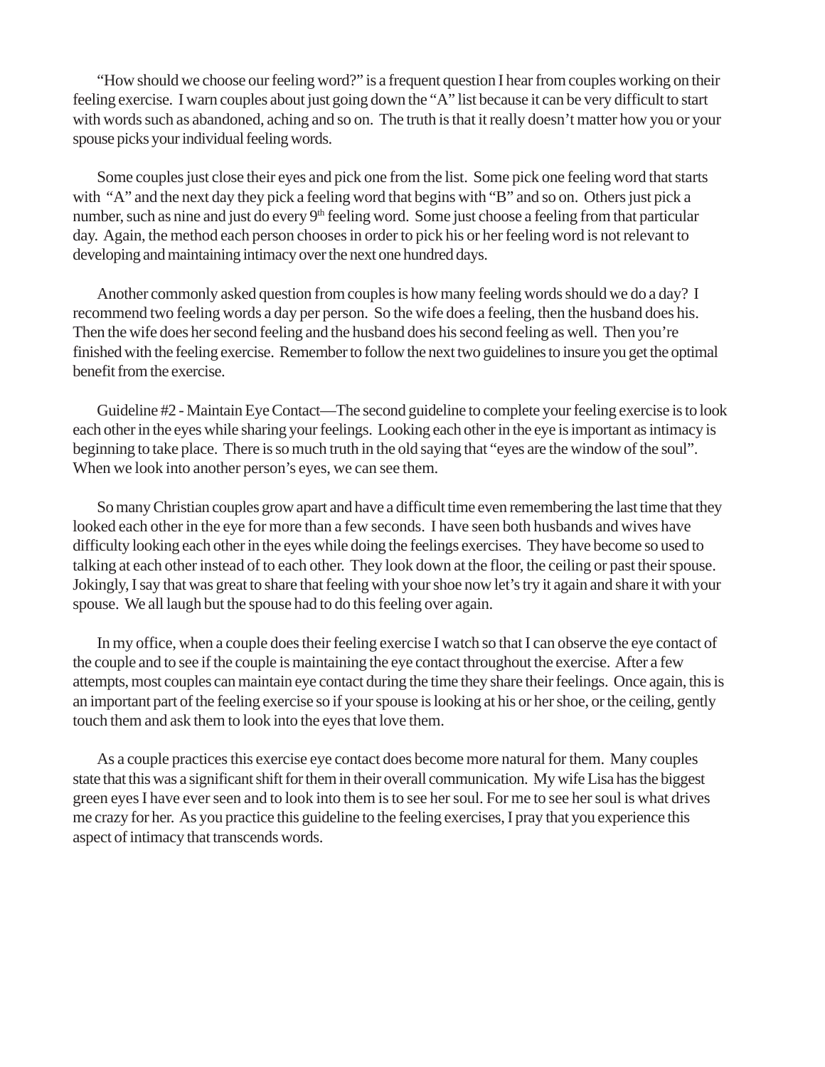"How should we choose our feeling word?" is a frequent question I hear from couples working on their feeling exercise. I warn couples about just going down the "A" list because it can be very difficult to start with words such as abandoned, aching and so on. The truth is that it really doesn't matter how you or your spouse picks your individual feeling words.

Some couples just close their eyes and pick one from the list. Some pick one feeling word that starts with "A" and the next day they pick a feeling word that begins with "B" and so on. Others just pick a number, such as nine and just do every 9th feeling word. Some just choose a feeling from that particular day. Again, the method each person chooses in order to pick his or her feeling word is not relevant to developing and maintaining intimacy over the next one hundred days.

Another commonly asked question from couples is how many feeling words should we do a day? I recommend two feeling words a day per person. So the wife does a feeling, then the husband does his. Then the wife does her second feeling and the husband does his second feeling as well. Then you're finished with the feeling exercise. Remember to follow the next two guidelines to insure you get the optimal benefit from the exercise.

Guideline #2 - Maintain Eye Contact—The second guideline to complete your feeling exercise is to look each other in the eyes while sharing your feelings. Looking each other in the eye is important as intimacy is beginning to take place. There is so much truth in the old saying that "eyes are the window of the soul". When we look into another person's eyes, we can see them.

So many Christian couples grow apart and have a difficult time even remembering the last time that they looked each other in the eye for more than a few seconds. I have seen both husbands and wives have difficulty looking each other in the eyes while doing the feelings exercises. They have become so used to talking at each other instead of to each other. They look down at the floor, the ceiling or past their spouse. Jokingly, I say that was great to share that feeling with your shoe now let's try it again and share it with your spouse. We all laugh but the spouse had to do this feeling over again.

In my office, when a couple does their feeling exercise I watch so that I can observe the eye contact of the couple and to see if the couple is maintaining the eye contact throughout the exercise. After a few attempts, most couples can maintain eye contact during the time they share their feelings. Once again, this is an important part of the feeling exercise so if your spouse is looking at his or her shoe, or the ceiling, gently touch them and ask them to look into the eyes that love them.

As a couple practices this exercise eye contact does become more natural for them. Many couples state that this was a significant shift for them in their overall communication. My wife Lisa has the biggest green eyes I have ever seen and to look into them is to see her soul. For me to see her soul is what drives me crazy for her. As you practice this guideline to the feeling exercises, I pray that you experience this aspect of intimacy that transcends words.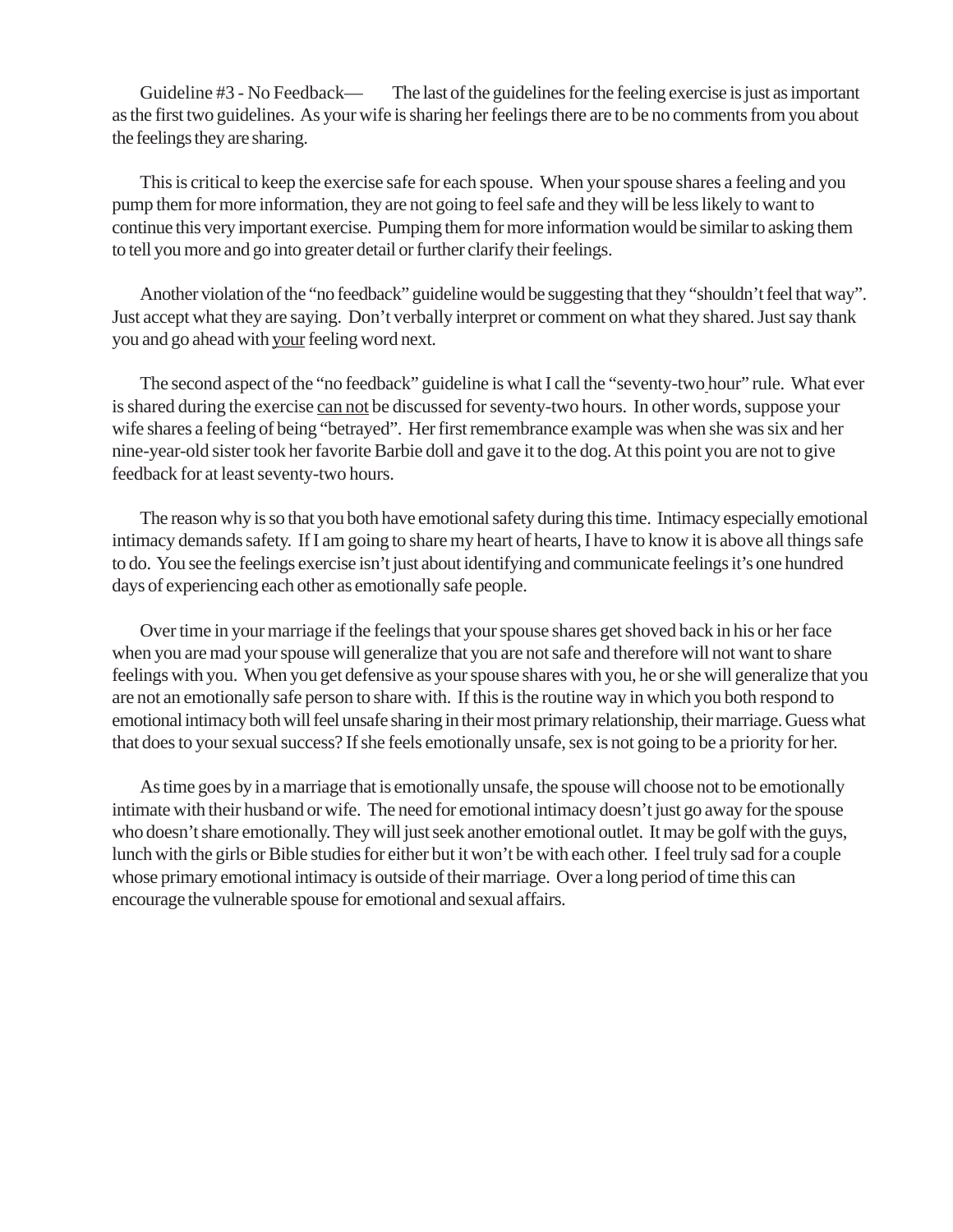Guideline #3 - No Feedback— The last of the guidelines for the feeling exercise is just as important as the first two guidelines. As your wife is sharing her feelings there are to be no comments from you about the feelings they are sharing.

This is critical to keep the exercise safe for each spouse. When your spouse shares a feeling and you pump them for more information, they are not going to feel safe and they will be less likely to want to continue this very important exercise. Pumping them for more information would be similar to asking them to tell you more and go into greater detail or further clarify their feelings.

Another violation of the "no feedback" guideline would be suggesting that they "shouldn't feel that way". Just accept what they are saying. Don't verbally interpret or comment on what they shared. Just say thank you and go ahead with <u>your</u> feeling word next.

The second aspect of the "no feedback" guideline is what I call the "seventy-two hour" rule. What ever is shared during the exercise <u>can not</u> be discussed for seventy-two hours. In other words, suppose your wife shares a feeling of being "betrayed". Her first remembrance example was when she was six and her nine-year-old sister took her favorite Barbie doll and gave it to the dog. At this point you are not to give feedback for at least seventy-two hours.

The reason why is so that you both have emotional safety during this time. Intimacy especially emotional intimacy demands safety. If I am going to share my heart of hearts, I have to know it is above all things safe to do. You see the feelings exercise isn't just about identifying and communicate feelings it's one hundred days of experiencing each other as emotionally safe people.

Over time in your marriage if the feelings that your spouse shares get shoved back in his or her face when you are mad your spouse will generalize that you are not safe and therefore will not want to share feelings with you. When you get defensive as your spouse shares with you, he or she will generalize that you are not an emotionally safe person to share with. If this is the routine way in which you both respond to emotional intimacy both will feel unsafe sharing in their most primary relationship, their marriage. Guess what that does to your sexual success? If she feels emotionally unsafe, sex is not going to be a priority for her.

As time goes by in a marriage that is emotionally unsafe, the spouse will choose not to be emotionally intimate with their husband or wife. The need for emotional intimacy doesn't just go away for the spouse who doesn't share emotionally. They will just seek another emotional outlet. It may be golf with the guys, lunch with the girls or Bible studies for either but it won't be with each other. I feel truly sad for a couple whose primary emotional intimacy is outside of their marriage. Over a long period of time this can encourage the vulnerable spouse for emotional and sexual affairs.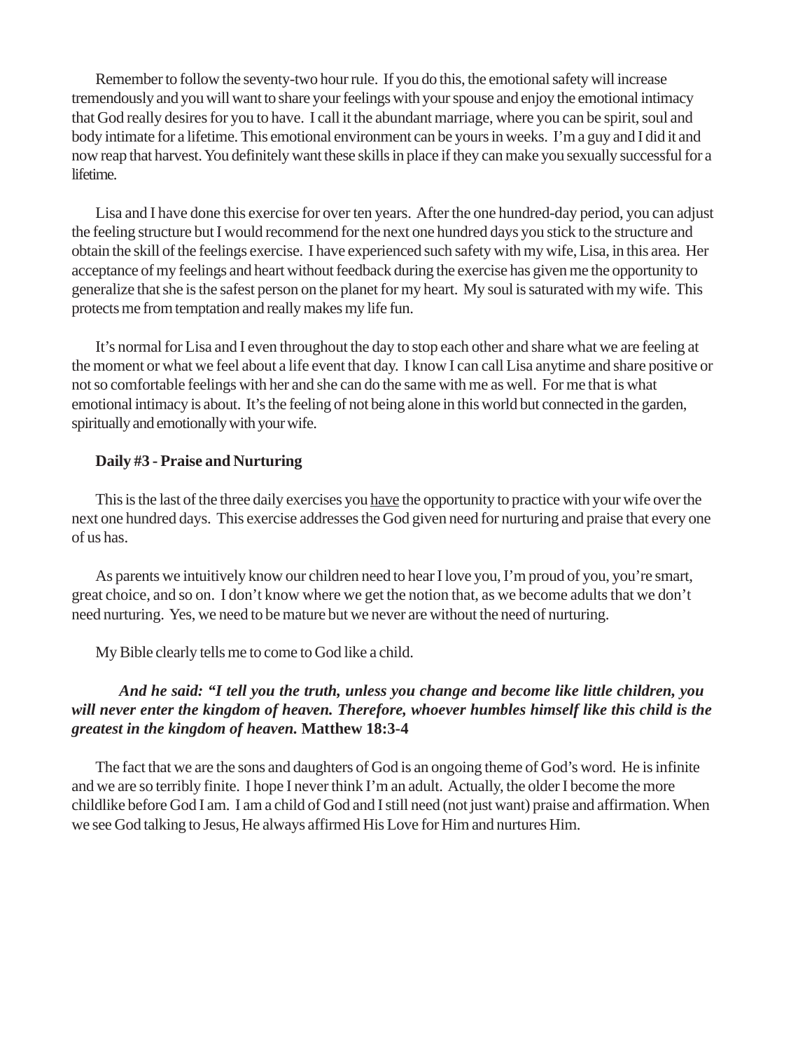Remember to follow the seventy-two hour rule. If you do this, the emotional safety will increase tremendously and you will want to share your feelings with your spouse and enjoy the emotional intimacy that God really desires for you to have. I call it the abundant marriage, where you can be spirit, soul and body intimate for a lifetime. This emotional environment can be yours in weeks. I'm a guy and I did it and now reap that harvest. You definitely want these skills in place if they can make you sexually successful for a lifetime.

Lisa and I have done this exercise for over ten years. After the one hundred-day period, you can adjust the feeling structure but I would recommend for the next one hundred days you stick to the structure and obtain the skill of the feelings exercise. I have experienced such safety with my wife, Lisa, in this area. Her acceptance of my feelings and heart without feedback during the exercise has given me the opportunity to generalize that she is the safest person on the planet for my heart. My soul is saturated with my wife. This protects me from temptation and really makes my life fun.

It's normal for Lisa and I even throughout the day to stop each other and share what we are feeling at the moment or what we feel about a life event that day. I know I can call Lisa anytime and share positive or not so comfortable feelings with her and she can do the same with me as well. For me that is what emotional intimacy is about. It's the feeling of not being alone in this world but connected in the garden, spiritually and emotionally with your wife.

**Daily #3 - Praise and Nurturing**

This is the last of the three daily exercises you have the opportunity to practice with your wife over the next one hundred days. This exercise addresses the God given need for nurturing and praise that every one of us has.

As parents we intuitively know our children need to hear I love you, I'm proud of you, you're smart, great choice, and so on. I don't know where we get the notion that, as we become adults that we don't need nurturing. Yes, we need to be mature but we never are without the need of nurturing.

My Bible clearly tells me to come to God like a child.

> ***And he said: "I tell you the truth, unless you change and become like little children, you will never enter the kingdom of heaven. Therefore, whoever humbles himself like this child is the greatest in the kingdom of heaven.*** **Matthew 18:3-4**

The fact that we are the sons and daughters of God is an ongoing theme of God's word. He is infinite and we are so terribly finite. I hope I never think I'm an adult. Actually, the older I become the more childlike before God I am. I am a child of God and I still need (not just want) praise and affirmation. When we see God talking to Jesus, He always affirmed His Love for Him and nurtures Him.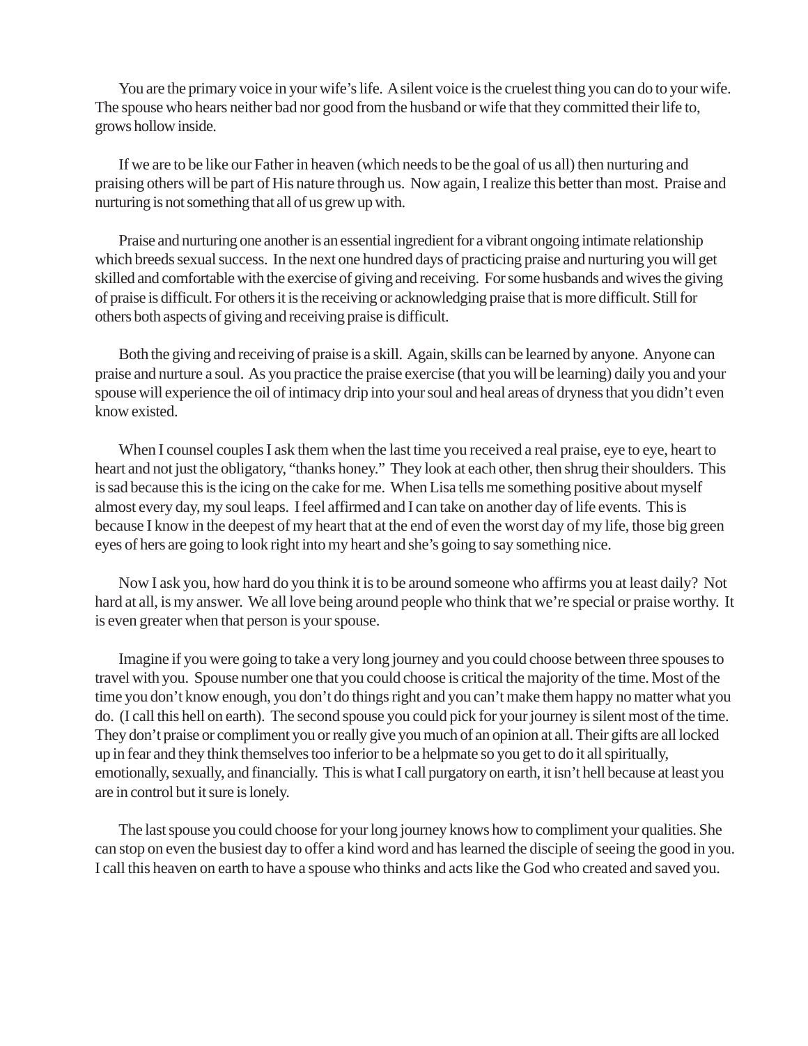You are the primary voice in your wife's life. A silent voice is the cruelest thing you can do to your wife. The spouse who hears neither bad nor good from the husband or wife that they committed their life to, grows hollow inside.

If we are to be like our Father in heaven (which needs to be the goal of us all) then nurturing and praising others will be part of His nature through us. Now again, I realize this better than most. Praise and nurturing is not something that all of us grew up with.

Praise and nurturing one another is an essential ingredient for a vibrant ongoing intimate relationship which breeds sexual success. In the next one hundred days of practicing praise and nurturing you will get skilled and comfortable with the exercise of giving and receiving. For some husbands and wives the giving of praise is difficult. For others it is the receiving or acknowledging praise that is more difficult. Still for others both aspects of giving and receiving praise is difficult.

Both the giving and receiving of praise is a skill. Again, skills can be learned by anyone. Anyone can praise and nurture a soul. As you practice the praise exercise (that you will be learning) daily you and your spouse will experience the oil of intimacy drip into your soul and heal areas of dryness that you didn't even know existed.

When I counsel couples I ask them when the last time you received a real praise, eye to eye, heart to heart and not just the obligatory, "thanks honey." They look at each other, then shrug their shoulders. This is sad because this is the icing on the cake for me. When Lisa tells me something positive about myself almost every day, my soul leaps. I feel affirmed and I can take on another day of life events. This is because I know in the deepest of my heart that at the end of even the worst day of my life, those big green eyes of hers are going to look right into my heart and she's going to say something nice.

Now I ask you, how hard do you think it is to be around someone who affirms you at least daily? Not hard at all, is my answer. We all love being around people who think that we're special or praise worthy. It is even greater when that person is your spouse.

Imagine if you were going to take a very long journey and you could choose between three spouses to travel with you. Spouse number one that you could choose is critical the majority of the time. Most of the time you don't know enough, you don't do things right and you can't make them happy no matter what you do. (I call this hell on earth). The second spouse you could pick for your journey is silent most of the time. They don't praise or compliment you or really give you much of an opinion at all. Their gifts are all locked up in fear and they think themselves too inferior to be a helpmate so you get to do it all spiritually, emotionally, sexually, and financially. This is what I call purgatory on earth, it isn't hell because at least you are in control but it sure is lonely.

The last spouse you could choose for your long journey knows how to compliment your qualities. She can stop on even the busiest day to offer a kind word and has learned the disciple of seeing the good in you. I call this heaven on earth to have a spouse who thinks and acts like the God who created and saved you.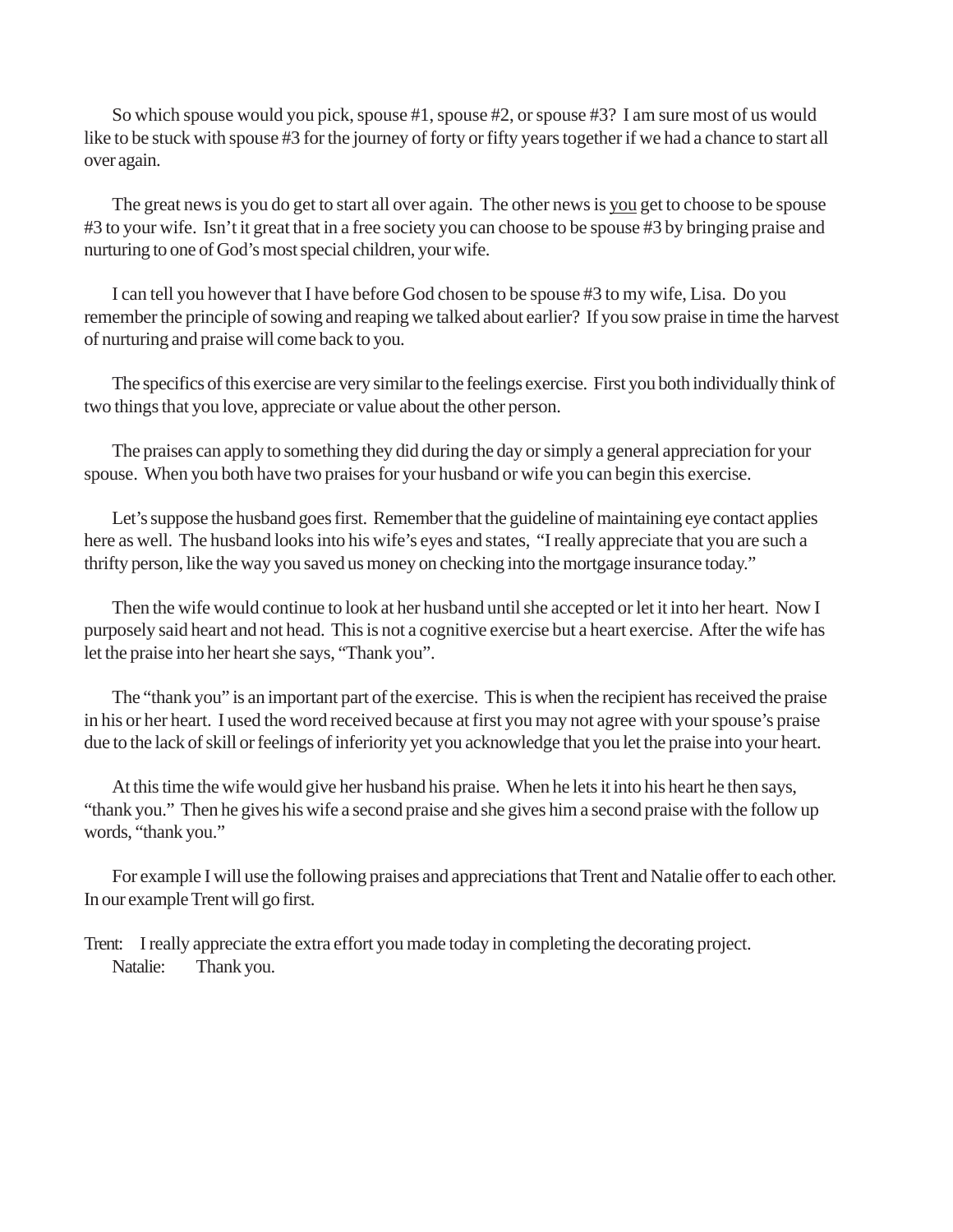So which spouse would you pick, spouse #1, spouse #2, or spouse #3? I am sure most of us would like to be stuck with spouse #3 for the journey of forty or fifty years together if we had a chance to start all over again.

The great news is you do get to start all over again. The other news is <u>you</u> get to choose to be spouse #3 to your wife. Isn't it great that in a free society you can choose to be spouse #3 by bringing praise and nurturing to one of God's most special children, your wife.

I can tell you however that I have before God chosen to be spouse #3 to my wife, Lisa. Do you remember the principle of sowing and reaping we talked about earlier? If you sow praise in time the harvest of nurturing and praise will come back to you.

The specifics of this exercise are very similar to the feelings exercise. First you both individually think of two things that you love, appreciate or value about the other person.

The praises can apply to something they did during the day or simply a general appreciation for your spouse. When you both have two praises for your husband or wife you can begin this exercise.

Let's suppose the husband goes first. Remember that the guideline of maintaining eye contact applies here as well. The husband looks into his wife's eyes and states, "I really appreciate that you are such a thrifty person, like the way you saved us money on checking into the mortgage insurance today."

Then the wife would continue to look at her husband until she accepted or let it into her heart. Now I purposely said heart and not head. This is not a cognitive exercise but a heart exercise. After the wife has let the praise into her heart she says, "Thank you".

The "thank you" is an important part of the exercise. This is when the recipient has received the praise in his or her heart. I used the word received because at first you may not agree with your spouse's praise due to the lack of skill or feelings of inferiority yet you acknowledge that you let the praise into your heart.

At this time the wife would give her husband his praise. When he lets it into his heart he then says, "thank you." Then he gives his wife a second praise and she gives him a second praise with the follow up words, "thank you."

For example I will use the following praises and appreciations that Trent and Natalie offer to each other. In our example Trent will go first.

Trent: I really appreciate the extra effort you made today in completing the decorating project.

Natalie: Thank you.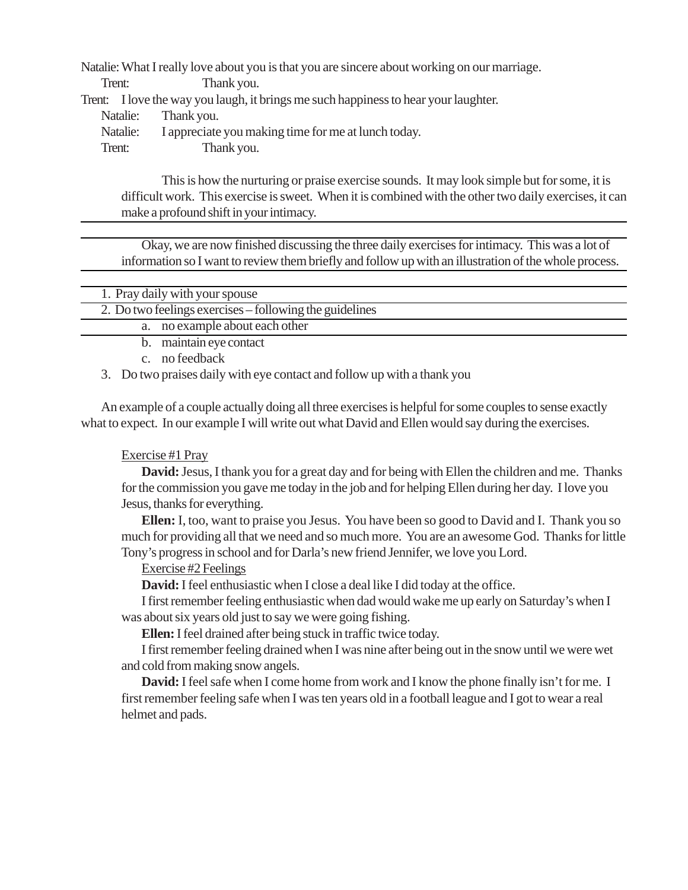Natalie: What I really love about you is that you are sincere about working on our marriage.

Trent: Thank you.

Trent: I love the way you laugh, it brings me such happiness to hear your laughter.

Natalie: Thank you.

Natalie: I appreciate you making time for me at lunch today.

Trent: Thank you.

This is how the nurturing or praise exercise sounds. It may look simple but for some, it is difficult work. This exercise is sweet. When it is combined with the other two daily exercises, it can make a profound shift in your intimacy.

---

Okay, we are now finished discussing the three daily exercises for intimacy. This was a lot of information so I want to review them briefly and follow up with an illustration of the whole process.

---

1. Pray daily with your spouse
2. Do two feelings exercises – following the guidelines
   a. no example about each other
   b. maintain eye contact
   c. no feedback
3. Do two praises daily with eye contact and follow up with a thank you

An example of a couple actually doing all three exercises is helpful for some couples to sense exactly what to expect. In our example I will write out what David and Ellen would say during the exercises.

Exercise #1 Pray

**David:** Jesus, I thank you for a great day and for being with Ellen the children and me. Thanks for the commission you gave me today in the job and for helping Ellen during her day. I love you Jesus, thanks for everything.

**Ellen:** I, too, want to praise you Jesus. You have been so good to David and I. Thank you so much for providing all that we need and so much more. You are an awesome God. Thanks for little Tony's progress in school and for Darla's new friend Jennifer, we love you Lord.

Exercise #2 Feelings

**David:** I feel enthusiastic when I close a deal like I did today at the office.

I first remember feeling enthusiastic when dad would wake me up early on Saturday's when I was about six years old just to say we were going fishing.

**Ellen:** I feel drained after being stuck in traffic twice today.

I first remember feeling drained when I was nine after being out in the snow until we were wet and cold from making snow angels.

**David:** I feel safe when I come home from work and I know the phone finally isn't for me. I first remember feeling safe when I was ten years old in a football league and I got to wear a real helmet and pads.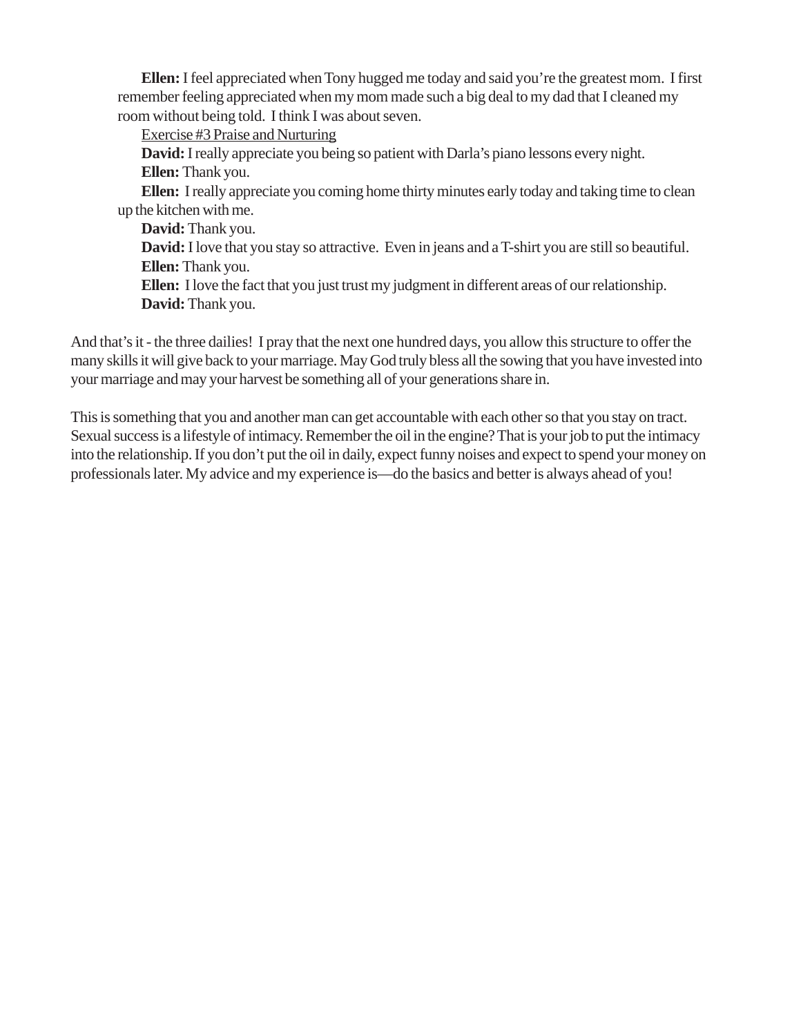**Ellen:** I feel appreciated when Tony hugged me today and said you're the greatest mom. I first remember feeling appreciated when my mom made such a big deal to my dad that I cleaned my room without being told. I think I was about seven.

<u>Exercise #3 Praise and Nurturing</u>

**David:** I really appreciate you being so patient with Darla's piano lessons every night.

**Ellen:** Thank you.

**Ellen:** I really appreciate you coming home thirty minutes early today and taking time to clean up the kitchen with me.

**David:** Thank you.

**David:** I love that you stay so attractive. Even in jeans and a T-shirt you are still so beautiful.

**Ellen:** Thank you.

**Ellen:** I love the fact that you just trust my judgment in different areas of our relationship.

**David:** Thank you.

And that's it - the three dailies! I pray that the next one hundred days, you allow this structure to offer the many skills it will give back to your marriage. May God truly bless all the sowing that you have invested into your marriage and may your harvest be something all of your generations share in.

This is something that you and another man can get accountable with each other so that you stay on tract. Sexual success is a lifestyle of intimacy. Remember the oil in the engine? That is your job to put the intimacy into the relationship. If you don't put the oil in daily, expect funny noises and expect to spend your money on professionals later. My advice and my experience is—do the basics and better is always ahead of you!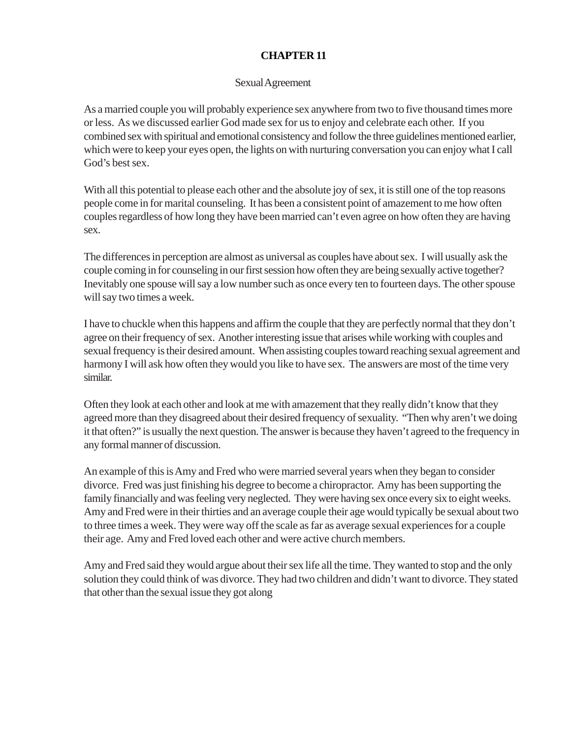# CHAPTER 11

Sexual Agreement

As a married couple you will probably experience sex anywhere from two to five thousand times more or less. As we discussed earlier God made sex for us to enjoy and celebrate each other. If you combined sex with spiritual and emotional consistency and follow the three guidelines mentioned earlier, which were to keep your eyes open, the lights on with nurturing conversation you can enjoy what I call God's best sex.

With all this potential to please each other and the absolute joy of sex, it is still one of the top reasons people come in for marital counseling. It has been a consistent point of amazement to me how often couples regardless of how long they have been married can't even agree on how often they are having sex.

The differences in perception are almost as universal as couples have about sex. I will usually ask the couple coming in for counseling in our first session how often they are being sexually active together? Inevitably one spouse will say a low number such as once every ten to fourteen days. The other spouse will say two times a week.

I have to chuckle when this happens and affirm the couple that they are perfectly normal that they don't agree on their frequency of sex. Another interesting issue that arises while working with couples and sexual frequency is their desired amount. When assisting couples toward reaching sexual agreement and harmony I will ask how often they would you like to have sex. The answers are most of the time very similar.

Often they look at each other and look at me with amazement that they really didn't know that they agreed more than they disagreed about their desired frequency of sexuality. "Then why aren't we doing it that often?" is usually the next question. The answer is because they haven't agreed to the frequency in any formal manner of discussion.

An example of this is Amy and Fred who were married several years when they began to consider divorce. Fred was just finishing his degree to become a chiropractor. Amy has been supporting the family financially and was feeling very neglected. They were having sex once every six to eight weeks. Amy and Fred were in their thirties and an average couple their age would typically be sexual about two to three times a week. They were way off the scale as far as average sexual experiences for a couple their age. Amy and Fred loved each other and were active church members.

Amy and Fred said they would argue about their sex life all the time. They wanted to stop and the only solution they could think of was divorce. They had two children and didn't want to divorce. They stated that other than the sexual issue they got along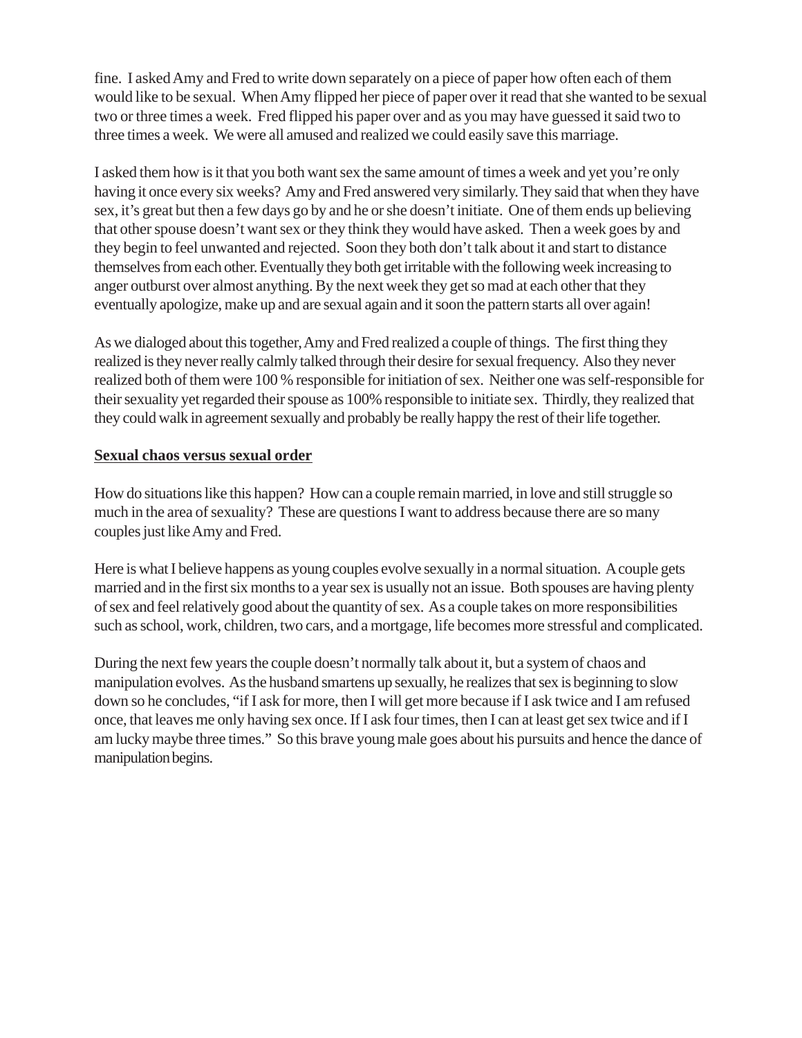fine. I asked Amy and Fred to write down separately on a piece of paper how often each of them would like to be sexual. When Amy flipped her piece of paper over it read that she wanted to be sexual two or three times a week. Fred flipped his paper over and as you may have guessed it said two to three times a week. We were all amused and realized we could easily save this marriage.

I asked them how is it that you both want sex the same amount of times a week and yet you're only having it once every six weeks? Amy and Fred answered very similarly. They said that when they have sex, it's great but then a few days go by and he or she doesn't initiate. One of them ends up believing that other spouse doesn't want sex or they think they would have asked. Then a week goes by and they begin to feel unwanted and rejected. Soon they both don't talk about it and start to distance themselves from each other. Eventually they both get irritable with the following week increasing to anger outburst over almost anything. By the next week they get so mad at each other that they eventually apologize, make up and are sexual again and it soon the pattern starts all over again!

As we dialoged about this together, Amy and Fred realized a couple of things. The first thing they realized is they never really calmly talked through their desire for sexual frequency. Also they never realized both of them were 100 % responsible for initiation of sex. Neither one was self-responsible for their sexuality yet regarded their spouse as 100% responsible to initiate sex. Thirdly, they realized that they could walk in agreement sexually and probably be really happy the rest of their life together.

**Sexual chaos versus sexual order**

How do situations like this happen? How can a couple remain married, in love and still struggle so much in the area of sexuality? These are questions I want to address because there are so many couples just like Amy and Fred.

Here is what I believe happens as young couples evolve sexually in a normal situation. A couple gets married and in the first six months to a year sex is usually not an issue. Both spouses are having plenty of sex and feel relatively good about the quantity of sex. As a couple takes on more responsibilities such as school, work, children, two cars, and a mortgage, life becomes more stressful and complicated.

During the next few years the couple doesn't normally talk about it, but a system of chaos and manipulation evolves. As the husband smartens up sexually, he realizes that sex is beginning to slow down so he concludes, "if I ask for more, then I will get more because if I ask twice and I am refused once, that leaves me only having sex once. If I ask four times, then I can at least get sex twice and if I am lucky maybe three times." So this brave young male goes about his pursuits and hence the dance of manipulation begins.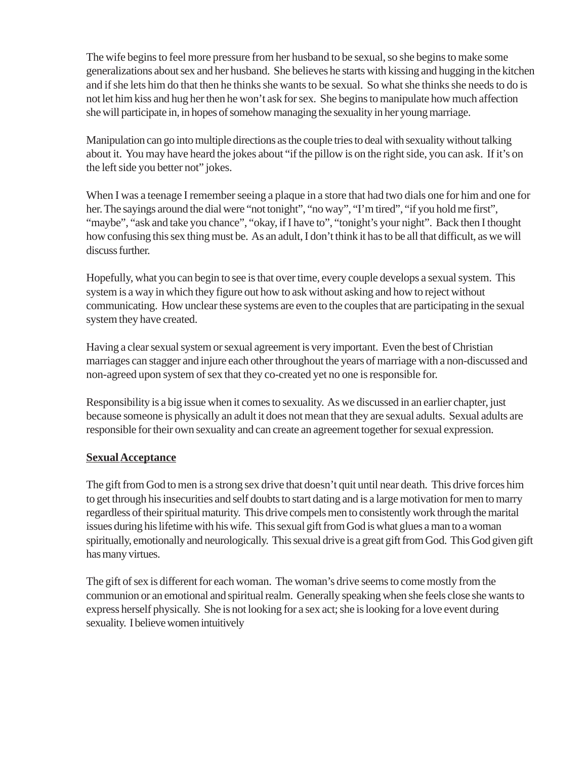The wife begins to feel more pressure from her husband to be sexual, so she begins to make some generalizations about sex and her husband. She believes he starts with kissing and hugging in the kitchen and if she lets him do that then he thinks she wants to be sexual. So what she thinks she needs to do is not let him kiss and hug her then he won't ask for sex. She begins to manipulate how much affection she will participate in, in hopes of somehow managing the sexuality in her young marriage.

Manipulation can go into multiple directions as the couple tries to deal with sexuality without talking about it. You may have heard the jokes about "if the pillow is on the right side, you can ask. If it's on the left side you better not" jokes.

When I was a teenage I remember seeing a plaque in a store that had two dials one for him and one for her. The sayings around the dial were "not tonight", "no way", "I'm tired", "if you hold me first", "maybe", "ask and take you chance", "okay, if I have to", "tonight's your night". Back then I thought how confusing this sex thing must be. As an adult, I don't think it has to be all that difficult, as we will discuss further.

Hopefully, what you can begin to see is that over time, every couple develops a sexual system. This system is a way in which they figure out how to ask without asking and how to reject without communicating. How unclear these systems are even to the couples that are participating in the sexual system they have created.

Having a clear sexual system or sexual agreement is very important. Even the best of Christian marriages can stagger and injure each other throughout the years of marriage with a non-discussed and non-agreed upon system of sex that they co-created yet no one is responsible for.

Responsibility is a big issue when it comes to sexuality. As we discussed in an earlier chapter, just because someone is physically an adult it does not mean that they are sexual adults. Sexual adults are responsible for their own sexuality and can create an agreement together for sexual expression.

**Sexual Acceptance**

The gift from God to men is a strong sex drive that doesn't quit until near death. This drive forces him to get through his insecurities and self doubts to start dating and is a large motivation for men to marry regardless of their spiritual maturity. This drive compels men to consistently work through the marital issues during his lifetime with his wife. This sexual gift from God is what glues a man to a woman spiritually, emotionally and neurologically. This sexual drive is a great gift from God. This God given gift has many virtues.

The gift of sex is different for each woman. The woman's drive seems to come mostly from the communion or an emotional and spiritual realm. Generally speaking when she feels close she wants to express herself physically. She is not looking for a sex act; she is looking for a love event during sexuality. I believe women intuitively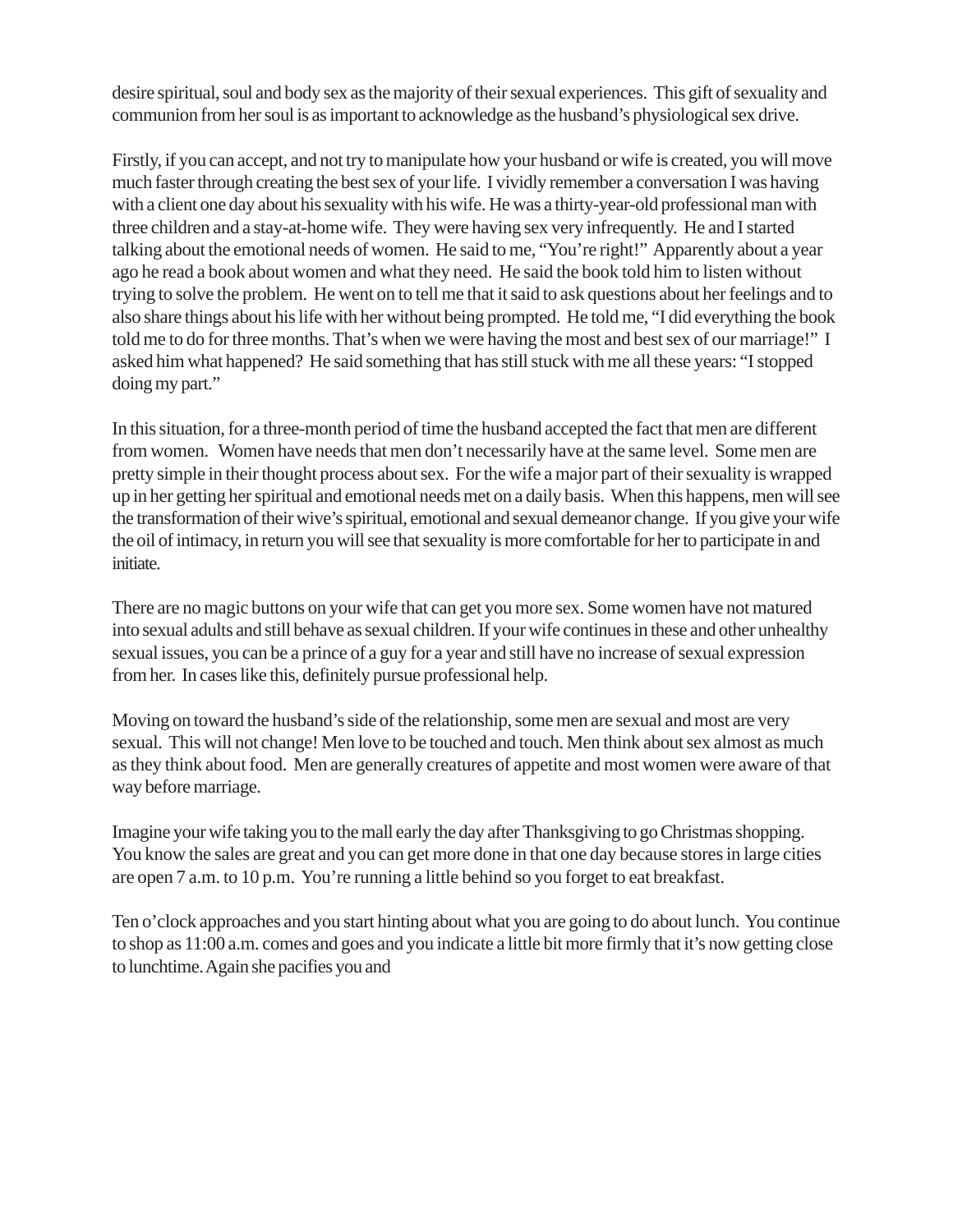desire spiritual, soul and body sex as the majority of their sexual experiences. This gift of sexuality and communion from her soul is as important to acknowledge as the husband's physiological sex drive.

Firstly, if you can accept, and not try to manipulate how your husband or wife is created, you will move much faster through creating the best sex of your life. I vividly remember a conversation I was having with a client one day about his sexuality with his wife. He was a thirty-year-old professional man with three children and a stay-at-home wife. They were having sex very infrequently. He and I started talking about the emotional needs of women. He said to me, "You're right!" Apparently about a year ago he read a book about women and what they need. He said the book told him to listen without trying to solve the problem. He went on to tell me that it said to ask questions about her feelings and to also share things about his life with her without being prompted. He told me, "I did everything the book told me to do for three months. That's when we were having the most and best sex of our marriage!" I asked him what happened? He said something that has still stuck with me all these years: "I stopped doing my part."

In this situation, for a three-month period of time the husband accepted the fact that men are different from women. Women have needs that men don't necessarily have at the same level. Some men are pretty simple in their thought process about sex. For the wife a major part of their sexuality is wrapped up in her getting her spiritual and emotional needs met on a daily basis. When this happens, men will see the transformation of their wive's spiritual, emotional and sexual demeanor change. If you give your wife the oil of intimacy, in return you will see that sexuality is more comfortable for her to participate in and initiate.

There are no magic buttons on your wife that can get you more sex. Some women have not matured into sexual adults and still behave as sexual children. If your wife continues in these and other unhealthy sexual issues, you can be a prince of a guy for a year and still have no increase of sexual expression from her. In cases like this, definitely pursue professional help.

Moving on toward the husband's side of the relationship, some men are sexual and most are very sexual. This will not change! Men love to be touched and touch. Men think about sex almost as much as they think about food. Men are generally creatures of appetite and most women were aware of that way before marriage.

Imagine your wife taking you to the mall early the day after Thanksgiving to go Christmas shopping. You know the sales are great and you can get more done in that one day because stores in large cities are open 7 a.m. to 10 p.m. You're running a little behind so you forget to eat breakfast.

Ten o'clock approaches and you start hinting about what you are going to do about lunch. You continue to shop as 11:00 a.m. comes and goes and you indicate a little bit more firmly that it's now getting close to lunchtime. Again she pacifies you and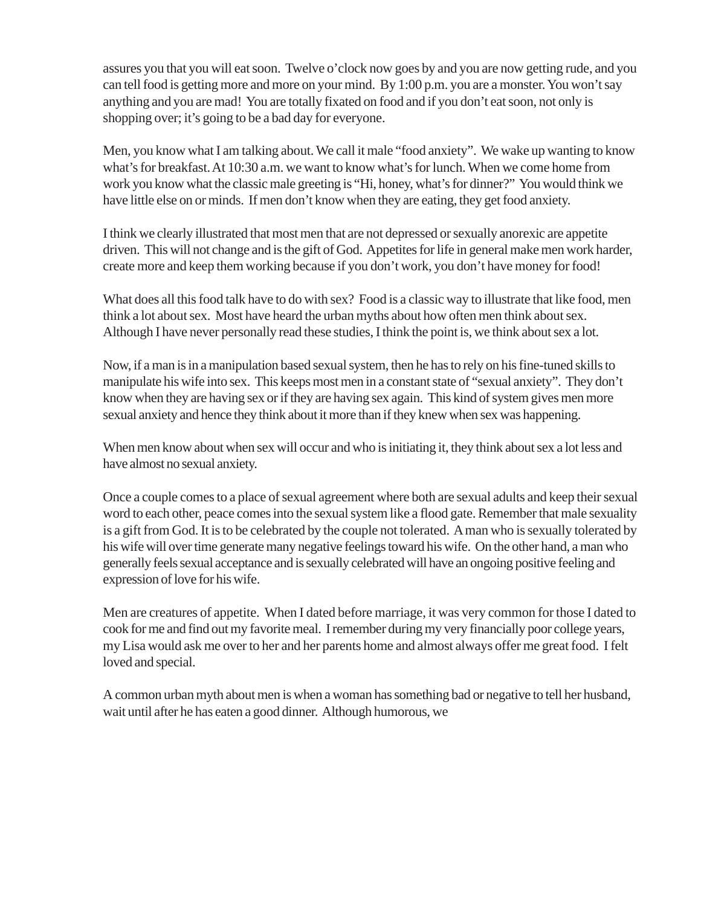assures you that you will eat soon. Twelve o'clock now goes by and you are now getting rude, and you can tell food is getting more and more on your mind. By 1:00 p.m. you are a monster. You won't say anything and you are mad! You are totally fixated on food and if you don't eat soon, not only is shopping over; it's going to be a bad day for everyone.

Men, you know what I am talking about. We call it male "food anxiety". We wake up wanting to know what's for breakfast. At 10:30 a.m. we want to know what's for lunch. When we come home from work you know what the classic male greeting is "Hi, honey, what's for dinner?" You would think we have little else on or minds. If men don't know when they are eating, they get food anxiety.

I think we clearly illustrated that most men that are not depressed or sexually anorexic are appetite driven. This will not change and is the gift of God. Appetites for life in general make men work harder, create more and keep them working because if you don't work, you don't have money for food!

What does all this food talk have to do with sex? Food is a classic way to illustrate that like food, men think a lot about sex. Most have heard the urban myths about how often men think about sex. Although I have never personally read these studies, I think the point is, we think about sex a lot.

Now, if a man is in a manipulation based sexual system, then he has to rely on his fine-tuned skills to manipulate his wife into sex. This keeps most men in a constant state of "sexual anxiety". They don't know when they are having sex or if they are having sex again. This kind of system gives men more sexual anxiety and hence they think about it more than if they knew when sex was happening.

When men know about when sex will occur and who is initiating it, they think about sex a lot less and have almost no sexual anxiety.

Once a couple comes to a place of sexual agreement where both are sexual adults and keep their sexual word to each other, peace comes into the sexual system like a flood gate. Remember that male sexuality is a gift from God. It is to be celebrated by the couple not tolerated. A man who is sexually tolerated by his wife will over time generate many negative feelings toward his wife. On the other hand, a man who generally feels sexual acceptance and is sexually celebrated will have an ongoing positive feeling and expression of love for his wife.

Men are creatures of appetite. When I dated before marriage, it was very common for those I dated to cook for me and find out my favorite meal. I remember during my very financially poor college years, my Lisa would ask me over to her and her parents home and almost always offer me great food. I felt loved and special.

A common urban myth about men is when a woman has something bad or negative to tell her husband, wait until after he has eaten a good dinner. Although humorous, we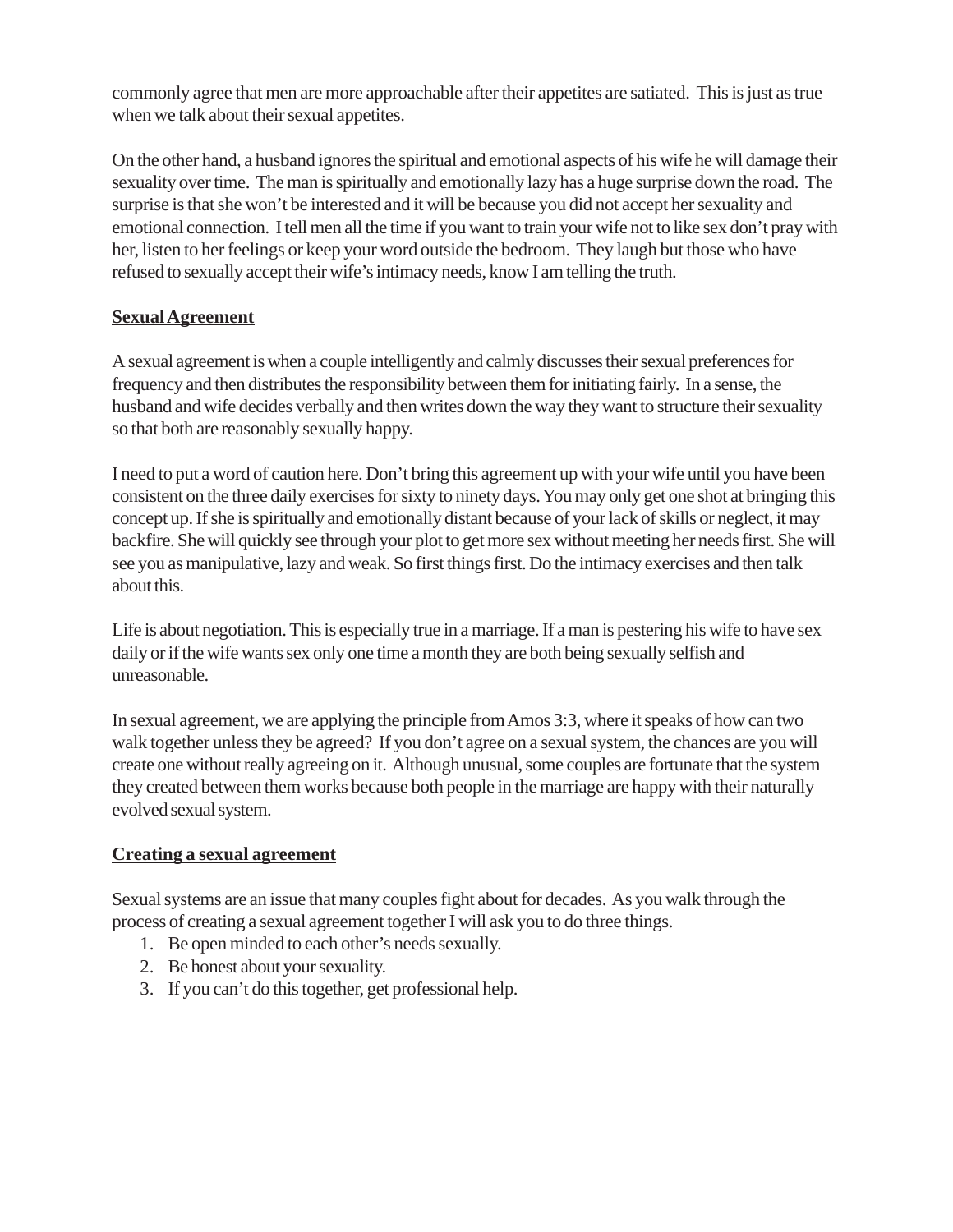commonly agree that men are more approachable after their appetites are satiated. This is just as true when we talk about their sexual appetites.

On the other hand, a husband ignores the spiritual and emotional aspects of his wife he will damage their sexuality over time. The man is spiritually and emotionally lazy has a huge surprise down the road. The surprise is that she won't be interested and it will be because you did not accept her sexuality and emotional connection. I tell men all the time if you want to train your wife not to like sex don't pray with her, listen to her feelings or keep your word outside the bedroom. They laugh but those who have refused to sexually accept their wife's intimacy needs, know I am telling the truth.

**Sexual Agreement**

A sexual agreement is when a couple intelligently and calmly discusses their sexual preferences for frequency and then distributes the responsibility between them for initiating fairly. In a sense, the husband and wife decides verbally and then writes down the way they want to structure their sexuality so that both are reasonably sexually happy.

I need to put a word of caution here. Don't bring this agreement up with your wife until you have been consistent on the three daily exercises for sixty to ninety days. You may only get one shot at bringing this concept up. If she is spiritually and emotionally distant because of your lack of skills or neglect, it may backfire. She will quickly see through your plot to get more sex without meeting her needs first. She will see you as manipulative, lazy and weak. So first things first. Do the intimacy exercises and then talk about this.

Life is about negotiation. This is especially true in a marriage. If a man is pestering his wife to have sex daily or if the wife wants sex only one time a month they are both being sexually selfish and unreasonable.

In sexual agreement, we are applying the principle from Amos 3:3, where it speaks of how can two walk together unless they be agreed? If you don't agree on a sexual system, the chances are you will create one without really agreeing on it. Although unusual, some couples are fortunate that the system they created between them works because both people in the marriage are happy with their naturally evolved sexual system.

**Creating a sexual agreement**

Sexual systems are an issue that many couples fight about for decades. As you walk through the process of creating a sexual agreement together I will ask you to do three things.

1. Be open minded to each other's needs sexually.
2. Be honest about your sexuality.
3. If you can't do this together, get professional help.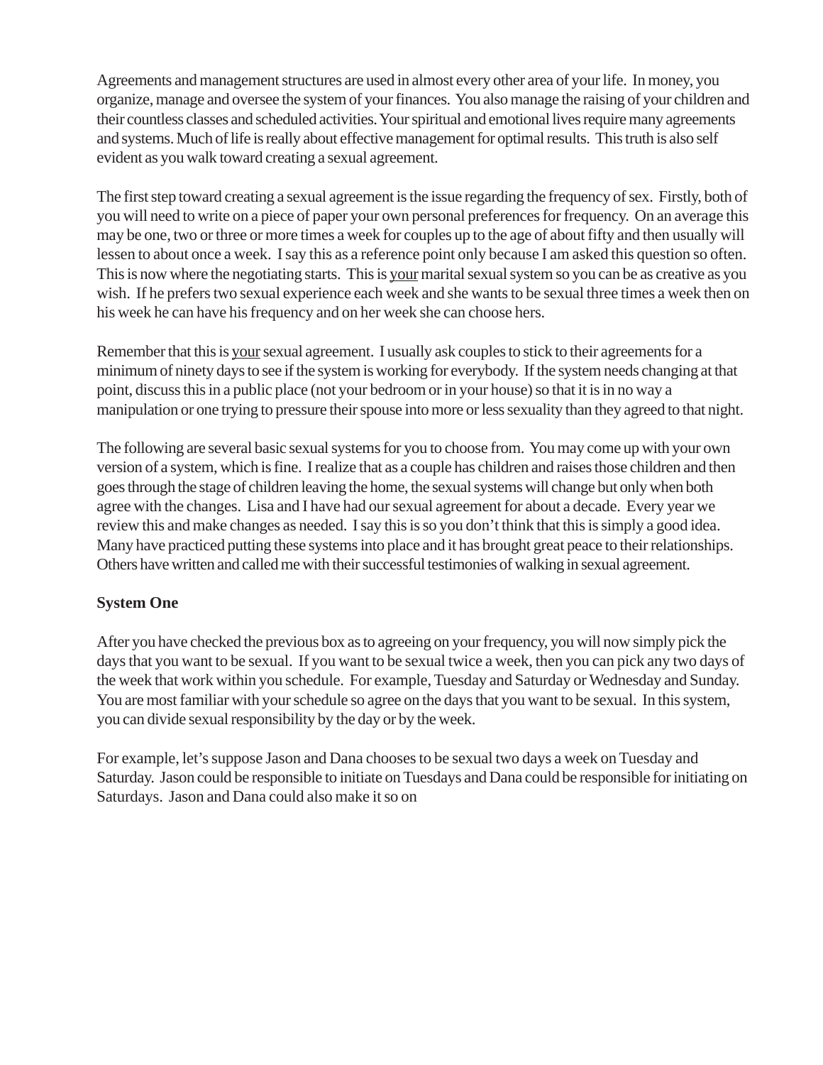Agreements and management structures are used in almost every other area of your life.  In money, you organize, manage and oversee the system of your finances.  You also manage the raising of your children and their countless classes and scheduled activities. Your spiritual and emotional lives require many agreements and systems. Much of life is really about effective management for optimal results.  This truth is also self evident as you walk toward creating a sexual agreement.

The first step toward creating a sexual agreement is the issue regarding the frequency of sex.  Firstly, both of you will need to write on a piece of paper your own personal preferences for frequency.  On an average this may be one, two or three or more times a week for couples up to the age of about fifty and then usually will lessen to about once a week.  I say this as a reference point only because I am asked this question so often.  This is now where the negotiating starts.  This is <u>your</u> marital sexual system so you can be as creative as you wish.  If he prefers two sexual experience each week and she wants to be sexual three times a week then on his week he can have his frequency and on her week she can choose hers.

Remember that this is <u>your</u> sexual agreement.  I usually ask couples to stick to their agreements for a minimum of ninety days to see if the system is working for everybody.  If the system needs changing at that point, discuss this in a public place (not your bedroom or in your house) so that it is in no way a manipulation or one trying to pressure their spouse into more or less sexuality than they agreed to that night.

The following are several basic sexual systems for you to choose from.  You may come up with your own version of a system, which is fine.  I realize that as a couple has children and raises those children and then goes through the stage of children leaving the home, the sexual systems will change but only when both agree with the changes.  Lisa and I have had our sexual agreement for about a decade.  Every year we review this and make changes as needed.  I say this is so you don't think that this is simply a good idea.  Many have practiced putting these systems into place and it has brought great peace to their relationships.  Others have written and called me with their successful testimonies of walking in sexual agreement.

**System One**

After you have checked the previous box as to agreeing on your frequency, you will now simply pick the days that you want to be sexual.  If you want to be sexual twice a week, then you can pick any two days of the week that work within you schedule.  For example, Tuesday and Saturday or Wednesday and Sunday.  You are most familiar with your schedule so agree on the days that you want to be sexual.  In this system, you can divide sexual responsibility by the day or by the week.

For example, let's suppose Jason and Dana chooses to be sexual two days a week on Tuesday and Saturday.  Jason could be responsible to initiate on Tuesdays and Dana could be responsible for initiating on Saturdays.  Jason and Dana could also make it so on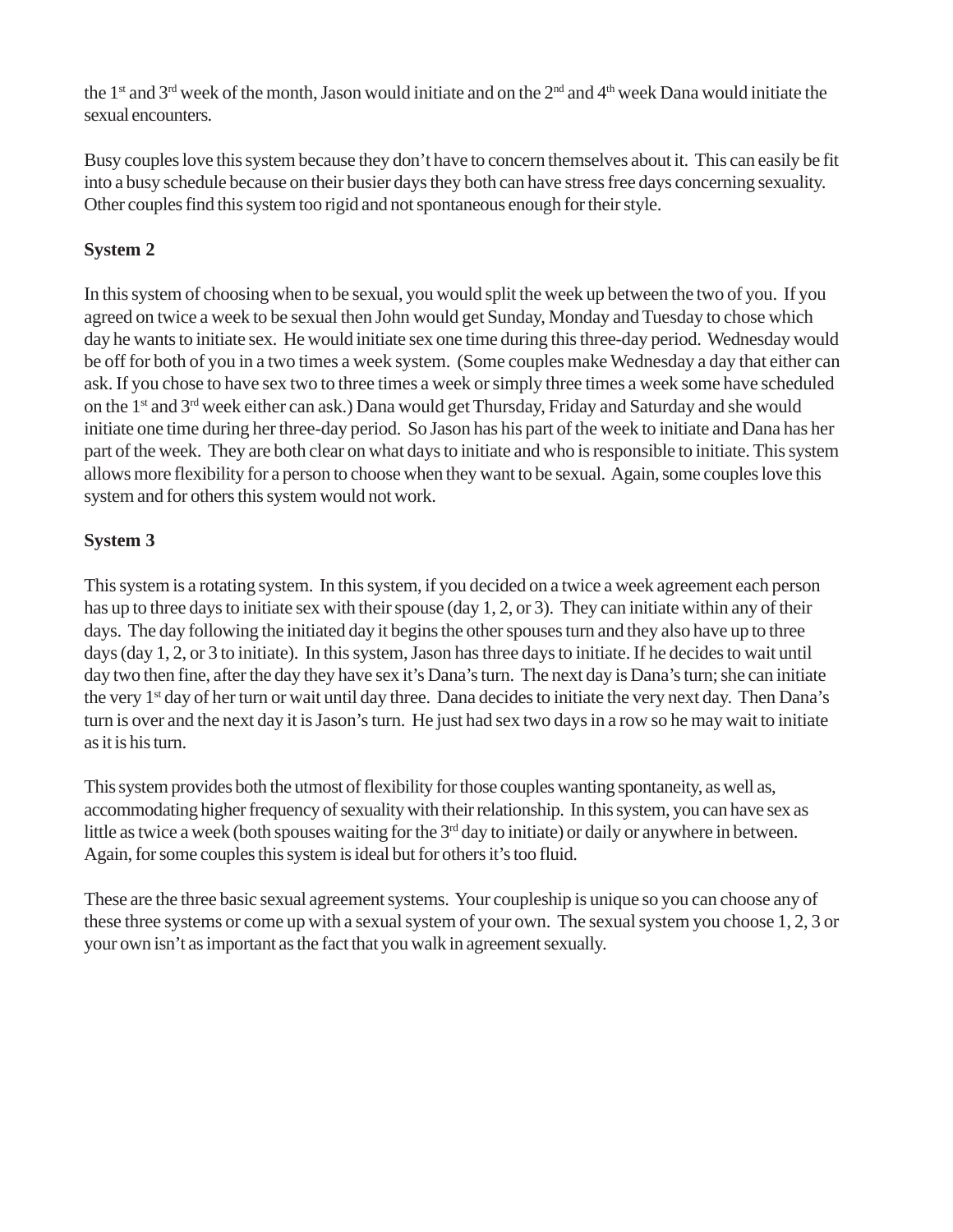the 1st and 3rd week of the month, Jason would initiate and on the 2nd and 4th week Dana would initiate the sexual encounters.

Busy couples love this system because they don't have to concern themselves about it. This can easily be fit into a busy schedule because on their busier days they both can have stress free days concerning sexuality. Other couples find this system too rigid and not spontaneous enough for their style.

**System 2**

In this system of choosing when to be sexual, you would split the week up between the two of you. If you agreed on twice a week to be sexual then John would get Sunday, Monday and Tuesday to chose which day he wants to initiate sex. He would initiate sex one time during this three-day period. Wednesday would be off for both of you in a two times a week system. (Some couples make Wednesday a day that either can ask. If you chose to have sex two to three times a week or simply three times a week some have scheduled on the 1st and 3rd week either can ask.) Dana would get Thursday, Friday and Saturday and she would initiate one time during her three-day period. So Jason has his part of the week to initiate and Dana has her part of the week. They are both clear on what days to initiate and who is responsible to initiate. This system allows more flexibility for a person to choose when they want to be sexual. Again, some couples love this system and for others this system would not work.

**System 3**

This system is a rotating system. In this system, if you decided on a twice a week agreement each person has up to three days to initiate sex with their spouse (day 1, 2, or 3). They can initiate within any of their days. The day following the initiated day it begins the other spouses turn and they also have up to three days (day 1, 2, or 3 to initiate). In this system, Jason has three days to initiate. If he decides to wait until day two then fine, after the day they have sex it's Dana's turn. The next day is Dana's turn; she can initiate the very 1st day of her turn or wait until day three. Dana decides to initiate the very next day. Then Dana's turn is over and the next day it is Jason's turn. He just had sex two days in a row so he may wait to initiate as it is his turn.

This system provides both the utmost of flexibility for those couples wanting spontaneity, as well as, accommodating higher frequency of sexuality with their relationship. In this system, you can have sex as little as twice a week (both spouses waiting for the 3rd day to initiate) or daily or anywhere in between. Again, for some couples this system is ideal but for others it's too fluid.

These are the three basic sexual agreement systems. Your coupleship is unique so you can choose any of these three systems or come up with a sexual system of your own. The sexual system you choose 1, 2, 3 or your own isn't as important as the fact that you walk in agreement sexually.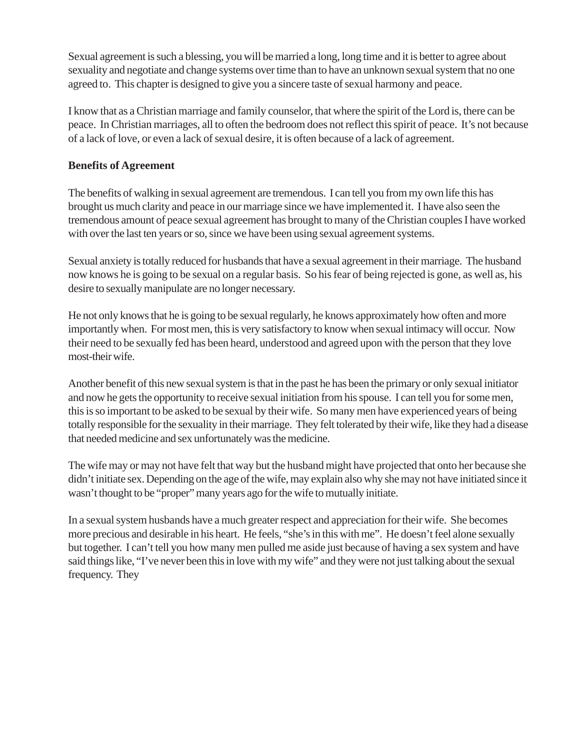Sexual agreement is such a blessing, you will be married a long, long time and it is better to agree about sexuality and negotiate and change systems over time than to have an unknown sexual system that no one agreed to. This chapter is designed to give you a sincere taste of sexual harmony and peace.

I know that as a Christian marriage and family counselor, that where the spirit of the Lord is, there can be peace. In Christian marriages, all to often the bedroom does not reflect this spirit of peace. It's not because of a lack of love, or even a lack of sexual desire, it is often because of a lack of agreement.

**Benefits of Agreement**

The benefits of walking in sexual agreement are tremendous. I can tell you from my own life this has brought us much clarity and peace in our marriage since we have implemented it. I have also seen the tremendous amount of peace sexual agreement has brought to many of the Christian couples I have worked with over the last ten years or so, since we have been using sexual agreement systems.

Sexual anxiety is totally reduced for husbands that have a sexual agreement in their marriage. The husband now knows he is going to be sexual on a regular basis. So his fear of being rejected is gone, as well as, his desire to sexually manipulate are no longer necessary.

He not only knows that he is going to be sexual regularly, he knows approximately how often and more importantly when. For most men, this is very satisfactory to know when sexual intimacy will occur. Now their need to be sexually fed has been heard, understood and agreed upon with the person that they love most-their wife.

Another benefit of this new sexual system is that in the past he has been the primary or only sexual initiator and now he gets the opportunity to receive sexual initiation from his spouse. I can tell you for some men, this is so important to be asked to be sexual by their wife. So many men have experienced years of being totally responsible for the sexuality in their marriage. They felt tolerated by their wife, like they had a disease that needed medicine and sex unfortunately was the medicine.

The wife may or may not have felt that way but the husband might have projected that onto her because she didn't initiate sex. Depending on the age of the wife, may explain also why she may not have initiated since it wasn't thought to be "proper" many years ago for the wife to mutually initiate.

In a sexual system husbands have a much greater respect and appreciation for their wife. She becomes more precious and desirable in his heart. He feels, "she's in this with me". He doesn't feel alone sexually but together. I can't tell you how many men pulled me aside just because of having a sex system and have said things like, "I've never been this in love with my wife" and they were not just talking about the sexual frequency. They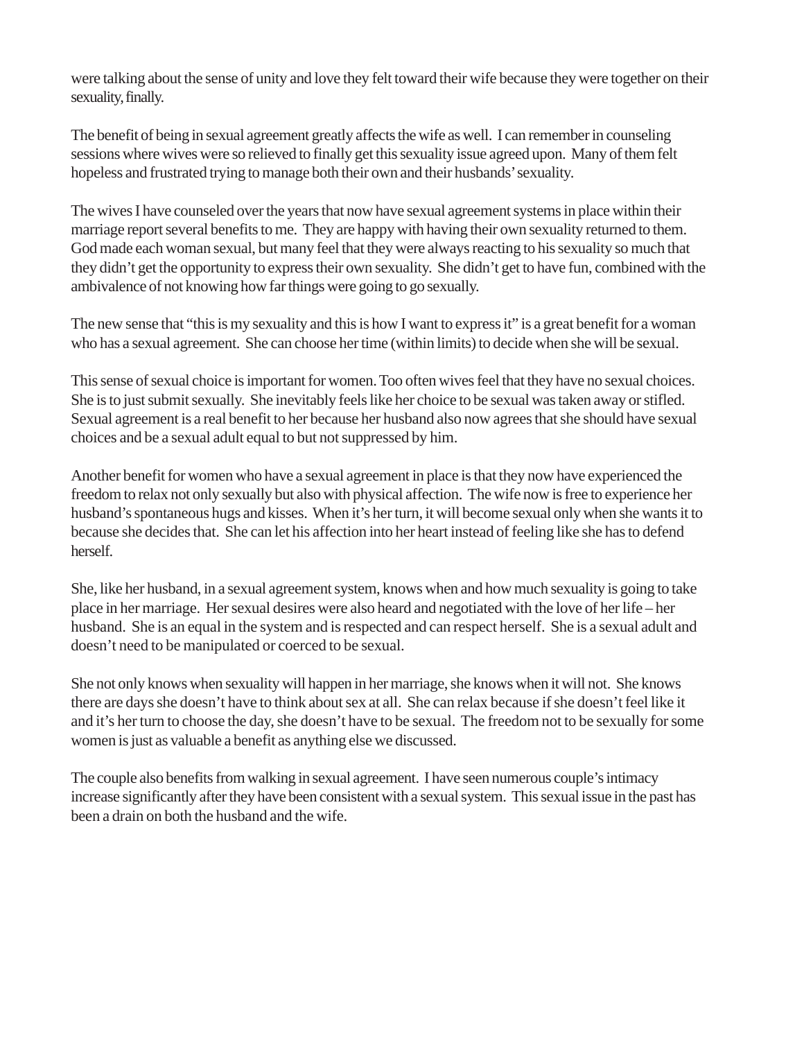were talking about the sense of unity and love they felt toward their wife because they were together on their sexuality, finally.

The benefit of being in sexual agreement greatly affects the wife as well. I can remember in counseling sessions where wives were so relieved to finally get this sexuality issue agreed upon. Many of them felt hopeless and frustrated trying to manage both their own and their husbands' sexuality.

The wives I have counseled over the years that now have sexual agreement systems in place within their marriage report several benefits to me. They are happy with having their own sexuality returned to them. God made each woman sexual, but many feel that they were always reacting to his sexuality so much that they didn't get the opportunity to express their own sexuality. She didn't get to have fun, combined with the ambivalence of not knowing how far things were going to go sexually.

The new sense that "this is my sexuality and this is how I want to express it" is a great benefit for a woman who has a sexual agreement. She can choose her time (within limits) to decide when she will be sexual.

This sense of sexual choice is important for women. Too often wives feel that they have no sexual choices. She is to just submit sexually. She inevitably feels like her choice to be sexual was taken away or stifled. Sexual agreement is a real benefit to her because her husband also now agrees that she should have sexual choices and be a sexual adult equal to but not suppressed by him.

Another benefit for women who have a sexual agreement in place is that they now have experienced the freedom to relax not only sexually but also with physical affection. The wife now is free to experience her husband's spontaneous hugs and kisses. When it's her turn, it will become sexual only when she wants it to because she decides that. She can let his affection into her heart instead of feeling like she has to defend herself.

She, like her husband, in a sexual agreement system, knows when and how much sexuality is going to take place in her marriage. Her sexual desires were also heard and negotiated with the love of her life – her husband. She is an equal in the system and is respected and can respect herself. She is a sexual adult and doesn't need to be manipulated or coerced to be sexual.

She not only knows when sexuality will happen in her marriage, she knows when it will not. She knows there are days she doesn't have to think about sex at all. She can relax because if she doesn't feel like it and it's her turn to choose the day, she doesn't have to be sexual. The freedom not to be sexually for some women is just as valuable a benefit as anything else we discussed.

The couple also benefits from walking in sexual agreement. I have seen numerous couple's intimacy increase significantly after they have been consistent with a sexual system. This sexual issue in the past has been a drain on both the husband and the wife.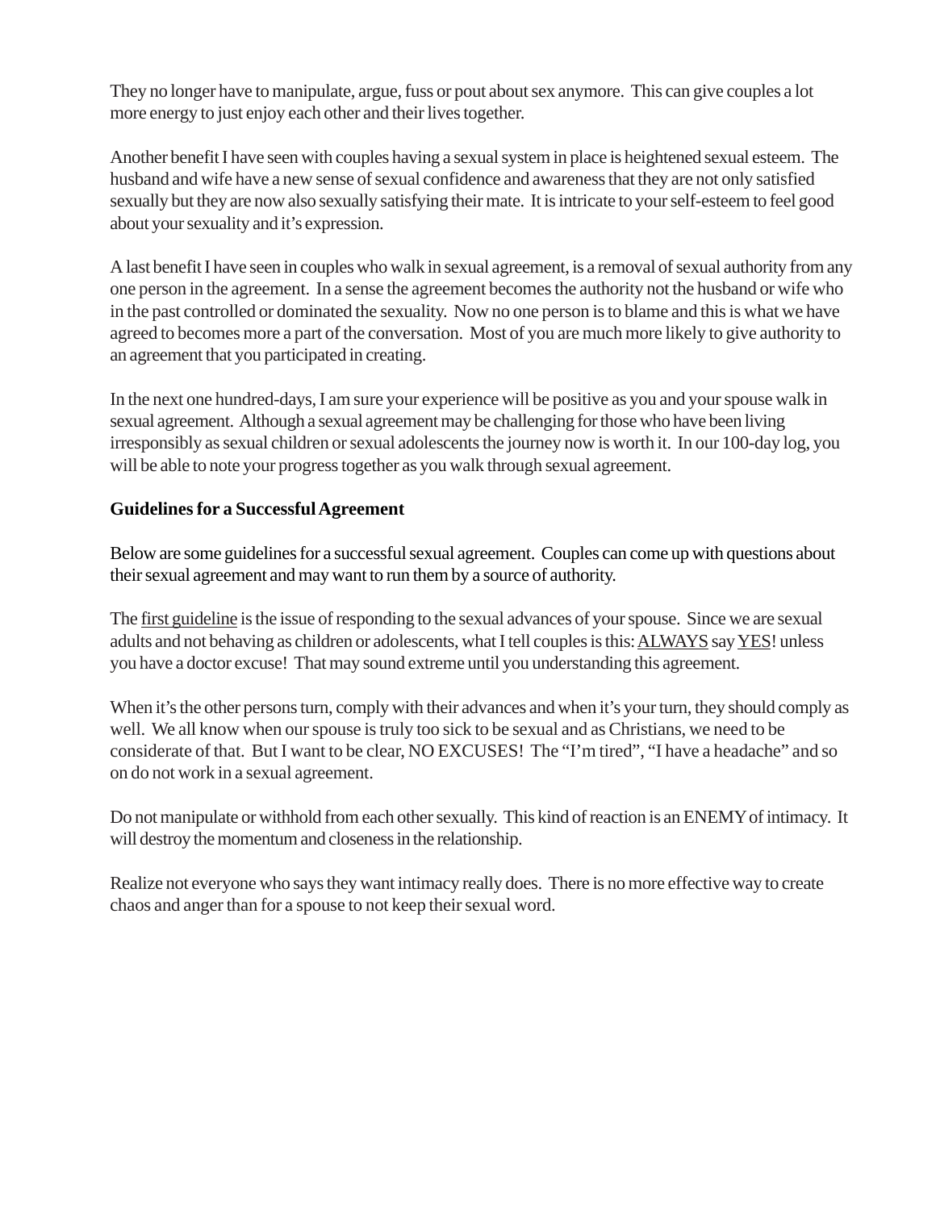They no longer have to manipulate, argue, fuss or pout about sex anymore. This can give couples a lot more energy to just enjoy each other and their lives together.

Another benefit I have seen with couples having a sexual system in place is heightened sexual esteem. The husband and wife have a new sense of sexual confidence and awareness that they are not only satisfied sexually but they are now also sexually satisfying their mate. It is intricate to your self-esteem to feel good about your sexuality and it's expression.

A last benefit I have seen in couples who walk in sexual agreement, is a removal of sexual authority from any one person in the agreement. In a sense the agreement becomes the authority not the husband or wife who in the past controlled or dominated the sexuality. Now no one person is to blame and this is what we have agreed to becomes more a part of the conversation. Most of you are much more likely to give authority to an agreement that you participated in creating.

In the next one hundred-days, I am sure your experience will be positive as you and your spouse walk in sexual agreement. Although a sexual agreement may be challenging for those who have been living irresponsibly as sexual children or sexual adolescents the journey now is worth it. In our 100-day log, you will be able to note your progress together as you walk through sexual agreement.

**Guidelines for a Successful Agreement**

Below are some guidelines for a successful sexual agreement. Couples can come up with questions about their sexual agreement and may want to run them by a source of authority.

The <u>first guideline</u> is the issue of responding to the sexual advances of your spouse. Since we are sexual adults and not behaving as children or adolescents, what I tell couples is this: <u>ALWAYS</u> say <u>YES</u>! unless you have a doctor excuse! That may sound extreme until you understanding this agreement.

When it's the other persons turn, comply with their advances and when it's your turn, they should comply as well. We all know when our spouse is truly too sick to be sexual and as Christians, we need to be considerate of that. But I want to be clear, NO EXCUSES! The "I'm tired", "I have a headache" and so on do not work in a sexual agreement.

Do not manipulate or withhold from each other sexually. This kind of reaction is an ENEMY of intimacy. It will destroy the momentum and closeness in the relationship.

Realize not everyone who says they want intimacy really does. There is no more effective way to create chaos and anger than for a spouse to not keep their sexual word.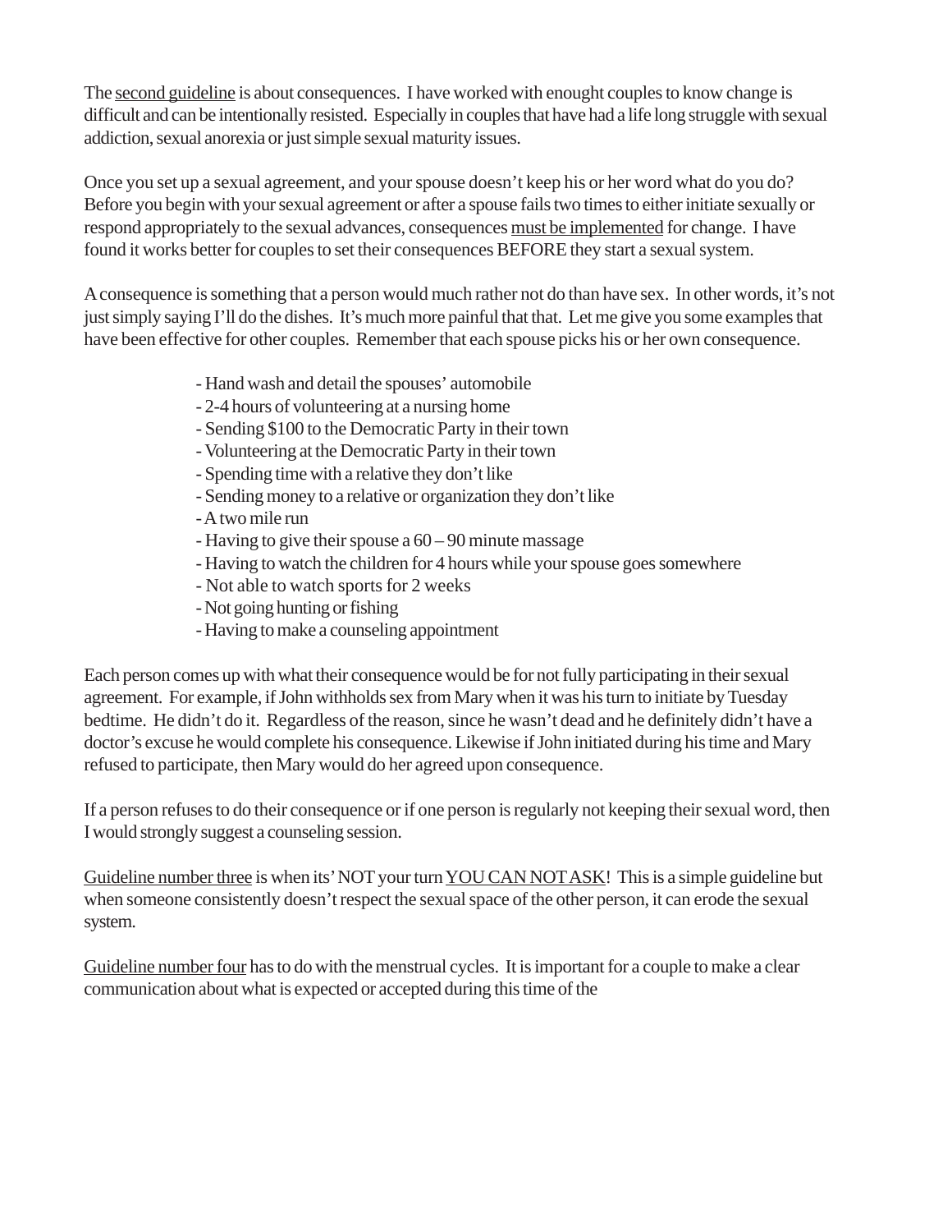The <u>second guideline</u> is about consequences. I have worked with enought couples to know change is difficult and can be intentionally resisted. Especially in couples that have had a life long struggle with sexual addiction, sexual anorexia or just simple sexual maturity issues.

Once you set up a sexual agreement, and your spouse doesn't keep his or her word what do you do? Before you begin with your sexual agreement or after a spouse fails two times to either initiate sexually or respond appropriately to the sexual advances, consequences <u>must be implemented</u> for change. I have found it works better for couples to set their consequences BEFORE they start a sexual system.

A consequence is something that a person would much rather not do than have sex. In other words, it's not just simply saying I'll do the dishes. It's much more painful that that. Let me give you some examples that have been effective for other couples. Remember that each spouse picks his or her own consequence.

- Hand wash and detail the spouses' automobile
- 2-4 hours of volunteering at a nursing home
- Sending $100 to the Democratic Party in their town
- Volunteering at the Democratic Party in their town
- Spending time with a relative they don't like
- Sending money to a relative or organization they don't like
- A two mile run
- Having to give their spouse a 60 – 90 minute massage
- Having to watch the children for 4 hours while your spouse goes somewhere
- Not able to watch sports for 2 weeks
- Not going hunting or fishing
- Having to make a counseling appointment

Each person comes up with what their consequence would be for not fully participating in their sexual agreement. For example, if John withholds sex from Mary when it was his turn to initiate by Tuesday bedtime. He didn't do it. Regardless of the reason, since he wasn't dead and he definitely didn't have a doctor's excuse he would complete his consequence. Likewise if John initiated during his time and Mary refused to participate, then Mary would do her agreed upon consequence.

If a person refuses to do their consequence or if one person is regularly not keeping their sexual word, then I would strongly suggest a counseling session.

<u>Guideline number three</u> is when its' NOT your turn <u>YOU CAN NOT ASK</u>! This is a simple guideline but when someone consistently doesn't respect the sexual space of the other person, it can erode the sexual system.

<u>Guideline number four</u> has to do with the menstrual cycles. It is important for a couple to make a clear communication about what is expected or accepted during this time of the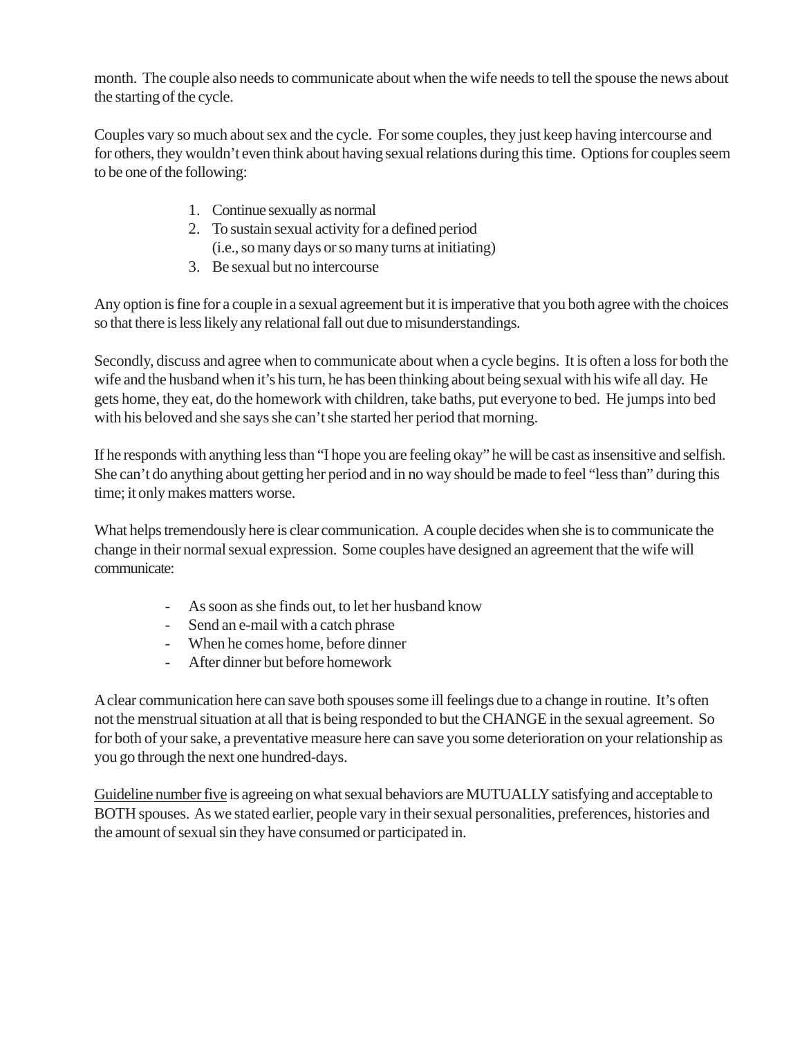month. The couple also needs to communicate about when the wife needs to tell the spouse the news about the starting of the cycle.

Couples vary so much about sex and the cycle. For some couples, they just keep having intercourse and for others, they wouldn't even think about having sexual relations during this time. Options for couples seem to be one of the following:

1. Continue sexually as normal
2. To sustain sexual activity for a defined period
   (i.e., so many days or so many turns at initiating)
3. Be sexual but no intercourse

Any option is fine for a couple in a sexual agreement but it is imperative that you both agree with the choices so that there is less likely any relational fall out due to misunderstandings.

Secondly, discuss and agree when to communicate about when a cycle begins. It is often a loss for both the wife and the husband when it's his turn, he has been thinking about being sexual with his wife all day. He gets home, they eat, do the homework with children, take baths, put everyone to bed. He jumps into bed with his beloved and she says she can't she started her period that morning.

If he responds with anything less than "I hope you are feeling okay" he will be cast as insensitive and selfish. She can't do anything about getting her period and in no way should be made to feel "less than" during this time; it only makes matters worse.

What helps tremendously here is clear communication. A couple decides when she is to communicate the change in their normal sexual expression. Some couples have designed an agreement that the wife will communicate:

- As soon as she finds out, to let her husband know
- Send an e-mail with a catch phrase
- When he comes home, before dinner
- After dinner but before homework

A clear communication here can save both spouses some ill feelings due to a change in routine. It's often not the menstrual situation at all that is being responded to but the CHANGE in the sexual agreement. So for both of your sake, a preventative measure here can save you some deterioration on your relationship as you go through the next one hundred-days.

<u>Guideline number five</u> is agreeing on what sexual behaviors are MUTUALLY satisfying and acceptable to BOTH spouses. As we stated earlier, people vary in their sexual personalities, preferences, histories and the amount of sexual sin they have consumed or participated in.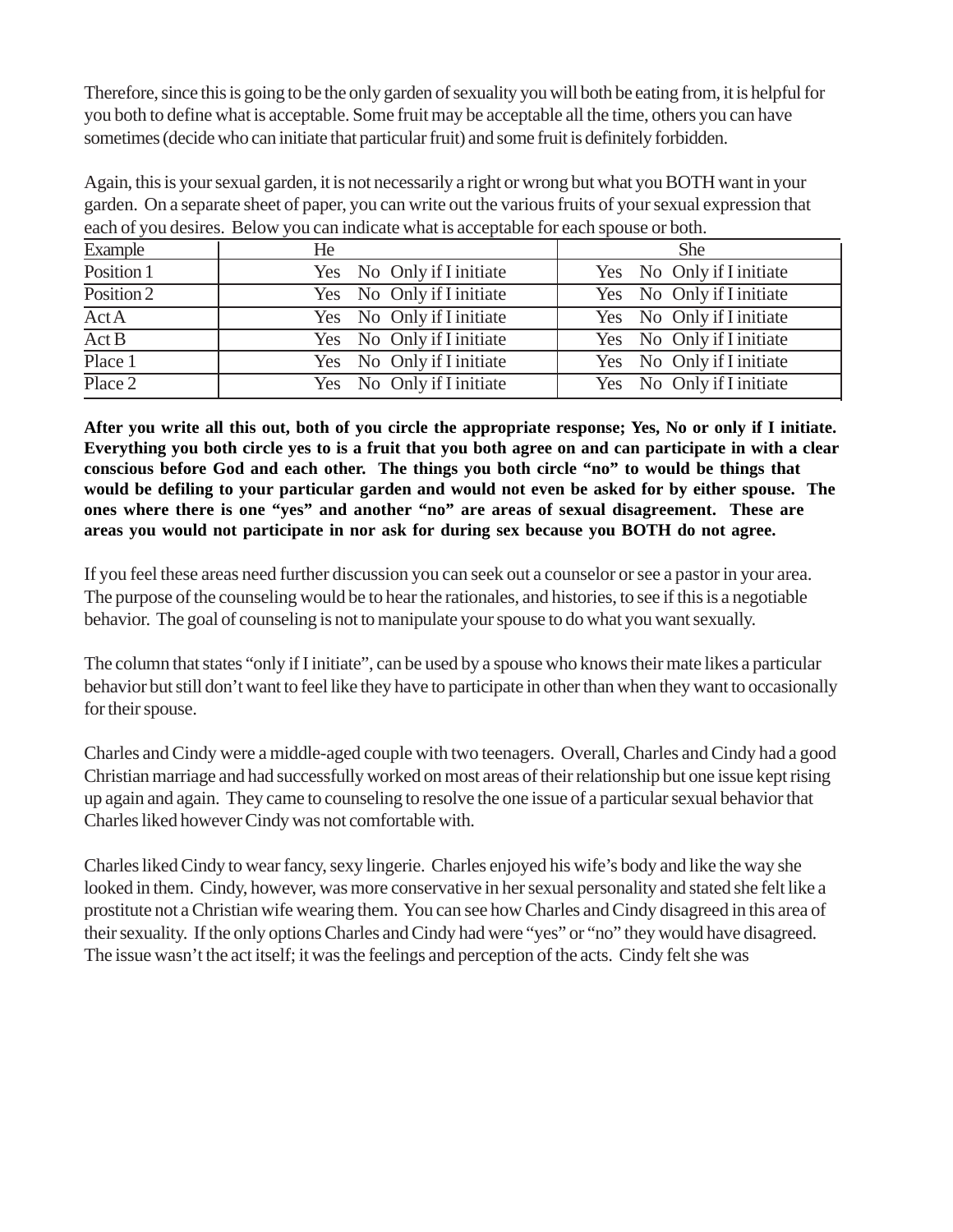Therefore, since this is going to be the only garden of sexuality you will both be eating from, it is helpful for you both to define what is acceptable. Some fruit may be acceptable all the time, others you can have sometimes (decide who can initiate that particular fruit) and some fruit is definitely forbidden.

Again, this is your sexual garden, it is not necessarily a right or wrong but what you BOTH want in your garden. On a separate sheet of paper, you can write out the various fruits of your sexual expression that each of you desires. Below you can indicate what is acceptable for each spouse or both.

| Example | He | She |
|---|---|---|
| Position 1 | Yes No Only if I initiate | Yes No Only if I initiate |
| Position 2 | Yes No Only if I initiate | Yes No Only if I initiate |
| Act A | Yes No Only if I initiate | Yes No Only if I initiate |
| Act B | Yes No Only if I initiate | Yes No Only if I initiate |
| Place 1 | Yes No Only if I initiate | Yes No Only if I initiate |
| Place 2 | Yes No Only if I initiate | Yes No Only if I initiate |

**After you write all this out, both of you circle the appropriate response; Yes, No or only if I initiate. Everything you both circle yes to is a fruit that you both agree on and can participate in with a clear conscious before God and each other. The things you both circle "no" to would be things that would be defiling to your particular garden and would not even be asked for by either spouse. The ones where there is one "yes" and another "no" are areas of sexual disagreement. These are areas you would not participate in nor ask for during sex because you BOTH do not agree.**

If you feel these areas need further discussion you can seek out a counselor or see a pastor in your area. The purpose of the counseling would be to hear the rationales, and histories, to see if this is a negotiable behavior. The goal of counseling is not to manipulate your spouse to do what you want sexually.

The column that states "only if I initiate", can be used by a spouse who knows their mate likes a particular behavior but still don't want to feel like they have to participate in other than when they want to occasionally for their spouse.

Charles and Cindy were a middle-aged couple with two teenagers. Overall, Charles and Cindy had a good Christian marriage and had successfully worked on most areas of their relationship but one issue kept rising up again and again. They came to counseling to resolve the one issue of a particular sexual behavior that Charles liked however Cindy was not comfortable with.

Charles liked Cindy to wear fancy, sexy lingerie. Charles enjoyed his wife's body and like the way she looked in them. Cindy, however, was more conservative in her sexual personality and stated she felt like a prostitute not a Christian wife wearing them. You can see how Charles and Cindy disagreed in this area of their sexuality. If the only options Charles and Cindy had were "yes" or "no" they would have disagreed. The issue wasn't the act itself; it was the feelings and perception of the acts. Cindy felt she was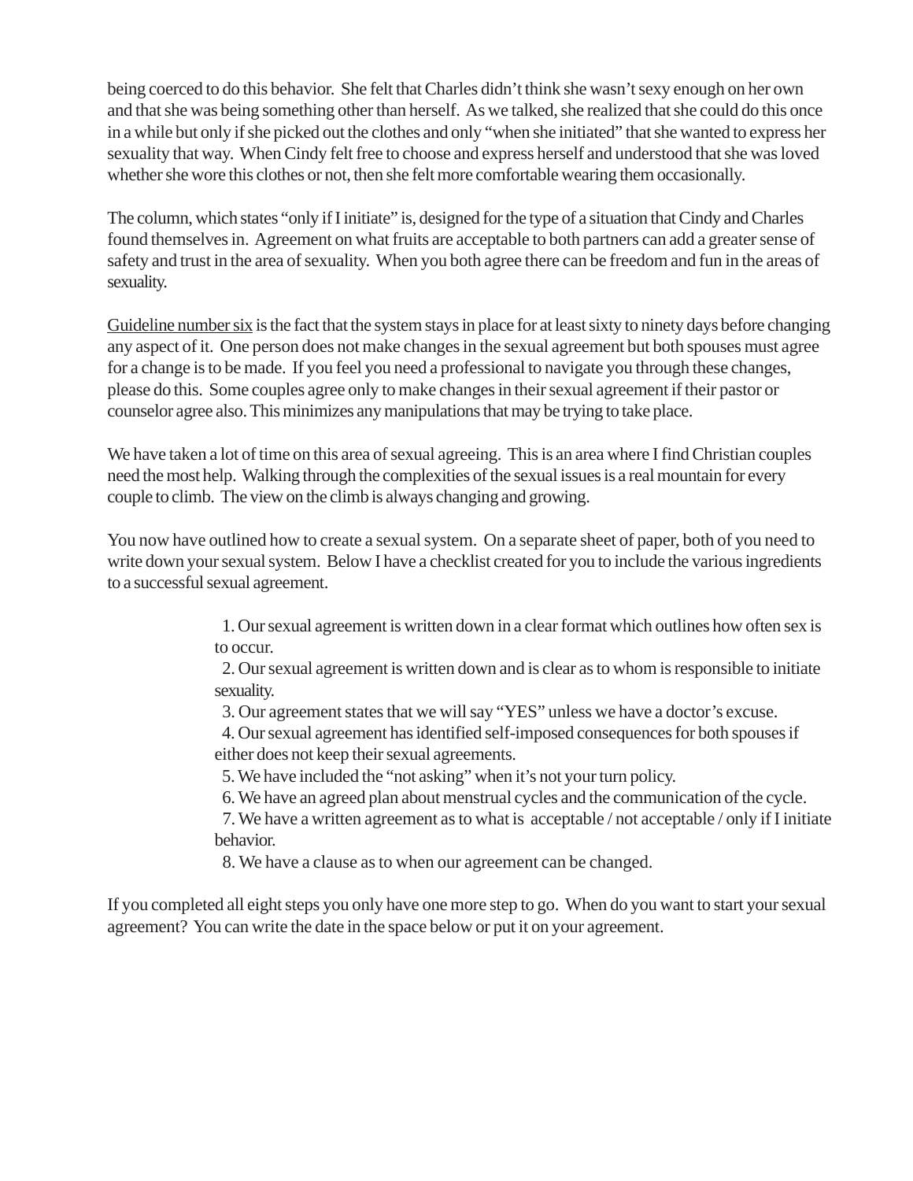being coerced to do this behavior. She felt that Charles didn't think she wasn't sexy enough on her own and that she was being something other than herself. As we talked, she realized that she could do this once in a while but only if she picked out the clothes and only "when she initiated" that she wanted to express her sexuality that way. When Cindy felt free to choose and express herself and understood that she was loved whether she wore this clothes or not, then she felt more comfortable wearing them occasionally.

The column, which states "only if I initiate" is, designed for the type of a situation that Cindy and Charles found themselves in. Agreement on what fruits are acceptable to both partners can add a greater sense of safety and trust in the area of sexuality. When you both agree there can be freedom and fun in the areas of sexuality.

<u>Guideline number six</u> is the fact that the system stays in place for at least sixty to ninety days before changing any aspect of it. One person does not make changes in the sexual agreement but both spouses must agree for a change is to be made. If you feel you need a professional to navigate you through these changes, please do this. Some couples agree only to make changes in their sexual agreement if their pastor or counselor agree also. This minimizes any manipulations that may be trying to take place.

We have taken a lot of time on this area of sexual agreeing. This is an area where I find Christian couples need the most help. Walking through the complexities of the sexual issues is a real mountain for every couple to climb. The view on the climb is always changing and growing.

You now have outlined how to create a sexual system. On a separate sheet of paper, both of you need to write down your sexual system. Below I have a checklist created for you to include the various ingredients to a successful sexual agreement.

1. Our sexual agreement is written down in a clear format which outlines how often sex is to occur.
2. Our sexual agreement is written down and is clear as to whom is responsible to initiate sexuality.
3. Our agreement states that we will say "YES" unless we have a doctor's excuse.
4. Our sexual agreement has identified self-imposed consequences for both spouses if either does not keep their sexual agreements.
5. We have included the "not asking" when it's not your turn policy.
6. We have an agreed plan about menstrual cycles and the communication of the cycle.
7. We have a written agreement as to what is acceptable / not acceptable / only if I initiate behavior.
8. We have a clause as to when our agreement can be changed.

If you completed all eight steps you only have one more step to go. When do you want to start your sexual agreement? You can write the date in the space below or put it on your agreement.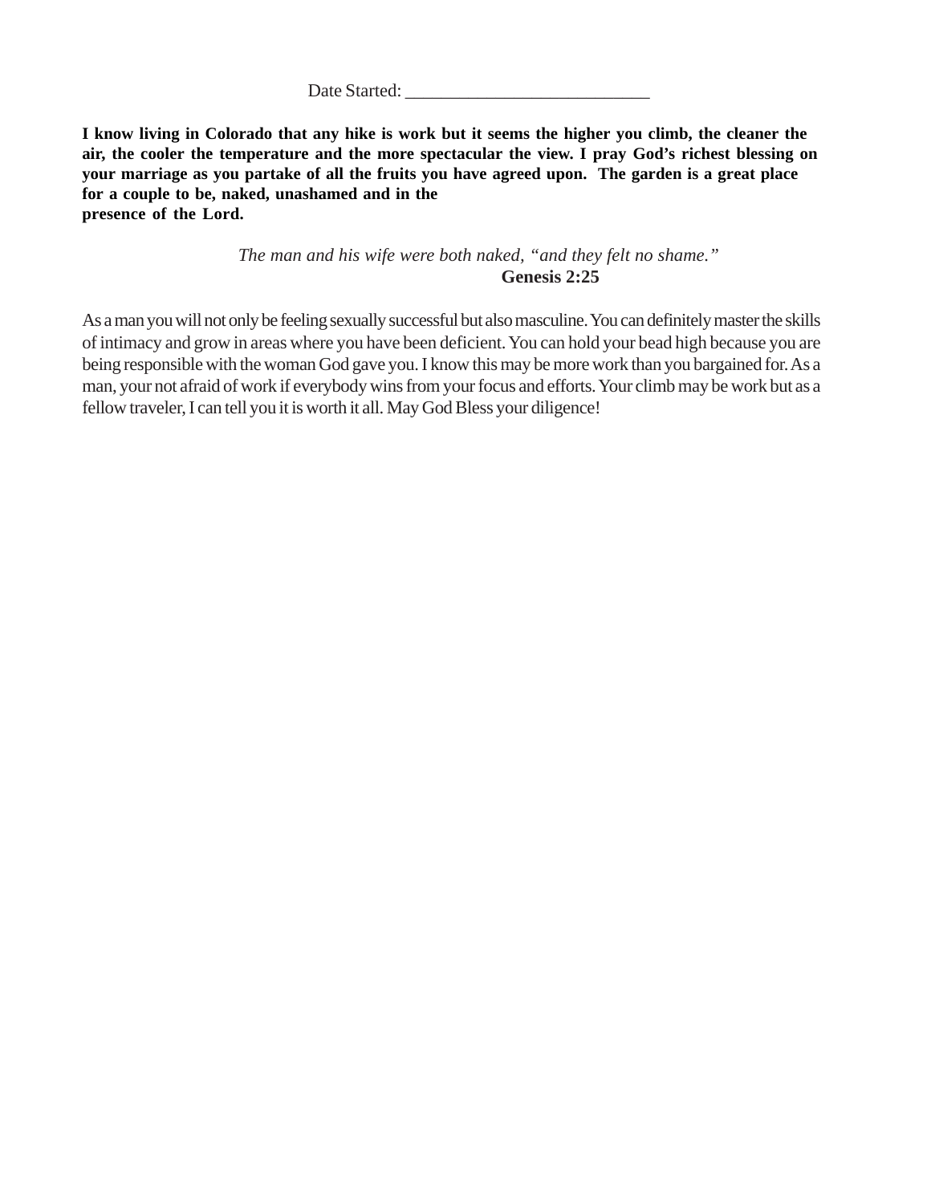Date Started: ___________________________

**I know living in Colorado that any hike is work but it seems the higher you climb, the cleaner the air, the cooler the temperature and the more spectacular the view. I pray God's richest blessing on your marriage as you partake of all the fruits you have agreed upon. The garden is a great place for a couple to be, naked, unashamed and in the presence of the Lord.**

*The man and his wife were both naked, "and they felt no shame."*
**Genesis 2:25**

As a man you will not only be feeling sexually successful but also masculine. You can definitely master the skills of intimacy and grow in areas where you have been deficient. You can hold your bead high because you are being responsible with the woman God gave you. I know this may be more work than you bargained for. As a man, your not afraid of work if everybody wins from your focus and efforts. Your climb may be work but as a fellow traveler, I can tell you it is worth it all. May God Bless your diligence!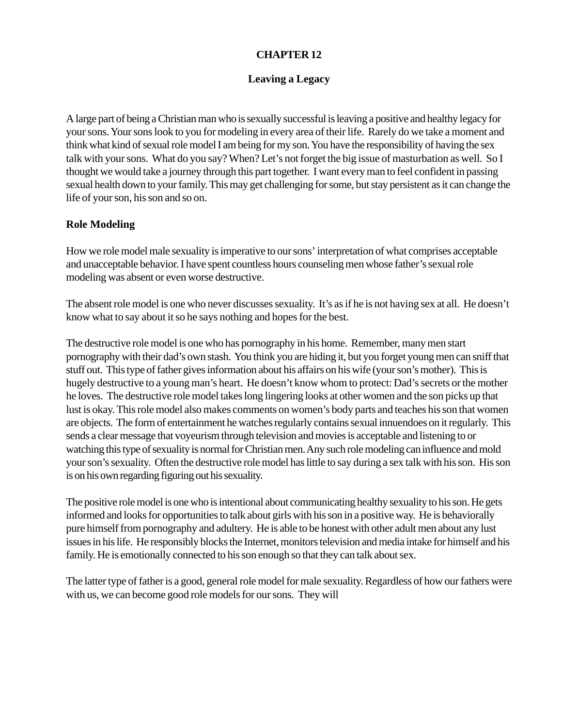# CHAPTER 12

## Leaving a Legacy

A large part of being a Christian man who is sexually successful is leaving a positive and healthy legacy for your sons. Your sons look to you for modeling in every area of their life. Rarely do we take a moment and think what kind of sexual role model I am being for my son. You have the responsibility of having the sex talk with your sons. What do you say? When? Let's not forget the big issue of masturbation as well. So I thought we would take a journey through this part together. I want every man to feel confident in passing sexual health down to your family. This may get challenging for some, but stay persistent as it can change the life of your son, his son and so on.

### Role Modeling

How we role model male sexuality is imperative to our sons' interpretation of what comprises acceptable and unacceptable behavior. I have spent countless hours counseling men whose father's sexual role modeling was absent or even worse destructive.

The absent role model is one who never discusses sexuality. It's as if he is not having sex at all. He doesn't know what to say about it so he says nothing and hopes for the best.

The destructive role model is one who has pornography in his home. Remember, many men start pornography with their dad's own stash. You think you are hiding it, but you forget young men can sniff that stuff out. This type of father gives information about his affairs on his wife (your son's mother). This is hugely destructive to a young man's heart. He doesn't know whom to protect: Dad's secrets or the mother he loves. The destructive role model takes long lingering looks at other women and the son picks up that lust is okay. This role model also makes comments on women's body parts and teaches his son that women are objects. The form of entertainment he watches regularly contains sexual innuendoes on it regularly. This sends a clear message that voyeurism through television and movies is acceptable and listening to or watching this type of sexuality is normal for Christian men. Any such role modeling can influence and mold your son's sexuality. Often the destructive role model has little to say during a sex talk with his son. His son is on his own regarding figuring out his sexuality.

The positive role model is one who is intentional about communicating healthy sexuality to his son. He gets informed and looks for opportunities to talk about girls with his son in a positive way. He is behaviorally pure himself from pornography and adultery. He is able to be honest with other adult men about any lust issues in his life. He responsibly blocks the Internet, monitors television and media intake for himself and his family. He is emotionally connected to his son enough so that they can talk about sex.

The latter type of father is a good, general role model for male sexuality. Regardless of how our fathers were with us, we can become good role models for our sons. They will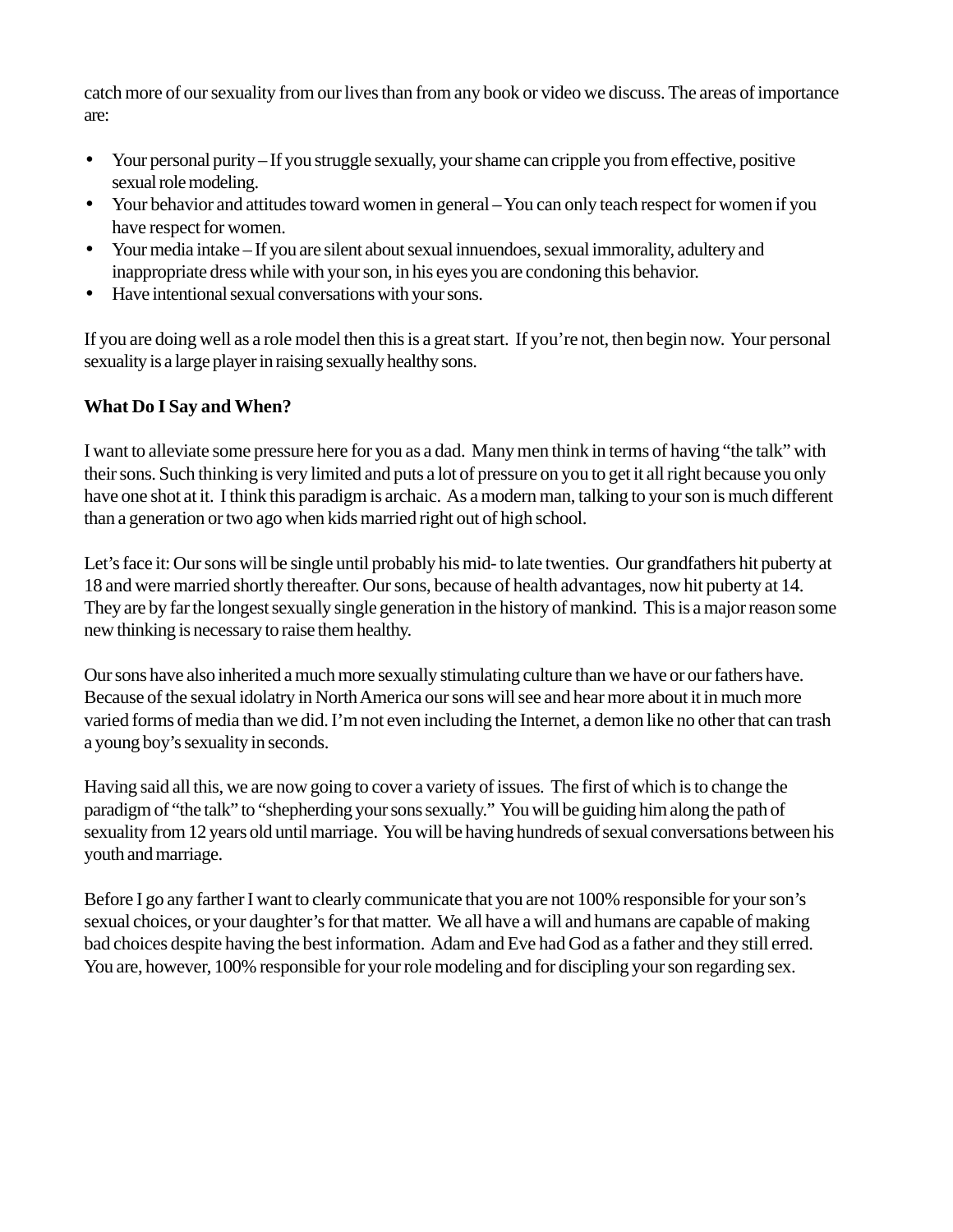catch more of our sexuality from our lives than from any book or video we discuss. The areas of importance are:

- Your personal purity – If you struggle sexually, your shame can cripple you from effective, positive sexual role modeling.
- Your behavior and attitudes toward women in general – You can only teach respect for women if you have respect for women.
- Your media intake – If you are silent about sexual innuendoes, sexual immorality, adultery and inappropriate dress while with your son, in his eyes you are condoning this behavior.
- Have intentional sexual conversations with your sons.

If you are doing well as a role model then this is a great start. If you're not, then begin now. Your personal sexuality is a large player in raising sexually healthy sons.

**What Do I Say and When?**

I want to alleviate some pressure here for you as a dad. Many men think in terms of having "the talk" with their sons. Such thinking is very limited and puts a lot of pressure on you to get it all right because you only have one shot at it. I think this paradigm is archaic. As a modern man, talking to your son is much different than a generation or two ago when kids married right out of high school.

Let's face it: Our sons will be single until probably his mid- to late twenties. Our grandfathers hit puberty at 18 and were married shortly thereafter. Our sons, because of health advantages, now hit puberty at 14. They are by far the longest sexually single generation in the history of mankind. This is a major reason some new thinking is necessary to raise them healthy.

Our sons have also inherited a much more sexually stimulating culture than we have or our fathers have. Because of the sexual idolatry in North America our sons will see and hear more about it in much more varied forms of media than we did. I'm not even including the Internet, a demon like no other that can trash a young boy's sexuality in seconds.

Having said all this, we are now going to cover a variety of issues. The first of which is to change the paradigm of "the talk" to "shepherding your sons sexually." You will be guiding him along the path of sexuality from 12 years old until marriage. You will be having hundreds of sexual conversations between his youth and marriage.

Before I go any farther I want to clearly communicate that you are not 100% responsible for your son's sexual choices, or your daughter's for that matter. We all have a will and humans are capable of making bad choices despite having the best information. Adam and Eve had God as a father and they still erred. You are, however, 100% responsible for your role modeling and for discipling your son regarding sex.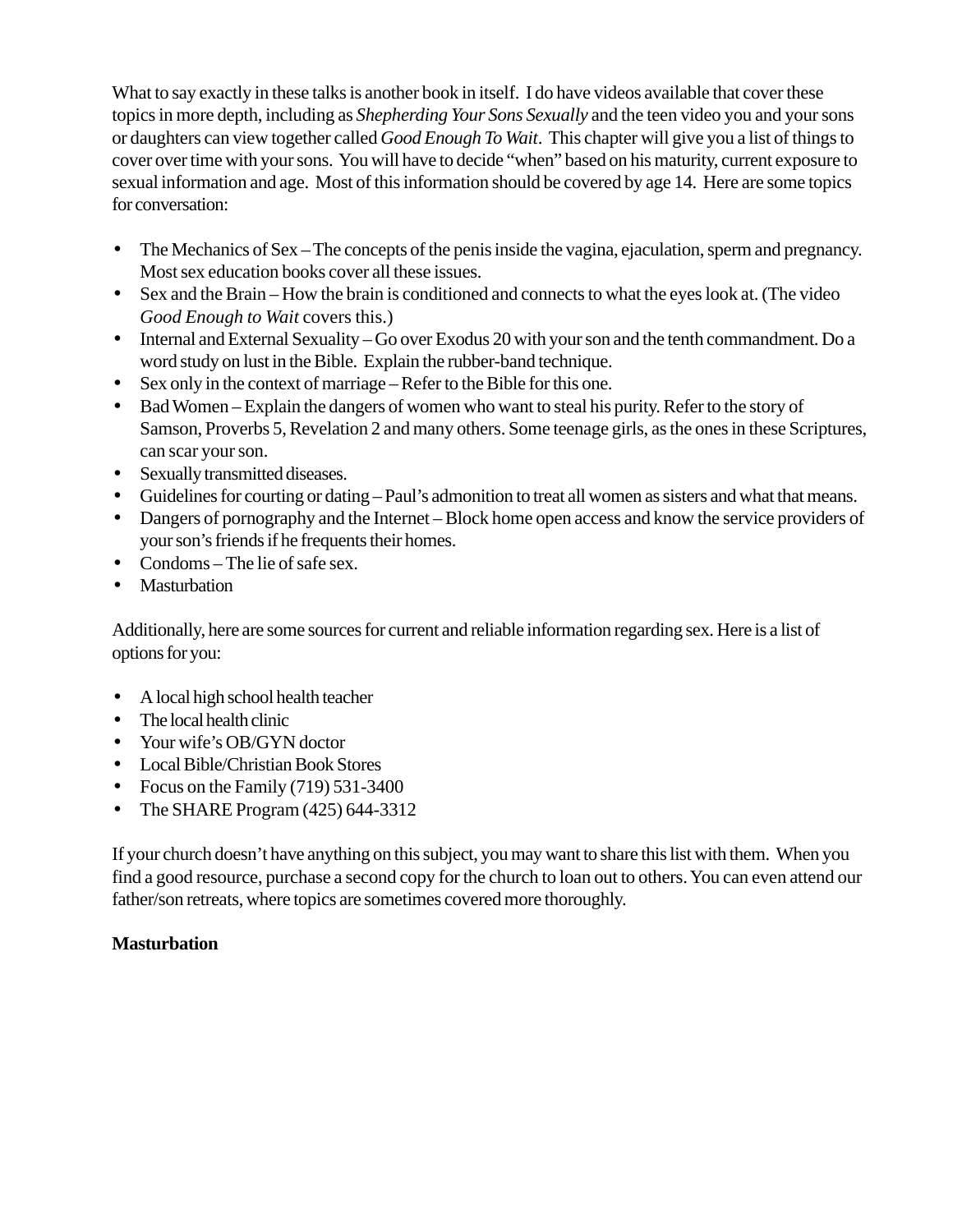What to say exactly in these talks is another book in itself. I do have videos available that cover these topics in more depth, including as *Shepherding Your Sons Sexually* and the teen video you and your sons or daughters can view together called *Good Enough To Wait*. This chapter will give you a list of things to cover over time with your sons. You will have to decide "when" based on his maturity, current exposure to sexual information and age. Most of this information should be covered by age 14. Here are some topics for conversation:

- The Mechanics of Sex – The concepts of the penis inside the vagina, ejaculation, sperm and pregnancy. Most sex education books cover all these issues.
- Sex and the Brain – How the brain is conditioned and connects to what the eyes look at. (The video *Good Enough to Wait* covers this.)
- Internal and External Sexuality – Go over Exodus 20 with your son and the tenth commandment. Do a word study on lust in the Bible. Explain the rubber-band technique.
- Sex only in the context of marriage – Refer to the Bible for this one.
- Bad Women – Explain the dangers of women who want to steal his purity. Refer to the story of Samson, Proverbs 5, Revelation 2 and many others. Some teenage girls, as the ones in these Scriptures, can scar your son.
- Sexually transmitted diseases.
- Guidelines for courting or dating – Paul's admonition to treat all women as sisters and what that means.
- Dangers of pornography and the Internet – Block home open access and know the service providers of your son's friends if he frequents their homes.
- Condoms – The lie of safe sex.
- Masturbation

Additionally, here are some sources for current and reliable information regarding sex. Here is a list of options for you:

- A local high school health teacher
- The local health clinic
- Your wife's OB/GYN doctor
- Local Bible/Christian Book Stores
- Focus on the Family (719) 531-3400
- The SHARE Program (425) 644-3312

If your church doesn't have anything on this subject, you may want to share this list with them. When you find a good resource, purchase a second copy for the church to loan out to others. You can even attend our father/son retreats, where topics are sometimes covered more thoroughly.

**Masturbation**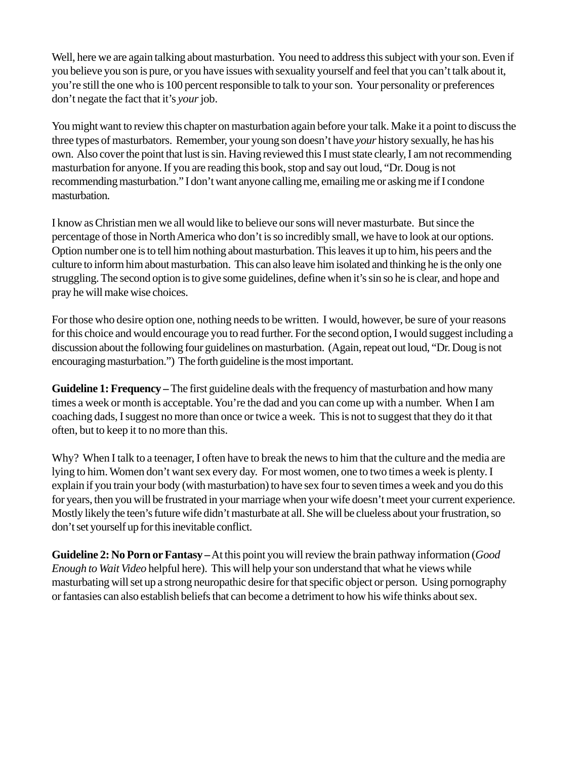Well, here we are again talking about masturbation. You need to address this subject with your son. Even if you believe you son is pure, or you have issues with sexuality yourself and feel that you can't talk about it, you're still the one who is 100 percent responsible to talk to your son. Your personality or preferences don't negate the fact that it's *your* job.

You might want to review this chapter on masturbation again before your talk. Make it a point to discuss the three types of masturbators. Remember, your young son doesn't have *your* history sexually, he has his own. Also cover the point that lust is sin. Having reviewed this I must state clearly, I am not recommending masturbation for anyone. If you are reading this book, stop and say out loud, "Dr. Doug is not recommending masturbation." I don't want anyone calling me, emailing me or asking me if I condone masturbation.

I know as Christian men we all would like to believe our sons will never masturbate. But since the percentage of those in North America who don't is so incredibly small, we have to look at our options. Option number one is to tell him nothing about masturbation. This leaves it up to him, his peers and the culture to inform him about masturbation. This can also leave him isolated and thinking he is the only one struggling. The second option is to give some guidelines, define when it's sin so he is clear, and hope and pray he will make wise choices.

For those who desire option one, nothing needs to be written. I would, however, be sure of your reasons for this choice and would encourage you to read further. For the second option, I would suggest including a discussion about the following four guidelines on masturbation. (Again, repeat out loud, "Dr. Doug is not encouraging masturbation.") The forth guideline is the most important.

**Guideline 1: Frequency –** The first guideline deals with the frequency of masturbation and how many times a week or month is acceptable. You're the dad and you can come up with a number. When I am coaching dads, I suggest no more than once or twice a week. This is not to suggest that they do it that often, but to keep it to no more than this.

Why? When I talk to a teenager, I often have to break the news to him that the culture and the media are lying to him. Women don't want sex every day. For most women, one to two times a week is plenty. I explain if you train your body (with masturbation) to have sex four to seven times a week and you do this for years, then you will be frustrated in your marriage when your wife doesn't meet your current experience. Mostly likely the teen's future wife didn't masturbate at all. She will be clueless about your frustration, so don't set yourself up for this inevitable conflict.

**Guideline 2: No Porn or Fantasy –** At this point you will review the brain pathway information (*Good Enough to Wait Video* helpful here). This will help your son understand that what he views while masturbating will set up a strong neuropathic desire for that specific object or person. Using pornography or fantasies can also establish beliefs that can become a detriment to how his wife thinks about sex.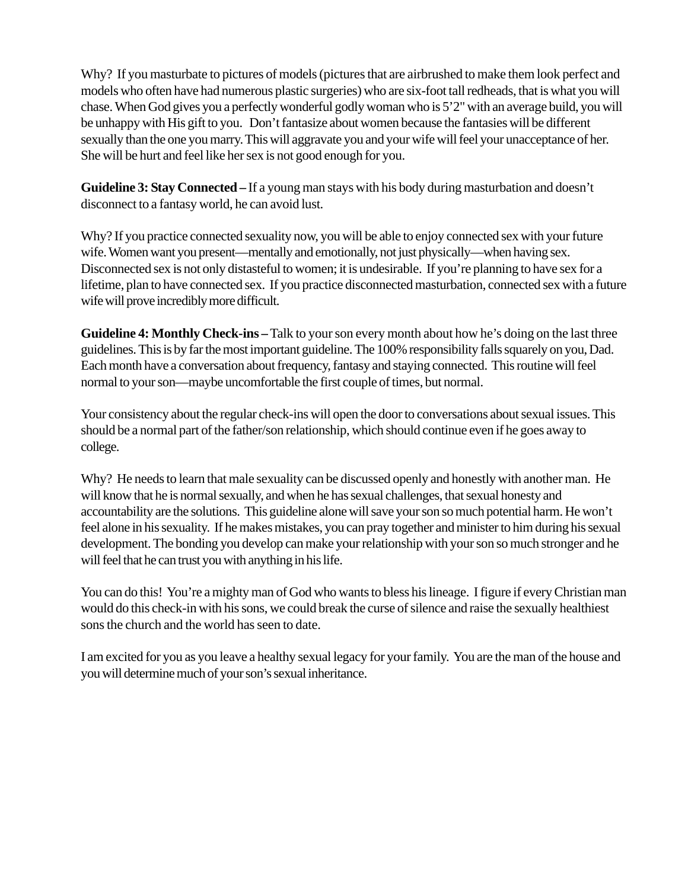Why? If you masturbate to pictures of models (pictures that are airbrushed to make them look perfect and models who often have had numerous plastic surgeries) who are six-foot tall redheads, that is what you will chase. When God gives you a perfectly wonderful godly woman who is 5'2" with an average build, you will be unhappy with His gift to you. Don't fantasize about women because the fantasies will be different sexually than the one you marry. This will aggravate you and your wife will feel your unacceptance of her. She will be hurt and feel like her sex is not good enough for you.

**Guideline 3: Stay Connected –** If a young man stays with his body during masturbation and doesn't disconnect to a fantasy world, he can avoid lust.

Why? If you practice connected sexuality now, you will be able to enjoy connected sex with your future wife. Women want you present—mentally and emotionally, not just physically—when having sex. Disconnected sex is not only distasteful to women; it is undesirable. If you're planning to have sex for a lifetime, plan to have connected sex. If you practice disconnected masturbation, connected sex with a future wife will prove incredibly more difficult.

**Guideline 4: Monthly Check-ins –** Talk to your son every month about how he's doing on the last three guidelines. This is by far the most important guideline. The 100% responsibility falls squarely on you, Dad. Each month have a conversation about frequency, fantasy and staying connected. This routine will feel normal to your son—maybe uncomfortable the first couple of times, but normal.

Your consistency about the regular check-ins will open the door to conversations about sexual issues. This should be a normal part of the father/son relationship, which should continue even if he goes away to college.

Why? He needs to learn that male sexuality can be discussed openly and honestly with another man. He will know that he is normal sexually, and when he has sexual challenges, that sexual honesty and accountability are the solutions. This guideline alone will save your son so much potential harm. He won't feel alone in his sexuality. If he makes mistakes, you can pray together and minister to him during his sexual development. The bonding you develop can make your relationship with your son so much stronger and he will feel that he can trust you with anything in his life.

You can do this! You're a mighty man of God who wants to bless his lineage. I figure if every Christian man would do this check-in with his sons, we could break the curse of silence and raise the sexually healthiest sons the church and the world has seen to date.

I am excited for you as you leave a healthy sexual legacy for your family. You are the man of the house and you will determine much of your son's sexual inheritance.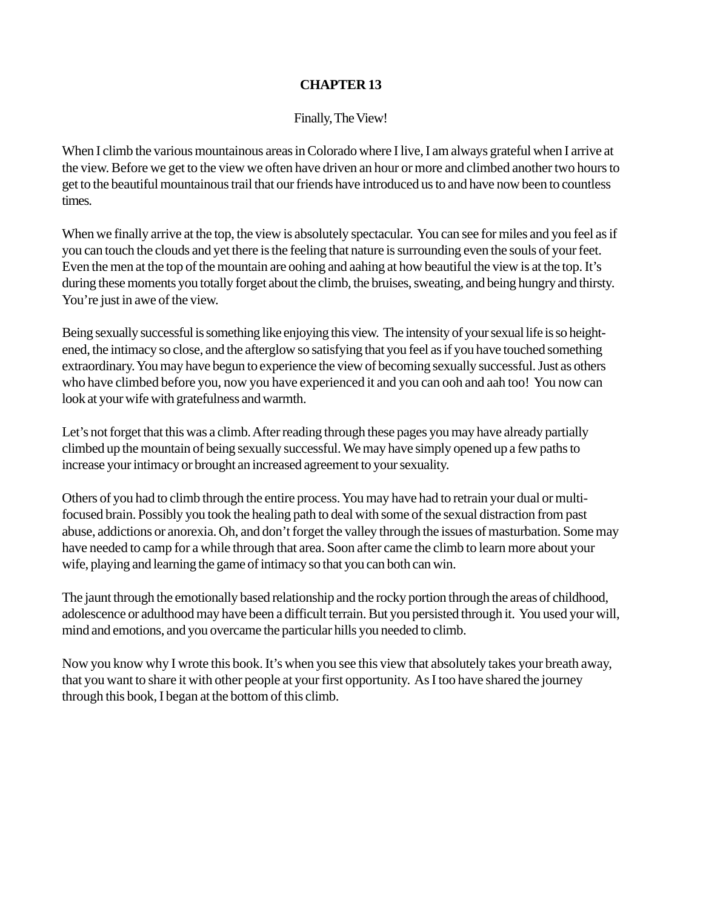# CHAPTER 13

Finally, The View!

When I climb the various mountainous areas in Colorado where I live, I am always grateful when I arrive at the view. Before we get to the view we often have driven an hour or more and climbed another two hours to get to the beautiful mountainous trail that our friends have introduced us to and have now been to countless times.

When we finally arrive at the top, the view is absolutely spectacular. You can see for miles and you feel as if you can touch the clouds and yet there is the feeling that nature is surrounding even the souls of your feet. Even the men at the top of the mountain are oohing and aahing at how beautiful the view is at the top. It's during these moments you totally forget about the climb, the bruises, sweating, and being hungry and thirsty. You're just in awe of the view.

Being sexually successful is something like enjoying this view. The intensity of your sexual life is so heightened, the intimacy so close, and the afterglow so satisfying that you feel as if you have touched something extraordinary. You may have begun to experience the view of becoming sexually successful. Just as others who have climbed before you, now you have experienced it and you can ooh and aah too! You now can look at your wife with gratefulness and warmth.

Let's not forget that this was a climb. After reading through these pages you may have already partially climbed up the mountain of being sexually successful. We may have simply opened up a few paths to increase your intimacy or brought an increased agreement to your sexuality.

Others of you had to climb through the entire process. You may have had to retrain your dual or multi-focused brain. Possibly you took the healing path to deal with some of the sexual distraction from past abuse, addictions or anorexia. Oh, and don't forget the valley through the issues of masturbation. Some may have needed to camp for a while through that area. Soon after came the climb to learn more about your wife, playing and learning the game of intimacy so that you can both can win.

The jaunt through the emotionally based relationship and the rocky portion through the areas of childhood, adolescence or adulthood may have been a difficult terrain. But you persisted through it. You used your will, mind and emotions, and you overcame the particular hills you needed to climb.

Now you know why I wrote this book. It's when you see this view that absolutely takes your breath away, that you want to share it with other people at your first opportunity. As I too have shared the journey through this book, I began at the bottom of this climb.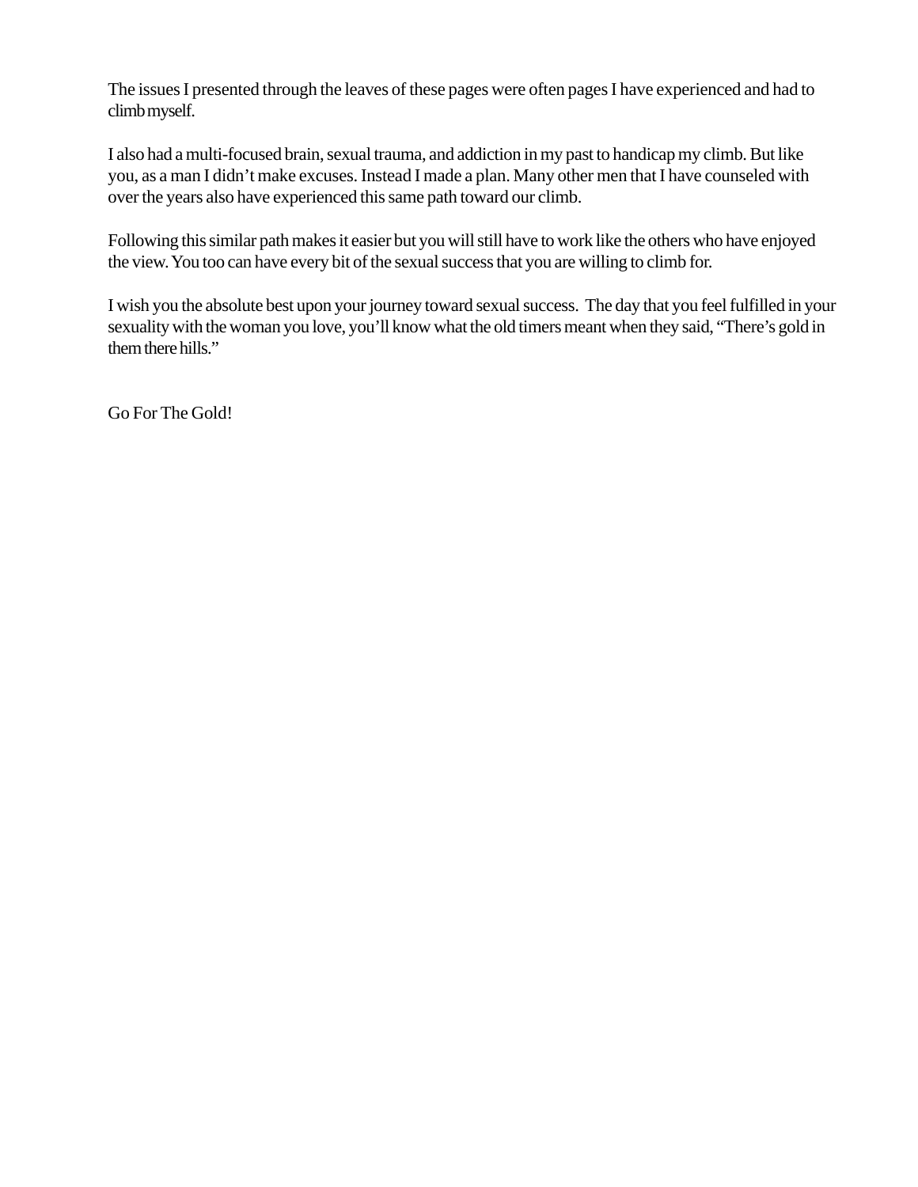The issues I presented through the leaves of these pages were often pages I have experienced and had to climb myself.

I also had a multi-focused brain, sexual trauma, and addiction in my past to handicap my climb. But like you, as a man I didn't make excuses. Instead I made a plan. Many other men that I have counseled with over the years also have experienced this same path toward our climb.

Following this similar path makes it easier but you will still have to work like the others who have enjoyed the view. You too can have every bit of the sexual success that you are willing to climb for.

I wish you the absolute best upon your journey toward sexual success. The day that you feel fulfilled in your sexuality with the woman you love, you'll know what the old timers meant when they said, "There's gold in them there hills."

Go For The Gold!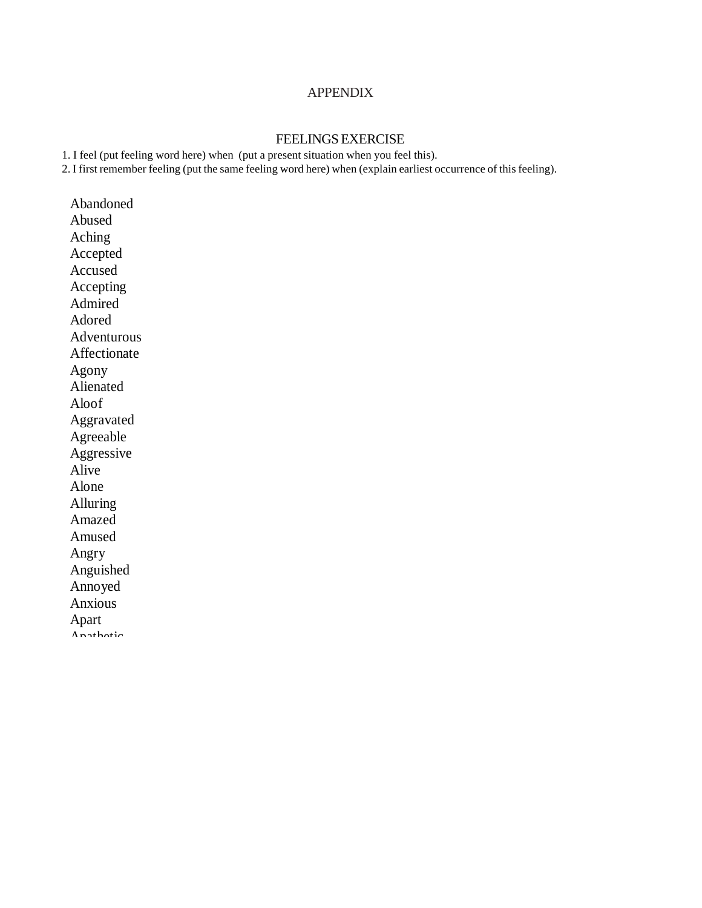# APPENDIX

## FEELINGS EXERCISE

1. I feel (put feeling word here) when (put a present situation when you feel this).
2. I first remember feeling (put the same feeling word here) when (explain earliest occurrence of this feeling).

Abandoned
Abused
Aching
Accepted
Accused
Accepting
Admired
Adored
Adventurous
Affectionate
Agony
Alienated
Aloof
Aggravated
Agreeable
Aggressive
Alive
Alone
Alluring
Amazed
Amused
Angry
Anguished
Annoyed
Anxious
Apart
Apathetic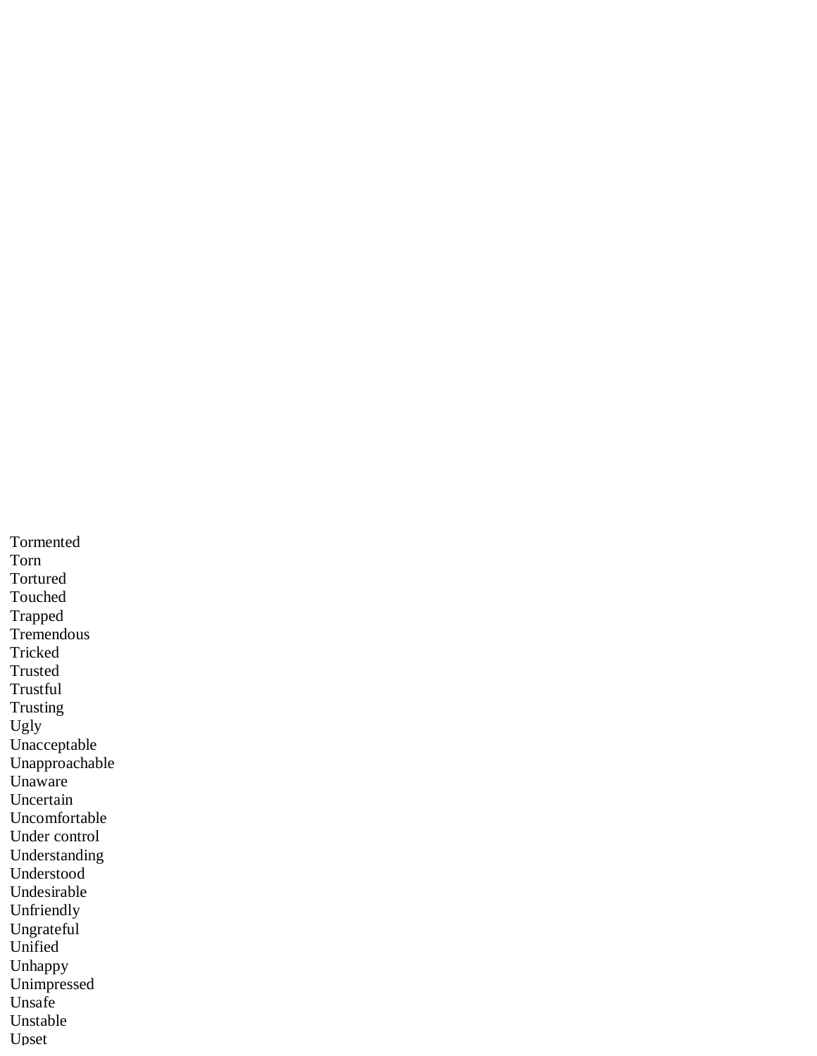Tormented
Torn
Tortured
Touched
Trapped
Tremendous
Tricked
Trusted
Trustful
Trusting
Ugly
Unacceptable
Unapproachable
Unaware
Uncertain
Uncomfortable
Under control
Understanding
Understood
Undesirable
Unfriendly
Ungrateful
Unified
Unhappy
Unimpressed
Unsafe
Unstable
Upset